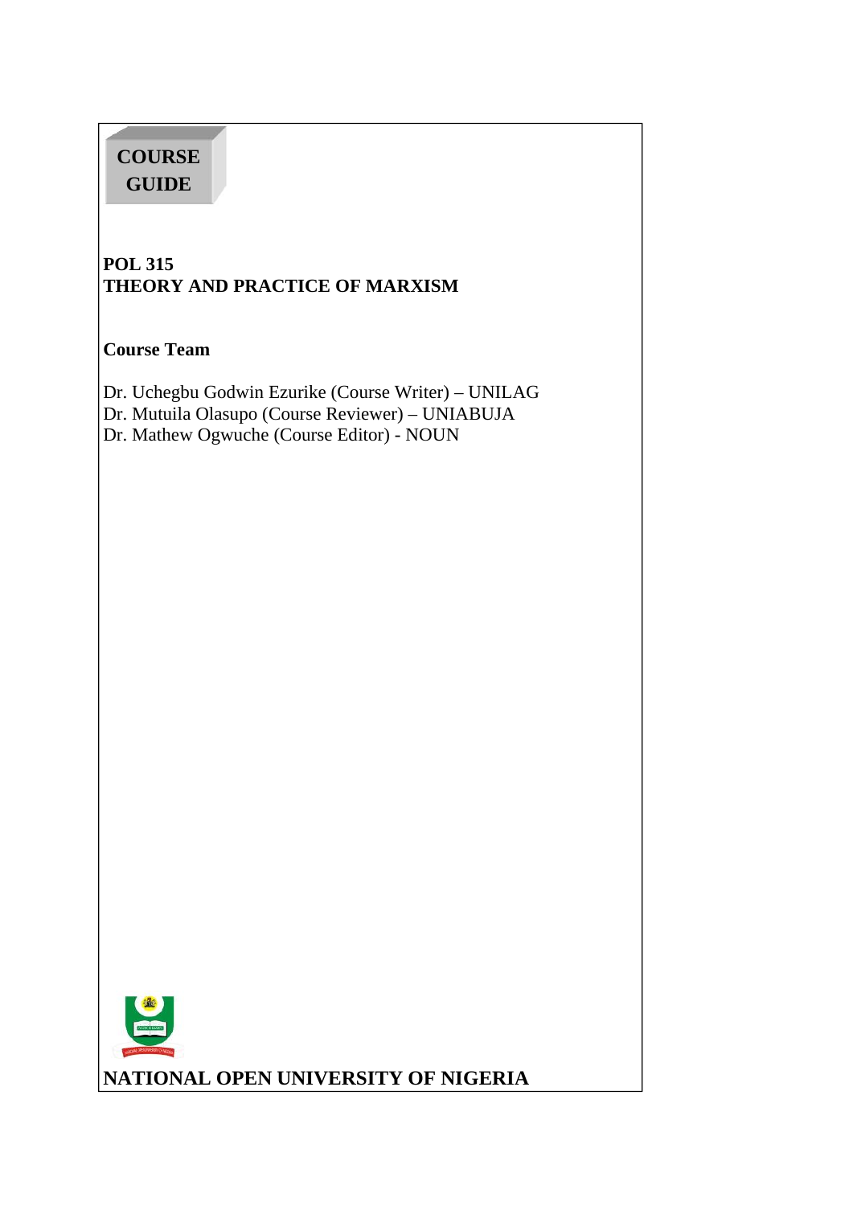# COURSE GUIDE

## POL 315
## THEORY AND PRACTICE OF MARXISM

**Course Team**

Dr. Uchegbu Godwin Ezurike (Course Writer) – UNILAG
Dr. Mutuila Olasupo (Course Reviewer) – UNIABUJA
Dr. Mathew Ogwuche (Course Editor) - NOUN

**NATIONAL OPEN UNIVERSITY OF NIGERIA**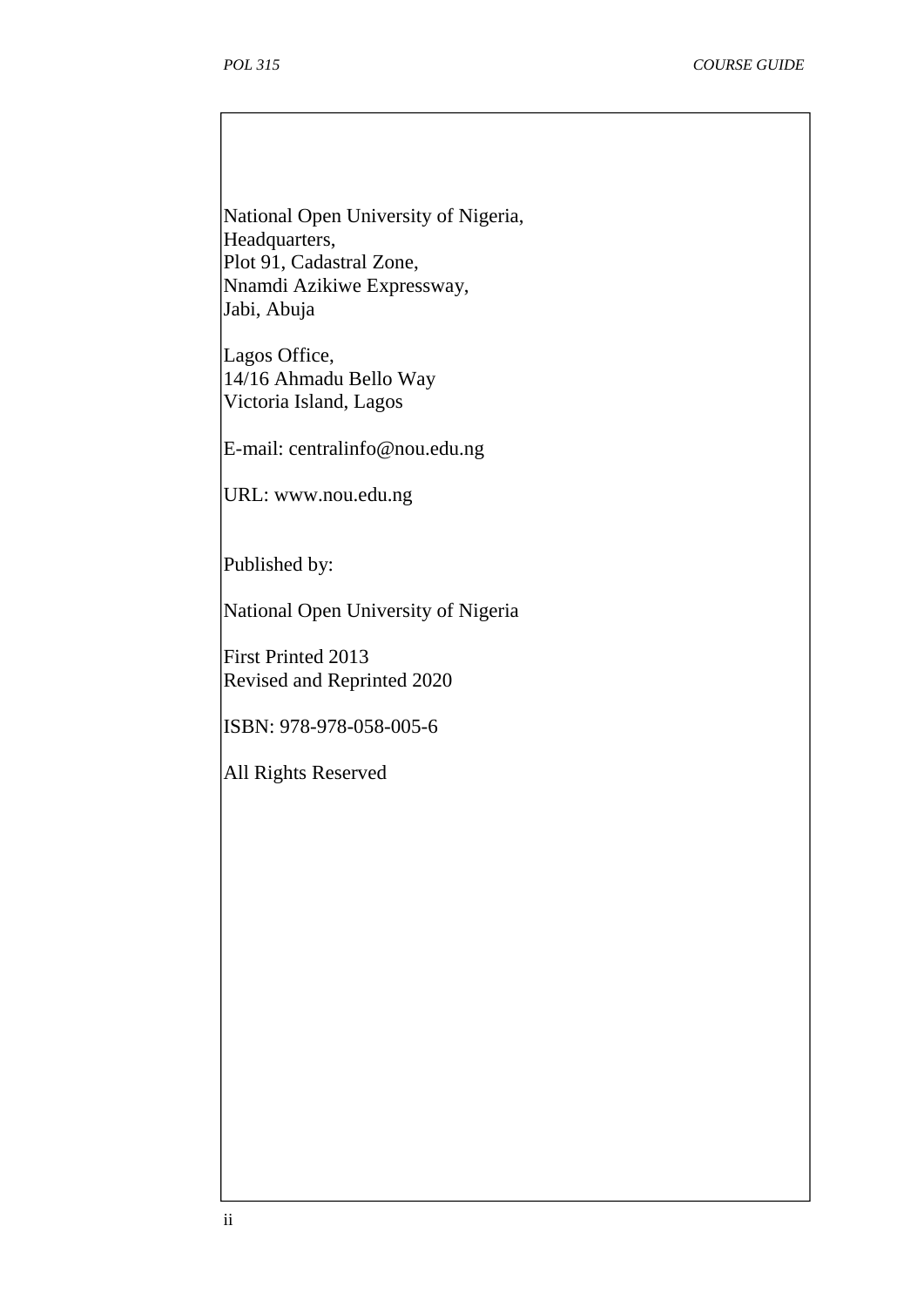National Open University of Nigeria,
Headquarters,
Plot 91, Cadastral Zone,
Nnamdi Azikiwe Expressway,
Jabi, Abuja

Lagos Office,
14/16 Ahmadu Bello Way
Victoria Island, Lagos

E-mail: centralinfo@nou.edu.ng

URL: www.nou.edu.ng

Published by:

National Open University of Nigeria

First Printed 2013
Revised and Reprinted 2020

ISBN: 978-978-058-005-6

All Rights Reserved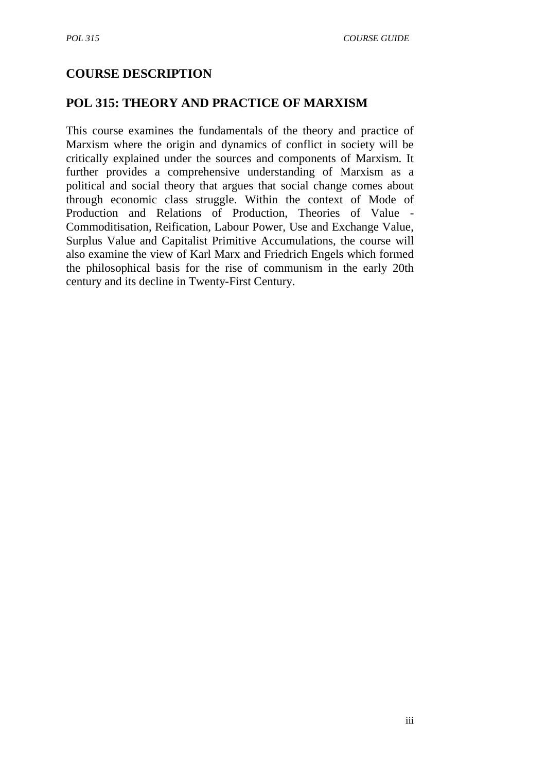## COURSE DESCRIPTION

## POL 315: THEORY AND PRACTICE OF MARXISM

This course examines the fundamentals of the theory and practice of Marxism where the origin and dynamics of conflict in society will be critically explained under the sources and components of Marxism. It further provides a comprehensive understanding of Marxism as a political and social theory that argues that social change comes about through economic class struggle. Within the context of Mode of Production and Relations of Production, Theories of Value - Commoditisation, Reification, Labour Power, Use and Exchange Value, Surplus Value and Capitalist Primitive Accumulations, the course will also examine the view of Karl Marx and Friedrich Engels which formed the philosophical basis for the rise of communism in the early 20th century and its decline in Twenty-First Century.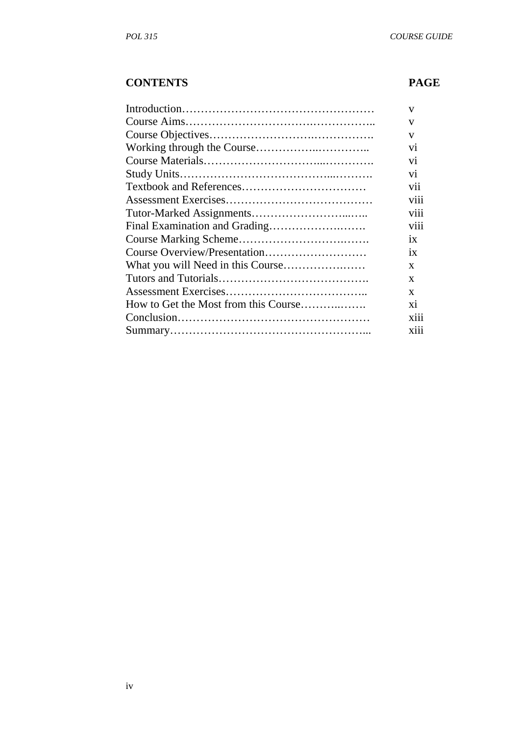| CONTENTS | PAGE |
|---|---|
| Introduction…………………………………………… | v |
| Course Aims…………………………….…………….. | v |
| Course Objectives……………………….……………. | v |
| Working through the Course……………..………….. | vi |
| Course Materials…………………………...…………. | vi |
| Study Units………………………………...………. | vi |
| Textbook and References…………………………… | vii |
| Assessment Exercises………………………………… | viii |
| Tutor-Marked Assignments……………………...….. | viii |
| Final Examination and Grading…………………..……. | viii |
| Course Marking Scheme……………………….……. | ix |
| Course Overview/Presentation……………………… | ix |
| What you will Need in this Course…………….…… | x |
| Tutors and Tutorials…………………………………. | x |
| Assessment Exercises……………………………….. | x |
| How to Get the Most from this Course………..……. | xi |
| Conclusion…………………………………………… | xiii |
| Summary……………………………………………... | xiii |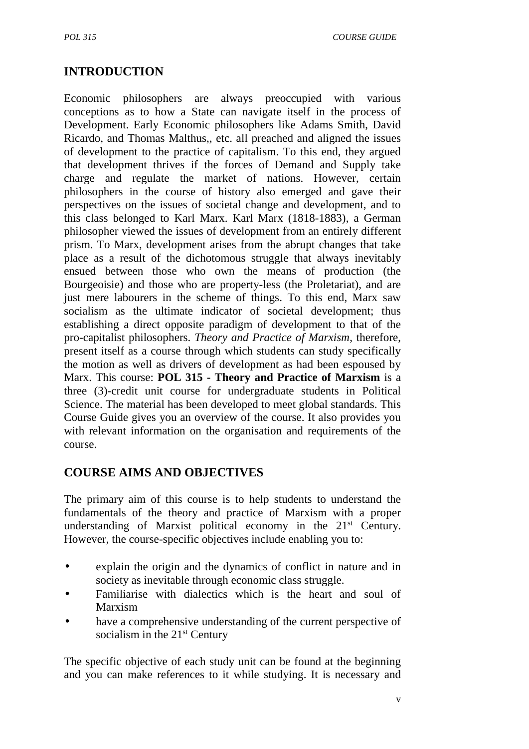## INTRODUCTION

Economic philosophers are always preoccupied with various conceptions as to how a State can navigate itself in the process of Development. Early Economic philosophers like Adams Smith, David Ricardo, and Thomas Malthus,, etc. all preached and aligned the issues of development to the practice of capitalism. To this end, they argued that development thrives if the forces of Demand and Supply take charge and regulate the market of nations. However, certain philosophers in the course of history also emerged and gave their perspectives on the issues of societal change and development, and to this class belonged to Karl Marx. Karl Marx (1818-1883), a German philosopher viewed the issues of development from an entirely different prism. To Marx, development arises from the abrupt changes that take place as a result of the dichotomous struggle that always inevitably ensued between those who own the means of production (the Bourgeoisie) and those who are property-less (the Proletariat), and are just mere labourers in the scheme of things. To this end, Marx saw socialism as the ultimate indicator of societal development; thus establishing a direct opposite paradigm of development to that of the pro-capitalist philosophers. *Theory and Practice of Marxism*, therefore, present itself as a course through which students can study specifically the motion as well as drivers of development as had been espoused by Marx. This course: **POL 315 - Theory and Practice of Marxism** is a three (3)-credit unit course for undergraduate students in Political Science. The material has been developed to meet global standards. This Course Guide gives you an overview of the course. It also provides you with relevant information on the organisation and requirements of the course.

## COURSE AIMS AND OBJECTIVES

The primary aim of this course is to help students to understand the fundamentals of the theory and practice of Marxism with a proper understanding of Marxist political economy in the 21st Century. However, the course-specific objectives include enabling you to:

- explain the origin and the dynamics of conflict in nature and in society as inevitable through economic class struggle.
- Familiarise with dialectics which is the heart and soul of Marxism
- have a comprehensive understanding of the current perspective of socialism in the 21st Century

The specific objective of each study unit can be found at the beginning and you can make references to it while studying. It is necessary and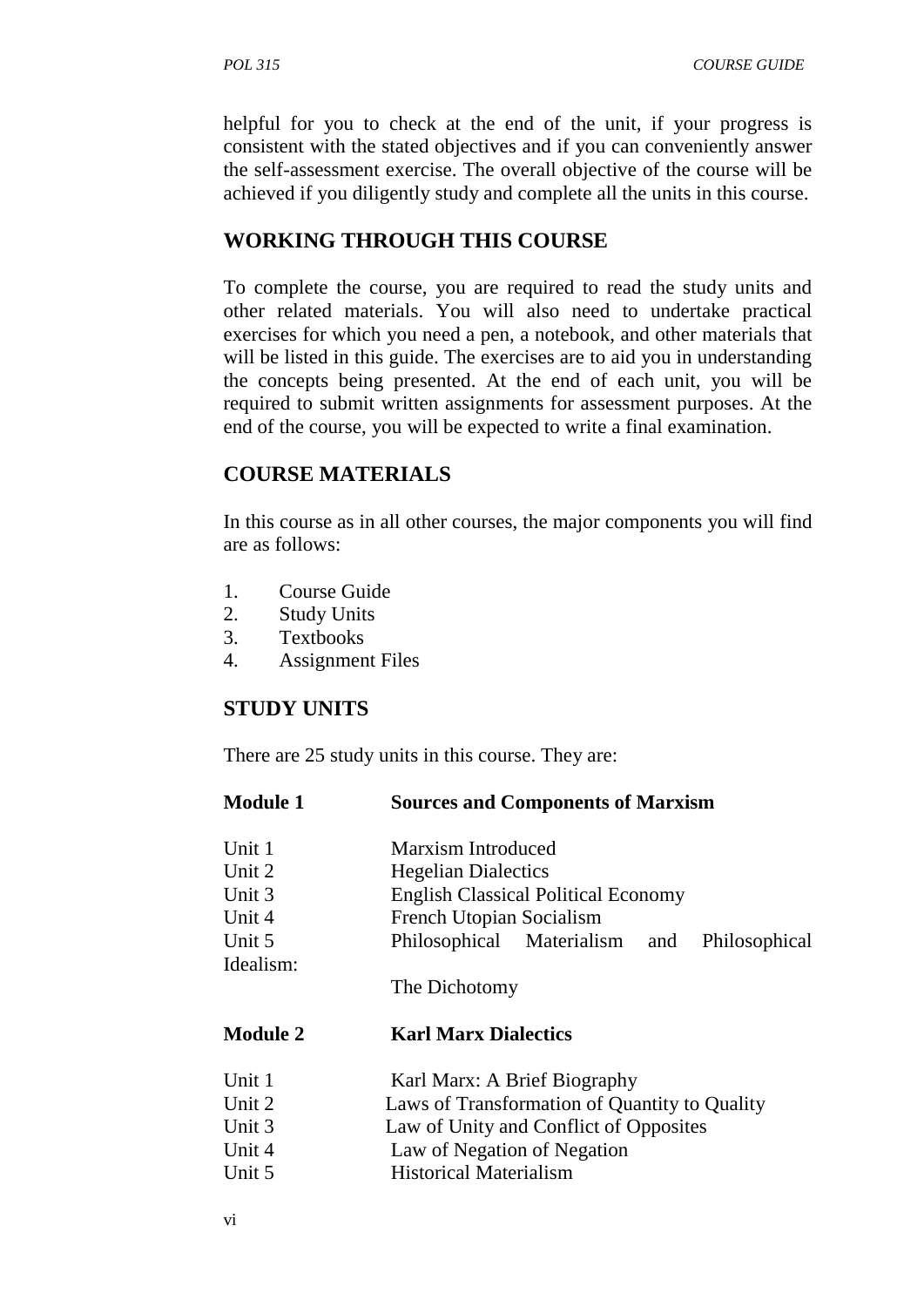helpful for you to check at the end of the unit, if your progress is consistent with the stated objectives and if you can conveniently answer the self-assessment exercise. The overall objective of the course will be achieved if you diligently study and complete all the units in this course.

## WORKING THROUGH THIS COURSE

To complete the course, you are required to read the study units and other related materials. You will also need to undertake practical exercises for which you need a pen, a notebook, and other materials that will be listed in this guide. The exercises are to aid you in understanding the concepts being presented. At the end of each unit, you will be required to submit written assignments for assessment purposes. At the end of the course, you will be expected to write a final examination.

## COURSE MATERIALS

In this course as in all other courses, the major components you will find are as follows:

1. Course Guide
2. Study Units
3. Textbooks
4. Assignment Files

## STUDY UNITS

There are 25 study units in this course. They are:

**Module 1 Sources and Components of Marxism**

Unit 1 Marxism Introduced
Unit 2 Hegelian Dialectics
Unit 3 English Classical Political Economy
Unit 4 French Utopian Socialism
Unit 5 Philosophical Materialism and Philosophical Idealism: The Dichotomy

**Module 2 Karl Marx Dialectics**

Unit 1 Karl Marx: A Brief Biography
Unit 2 Laws of Transformation of Quantity to Quality
Unit 3 Law of Unity and Conflict of Opposites
Unit 4 Law of Negation of Negation
Unit 5 Historical Materialism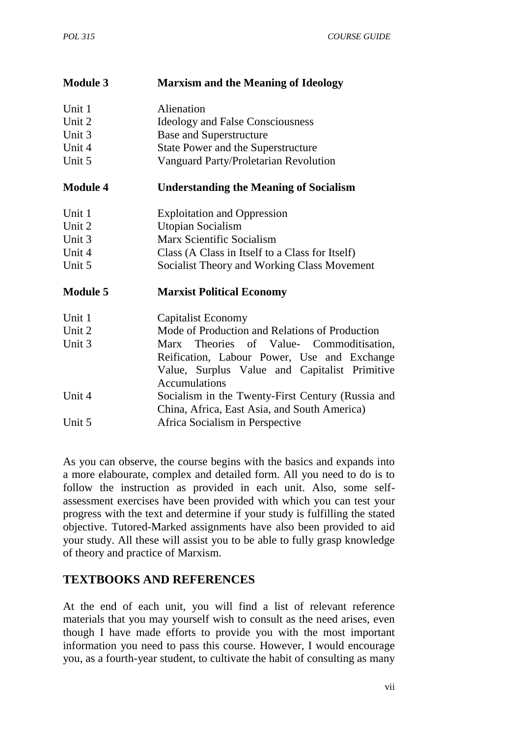| **Module 3** | **Marxism and the Meaning of Ideology** |
|---|---|
| Unit 1 | Alienation |
| Unit 2 | Ideology and False Consciousness |
| Unit 3 | Base and Superstructure |
| Unit 4 | State Power and the Superstructure |
| Unit 5 | Vanguard Party/Proletarian Revolution |
| **Module 4** | **Understanding the Meaning of Socialism** |
| Unit 1 | Exploitation and Oppression |
| Unit 2 | Utopian Socialism |
| Unit 3 | Marx Scientific Socialism |
| Unit 4 | Class (A Class in Itself to a Class for Itself) |
| Unit 5 | Socialist Theory and Working Class Movement |
| **Module 5** | **Marxist Political Economy** |
| Unit 1 | Capitalist Economy |
| Unit 2 | Mode of Production and Relations of Production |
| Unit 3 | Marx Theories of Value- Commoditisation, Reification, Labour Power, Use and Exchange Value, Surplus Value and Capitalist Primitive Accumulations |
| Unit 4 | Socialism in the Twenty-First Century (Russia and China, Africa, East Asia, and South America) |
| Unit 5 | Africa Socialism in Perspective |

As you can observe, the course begins with the basics and expands into a more elabourate, complex and detailed form. All you need to do is to follow the instruction as provided in each unit. Also, some self-assessment exercises have been provided with which you can test your progress with the text and determine if your study is fulfilling the stated objective. Tutored-Marked assignments have also been provided to aid your study. All these will assist you to be able to fully grasp knowledge of theory and practice of Marxism.

## TEXTBOOKS AND REFERENCES

At the end of each unit, you will find a list of relevant reference materials that you may yourself wish to consult as the need arises, even though I have made efforts to provide you with the most important information you need to pass this course. However, I would encourage you, as a fourth-year student, to cultivate the habit of consulting as many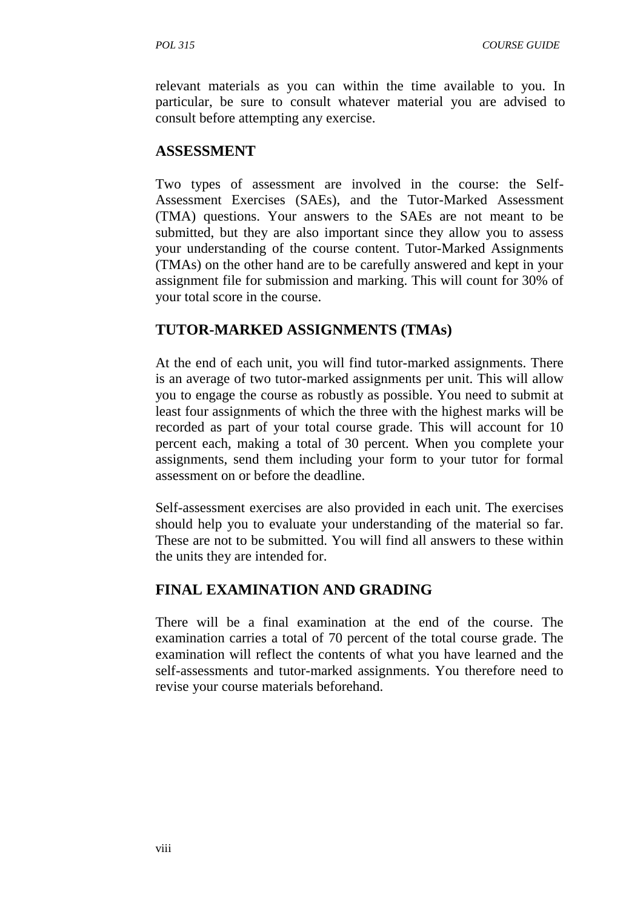relevant materials as you can within the time available to you. In particular, be sure to consult whatever material you are advised to consult before attempting any exercise.

## ASSESSMENT

Two types of assessment are involved in the course: the Self-Assessment Exercises (SAEs), and the Tutor-Marked Assessment (TMA) questions. Your answers to the SAEs are not meant to be submitted, but they are also important since they allow you to assess your understanding of the course content. Tutor-Marked Assignments (TMAs) on the other hand are to be carefully answered and kept in your assignment file for submission and marking. This will count for 30% of your total score in the course.

## TUTOR-MARKED ASSIGNMENTS (TMAs)

At the end of each unit, you will find tutor-marked assignments. There is an average of two tutor-marked assignments per unit. This will allow you to engage the course as robustly as possible. You need to submit at least four assignments of which the three with the highest marks will be recorded as part of your total course grade. This will account for 10 percent each, making a total of 30 percent. When you complete your assignments, send them including your form to your tutor for formal assessment on or before the deadline.

Self-assessment exercises are also provided in each unit. The exercises should help you to evaluate your understanding of the material so far. These are not to be submitted. You will find all answers to these within the units they are intended for.

## FINAL EXAMINATION AND GRADING

There will be a final examination at the end of the course. The examination carries a total of 70 percent of the total course grade. The examination will reflect the contents of what you have learned and the self-assessments and tutor-marked assignments. You therefore need to revise your course materials beforehand.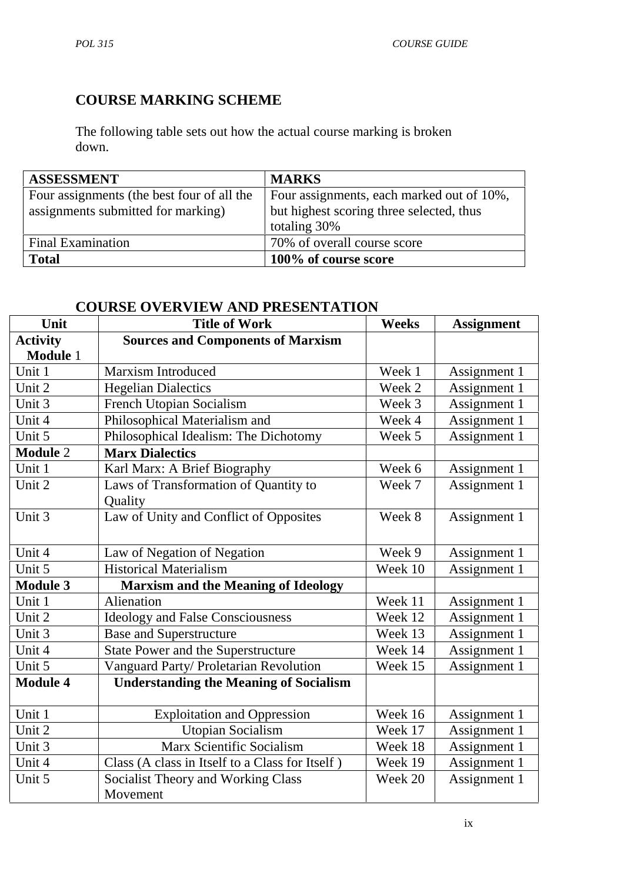## COURSE MARKING SCHEME

The following table sets out how the actual course marking is broken down.

| ASSESSMENT | MARKS |
|---|---|
| Four assignments (the best four of all the assignments submitted for marking) | Four assignments, each marked out of 10%, but highest scoring three selected, thus totaling 30% |
| Final Examination | 70% of overall course score |
| **Total** | **100% of course score** |

## COURSE OVERVIEW AND PRESENTATION

| Unit | Title of Work | Weeks | Assignment |
|---|---|---|---|
| **Activity Module** 1 | **Sources and Components of Marxism** | | |
| Unit 1 | Marxism Introduced | Week 1 | Assignment 1 |
| Unit 2 | Hegelian Dialectics | Week 2 | Assignment 1 |
| Unit 3 | French Utopian Socialism | Week 3 | Assignment 1 |
| Unit 4 | Philosophical Materialism and | Week 4 | Assignment 1 |
| Unit 5 | Philosophical Idealism: The Dichotomy | Week 5 | Assignment 1 |
| **Module** 2 | **Marx Dialectics** | | |
| Unit 1 | Karl Marx: A Brief Biography | Week 6 | Assignment 1 |
| Unit 2 | Laws of Transformation of Quantity to Quality | Week 7 | Assignment 1 |
| Unit 3 | Law of Unity and Conflict of Opposites | Week 8 | Assignment 1 |
| Unit 4 | Law of Negation of Negation | Week 9 | Assignment 1 |
| Unit 5 | Historical Materialism | Week 10 | Assignment 1 |
| **Module 3** | **Marxism and the Meaning of Ideology** | | |
| Unit 1 | Alienation | Week 11 | Assignment 1 |
| Unit 2 | Ideology and False Consciousness | Week 12 | Assignment 1 |
| Unit 3 | Base and Superstructure | Week 13 | Assignment 1 |
| Unit 4 | State Power and the Superstructure | Week 14 | Assignment 1 |
| Unit 5 | Vanguard Party/ Proletarian Revolution | Week 15 | Assignment 1 |
| **Module 4** | **Understanding the Meaning of Socialism** | | |
| Unit 1 | Exploitation and Oppression | Week 16 | Assignment 1 |
| Unit 2 | Utopian Socialism | Week 17 | Assignment 1 |
| Unit 3 | Marx Scientific Socialism | Week 18 | Assignment 1 |
| Unit 4 | Class (A class in Itself to a Class for Itself ) | Week 19 | Assignment 1 |
| Unit 5 | Socialist Theory and Working Class Movement | Week 20 | Assignment 1 |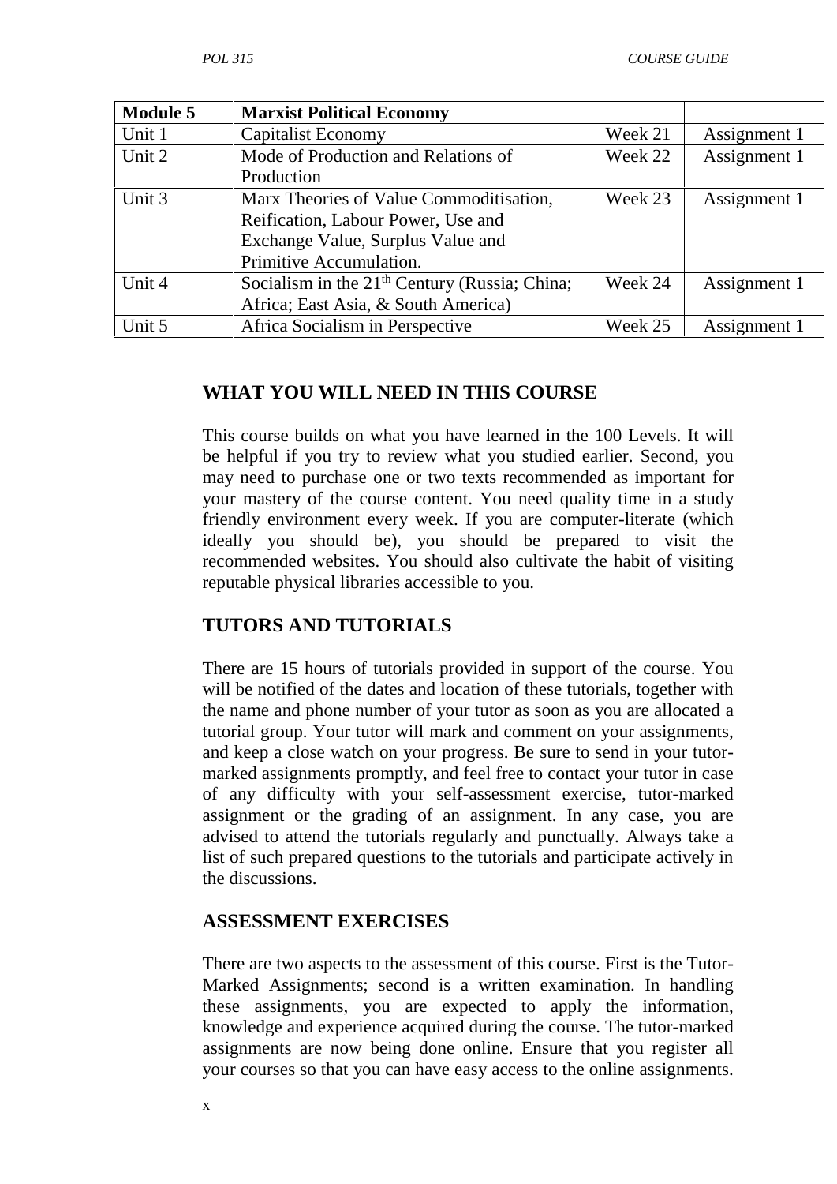| **Module 5** | **Marxist Political Economy** | | |
|---|---|---|---|
| Unit 1 | Capitalist Economy | Week 21 | Assignment 1 |
| Unit 2 | Mode of Production and Relations of Production | Week 22 | Assignment 1 |
| Unit 3 | Marx Theories of Value Commoditisation, Reification, Labour Power, Use and Exchange Value, Surplus Value and Primitive Accumulation. | Week 23 | Assignment 1 |
| Unit 4 | Socialism in the 21$^{th}$ Century (Russia; China; Africa; East Asia, & South America) | Week 24 | Assignment 1 |
| Unit 5 | Africa Socialism in Perspective | Week 25 | Assignment 1 |

## WHAT YOU WILL NEED IN THIS COURSE

This course builds on what you have learned in the 100 Levels. It will be helpful if you try to review what you studied earlier. Second, you may need to purchase one or two texts recommended as important for your mastery of the course content. You need quality time in a study friendly environment every week. If you are computer-literate (which ideally you should be), you should be prepared to visit the recommended websites. You should also cultivate the habit of visiting reputable physical libraries accessible to you.

## TUTORS AND TUTORIALS

There are 15 hours of tutorials provided in support of the course. You will be notified of the dates and location of these tutorials, together with the name and phone number of your tutor as soon as you are allocated a tutorial group. Your tutor will mark and comment on your assignments, and keep a close watch on your progress. Be sure to send in your tutor-marked assignments promptly, and feel free to contact your tutor in case of any difficulty with your self-assessment exercise, tutor-marked assignment or the grading of an assignment. In any case, you are advised to attend the tutorials regularly and punctually. Always take a list of such prepared questions to the tutorials and participate actively in the discussions.

## ASSESSMENT EXERCISES

There are two aspects to the assessment of this course. First is the Tutor-Marked Assignments; second is a written examination. In handling these assignments, you are expected to apply the information, knowledge and experience acquired during the course. The tutor-marked assignments are now being done online. Ensure that you register all your courses so that you can have easy access to the online assignments.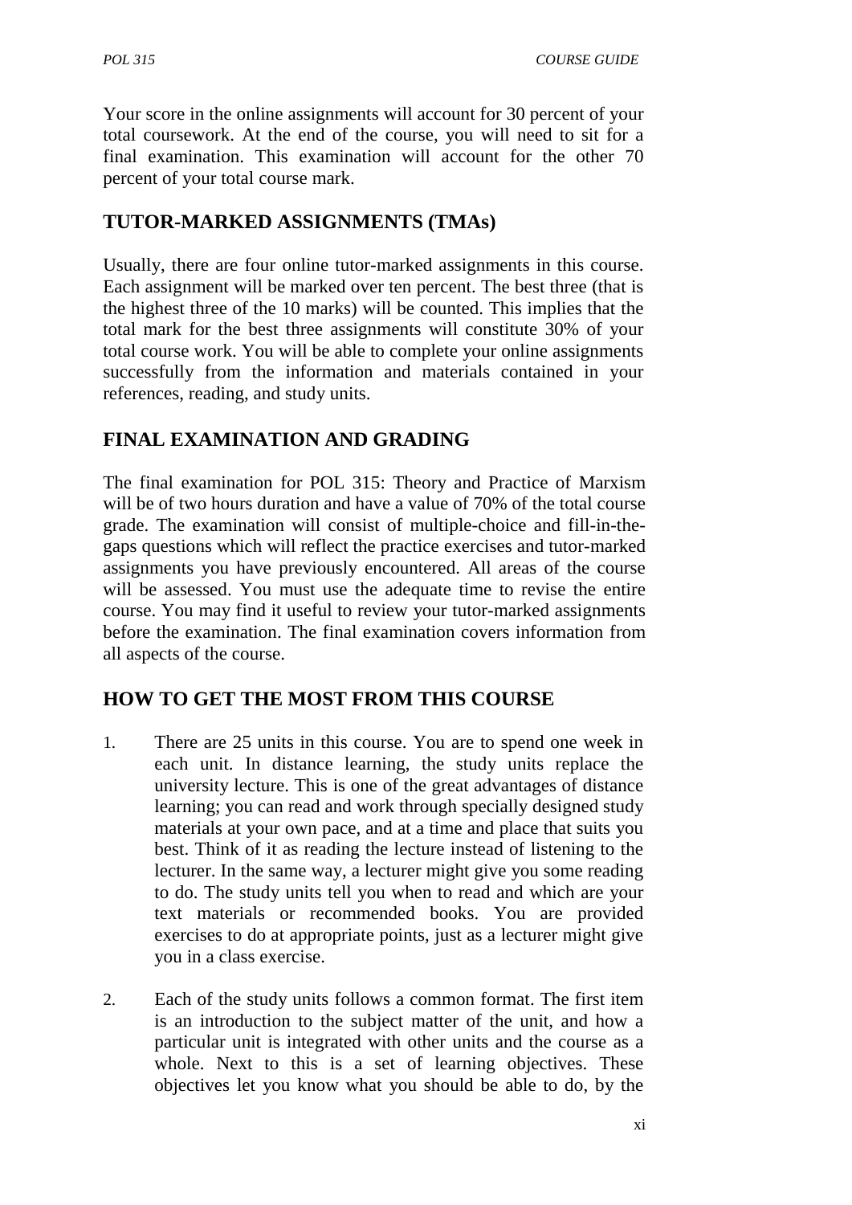Your score in the online assignments will account for 30 percent of your total coursework. At the end of the course, you will need to sit for a final examination. This examination will account for the other 70 percent of your total course mark.

## TUTOR-MARKED ASSIGNMENTS (TMAs)

Usually, there are four online tutor-marked assignments in this course. Each assignment will be marked over ten percent. The best three (that is the highest three of the 10 marks) will be counted. This implies that the total mark for the best three assignments will constitute 30% of your total course work. You will be able to complete your online assignments successfully from the information and materials contained in your references, reading, and study units.

## FINAL EXAMINATION AND GRADING

The final examination for POL 315: Theory and Practice of Marxism will be of two hours duration and have a value of 70% of the total course grade. The examination will consist of multiple-choice and fill-in-the-gaps questions which will reflect the practice exercises and tutor-marked assignments you have previously encountered. All areas of the course will be assessed. You must use the adequate time to revise the entire course. You may find it useful to review your tutor-marked assignments before the examination. The final examination covers information from all aspects of the course.

## HOW TO GET THE MOST FROM THIS COURSE

1. There are 25 units in this course. You are to spend one week in each unit. In distance learning, the study units replace the university lecture. This is one of the great advantages of distance learning; you can read and work through specially designed study materials at your own pace, and at a time and place that suits you best. Think of it as reading the lecture instead of listening to the lecturer. In the same way, a lecturer might give you some reading to do. The study units tell you when to read and which are your text materials or recommended books. You are provided exercises to do at appropriate points, just as a lecturer might give you in a class exercise.

2. Each of the study units follows a common format. The first item is an introduction to the subject matter of the unit, and how a particular unit is integrated with other units and the course as a whole. Next to this is a set of learning objectives. These objectives let you know what you should be able to do, by the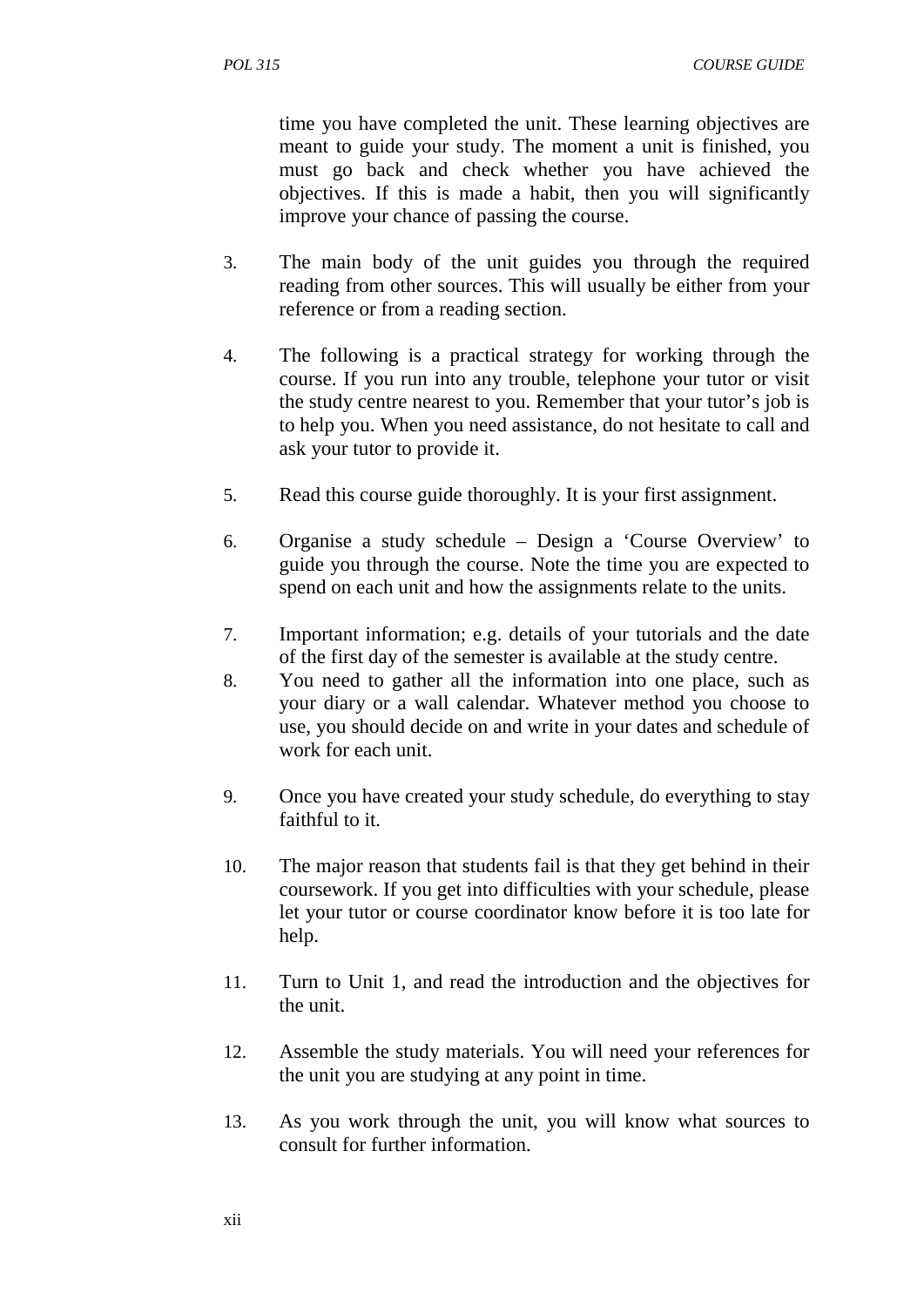time you have completed the unit. These learning objectives are meant to guide your study. The moment a unit is finished, you must go back and check whether you have achieved the objectives. If this is made a habit, then you will significantly improve your chance of passing the course.

3. The main body of the unit guides you through the required reading from other sources. This will usually be either from your reference or from a reading section.

4. The following is a practical strategy for working through the course. If you run into any trouble, telephone your tutor or visit the study centre nearest to you. Remember that your tutor's job is to help you. When you need assistance, do not hesitate to call and ask your tutor to provide it.

5. Read this course guide thoroughly. It is your first assignment.

6. Organise a study schedule – Design a 'Course Overview' to guide you through the course. Note the time you are expected to spend on each unit and how the assignments relate to the units.

7. Important information; e.g. details of your tutorials and the date of the first day of the semester is available at the study centre.

8. You need to gather all the information into one place, such as your diary or a wall calendar. Whatever method you choose to use, you should decide on and write in your dates and schedule of work for each unit.

9. Once you have created your study schedule, do everything to stay faithful to it.

10. The major reason that students fail is that they get behind in their coursework. If you get into difficulties with your schedule, please let your tutor or course coordinator know before it is too late for help.

11. Turn to Unit 1, and read the introduction and the objectives for the unit.

12. Assemble the study materials. You will need your references for the unit you are studying at any point in time.

13. As you work through the unit, you will know what sources to consult for further information.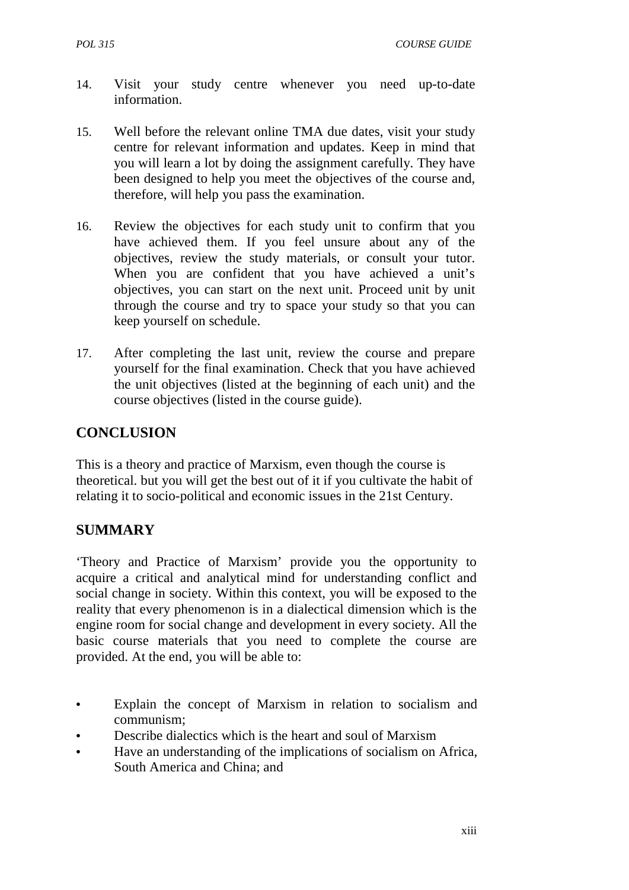14. Visit your study centre whenever you need up-to-date information.

15. Well before the relevant online TMA due dates, visit your study centre for relevant information and updates. Keep in mind that you will learn a lot by doing the assignment carefully. They have been designed to help you meet the objectives of the course and, therefore, will help you pass the examination.

16. Review the objectives for each study unit to confirm that you have achieved them. If you feel unsure about any of the objectives, review the study materials, or consult your tutor. When you are confident that you have achieved a unit's objectives, you can start on the next unit. Proceed unit by unit through the course and try to space your study so that you can keep yourself on schedule.

17. After completing the last unit, review the course and prepare yourself for the final examination. Check that you have achieved the unit objectives (listed at the beginning of each unit) and the course objectives (listed in the course guide).

## CONCLUSION

This is a theory and practice of Marxism, even though the course is theoretical. but you will get the best out of it if you cultivate the habit of relating it to socio-political and economic issues in the 21st Century.

## SUMMARY

'Theory and Practice of Marxism' provide you the opportunity to acquire a critical and analytical mind for understanding conflict and social change in society. Within this context, you will be exposed to the reality that every phenomenon is in a dialectical dimension which is the engine room for social change and development in every society. All the basic course materials that you need to complete the course are provided. At the end, you will be able to:

- Explain the concept of Marxism in relation to socialism and communism;
- Describe dialectics which is the heart and soul of Marxism
- Have an understanding of the implications of socialism on Africa, South America and China; and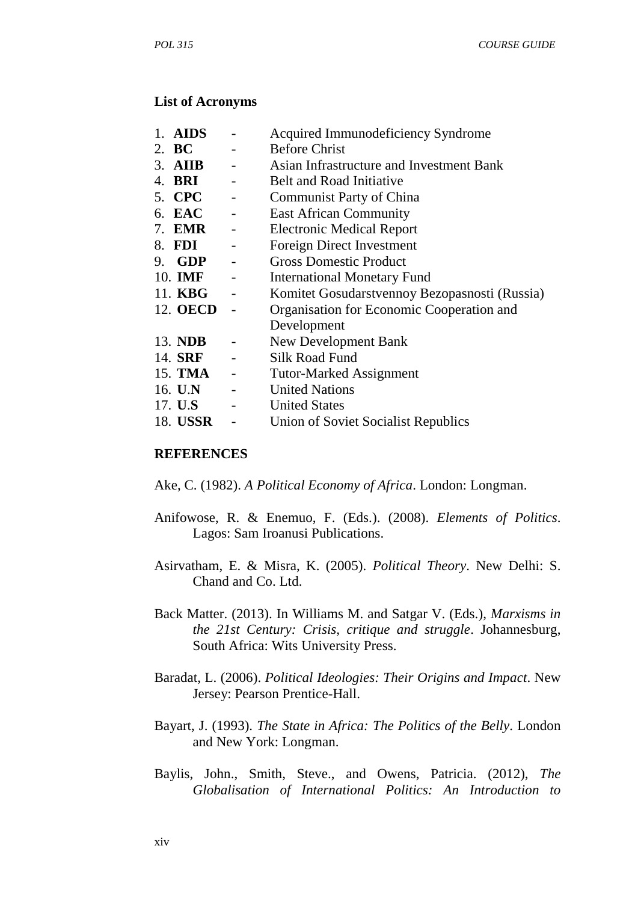**List of Acronyms**

1. **AIDS** - Acquired Immunodeficiency Syndrome
2. **BC** - Before Christ
3. **AIIB** - Asian Infrastructure and Investment Bank
4. **BRI** - Belt and Road Initiative
5. **CPC** - Communist Party of China
6. **EAC** - East African Community
7. **EMR** - Electronic Medical Report
8. **FDI** - Foreign Direct Investment
9. **GDP** - Gross Domestic Product
10. **IMF** - International Monetary Fund
11. **KBG** - Komitet Gosudarstvennoy Bezopasnosti (Russia)
12. **OECD** - Organisation for Economic Cooperation and Development
13. **NDB** - New Development Bank
14. **SRF** - Silk Road Fund
15. **TMA** - Tutor-Marked Assignment
16. **U.N** - United Nations
17. **U.S** - United States
18. **USSR** - Union of Soviet Socialist Republics

**REFERENCES**

Ake, C. (1982). *A Political Economy of Africa*. London: Longman.

Anifowose, R. & Enemuo, F. (Eds.). (2008). *Elements of Politics*. Lagos: Sam Iroanusi Publications.

Asirvatham, E. & Misra, K. (2005). *Political Theory*. New Delhi: S. Chand and Co. Ltd.

Back Matter. (2013). In Williams M. and Satgar V. (Eds.), *Marxisms in the 21st Century: Crisis, critique and struggle*. Johannesburg, South Africa: Wits University Press.

Baradat, L. (2006). *Political Ideologies: Their Origins and Impact*. New Jersey: Pearson Prentice-Hall.

Bayart, J. (1993). *The State in Africa: The Politics of the Belly*. London and New York: Longman.

Baylis, John., Smith, Steve., and Owens, Patricia. (2012), *The Globalisation of International Politics: An Introduction to*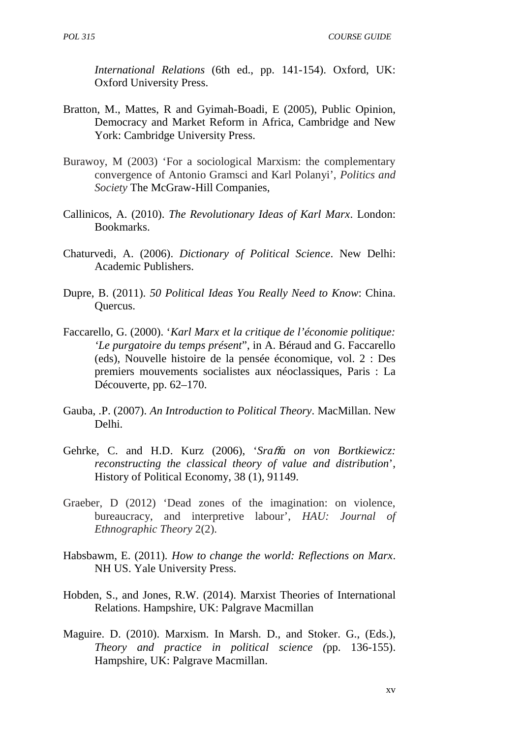*International Relations* (6th ed., pp. 141-154). Oxford, UK: Oxford University Press.

Bratton, M., Mattes, R and Gyimah-Boadi, E (2005), Public Opinion, Democracy and Market Reform in Africa, Cambridge and New York: Cambridge University Press.

Burawoy, M (2003) 'For a sociological Marxism: the complementary convergence of Antonio Gramsci and Karl Polanyi', *Politics and Society* The McGraw-Hill Companies,

Callinicos, A. (2010). *The Revolutionary Ideas of Karl Marx*. London: Bookmarks.

Chaturvedi, A. (2006). *Dictionary of Political Science*. New Delhi: Academic Publishers.

Dupre, B. (2011). *50 Political Ideas You Really Need to Know*: China. Quercus.

Faccarello, G. (2000). '*Karl Marx et la critique de l'économie politique: 'Le purgatoire du temps présent*'', in A. Béraud and G. Faccarello (eds), Nouvelle histoire de la pensée économique, vol. 2 : Des premiers mouvements socialistes aux néoclassiques, Paris : La Découverte, pp. 62–170.

Gauba, .P. (2007). *An Introduction to Political Theory*. MacMillan. New Delhi.

Gehrke, C. and H.D. Kurz (2006), '*Sraffa on von Bortkiewicz: reconstructing the classical theory of value and distribution*', History of Political Economy, 38 (1), 91149.

Graeber, D (2012) 'Dead zones of the imagination: on violence, bureaucracy, and interpretive labour', *HAU: Journal of Ethnographic Theory* 2(2).

Habsbawm, E. (2011). *How to change the world: Reflections on Marx*. NH US. Yale University Press.

Hobden, S., and Jones, R.W. (2014). Marxist Theories of International Relations. Hampshire, UK: Palgrave Macmillan

Maguire. D. (2010). Marxism. In Marsh. D., and Stoker. G., (Eds.), *Theory and practice in political science (*pp. 136-155). Hampshire, UK: Palgrave Macmillan.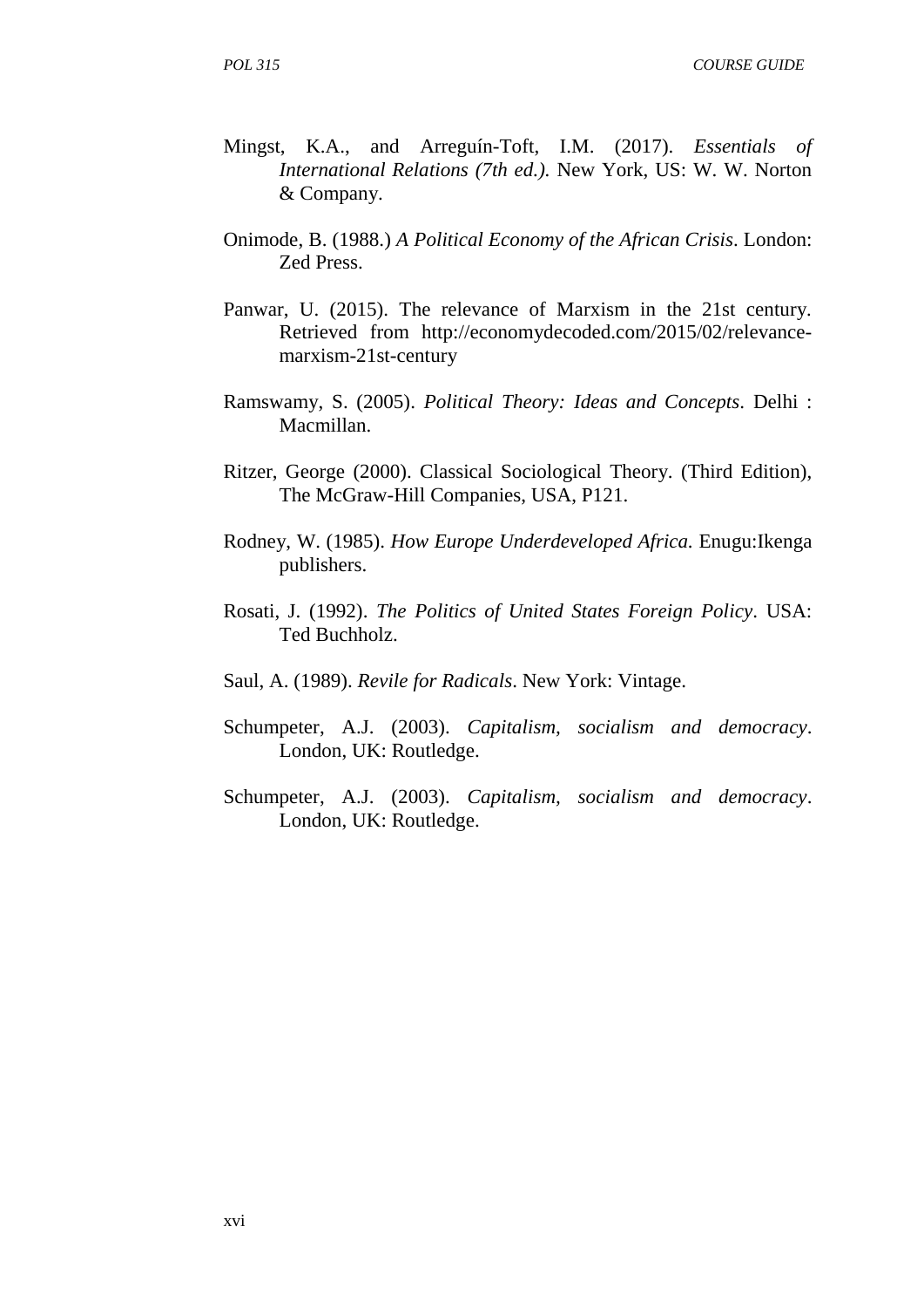Mingst, K.A., and Arreguín-Toft, I.M. (2017). *Essentials of International Relations (7th ed.)*. New York, US: W. W. Norton & Company.

Onimode, B. (1988.) *A Political Economy of the African Crisis*. London: Zed Press.

Panwar, U. (2015). The relevance of Marxism in the 21st century. Retrieved from http://economydecoded.com/2015/02/relevance-marxism-21st-century

Ramswamy, S. (2005). *Political Theory: Ideas and Concepts*. Delhi : Macmillan.

Ritzer, George (2000). Classical Sociological Theory. (Third Edition), The McGraw-Hill Companies, USA, P121.

Rodney, W. (1985). *How Europe Underdeveloped Africa.* Enugu:Ikenga publishers.

Rosati, J. (1992). *The Politics of United States Foreign Policy*. USA: Ted Buchholz.

Saul, A. (1989). *Revile for Radicals*. New York: Vintage.

Schumpeter, A.J. (2003). *Capitalism, socialism and democracy*. London, UK: Routledge.

Schumpeter, A.J. (2003). *Capitalism, socialism and democracy*. London, UK: Routledge.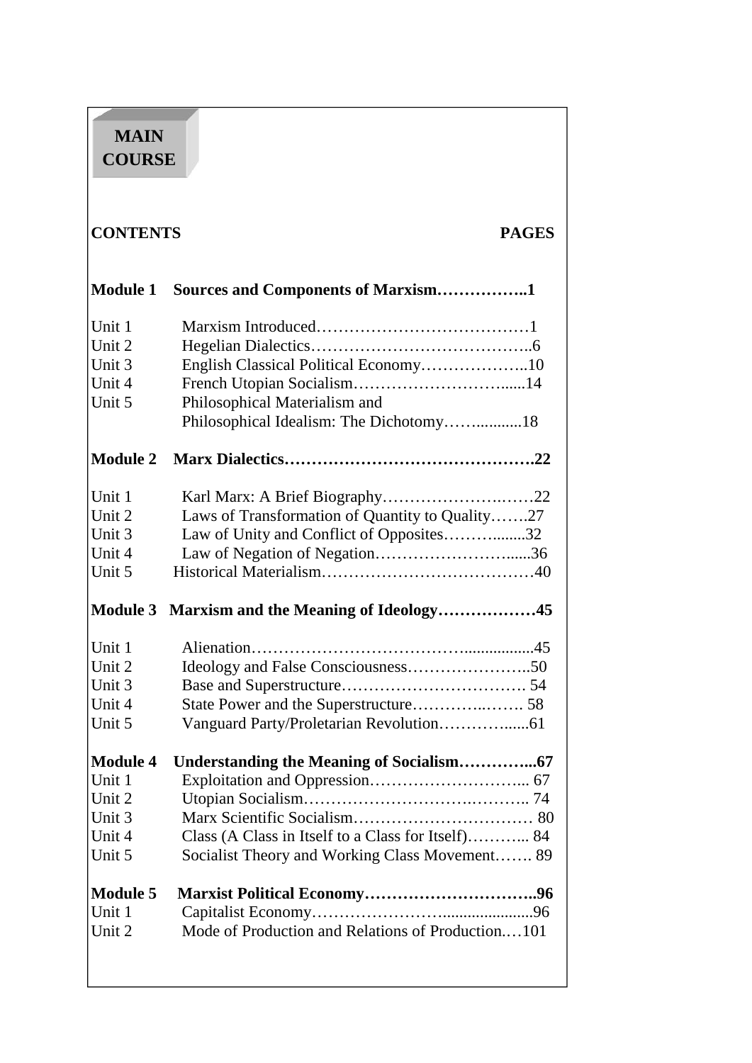# MAIN COURSE

| CONTENTS | | PAGES |
|---|---|---|
| **Module 1** | **Sources and Components of Marxism** | **1** |
| Unit 1 | Marxism Introduced | 1 |
| Unit 2 | Hegelian Dialectics | 6 |
| Unit 3 | English Classical Political Economy | 10 |
| Unit 4 | French Utopian Socialism | 14 |
| Unit 5 | Philosophical Materialism and Philosophical Idealism: The Dichotomy | 18 |
| **Module 2** | **Marx Dialectics** | **22** |
| Unit 1 | Karl Marx: A Brief Biography | 22 |
| Unit 2 | Laws of Transformation of Quantity to Quality | 27 |
| Unit 3 | Law of Unity and Conflict of Opposites | 32 |
| Unit 4 | Law of Negation of Negation | 36 |
| Unit 5 | Historical Materialism | 40 |
| **Module 3** | **Marxism and the Meaning of Ideology** | **45** |
| Unit 1 | Alienation | 45 |
| Unit 2 | Ideology and False Consciousness | 50 |
| Unit 3 | Base and Superstructure | 54 |
| Unit 4 | State Power and the Superstructure | 58 |
| Unit 5 | Vanguard Party/Proletarian Revolution | 61 |
| **Module 4** | **Understanding the Meaning of Socialism** | **67** |
| Unit 1 | Exploitation and Oppression | 67 |
| Unit 2 | Utopian Socialism | 74 |
| Unit 3 | Marx Scientific Socialism | 80 |
| Unit 4 | Class (A Class in Itself to a Class for Itself) | 84 |
| Unit 5 | Socialist Theory and Working Class Movement | 89 |
| **Module 5** | **Marxist Political Economy** | **96** |
| Unit 1 | Capitalist Economy | 96 |
| Unit 2 | Mode of Production and Relations of Production | 101 |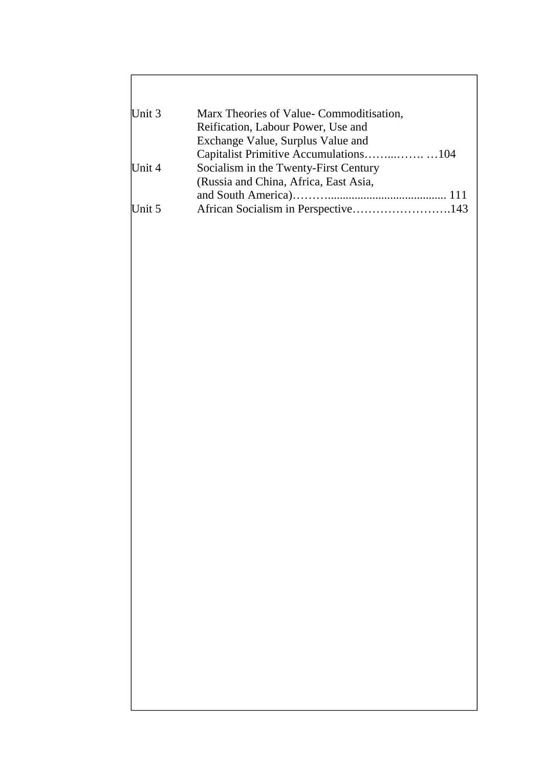| | | |
|---|---|---|
| Unit 3 | Marx Theories of Value- Commoditisation, Reification, Labour Power, Use and Exchange Value, Surplus Value and Capitalist Primitive Accumulations……..……. … | 104 |
| Unit 4 | Socialism in the Twenty-First Century (Russia and China, Africa, East Asia, and South America)……......................................... | 111 |
| Unit 5 | African Socialism in Perspective……………………. | 143 |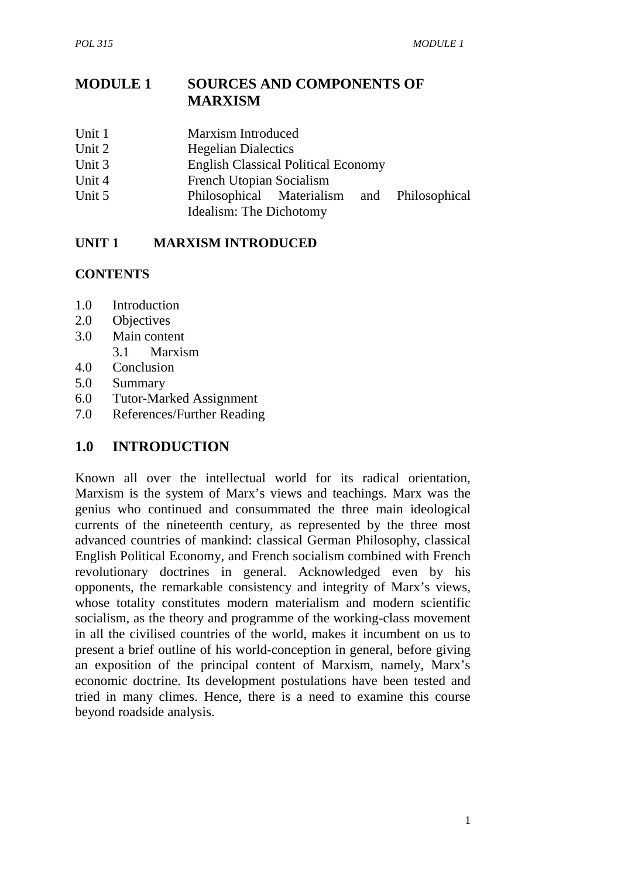# MODULE 1 SOURCES AND COMPONENTS OF MARXISM

Unit 1 Marxism Introduced
Unit 2 Hegelian Dialectics
Unit 3 English Classical Political Economy
Unit 4 French Utopian Socialism
Unit 5 Philosophical Materialism and Philosophical Idealism: The Dichotomy

## UNIT 1 MARXISM INTRODUCED

**CONTENTS**

1.0 Introduction
2.0 Objectives
3.0 Main content
 3.1 Marxism
4.0 Conclusion
5.0 Summary
6.0 Tutor-Marked Assignment
7.0 References/Further Reading

## 1.0 INTRODUCTION

Known all over the intellectual world for its radical orientation, Marxism is the system of Marx's views and teachings. Marx was the genius who continued and consummated the three main ideological currents of the nineteenth century, as represented by the three most advanced countries of mankind: classical German Philosophy, classical English Political Economy, and French socialism combined with French revolutionary doctrines in general. Acknowledged even by his opponents, the remarkable consistency and integrity of Marx's views, whose totality constitutes modern materialism and modern scientific socialism, as the theory and programme of the working-class movement in all the civilised countries of the world, makes it incumbent on us to present a brief outline of his world-conception in general, before giving an exposition of the principal content of Marxism, namely, Marx's economic doctrine. Its development postulations have been tested and tried in many climes. Hence, there is a need to examine this course beyond roadside analysis.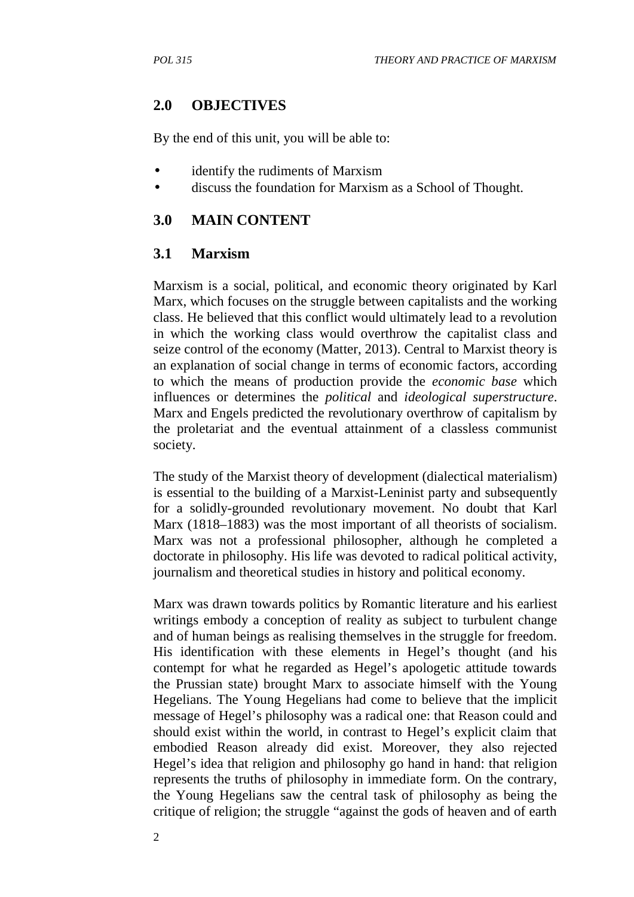## 2.0 OBJECTIVES

By the end of this unit, you will be able to:

- identify the rudiments of Marxism
- discuss the foundation for Marxism as a School of Thought.

## 3.0 MAIN CONTENT

### 3.1 Marxism

Marxism is a social, political, and economic theory originated by Karl Marx, which focuses on the struggle between capitalists and the working class. He believed that this conflict would ultimately lead to a revolution in which the working class would overthrow the capitalist class and seize control of the economy (Matter, 2013). Central to Marxist theory is an explanation of social change in terms of economic factors, according to which the means of production provide the *economic base* which influences or determines the *political* and *ideological superstructure*. Marx and Engels predicted the revolutionary overthrow of capitalism by the proletariat and the eventual attainment of a classless communist society.

The study of the Marxist theory of development (dialectical materialism) is essential to the building of a Marxist-Leninist party and subsequently for a solidly-grounded revolutionary movement. No doubt that Karl Marx (1818–1883) was the most important of all theorists of socialism. Marx was not a professional philosopher, although he completed a doctorate in philosophy. His life was devoted to radical political activity, journalism and theoretical studies in history and political economy.

Marx was drawn towards politics by Romantic literature and his earliest writings embody a conception of reality as subject to turbulent change and of human beings as realising themselves in the struggle for freedom. His identification with these elements in Hegel's thought (and his contempt for what he regarded as Hegel's apologetic attitude towards the Prussian state) brought Marx to associate himself with the Young Hegelians. The Young Hegelians had come to believe that the implicit message of Hegel's philosophy was a radical one: that Reason could and should exist within the world, in contrast to Hegel's explicit claim that embodied Reason already did exist. Moreover, they also rejected Hegel's idea that religion and philosophy go hand in hand: that religion represents the truths of philosophy in immediate form. On the contrary, the Young Hegelians saw the central task of philosophy as being the critique of religion; the struggle "against the gods of heaven and of earth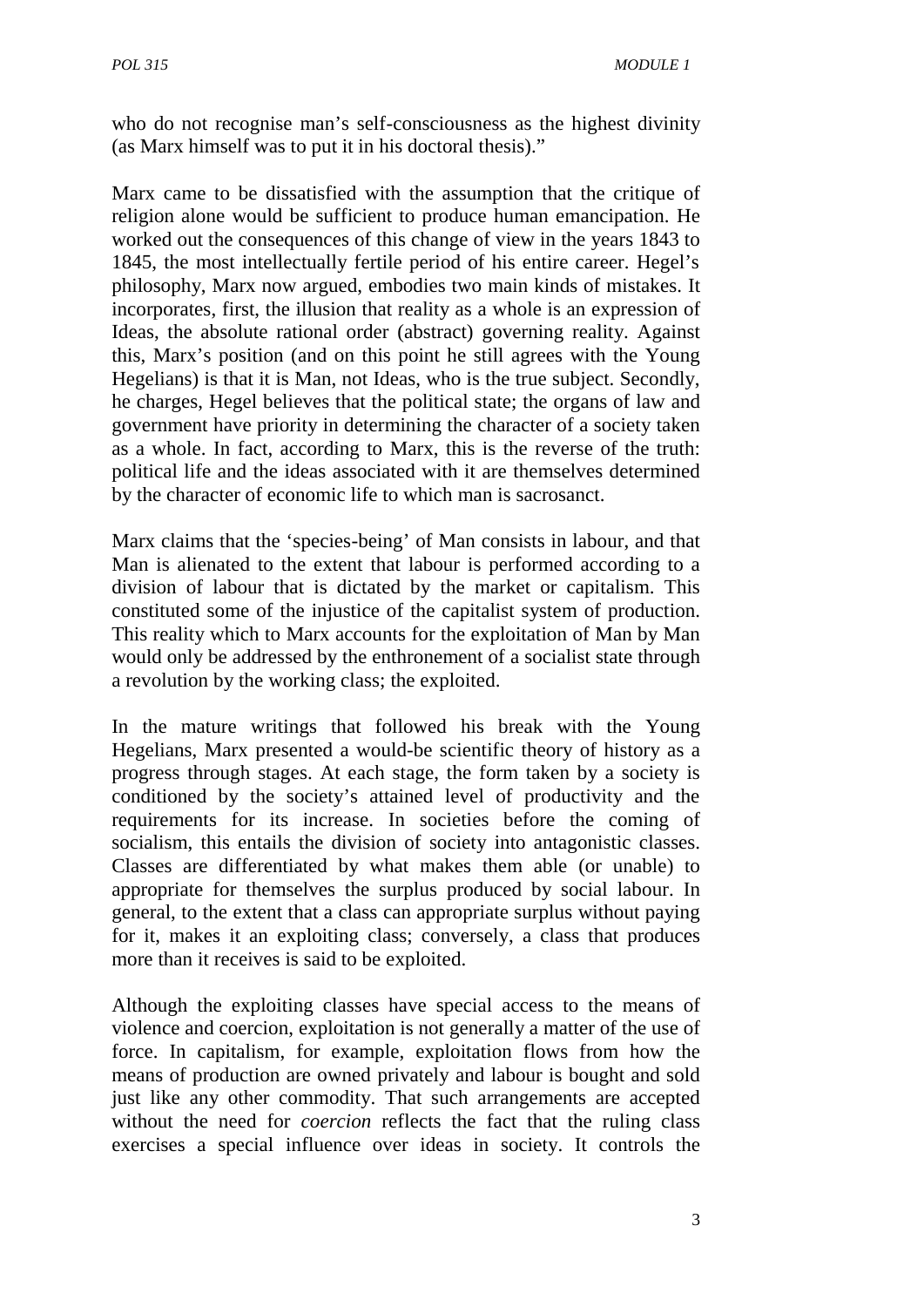who do not recognise man's self-consciousness as the highest divinity (as Marx himself was to put it in his doctoral thesis)."

Marx came to be dissatisfied with the assumption that the critique of religion alone would be sufficient to produce human emancipation. He worked out the consequences of this change of view in the years 1843 to 1845, the most intellectually fertile period of his entire career. Hegel's philosophy, Marx now argued, embodies two main kinds of mistakes. It incorporates, first, the illusion that reality as a whole is an expression of Ideas, the absolute rational order (abstract) governing reality. Against this, Marx's position (and on this point he still agrees with the Young Hegelians) is that it is Man, not Ideas, who is the true subject. Secondly, he charges, Hegel believes that the political state; the organs of law and government have priority in determining the character of a society taken as a whole. In fact, according to Marx, this is the reverse of the truth: political life and the ideas associated with it are themselves determined by the character of economic life to which man is sacrosanct.

Marx claims that the 'species-being' of Man consists in labour, and that Man is alienated to the extent that labour is performed according to a division of labour that is dictated by the market or capitalism. This constituted some of the injustice of the capitalist system of production. This reality which to Marx accounts for the exploitation of Man by Man would only be addressed by the enthronement of a socialist state through a revolution by the working class; the exploited.

In the mature writings that followed his break with the Young Hegelians, Marx presented a would-be scientific theory of history as a progress through stages. At each stage, the form taken by a society is conditioned by the society's attained level of productivity and the requirements for its increase. In societies before the coming of socialism, this entails the division of society into antagonistic classes. Classes are differentiated by what makes them able (or unable) to appropriate for themselves the surplus produced by social labour. In general, to the extent that a class can appropriate surplus without paying for it, makes it an exploiting class; conversely, a class that produces more than it receives is said to be exploited.

Although the exploiting classes have special access to the means of violence and coercion, exploitation is not generally a matter of the use of force. In capitalism, for example, exploitation flows from how the means of production are owned privately and labour is bought and sold just like any other commodity. That such arrangements are accepted without the need for *coercion* reflects the fact that the ruling class exercises a special influence over ideas in society. It controls the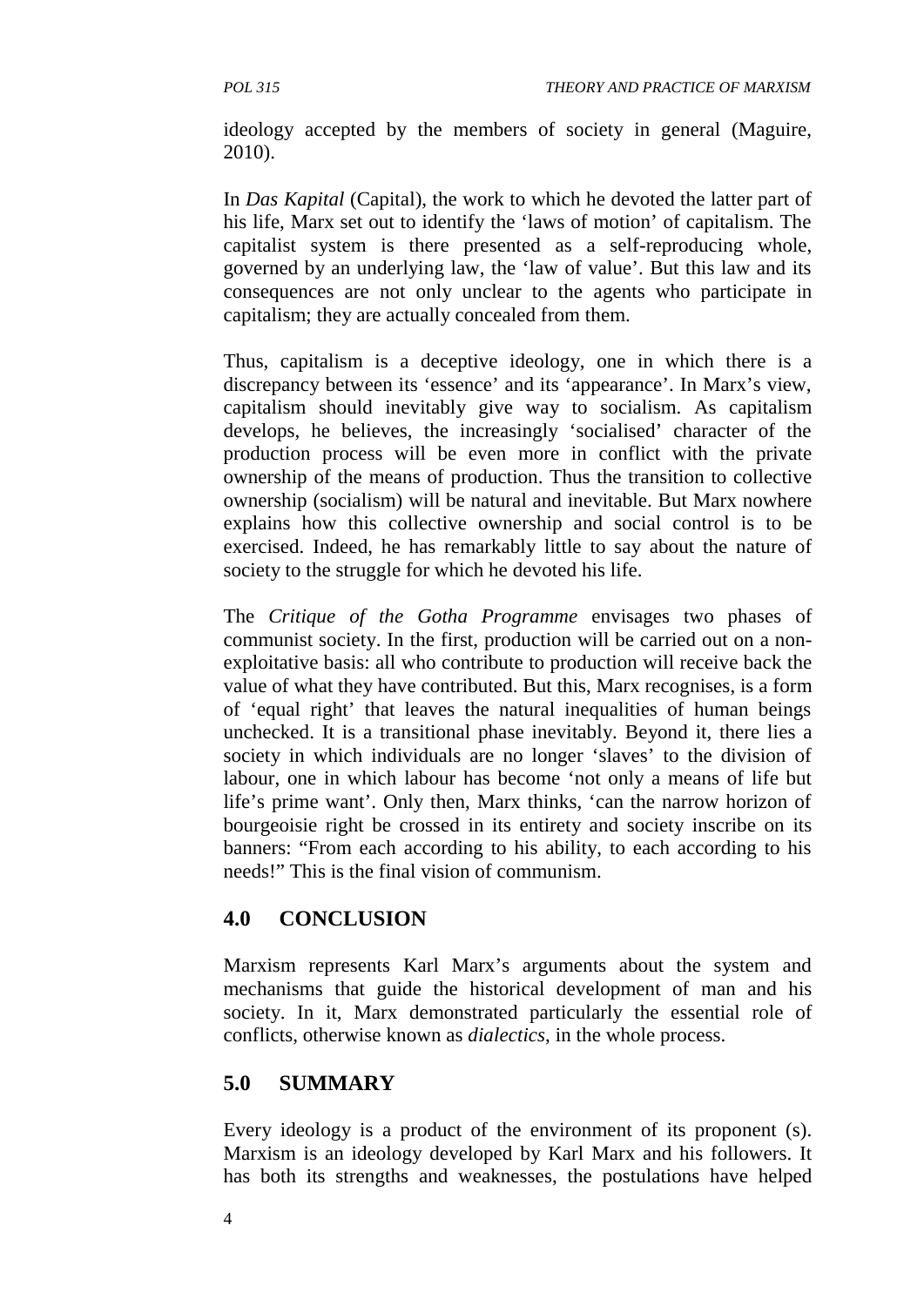ideology accepted by the members of society in general (Maguire, 2010).

In *Das Kapital* (Capital), the work to which he devoted the latter part of his life, Marx set out to identify the 'laws of motion' of capitalism. The capitalist system is there presented as a self-reproducing whole, governed by an underlying law, the 'law of value'. But this law and its consequences are not only unclear to the agents who participate in capitalism; they are actually concealed from them.

Thus, capitalism is a deceptive ideology, one in which there is a discrepancy between its 'essence' and its 'appearance'. In Marx's view, capitalism should inevitably give way to socialism. As capitalism develops, he believes, the increasingly 'socialised' character of the production process will be even more in conflict with the private ownership of the means of production. Thus the transition to collective ownership (socialism) will be natural and inevitable. But Marx nowhere explains how this collective ownership and social control is to be exercised. Indeed, he has remarkably little to say about the nature of society to the struggle for which he devoted his life.

The *Critique of the Gotha Programme* envisages two phases of communist society. In the first, production will be carried out on a non-exploitative basis: all who contribute to production will receive back the value of what they have contributed. But this, Marx recognises, is a form of 'equal right' that leaves the natural inequalities of human beings unchecked. It is a transitional phase inevitably. Beyond it, there lies a society in which individuals are no longer 'slaves' to the division of labour, one in which labour has become 'not only a means of life but life's prime want'. Only then, Marx thinks, 'can the narrow horizon of bourgeoisie right be crossed in its entirety and society inscribe on its banners: "From each according to his ability, to each according to his needs!" This is the final vision of communism.

## 4.0 CONCLUSION

Marxism represents Karl Marx's arguments about the system and mechanisms that guide the historical development of man and his society. In it, Marx demonstrated particularly the essential role of conflicts, otherwise known as *dialectics*, in the whole process.

## 5.0 SUMMARY

Every ideology is a product of the environment of its proponent (s). Marxism is an ideology developed by Karl Marx and his followers. It has both its strengths and weaknesses, the postulations have helped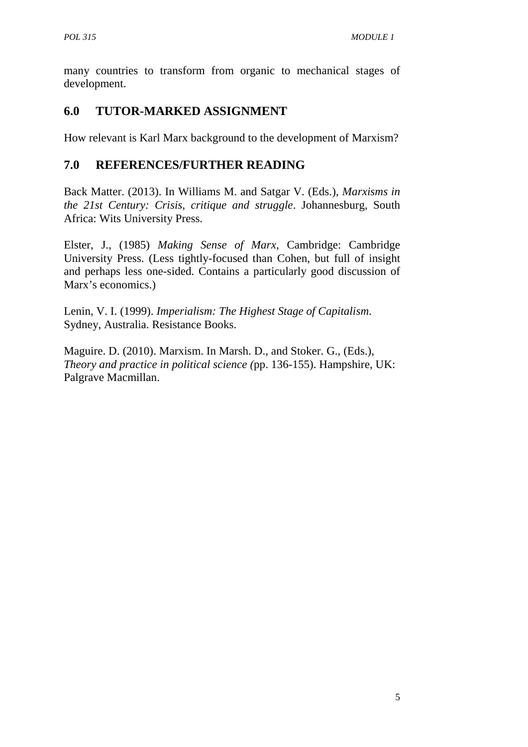many countries to transform from organic to mechanical stages of development.

## 6.0 TUTOR-MARKED ASSIGNMENT

How relevant is Karl Marx background to the development of Marxism?

## 7.0 REFERENCES/FURTHER READING

Back Matter. (2013). In Williams M. and Satgar V. (Eds.), *Marxisms in the 21st Century: Crisis, critique and struggle*. Johannesburg, South Africa: Wits University Press.

Elster, J., (1985) *Making Sense of Marx*, Cambridge: Cambridge University Press. (Less tightly-focused than Cohen, but full of insight and perhaps less one-sided. Contains a particularly good discussion of Marx's economics.)

Lenin, V. I. (1999). *Imperialism: The Highest Stage of Capitalism*. Sydney, Australia. Resistance Books.

Maguire. D. (2010). Marxism. In Marsh. D., and Stoker. G., (Eds.), *Theory and practice in political science (*pp. 136-155). Hampshire, UK: Palgrave Macmillan.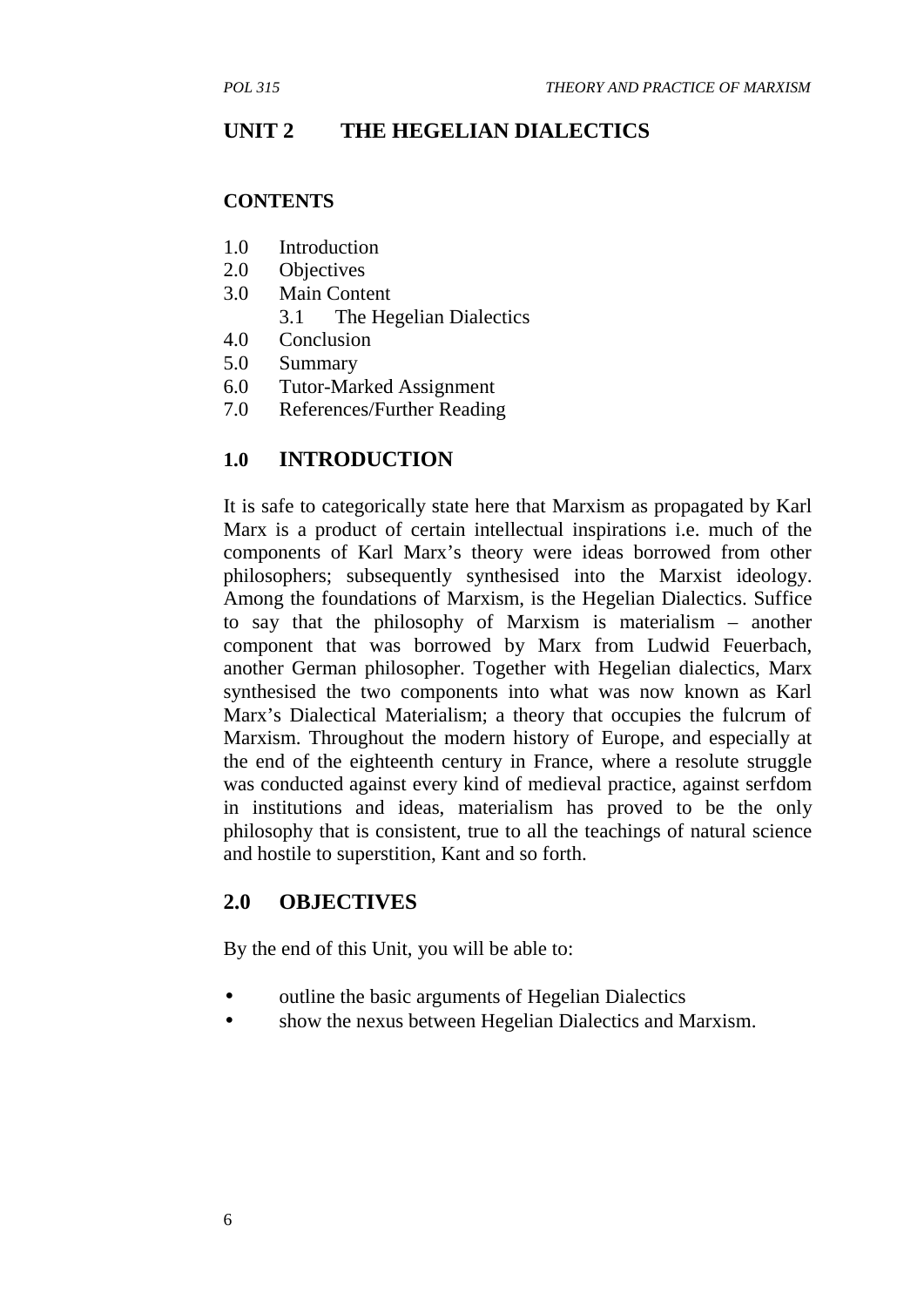# UNIT 2 THE HEGELIAN DIALECTICS

**CONTENTS**

1.0 Introduction
2.0 Objectives
3.0 Main Content
    3.1 The Hegelian Dialectics
4.0 Conclusion
5.0 Summary
6.0 Tutor-Marked Assignment
7.0 References/Further Reading

## 1.0 INTRODUCTION

It is safe to categorically state here that Marxism as propagated by Karl Marx is a product of certain intellectual inspirations i.e. much of the components of Karl Marx's theory were ideas borrowed from other philosophers; subsequently synthesised into the Marxist ideology. Among the foundations of Marxism, is the Hegelian Dialectics. Suffice to say that the philosophy of Marxism is materialism – another component that was borrowed by Marx from Ludwid Feuerbach, another German philosopher. Together with Hegelian dialectics, Marx synthesised the two components into what was now known as Karl Marx's Dialectical Materialism; a theory that occupies the fulcrum of Marxism. Throughout the modern history of Europe, and especially at the end of the eighteenth century in France, where a resolute struggle was conducted against every kind of medieval practice, against serfdom in institutions and ideas, materialism has proved to be the only philosophy that is consistent, true to all the teachings of natural science and hostile to superstition, Kant and so forth.

## 2.0 OBJECTIVES

By the end of this Unit, you will be able to:

- outline the basic arguments of Hegelian Dialectics
- show the nexus between Hegelian Dialectics and Marxism.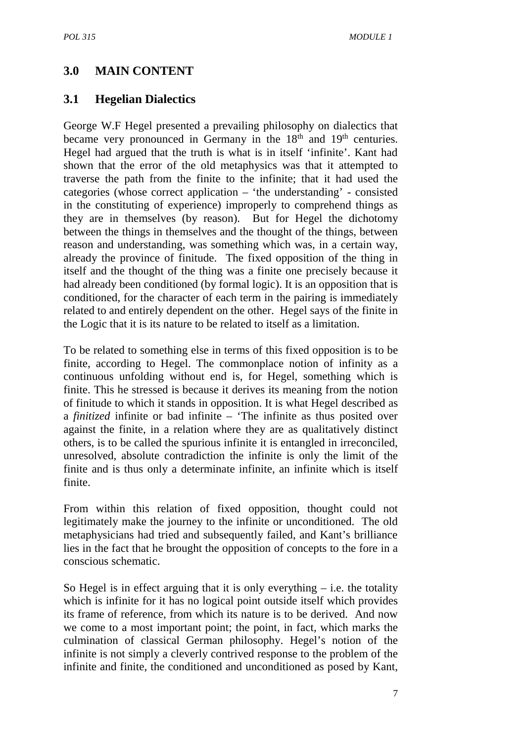## 3.0 MAIN CONTENT

### 3.1 Hegelian Dialectics

George W.F Hegel presented a prevailing philosophy on dialectics that became very pronounced in Germany in the 18th and 19th centuries. Hegel had argued that the truth is what is in itself 'infinite'. Kant had shown that the error of the old metaphysics was that it attempted to traverse the path from the finite to the infinite; that it had used the categories (whose correct application – 'the understanding' - consisted in the constituting of experience) improperly to comprehend things as they are in themselves (by reason). But for Hegel the dichotomy between the things in themselves and the thought of the things, between reason and understanding, was something which was, in a certain way, already the province of finitude. The fixed opposition of the thing in itself and the thought of the thing was a finite one precisely because it had already been conditioned (by formal logic). It is an opposition that is conditioned, for the character of each term in the pairing is immediately related to and entirely dependent on the other. Hegel says of the finite in the Logic that it is its nature to be related to itself as a limitation.

To be related to something else in terms of this fixed opposition is to be finite, according to Hegel. The commonplace notion of infinity as a continuous unfolding without end is, for Hegel, something which is finite. This he stressed is because it derives its meaning from the notion of finitude to which it stands in opposition. It is what Hegel described as a *finitized* infinite or bad infinite – 'The infinite as thus posited over against the finite, in a relation where they are as qualitatively distinct others, is to be called the spurious infinite it is entangled in irreconciled, unresolved, absolute contradiction the infinite is only the limit of the finite and is thus only a determinate infinite, an infinite which is itself finite.

From within this relation of fixed opposition, thought could not legitimately make the journey to the infinite or unconditioned. The old metaphysicians had tried and subsequently failed, and Kant's brilliance lies in the fact that he brought the opposition of concepts to the fore in a conscious schematic.

So Hegel is in effect arguing that it is only everything – i.e. the totality which is infinite for it has no logical point outside itself which provides its frame of reference, from which its nature is to be derived. And now we come to a most important point; the point, in fact, which marks the culmination of classical German philosophy. Hegel's notion of the infinite is not simply a cleverly contrived response to the problem of the infinite and finite, the conditioned and unconditioned as posed by Kant,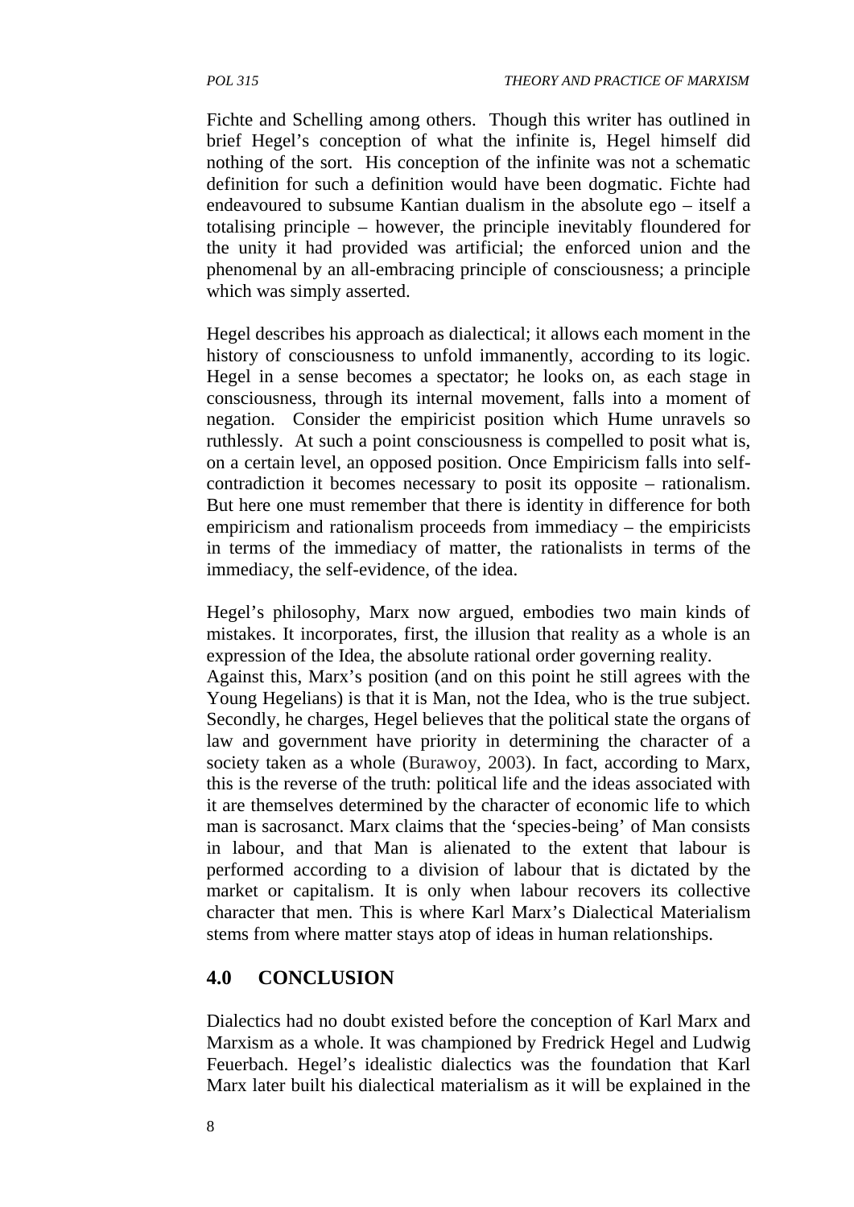Fichte and Schelling among others. Though this writer has outlined in brief Hegel's conception of what the infinite is, Hegel himself did nothing of the sort. His conception of the infinite was not a schematic definition for such a definition would have been dogmatic. Fichte had endeavoured to subsume Kantian dualism in the absolute ego – itself a totalising principle – however, the principle inevitably floundered for the unity it had provided was artificial; the enforced union and the phenomenal by an all-embracing principle of consciousness; a principle which was simply asserted.

Hegel describes his approach as dialectical; it allows each moment in the history of consciousness to unfold immanently, according to its logic. Hegel in a sense becomes a spectator; he looks on, as each stage in consciousness, through its internal movement, falls into a moment of negation. Consider the empiricist position which Hume unravels so ruthlessly. At such a point consciousness is compelled to posit what is, on a certain level, an opposed position. Once Empiricism falls into self-contradiction it becomes necessary to posit its opposite – rationalism. But here one must remember that there is identity in difference for both empiricism and rationalism proceeds from immediacy – the empiricists in terms of the immediacy of matter, the rationalists in terms of the immediacy, the self-evidence, of the idea.

Hegel's philosophy, Marx now argued, embodies two main kinds of mistakes. It incorporates, first, the illusion that reality as a whole is an expression of the Idea, the absolute rational order governing reality.
Against this, Marx's position (and on this point he still agrees with the Young Hegelians) is that it is Man, not the Idea, who is the true subject. Secondly, he charges, Hegel believes that the political state the organs of law and government have priority in determining the character of a society taken as a whole (Burawoy, 2003). In fact, according to Marx, this is the reverse of the truth: political life and the ideas associated with it are themselves determined by the character of economic life to which man is sacrosanct. Marx claims that the 'species-being' of Man consists in labour, and that Man is alienated to the extent that labour is performed according to a division of labour that is dictated by the market or capitalism. It is only when labour recovers its collective character that men. This is where Karl Marx's Dialectical Materialism stems from where matter stays atop of ideas in human relationships.

## 4.0 CONCLUSION

Dialectics had no doubt existed before the conception of Karl Marx and Marxism as a whole. It was championed by Fredrick Hegel and Ludwig Feuerbach. Hegel's idealistic dialectics was the foundation that Karl Marx later built his dialectical materialism as it will be explained in the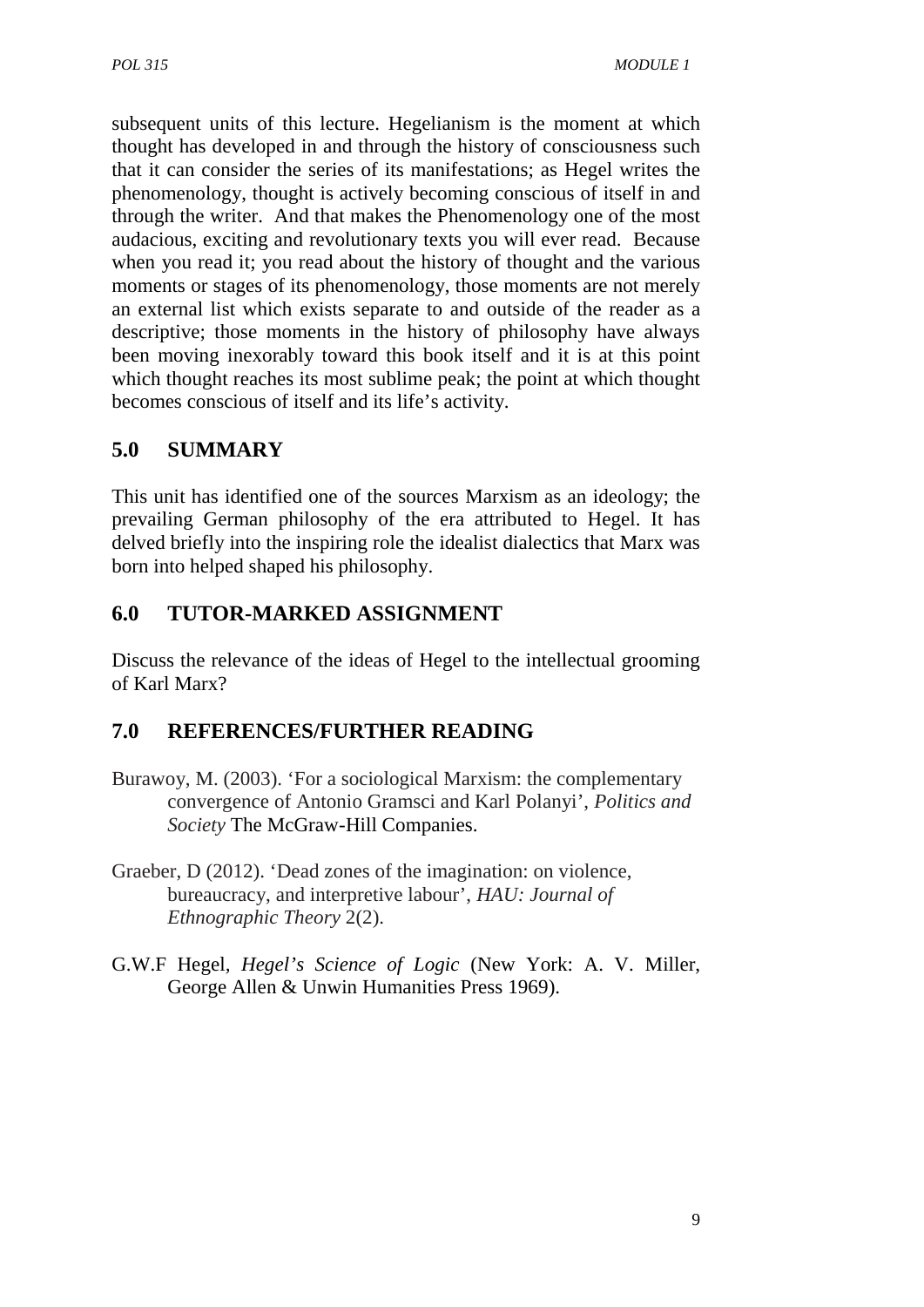subsequent units of this lecture. Hegelianism is the moment at which thought has developed in and through the history of consciousness such that it can consider the series of its manifestations; as Hegel writes the phenomenology, thought is actively becoming conscious of itself in and through the writer. And that makes the Phenomenology one of the most audacious, exciting and revolutionary texts you will ever read. Because when you read it; you read about the history of thought and the various moments or stages of its phenomenology, those moments are not merely an external list which exists separate to and outside of the reader as a descriptive; those moments in the history of philosophy have always been moving inexorably toward this book itself and it is at this point which thought reaches its most sublime peak; the point at which thought becomes conscious of itself and its life's activity.

## 5.0 SUMMARY

This unit has identified one of the sources Marxism as an ideology; the prevailing German philosophy of the era attributed to Hegel. It has delved briefly into the inspiring role the idealist dialectics that Marx was born into helped shaped his philosophy.

## 6.0 TUTOR-MARKED ASSIGNMENT

Discuss the relevance of the ideas of Hegel to the intellectual grooming of Karl Marx?

## 7.0 REFERENCES/FURTHER READING

Burawoy, M. (2003). 'For a sociological Marxism: the complementary convergence of Antonio Gramsci and Karl Polanyi', *Politics and Society* The McGraw-Hill Companies.

Graeber, D (2012). 'Dead zones of the imagination: on violence, bureaucracy, and interpretive labour', *HAU: Journal of Ethnographic Theory* 2(2).

G.W.F Hegel, *Hegel's Science of Logic* (New York: A. V. Miller, George Allen & Unwin Humanities Press 1969).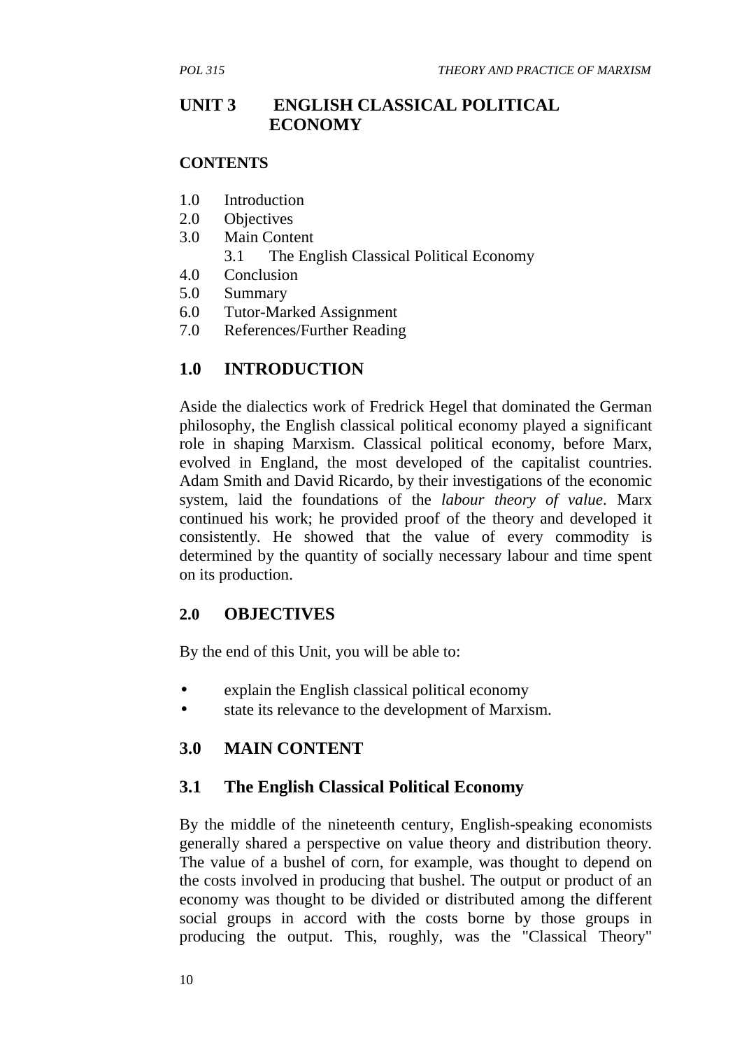# UNIT 3 ENGLISH CLASSICAL POLITICAL ECONOMY

**CONTENTS**

1.0 Introduction
2.0 Objectives
3.0 Main Content
    3.1 The English Classical Political Economy
4.0 Conclusion
5.0 Summary
6.0 Tutor-Marked Assignment
7.0 References/Further Reading

## 1.0 INTRODUCTION

Aside the dialectics work of Fredrick Hegel that dominated the German philosophy, the English classical political economy played a significant role in shaping Marxism. Classical political economy, before Marx, evolved in England, the most developed of the capitalist countries. Adam Smith and David Ricardo, by their investigations of the economic system, laid the foundations of the *labour theory of value*. Marx continued his work; he provided proof of the theory and developed it consistently. He showed that the value of every commodity is determined by the quantity of socially necessary labour and time spent on its production.

## 2.0 OBJECTIVES

By the end of this Unit, you will be able to:

- explain the English classical political economy
- state its relevance to the development of Marxism.

## 3.0 MAIN CONTENT

### 3.1 The English Classical Political Economy

By the middle of the nineteenth century, English-speaking economists generally shared a perspective on value theory and distribution theory. The value of a bushel of corn, for example, was thought to depend on the costs involved in producing that bushel. The output or product of an economy was thought to be divided or distributed among the different social groups in accord with the costs borne by those groups in producing the output. This, roughly, was the "Classical Theory"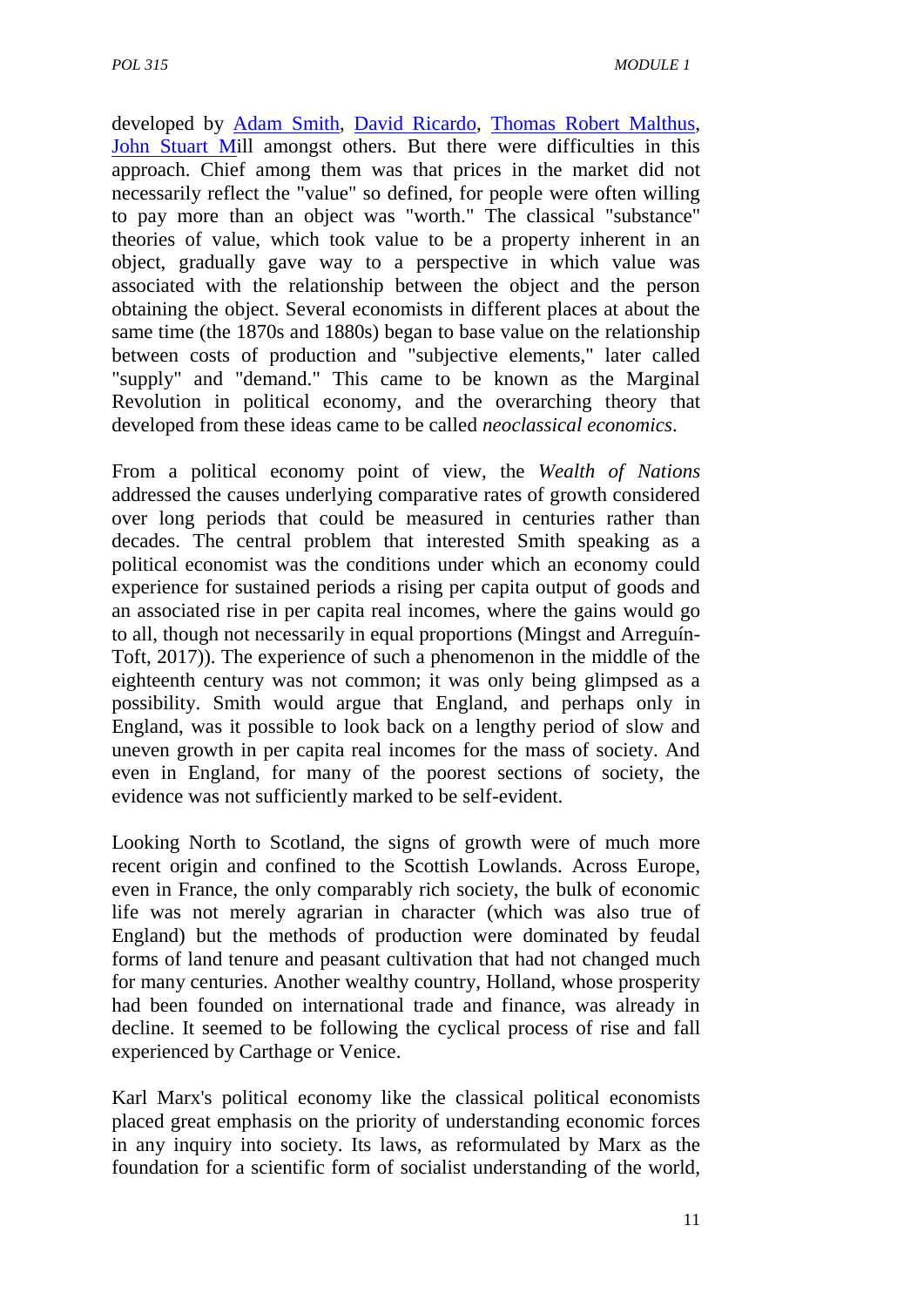developed by Adam Smith, David Ricardo, Thomas Robert Malthus, John Stuart Mill amongst others. But there were difficulties in this approach. Chief among them was that prices in the market did not necessarily reflect the "value" so defined, for people were often willing to pay more than an object was "worth." The classical "substance" theories of value, which took value to be a property inherent in an object, gradually gave way to a perspective in which value was associated with the relationship between the object and the person obtaining the object. Several economists in different places at about the same time (the 1870s and 1880s) began to base value on the relationship between costs of production and "subjective elements," later called "supply" and "demand." This came to be known as the Marginal Revolution in political economy, and the overarching theory that developed from these ideas came to be called *neoclassical economics*.

From a political economy point of view, the *Wealth of Nations* addressed the causes underlying comparative rates of growth considered over long periods that could be measured in centuries rather than decades. The central problem that interested Smith speaking as a political economist was the conditions under which an economy could experience for sustained periods a rising per capita output of goods and an associated rise in per capita real incomes, where the gains would go to all, though not necessarily in equal proportions (Mingst and Arreguín-Toft, 2017)). The experience of such a phenomenon in the middle of the eighteenth century was not common; it was only being glimpsed as a possibility. Smith would argue that England, and perhaps only in England, was it possible to look back on a lengthy period of slow and uneven growth in per capita real incomes for the mass of society. And even in England, for many of the poorest sections of society, the evidence was not sufficiently marked to be self-evident.

Looking North to Scotland, the signs of growth were of much more recent origin and confined to the Scottish Lowlands. Across Europe, even in France, the only comparably rich society, the bulk of economic life was not merely agrarian in character (which was also true of England) but the methods of production were dominated by feudal forms of land tenure and peasant cultivation that had not changed much for many centuries. Another wealthy country, Holland, whose prosperity had been founded on international trade and finance, was already in decline. It seemed to be following the cyclical process of rise and fall experienced by Carthage or Venice.

Karl Marx's political economy like the classical political economists placed great emphasis on the priority of understanding economic forces in any inquiry into society. Its laws, as reformulated by Marx as the foundation for a scientific form of socialist understanding of the world,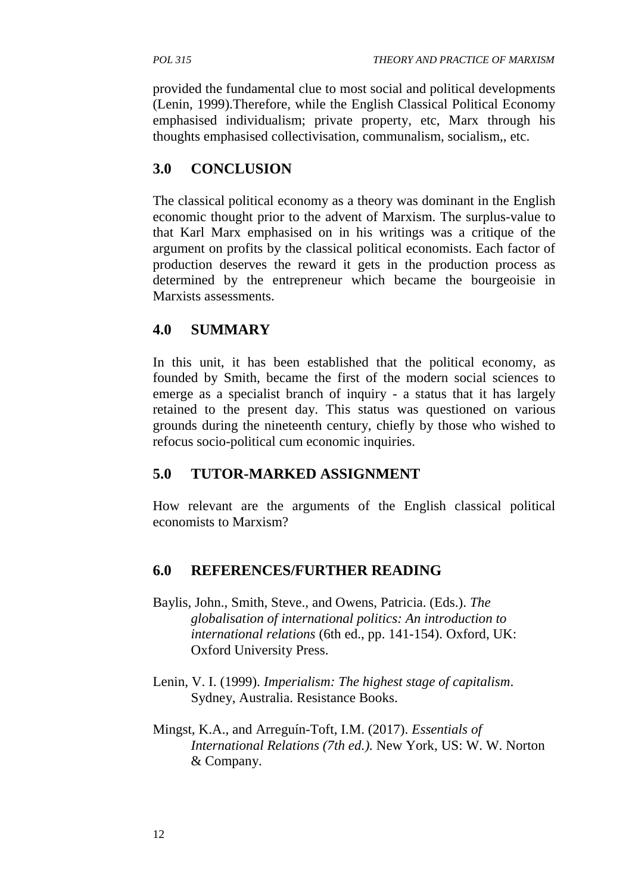provided the fundamental clue to most social and political developments (Lenin, 1999).Therefore, while the English Classical Political Economy emphasised individualism; private property, etc, Marx through his thoughts emphasised collectivisation, communalism, socialism,, etc.

## 3.0 CONCLUSION

The classical political economy as a theory was dominant in the English economic thought prior to the advent of Marxism. The surplus-value to that Karl Marx emphasised on in his writings was a critique of the argument on profits by the classical political economists. Each factor of production deserves the reward it gets in the production process as determined by the entrepreneur which became the bourgeoisie in Marxists assessments.

## 4.0 SUMMARY

In this unit, it has been established that the political economy, as founded by Smith, became the first of the modern social sciences to emerge as a specialist branch of inquiry - a status that it has largely retained to the present day. This status was questioned on various grounds during the nineteenth century, chiefly by those who wished to refocus socio-political cum economic inquiries.

## 5.0 TUTOR-MARKED ASSIGNMENT

How relevant are the arguments of the English classical political economists to Marxism?

## 6.0 REFERENCES/FURTHER READING

Baylis, John., Smith, Steve., and Owens, Patricia. (Eds.). *The globalisation of international politics: An introduction to international relations* (6th ed., pp. 141-154). Oxford, UK: Oxford University Press.

Lenin, V. I. (1999). *Imperialism: The highest stage of capitalism*. Sydney, Australia. Resistance Books.

Mingst, K.A., and Arreguín-Toft, I.M. (2017). *Essentials of International Relations (7th ed.).* New York, US: W. W. Norton & Company.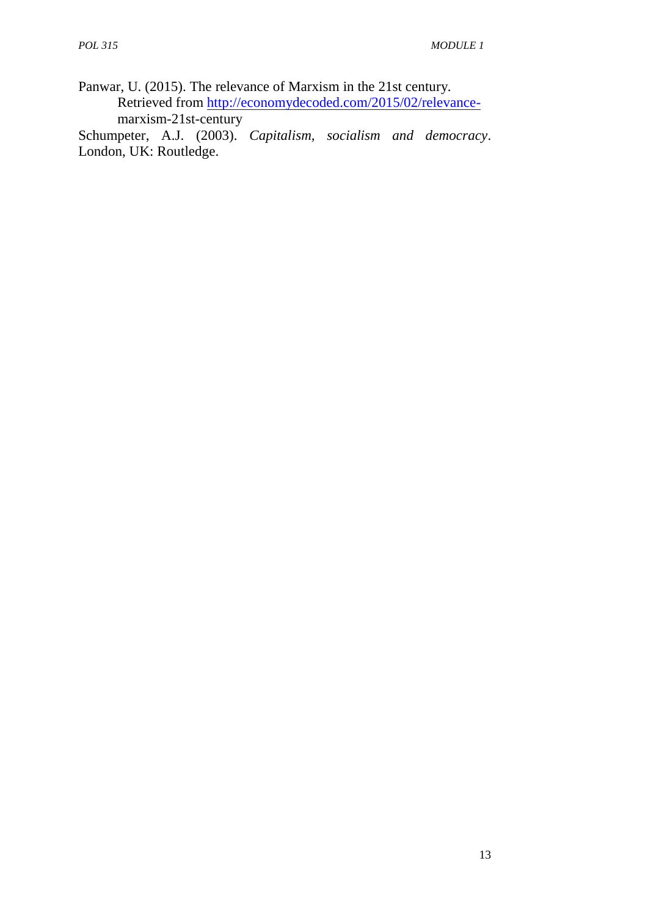Panwar, U. (2015). The relevance of Marxism in the 21st century. Retrieved from http://economydecoded.com/2015/02/relevance-marxism-21st-century

Schumpeter, A.J. (2003). *Capitalism, socialism and democracy*. London, UK: Routledge.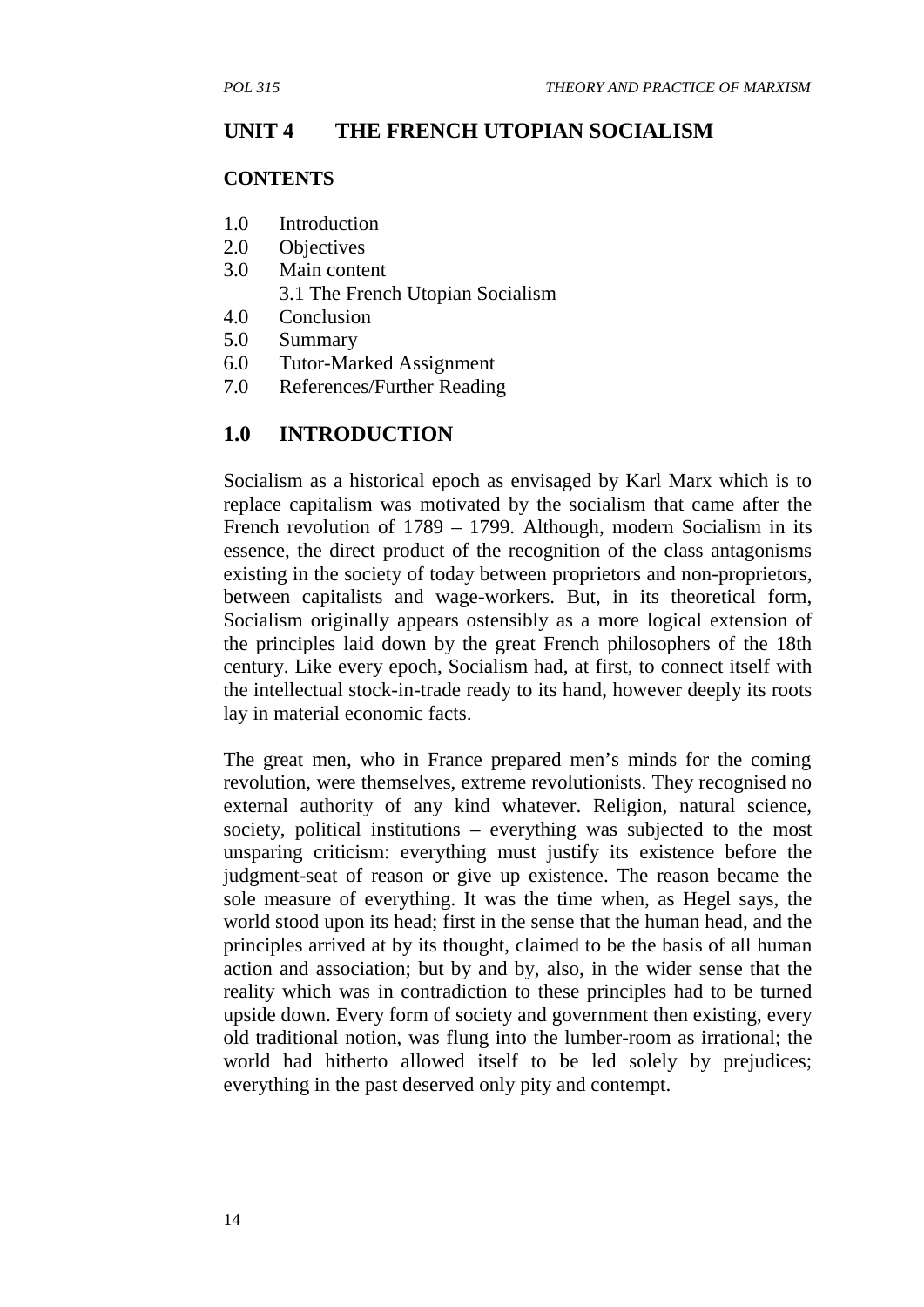## UNIT 4 THE FRENCH UTOPIAN SOCIALISM

**CONTENTS**

1.0 Introduction
2.0 Objectives
3.0 Main content
    3.1 The French Utopian Socialism
4.0 Conclusion
5.0 Summary
6.0 Tutor-Marked Assignment
7.0 References/Further Reading

## 1.0 INTRODUCTION

Socialism as a historical epoch as envisaged by Karl Marx which is to replace capitalism was motivated by the socialism that came after the French revolution of 1789 – 1799. Although, modern Socialism in its essence, the direct product of the recognition of the class antagonisms existing in the society of today between proprietors and non-proprietors, between capitalists and wage-workers. But, in its theoretical form, Socialism originally appears ostensibly as a more logical extension of the principles laid down by the great French philosophers of the 18th century. Like every epoch, Socialism had, at first, to connect itself with the intellectual stock-in-trade ready to its hand, however deeply its roots lay in material economic facts.

The great men, who in France prepared men's minds for the coming revolution, were themselves, extreme revolutionists. They recognised no external authority of any kind whatever. Religion, natural science, society, political institutions – everything was subjected to the most unsparing criticism: everything must justify its existence before the judgment-seat of reason or give up existence. The reason became the sole measure of everything. It was the time when, as Hegel says, the world stood upon its head; first in the sense that the human head, and the principles arrived at by its thought, claimed to be the basis of all human action and association; but by and by, also, in the wider sense that the reality which was in contradiction to these principles had to be turned upside down. Every form of society and government then existing, every old traditional notion, was flung into the lumber-room as irrational; the world had hitherto allowed itself to be led solely by prejudices; everything in the past deserved only pity and contempt.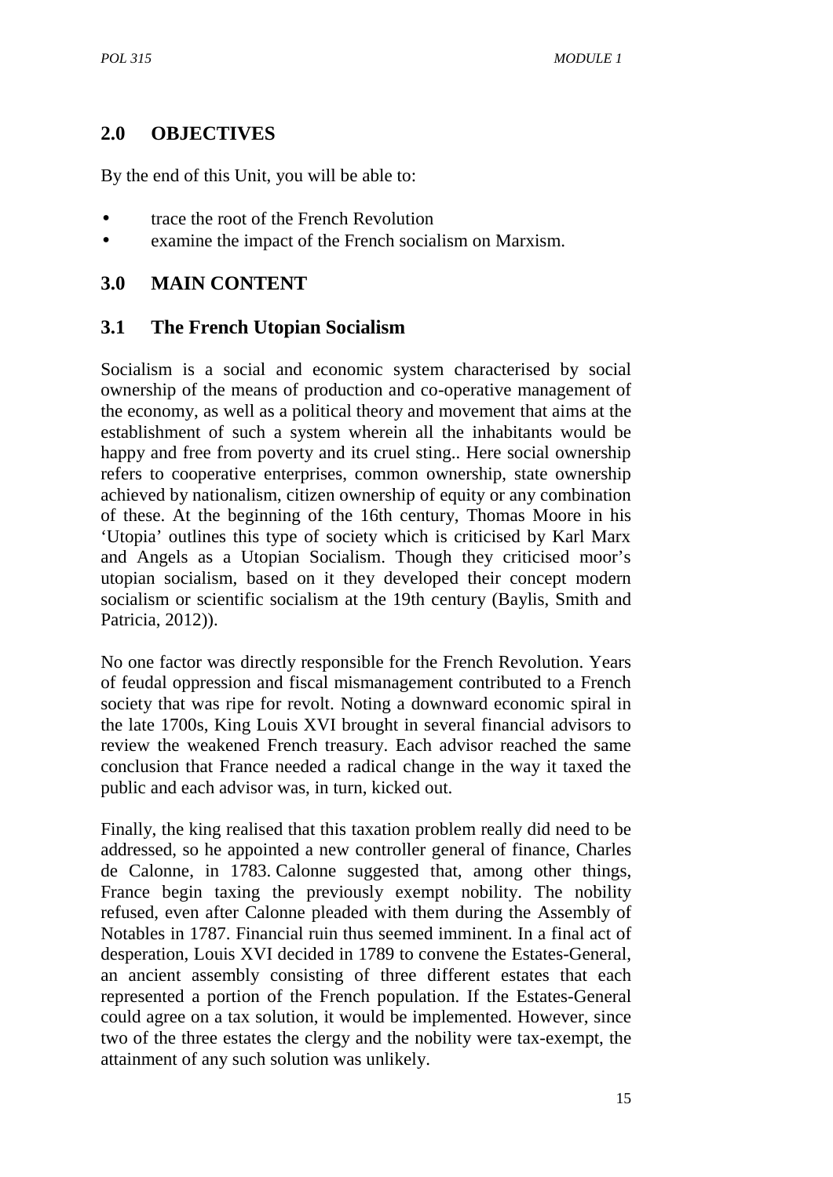## 2.0 OBJECTIVES

By the end of this Unit, you will be able to:

- trace the root of the French Revolution
- examine the impact of the French socialism on Marxism.

## 3.0 MAIN CONTENT

### 3.1 The French Utopian Socialism

Socialism is a social and economic system characterised by social ownership of the means of production and co-operative management of the economy, as well as a political theory and movement that aims at the establishment of such a system wherein all the inhabitants would be happy and free from poverty and its cruel sting.. Here social ownership refers to cooperative enterprises, common ownership, state ownership achieved by nationalism, citizen ownership of equity or any combination of these. At the beginning of the 16th century, Thomas Moore in his 'Utopia' outlines this type of society which is criticised by Karl Marx and Angels as a Utopian Socialism. Though they criticised moor's utopian socialism, based on it they developed their concept modern socialism or scientific socialism at the 19th century (Baylis, Smith and Patricia, 2012)).

No one factor was directly responsible for the French Revolution. Years of feudal oppression and fiscal mismanagement contributed to a French society that was ripe for revolt. Noting a downward economic spiral in the late 1700s, King Louis XVI brought in several financial advisors to review the weakened French treasury. Each advisor reached the same conclusion that France needed a radical change in the way it taxed the public and each advisor was, in turn, kicked out.

Finally, the king realised that this taxation problem really did need to be addressed, so he appointed a new controller general of finance, Charles de Calonne, in 1783. Calonne suggested that, among other things, France begin taxing the previously exempt nobility. The nobility refused, even after Calonne pleaded with them during the Assembly of Notables in 1787. Financial ruin thus seemed imminent. In a final act of desperation, Louis XVI decided in 1789 to convene the Estates-General, an ancient assembly consisting of three different estates that each represented a portion of the French population. If the Estates-General could agree on a tax solution, it would be implemented. However, since two of the three estates the clergy and the nobility were tax-exempt, the attainment of any such solution was unlikely.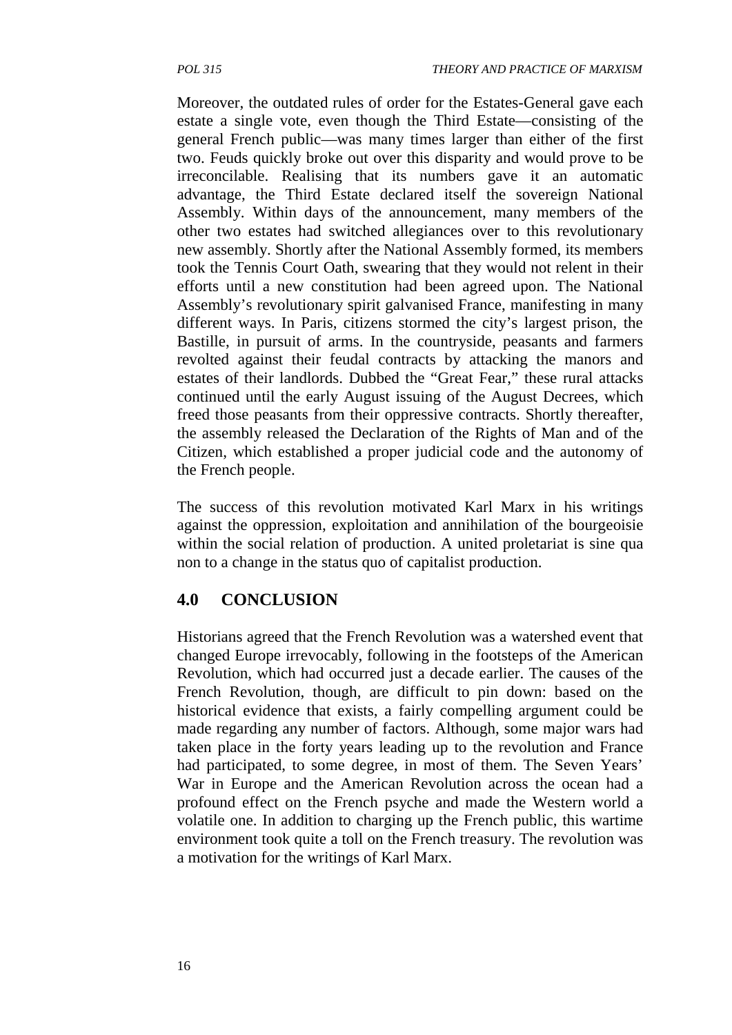Moreover, the outdated rules of order for the Estates-General gave each estate a single vote, even though the Third Estate—consisting of the general French public—was many times larger than either of the first two. Feuds quickly broke out over this disparity and would prove to be irreconcilable. Realising that its numbers gave it an automatic advantage, the Third Estate declared itself the sovereign National Assembly. Within days of the announcement, many members of the other two estates had switched allegiances over to this revolutionary new assembly. Shortly after the National Assembly formed, its members took the Tennis Court Oath, swearing that they would not relent in their efforts until a new constitution had been agreed upon. The National Assembly's revolutionary spirit galvanised France, manifesting in many different ways. In Paris, citizens stormed the city's largest prison, the Bastille, in pursuit of arms. In the countryside, peasants and farmers revolted against their feudal contracts by attacking the manors and estates of their landlords. Dubbed the "Great Fear," these rural attacks continued until the early August issuing of the August Decrees, which freed those peasants from their oppressive contracts. Shortly thereafter, the assembly released the Declaration of the Rights of Man and of the Citizen, which established a proper judicial code and the autonomy of the French people.

The success of this revolution motivated Karl Marx in his writings against the oppression, exploitation and annihilation of the bourgeoisie within the social relation of production. A united proletariat is sine qua non to a change in the status quo of capitalist production.

## 4.0 CONCLUSION

Historians agreed that the French Revolution was a watershed event that changed Europe irrevocably, following in the footsteps of the American Revolution, which had occurred just a decade earlier. The causes of the French Revolution, though, are difficult to pin down: based on the historical evidence that exists, a fairly compelling argument could be made regarding any number of factors. Although, some major wars had taken place in the forty years leading up to the revolution and France had participated, to some degree, in most of them. The Seven Years' War in Europe and the American Revolution across the ocean had a profound effect on the French psyche and made the Western world a volatile one. In addition to charging up the French public, this wartime environment took quite a toll on the French treasury. The revolution was a motivation for the writings of Karl Marx.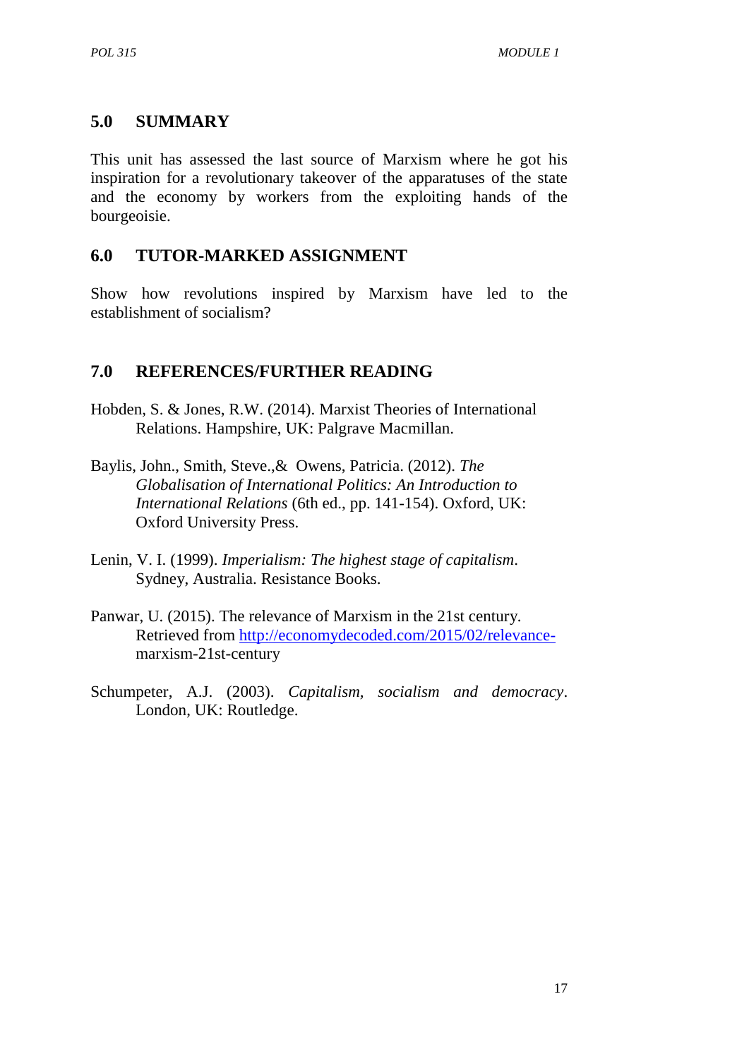## 5.0 SUMMARY

This unit has assessed the last source of Marxism where he got his inspiration for a revolutionary takeover of the apparatuses of the state and the economy by workers from the exploiting hands of the bourgeoisie.

## 6.0 TUTOR-MARKED ASSIGNMENT

Show how revolutions inspired by Marxism have led to the establishment of socialism?

## 7.0 REFERENCES/FURTHER READING

Hobden, S. & Jones, R.W. (2014). Marxist Theories of International Relations. Hampshire, UK: Palgrave Macmillan.

Baylis, John., Smith, Steve.,& Owens, Patricia. (2012). *The Globalisation of International Politics: An Introduction to International Relations* (6th ed., pp. 141-154). Oxford, UK: Oxford University Press.

Lenin, V. I. (1999). *Imperialism: The highest stage of capitalism*. Sydney, Australia. Resistance Books.

Panwar, U. (2015). The relevance of Marxism in the 21st century. Retrieved from http://economydecoded.com/2015/02/relevance-marxism-21st-century

Schumpeter, A.J. (2003). *Capitalism, socialism and democracy*. London, UK: Routledge.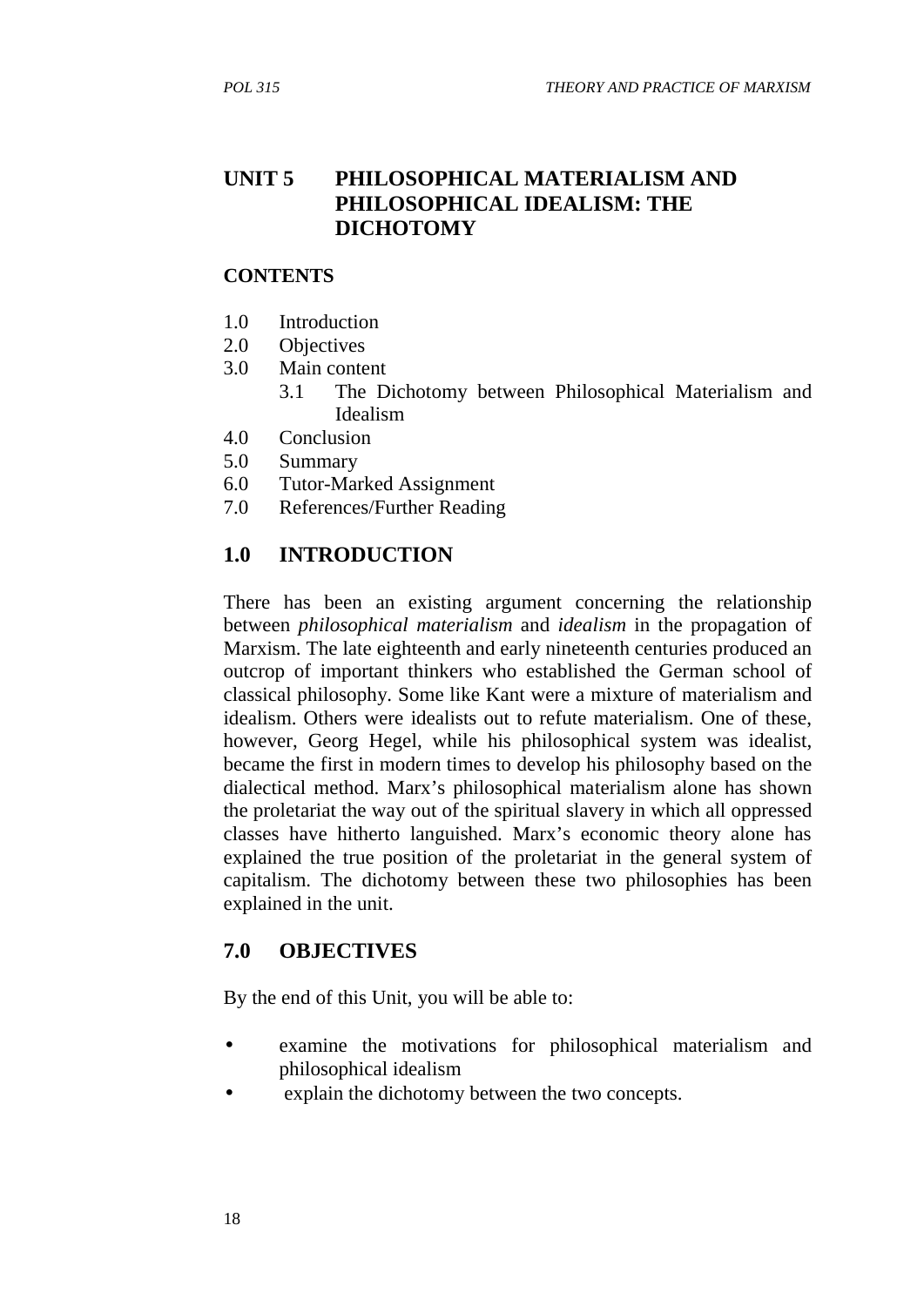# UNIT 5 PHILOSOPHICAL MATERIALISM AND PHILOSOPHICAL IDEALISM: THE DICHOTOMY

**CONTENTS**

1.0 Introduction
2.0 Objectives
3.0 Main content
  3.1 The Dichotomy between Philosophical Materialism and Idealism
4.0 Conclusion
5.0 Summary
6.0 Tutor-Marked Assignment
7.0 References/Further Reading

## 1.0 INTRODUCTION

There has been an existing argument concerning the relationship between *philosophical materialism* and *idealism* in the propagation of Marxism. The late eighteenth and early nineteenth centuries produced an outcrop of important thinkers who established the German school of classical philosophy. Some like Kant were a mixture of materialism and idealism. Others were idealists out to refute materialism. One of these, however, Georg Hegel, while his philosophical system was idealist, became the first in modern times to develop his philosophy based on the dialectical method. Marx's philosophical materialism alone has shown the proletariat the way out of the spiritual slavery in which all oppressed classes have hitherto languished. Marx's economic theory alone has explained the true position of the proletariat in the general system of capitalism. The dichotomy between these two philosophies has been explained in the unit.

## 7.0 OBJECTIVES

By the end of this Unit, you will be able to:

- examine the motivations for philosophical materialism and philosophical idealism
- explain the dichotomy between the two concepts.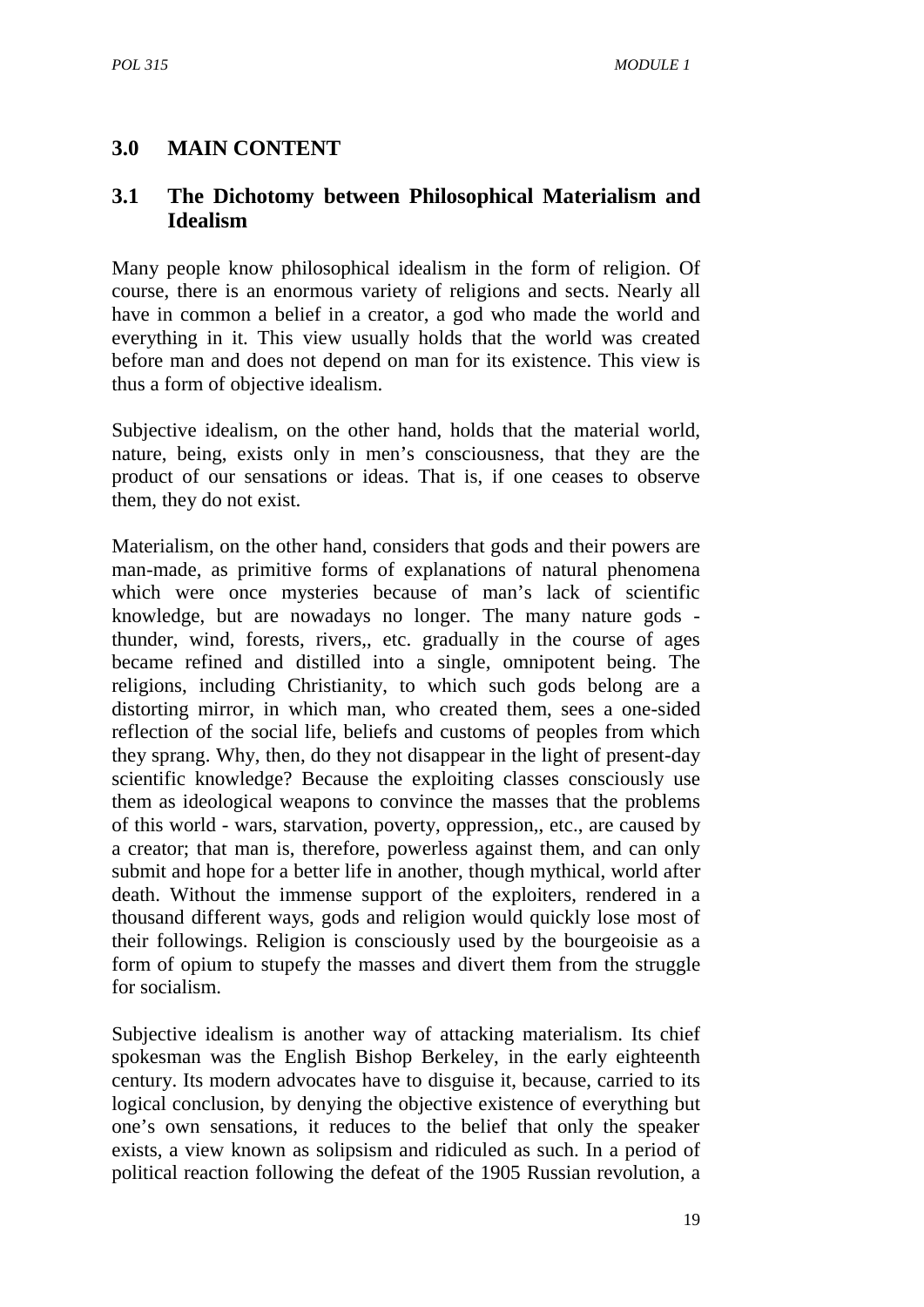## 3.0 MAIN CONTENT

### 3.1 The Dichotomy between Philosophical Materialism and Idealism

Many people know philosophical idealism in the form of religion. Of course, there is an enormous variety of religions and sects. Nearly all have in common a belief in a creator, a god who made the world and everything in it. This view usually holds that the world was created before man and does not depend on man for its existence. This view is thus a form of objective idealism.

Subjective idealism, on the other hand, holds that the material world, nature, being, exists only in men's consciousness, that they are the product of our sensations or ideas. That is, if one ceases to observe them, they do not exist.

Materialism, on the other hand, considers that gods and their powers are man-made, as primitive forms of explanations of natural phenomena which were once mysteries because of man's lack of scientific knowledge, but are nowadays no longer. The many nature gods - thunder, wind, forests, rivers,, etc. gradually in the course of ages became refined and distilled into a single, omnipotent being. The religions, including Christianity, to which such gods belong are a distorting mirror, in which man, who created them, sees a one-sided reflection of the social life, beliefs and customs of peoples from which they sprang. Why, then, do they not disappear in the light of present-day scientific knowledge? Because the exploiting classes consciously use them as ideological weapons to convince the masses that the problems of this world - wars, starvation, poverty, oppression,, etc., are caused by a creator; that man is, therefore, powerless against them, and can only submit and hope for a better life in another, though mythical, world after death. Without the immense support of the exploiters, rendered in a thousand different ways, gods and religion would quickly lose most of their followings. Religion is consciously used by the bourgeoisie as a form of opium to stupefy the masses and divert them from the struggle for socialism.

Subjective idealism is another way of attacking materialism. Its chief spokesman was the English Bishop Berkeley, in the early eighteenth century. Its modern advocates have to disguise it, because, carried to its logical conclusion, by denying the objective existence of everything but one's own sensations, it reduces to the belief that only the speaker exists, a view known as solipsism and ridiculed as such. In a period of political reaction following the defeat of the 1905 Russian revolution, a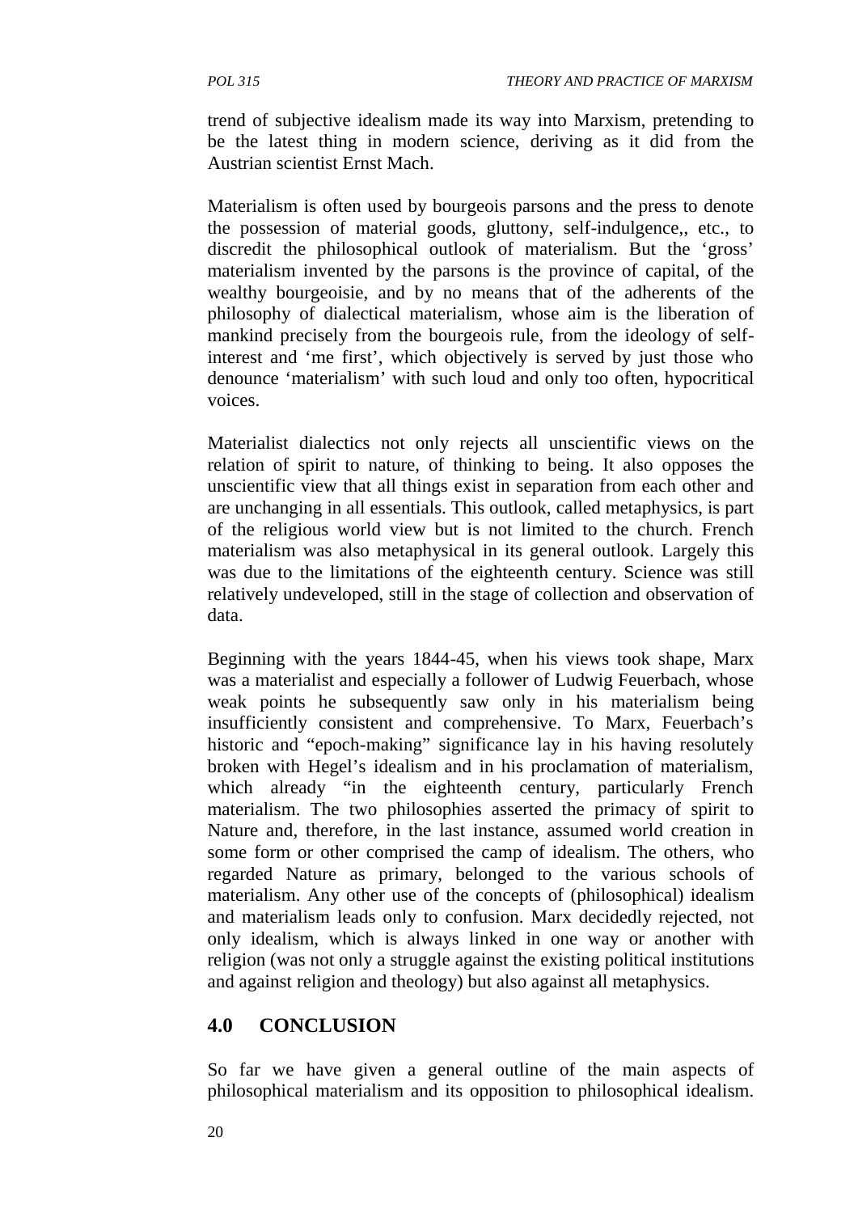trend of subjective idealism made its way into Marxism, pretending to be the latest thing in modern science, deriving as it did from the Austrian scientist Ernst Mach.

Materialism is often used by bourgeois parsons and the press to denote the possession of material goods, gluttony, self-indulgence,, etc., to discredit the philosophical outlook of materialism. But the 'gross' materialism invented by the parsons is the province of capital, of the wealthy bourgeoisie, and by no means that of the adherents of the philosophy of dialectical materialism, whose aim is the liberation of mankind precisely from the bourgeois rule, from the ideology of self-interest and 'me first', which objectively is served by just those who denounce 'materialism' with such loud and only too often, hypocritical voices.

Materialist dialectics not only rejects all unscientific views on the relation of spirit to nature, of thinking to being. It also opposes the unscientific view that all things exist in separation from each other and are unchanging in all essentials. This outlook, called metaphysics, is part of the religious world view but is not limited to the church. French materialism was also metaphysical in its general outlook. Largely this was due to the limitations of the eighteenth century. Science was still relatively undeveloped, still in the stage of collection and observation of data.

Beginning with the years 1844-45, when his views took shape, Marx was a materialist and especially a follower of Ludwig Feuerbach, whose weak points he subsequently saw only in his materialism being insufficiently consistent and comprehensive. To Marx, Feuerbach's historic and "epoch-making" significance lay in his having resolutely broken with Hegel's idealism and in his proclamation of materialism, which already "in the eighteenth century, particularly French materialism. The two philosophies asserted the primacy of spirit to Nature and, therefore, in the last instance, assumed world creation in some form or other comprised the camp of idealism. The others, who regarded Nature as primary, belonged to the various schools of materialism. Any other use of the concepts of (philosophical) idealism and materialism leads only to confusion. Marx decidedly rejected, not only idealism, which is always linked in one way or another with religion (was not only a struggle against the existing political institutions and against religion and theology) but also against all metaphysics.

## 4.0 CONCLUSION

So far we have given a general outline of the main aspects of philosophical materialism and its opposition to philosophical idealism.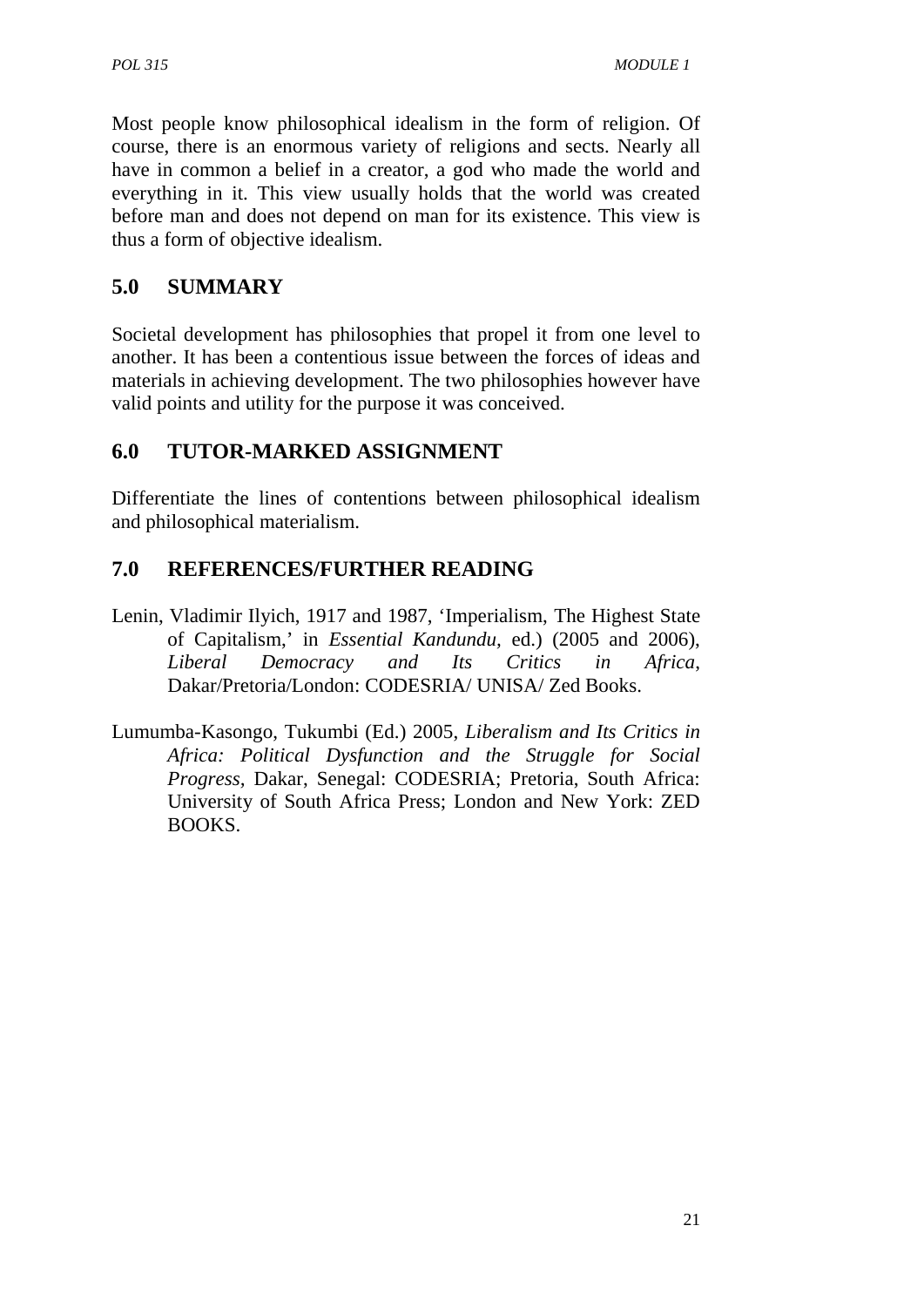Most people know philosophical idealism in the form of religion. Of course, there is an enormous variety of religions and sects. Nearly all have in common a belief in a creator, a god who made the world and everything in it. This view usually holds that the world was created before man and does not depend on man for its existence. This view is thus a form of objective idealism.

## 5.0 SUMMARY

Societal development has philosophies that propel it from one level to another. It has been a contentious issue between the forces of ideas and materials in achieving development. The two philosophies however have valid points and utility for the purpose it was conceived.

## 6.0 TUTOR-MARKED ASSIGNMENT

Differentiate the lines of contentions between philosophical idealism and philosophical materialism.

## 7.0 REFERENCES/FURTHER READING

Lenin, Vladimir Ilyich, 1917 and 1987, 'Imperialism, The Highest State of Capitalism,' in *Essential Kandundu*, ed.) (2005 and 2006), *Liberal Democracy and Its Critics in Africa*, Dakar/Pretoria/London: CODESRIA/ UNISA/ Zed Books.

Lumumba-Kasongo, Tukumbi (Ed.) 2005, *Liberalism and Its Critics in Africa: Political Dysfunction and the Struggle for Social Progress*, Dakar, Senegal: CODESRIA; Pretoria, South Africa: University of South Africa Press; London and New York: ZED BOOKS.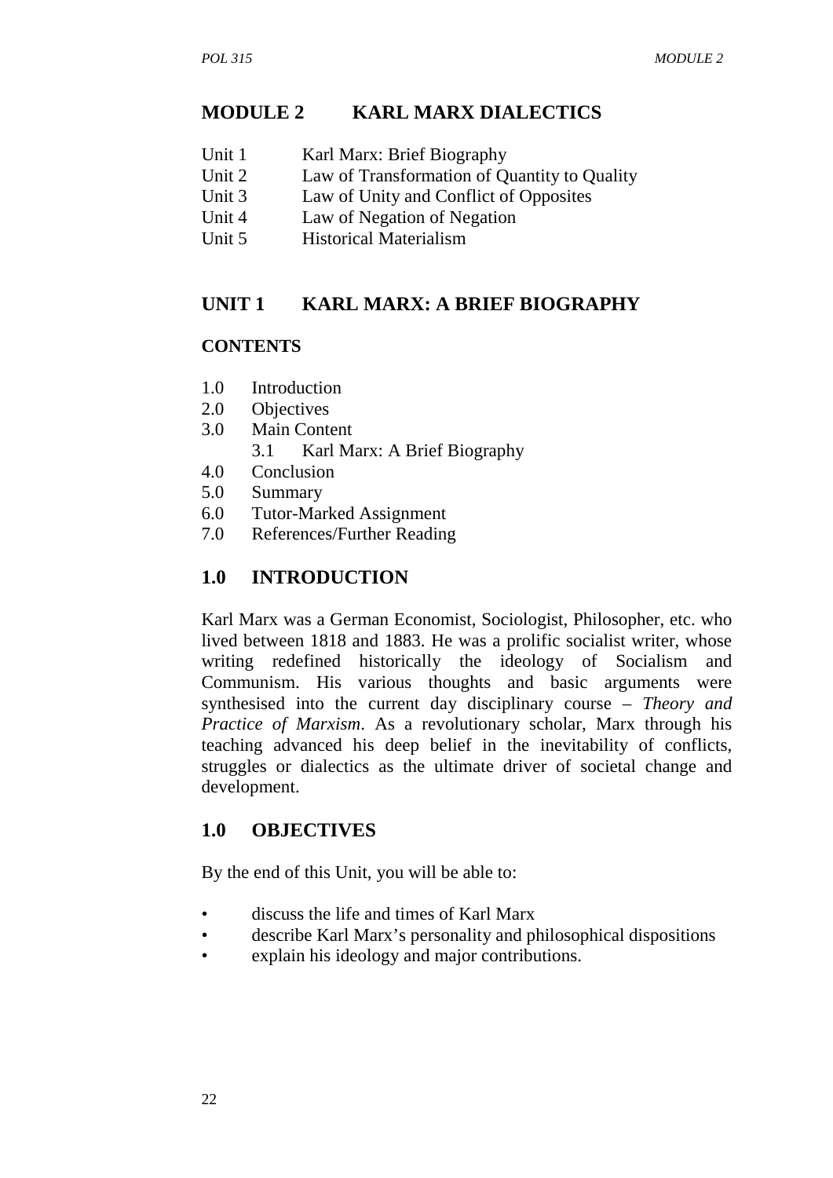# MODULE 2 KARL MARX DIALECTICS

Unit 1 Karl Marx: Brief Biography
Unit 2 Law of Transformation of Quantity to Quality
Unit 3 Law of Unity and Conflict of Opposites
Unit 4 Law of Negation of Negation
Unit 5 Historical Materialism

## UNIT 1 KARL MARX: A BRIEF BIOGRAPHY

### CONTENTS

1.0 Introduction
2.0 Objectives
3.0 Main Content
  3.1 Karl Marx: A Brief Biography
4.0 Conclusion
5.0 Summary
6.0 Tutor-Marked Assignment
7.0 References/Further Reading

## 1.0 INTRODUCTION

Karl Marx was a German Economist, Sociologist, Philosopher, etc. who lived between 1818 and 1883. He was a prolific socialist writer, whose writing redefined historically the ideology of Socialism and Communism. His various thoughts and basic arguments were synthesised into the current day disciplinary course – *Theory and Practice of Marxism*. As a revolutionary scholar, Marx through his teaching advanced his deep belief in the inevitability of conflicts, struggles or dialectics as the ultimate driver of societal change and development.

## 1.0 OBJECTIVES

By the end of this Unit, you will be able to:

- discuss the life and times of Karl Marx
- describe Karl Marx's personality and philosophical dispositions
- explain his ideology and major contributions.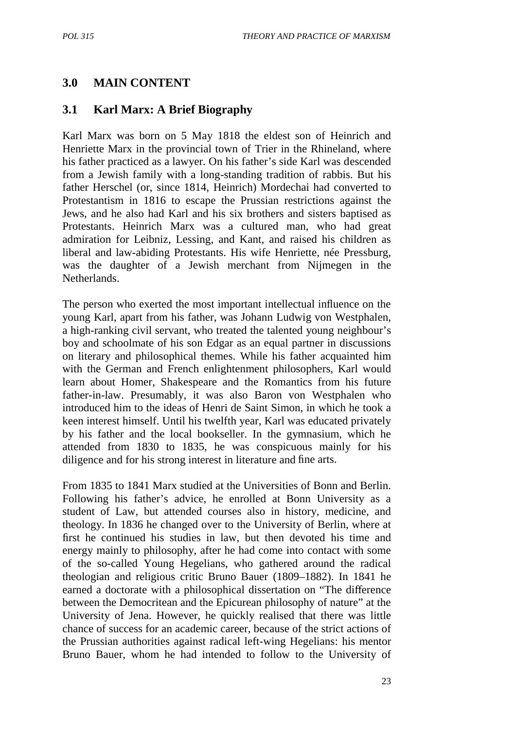## 3.0 MAIN CONTENT

### 3.1 Karl Marx: A Brief Biography

Karl Marx was born on 5 May 1818 the eldest son of Heinrich and Henriette Marx in the provincial town of Trier in the Rhineland, where his father practiced as a lawyer. On his father's side Karl was descended from a Jewish family with a long-standing tradition of rabbis. But his father Herschel (or, since 1814, Heinrich) Mordechai had converted to Protestantism in 1816 to escape the Prussian restrictions against the Jews, and he also had Karl and his six brothers and sisters baptised as Protestants. Heinrich Marx was a cultured man, who had great admiration for Leibniz, Lessing, and Kant, and raised his children as liberal and law-abiding Protestants. His wife Henriette, née Pressburg, was the daughter of a Jewish merchant from Nijmegen in the Netherlands.

The person who exerted the most important intellectual influence on the young Karl, apart from his father, was Johann Ludwig von Westphalen, a high-ranking civil servant, who treated the talented young neighbour's boy and schoolmate of his son Edgar as an equal partner in discussions on literary and philosophical themes. While his father acquainted him with the German and French enlightenment philosophers, Karl would learn about Homer, Shakespeare and the Romantics from his future father-in-law. Presumably, it was also Baron von Westphalen who introduced him to the ideas of Henri de Saint Simon, in which he took a keen interest himself. Until his twelfth year, Karl was educated privately by his father and the local bookseller. In the gymnasium, which he attended from 1830 to 1835, he was conspicuous mainly for his diligence and for his strong interest in literature and fine arts.

From 1835 to 1841 Marx studied at the Universities of Bonn and Berlin. Following his father's advice, he enrolled at Bonn University as a student of Law, but attended courses also in history, medicine, and theology. In 1836 he changed over to the University of Berlin, where at first he continued his studies in law, but then devoted his time and energy mainly to philosophy, after he had come into contact with some of the so-called Young Hegelians, who gathered around the radical theologian and religious critic Bruno Bauer (1809–1882). In 1841 he earned a doctorate with a philosophical dissertation on "The difference between the Democritean and the Epicurean philosophy of nature" at the University of Jena. However, he quickly realised that there was little chance of success for an academic career, because of the strict actions of the Prussian authorities against radical left-wing Hegelians: his mentor Bruno Bauer, whom he had intended to follow to the University of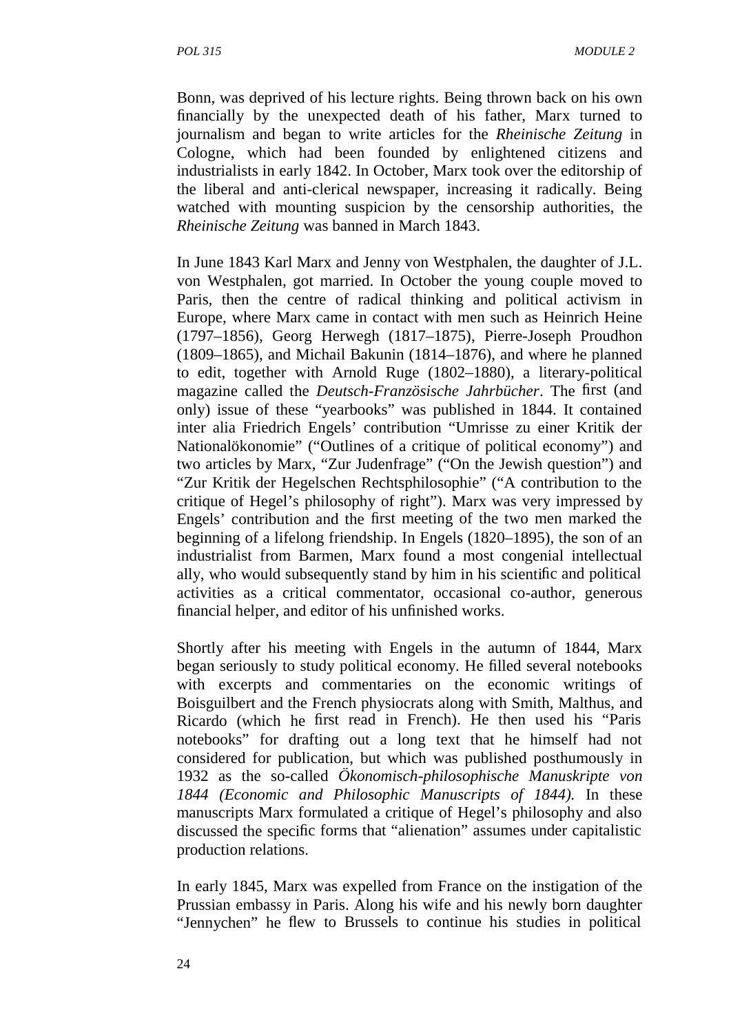Bonn, was deprived of his lecture rights. Being thrown back on his own financially by the unexpected death of his father, Marx turned to journalism and began to write articles for the *Rheinische Zeitung* in Cologne, which had been founded by enlightened citizens and industrialists in early 1842. In October, Marx took over the editorship of the liberal and anti-clerical newspaper, increasing it radically. Being watched with mounting suspicion by the censorship authorities, the *Rheinische Zeitung* was banned in March 1843.

In June 1843 Karl Marx and Jenny von Westphalen, the daughter of J.L. von Westphalen, got married. In October the young couple moved to Paris, then the centre of radical thinking and political activism in Europe, where Marx came in contact with men such as Heinrich Heine (1797–1856), Georg Herwegh (1817–1875), Pierre-Joseph Proudhon (1809–1865), and Michail Bakunin (1814–1876), and where he planned to edit, together with Arnold Ruge (1802–1880), a literary-political magazine called the *Deutsch-Französische Jahrbücher*. The first (and only) issue of these "yearbooks" was published in 1844. It contained inter alia Friedrich Engels' contribution "Umrisse zu einer Kritik der Nationalökonomie" ("Outlines of a critique of political economy") and two articles by Marx, "Zur Judenfrage" ("On the Jewish question") and "Zur Kritik der Hegelschen Rechtsphilosophie" ("A contribution to the critique of Hegel's philosophy of right"). Marx was very impressed by Engels' contribution and the first meeting of the two men marked the beginning of a lifelong friendship. In Engels (1820–1895), the son of an industrialist from Barmen, Marx found a most congenial intellectual ally, who would subsequently stand by him in his scientific and political activities as a critical commentator, occasional co-author, generous financial helper, and editor of his unfinished works.

Shortly after his meeting with Engels in the autumn of 1844, Marx began seriously to study political economy. He filled several notebooks with excerpts and commentaries on the economic writings of Boisguilbert and the French physiocrats along with Smith, Malthus, and Ricardo (which he first read in French). He then used his "Paris notebooks" for drafting out a long text that he himself had not considered for publication, but which was published posthumously in 1932 as the so-called *Ökonomisch-philosophische Manuskripte von 1844 (Economic and Philosophic Manuscripts of 1844).* In these manuscripts Marx formulated a critique of Hegel's philosophy and also discussed the specific forms that "alienation" assumes under capitalistic production relations.

In early 1845, Marx was expelled from France on the instigation of the Prussian embassy in Paris. Along his wife and his newly born daughter "Jennychen" he flew to Brussels to continue his studies in political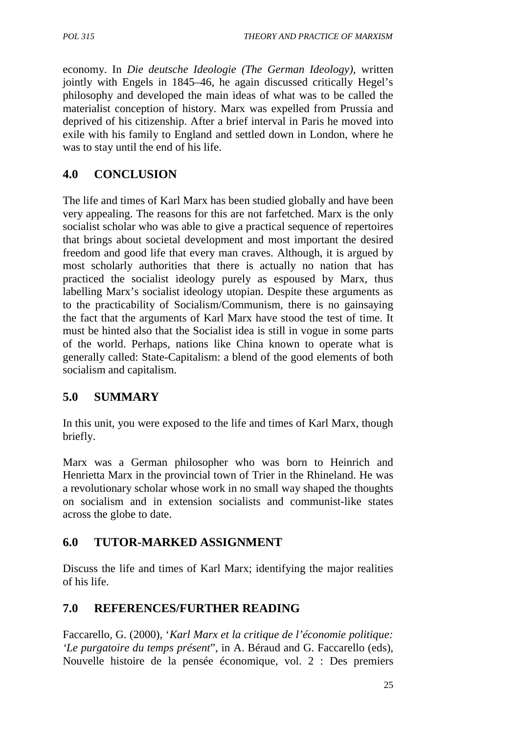economy. In *Die deutsche Ideologie (The German Ideology)*, written jointly with Engels in 1845–46, he again discussed critically Hegel's philosophy and developed the main ideas of what was to be called the materialist conception of history. Marx was expelled from Prussia and deprived of his citizenship. After a brief interval in Paris he moved into exile with his family to England and settled down in London, where he was to stay until the end of his life.

## 4.0 CONCLUSION

The life and times of Karl Marx has been studied globally and have been very appealing. The reasons for this are not farfetched. Marx is the only socialist scholar who was able to give a practical sequence of repertoires that brings about societal development and most important the desired freedom and good life that every man craves. Although, it is argued by most scholarly authorities that there is actually no nation that has practiced the socialist ideology purely as espoused by Marx, thus labelling Marx's socialist ideology utopian. Despite these arguments as to the practicability of Socialism/Communism, there is no gainsaying the fact that the arguments of Karl Marx have stood the test of time. It must be hinted also that the Socialist idea is still in vogue in some parts of the world. Perhaps, nations like China known to operate what is generally called: State-Capitalism: a blend of the good elements of both socialism and capitalism.

## 5.0 SUMMARY

In this unit, you were exposed to the life and times of Karl Marx, though briefly.

Marx was a German philosopher who was born to Heinrich and Henrietta Marx in the provincial town of Trier in the Rhineland. He was a revolutionary scholar whose work in no small way shaped the thoughts on socialism and in extension socialists and communist-like states across the globe to date.

## 6.0 TUTOR-MARKED ASSIGNMENT

Discuss the life and times of Karl Marx; identifying the major realities of his life.

## 7.0 REFERENCES/FURTHER READING

Faccarello, G. (2000), '*Karl Marx et la critique de l'économie politique: 'Le purgatoire du temps présent*", in A. Béraud and G. Faccarello (eds), Nouvelle histoire de la pensée économique, vol. 2 : Des premiers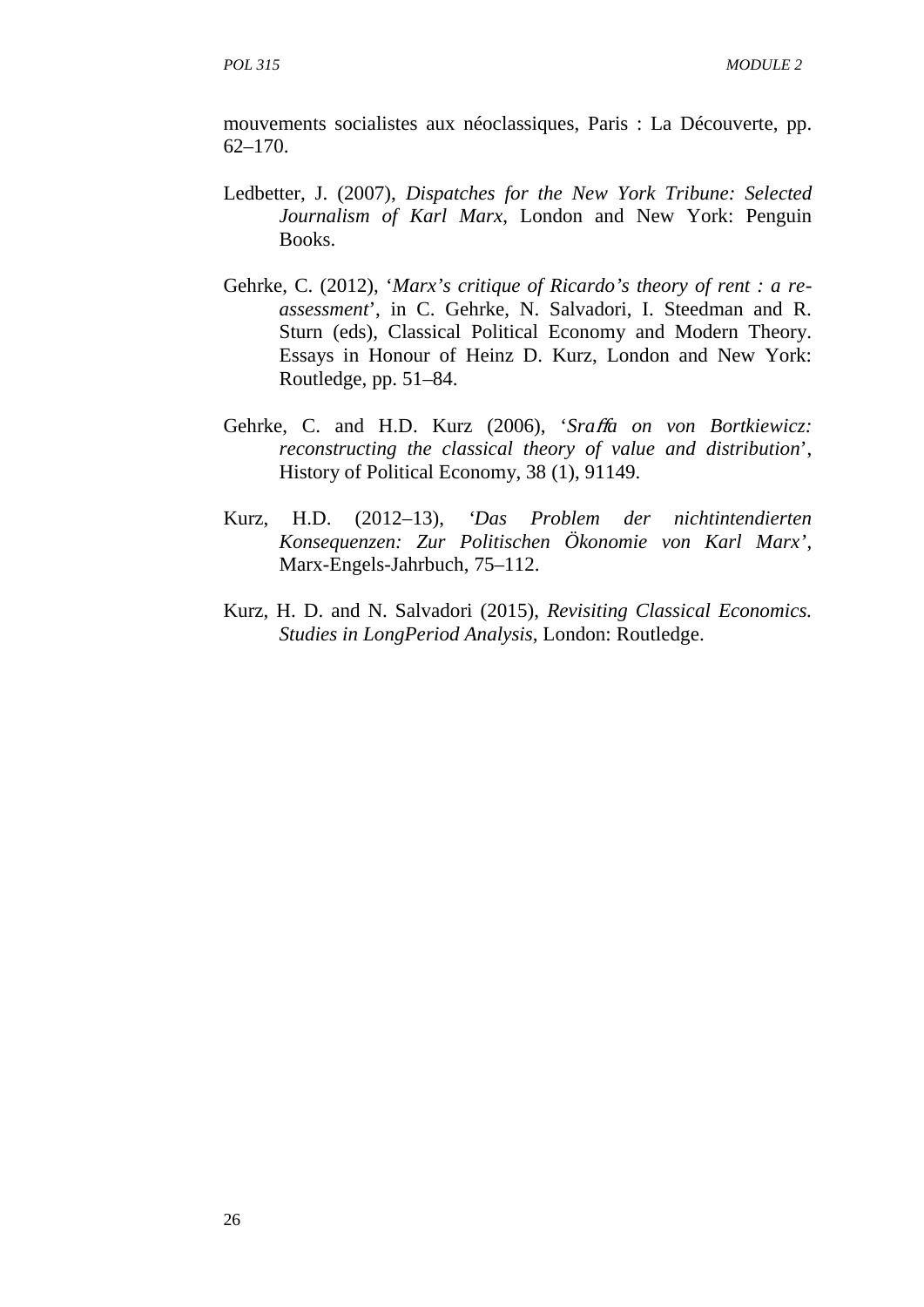mouvements socialistes aux néoclassiques, Paris : La Découverte, pp. 62–170.

Ledbetter, J. (2007), *Dispatches for the New York Tribune: Selected Journalism of Karl Marx*, London and New York: Penguin Books.

Gehrke, C. (2012), '*Marx's critique of Ricardo's theory of rent : a re-assessment*', in C. Gehrke, N. Salvadori, I. Steedman and R. Sturn (eds), Classical Political Economy and Modern Theory. Essays in Honour of Heinz D. Kurz, London and New York: Routledge, pp. 51–84.

Gehrke, C. and H.D. Kurz (2006), '*Sraffa on von Bortkiewicz: reconstructing the classical theory of value and distribution*', History of Political Economy, 38 (1), 91149.

Kurz, H.D. (2012–13), '*Das Problem der nichtintendierten Konsequenzen: Zur Politischen Ökonomie von Karl Marx*', Marx-Engels-Jahrbuch, 75–112.

Kurz, H. D. and N. Salvadori (2015), *Revisiting Classical Economics. Studies in LongPeriod Analysis*, London: Routledge.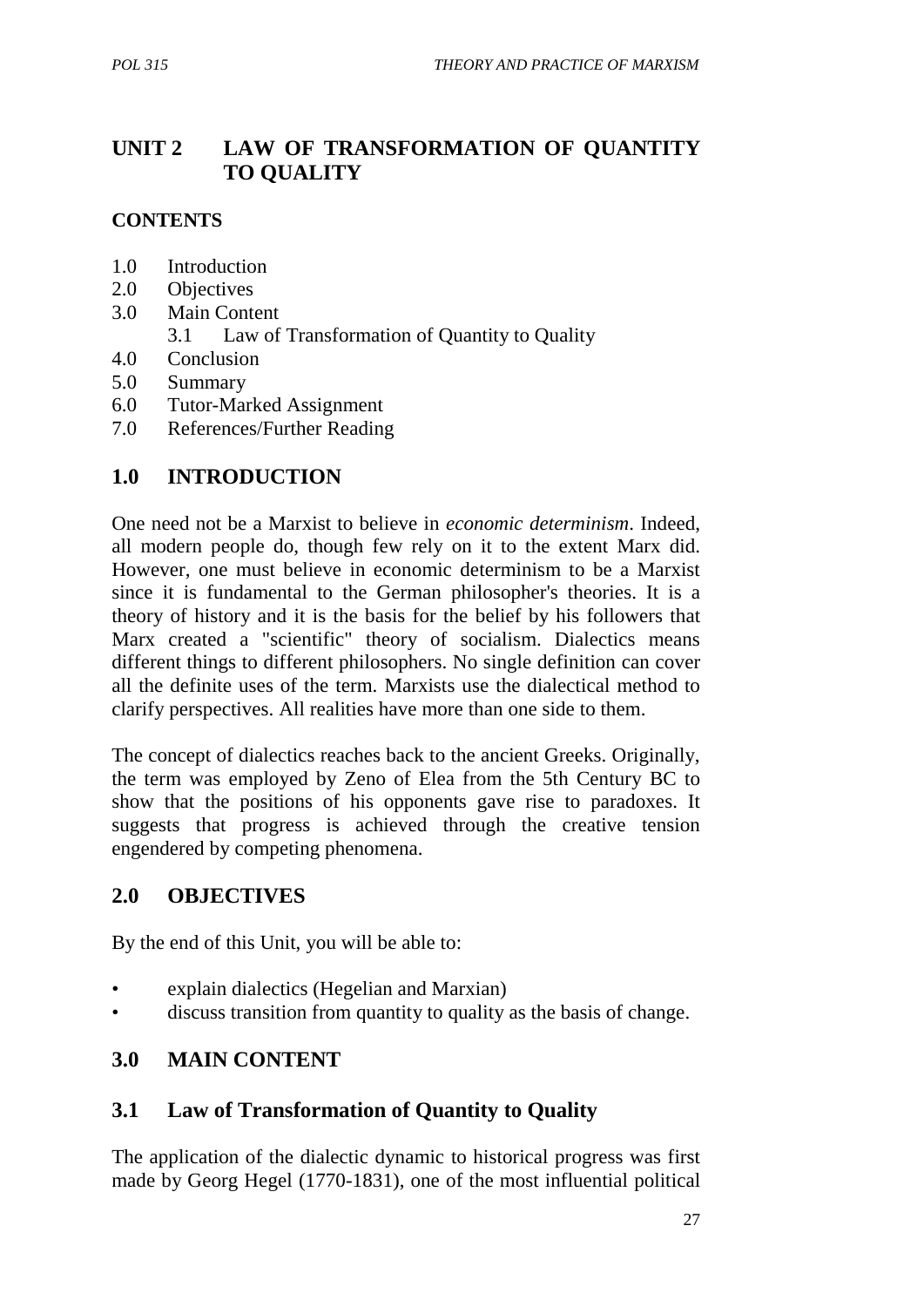# UNIT 2 LAW OF TRANSFORMATION OF QUANTITY TO QUALITY

**CONTENTS**

- 1.0 Introduction
- 2.0 Objectives
- 3.0 Main Content
  - 3.1 Law of Transformation of Quantity to Quality
- 4.0 Conclusion
- 5.0 Summary
- 6.0 Tutor-Marked Assignment
- 7.0 References/Further Reading

## 1.0 INTRODUCTION

One need not be a Marxist to believe in *economic determinism*. Indeed, all modern people do, though few rely on it to the extent Marx did. However, one must believe in economic determinism to be a Marxist since it is fundamental to the German philosopher's theories. It is a theory of history and it is the basis for the belief by his followers that Marx created a "scientific" theory of socialism. Dialectics means different things to different philosophers. No single definition can cover all the definite uses of the term. Marxists use the dialectical method to clarify perspectives. All realities have more than one side to them.

The concept of dialectics reaches back to the ancient Greeks. Originally, the term was employed by Zeno of Elea from the 5th Century BC to show that the positions of his opponents gave rise to paradoxes. It suggests that progress is achieved through the creative tension engendered by competing phenomena.

## 2.0 OBJECTIVES

By the end of this Unit, you will be able to:

- explain dialectics (Hegelian and Marxian)
- discuss transition from quantity to quality as the basis of change.

## 3.0 MAIN CONTENT

### 3.1 Law of Transformation of Quantity to Quality

The application of the dialectic dynamic to historical progress was first made by Georg Hegel (1770-1831), one of the most influential political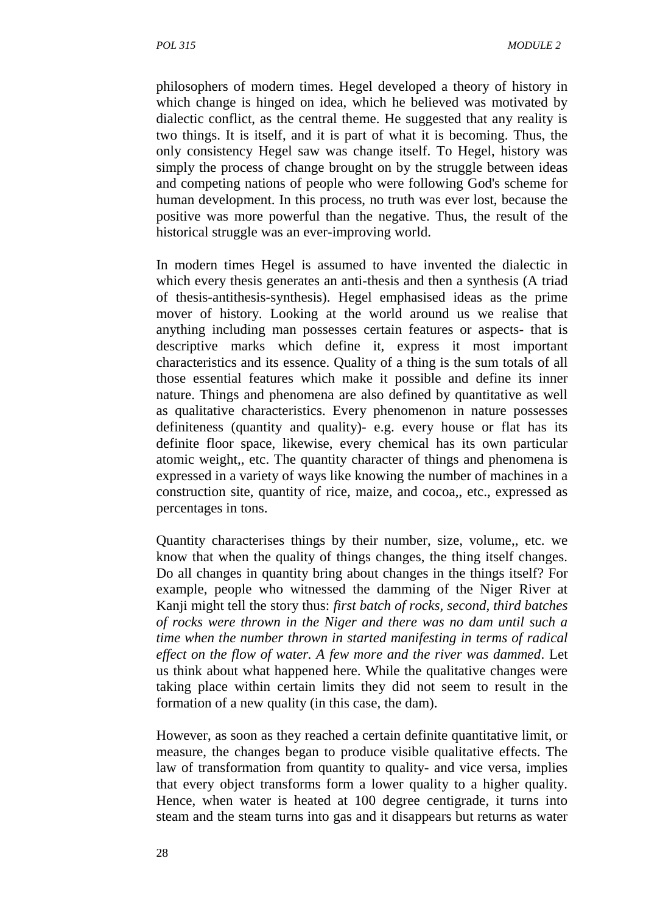philosophers of modern times. Hegel developed a theory of history in which change is hinged on idea, which he believed was motivated by dialectic conflict, as the central theme. He suggested that any reality is two things. It is itself, and it is part of what it is becoming. Thus, the only consistency Hegel saw was change itself. To Hegel, history was simply the process of change brought on by the struggle between ideas and competing nations of people who were following God's scheme for human development. In this process, no truth was ever lost, because the positive was more powerful than the negative. Thus, the result of the historical struggle was an ever-improving world.

In modern times Hegel is assumed to have invented the dialectic in which every thesis generates an anti-thesis and then a synthesis (A triad of thesis-antithesis-synthesis). Hegel emphasised ideas as the prime mover of history. Looking at the world around us we realise that anything including man possesses certain features or aspects- that is descriptive marks which define it, express it most important characteristics and its essence. Quality of a thing is the sum totals of all those essential features which make it possible and define its inner nature. Things and phenomena are also defined by quantitative as well as qualitative characteristics. Every phenomenon in nature possesses definiteness (quantity and quality)- e.g. every house or flat has its definite floor space, likewise, every chemical has its own particular atomic weight,, etc. The quantity character of things and phenomena is expressed in a variety of ways like knowing the number of machines in a construction site, quantity of rice, maize, and cocoa,, etc., expressed as percentages in tons.

Quantity characterises things by their number, size, volume,, etc. we know that when the quality of things changes, the thing itself changes. Do all changes in quantity bring about changes in the things itself? For example, people who witnessed the damming of the Niger River at Kanji might tell the story thus: *first batch of rocks, second, third batches of rocks were thrown in the Niger and there was no dam until such a time when the number thrown in started manifesting in terms of radical effect on the flow of water. A few more and the river was dammed*. Let us think about what happened here. While the qualitative changes were taking place within certain limits they did not seem to result in the formation of a new quality (in this case, the dam).

However, as soon as they reached a certain definite quantitative limit, or measure, the changes began to produce visible qualitative effects. The law of transformation from quantity to quality- and vice versa, implies that every object transforms form a lower quality to a higher quality. Hence, when water is heated at 100 degree centigrade, it turns into steam and the steam turns into gas and it disappears but returns as water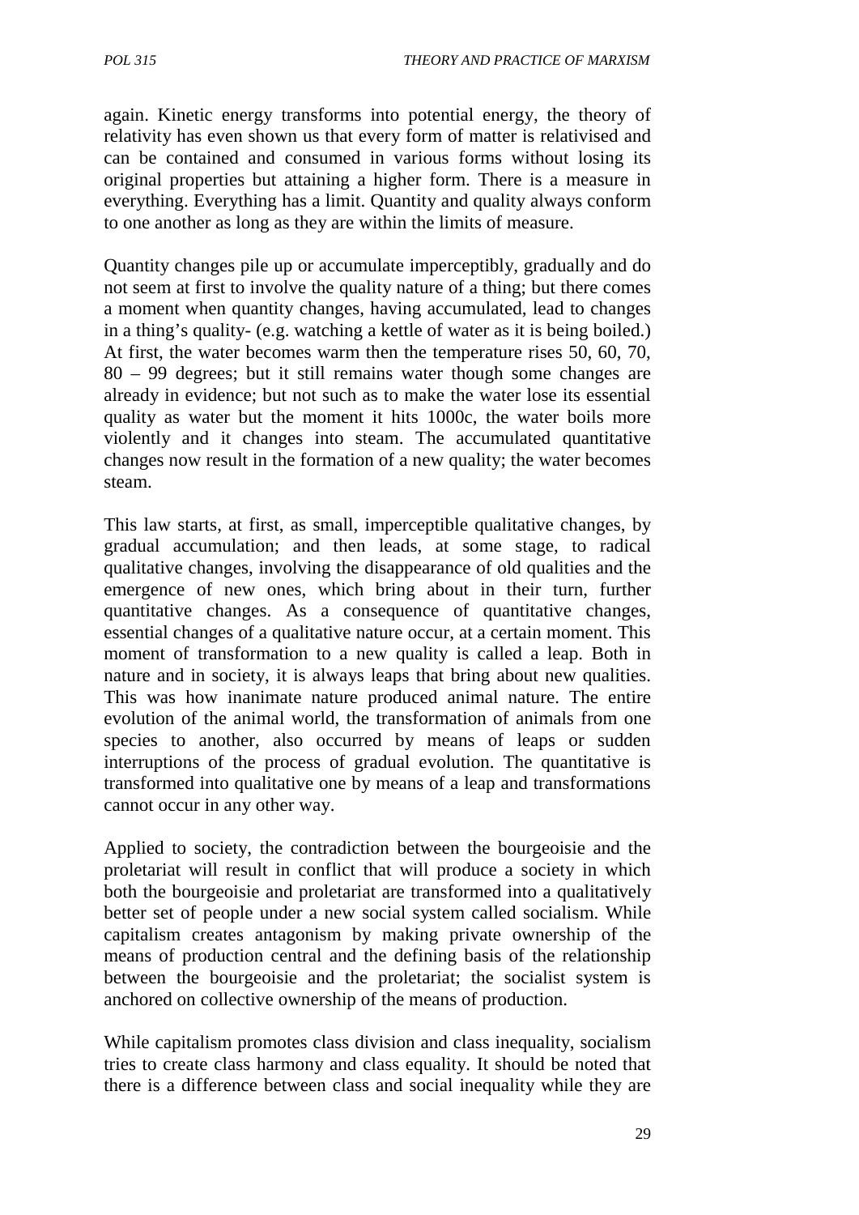again. Kinetic energy transforms into potential energy, the theory of relativity has even shown us that every form of matter is relativised and can be contained and consumed in various forms without losing its original properties but attaining a higher form. There is a measure in everything. Everything has a limit. Quantity and quality always conform to one another as long as they are within the limits of measure.

Quantity changes pile up or accumulate imperceptibly, gradually and do not seem at first to involve the quality nature of a thing; but there comes a moment when quantity changes, having accumulated, lead to changes in a thing's quality- (e.g. watching a kettle of water as it is being boiled.) At first, the water becomes warm then the temperature rises 50, 60, 70, 80 – 99 degrees; but it still remains water though some changes are already in evidence; but not such as to make the water lose its essential quality as water but the moment it hits 1000c, the water boils more violently and it changes into steam. The accumulated quantitative changes now result in the formation of a new quality; the water becomes steam.

This law starts, at first, as small, imperceptible qualitative changes, by gradual accumulation; and then leads, at some stage, to radical qualitative changes, involving the disappearance of old qualities and the emergence of new ones, which bring about in their turn, further quantitative changes. As a consequence of quantitative changes, essential changes of a qualitative nature occur, at a certain moment. This moment of transformation to a new quality is called a leap. Both in nature and in society, it is always leaps that bring about new qualities. This was how inanimate nature produced animal nature. The entire evolution of the animal world, the transformation of animals from one species to another, also occurred by means of leaps or sudden interruptions of the process of gradual evolution. The quantitative is transformed into qualitative one by means of a leap and transformations cannot occur in any other way.

Applied to society, the contradiction between the bourgeoisie and the proletariat will result in conflict that will produce a society in which both the bourgeoisie and proletariat are transformed into a qualitatively better set of people under a new social system called socialism. While capitalism creates antagonism by making private ownership of the means of production central and the defining basis of the relationship between the bourgeoisie and the proletariat; the socialist system is anchored on collective ownership of the means of production.

While capitalism promotes class division and class inequality, socialism tries to create class harmony and class equality. It should be noted that there is a difference between class and social inequality while they are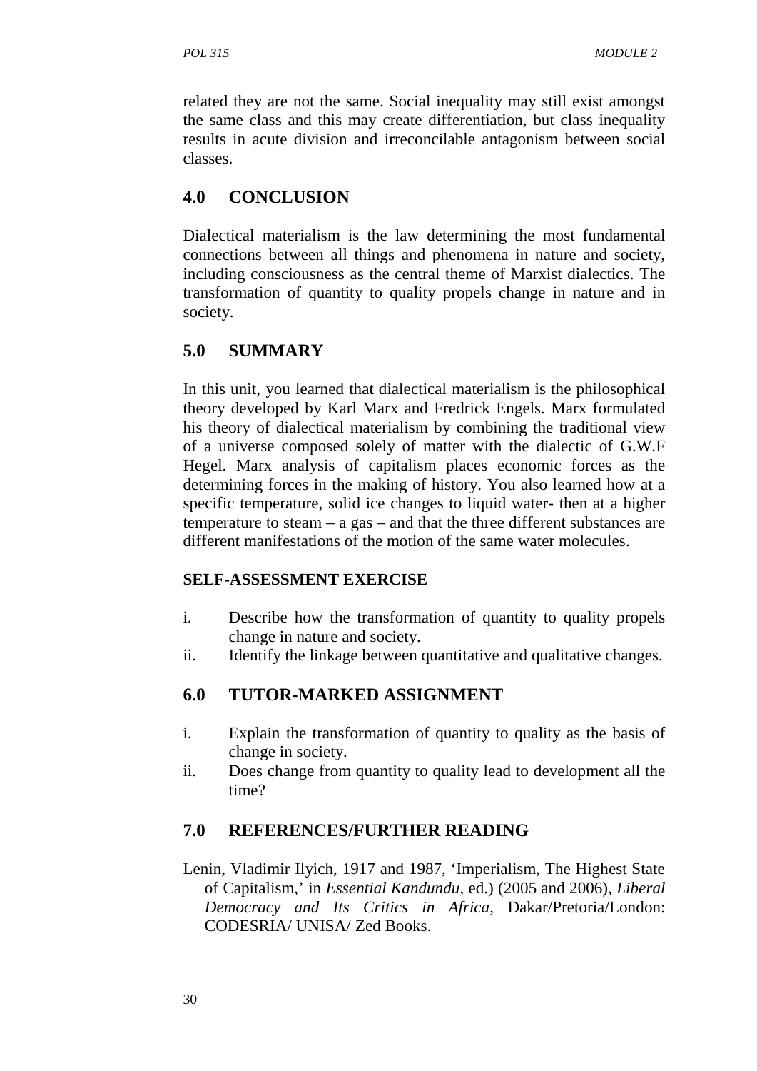related they are not the same. Social inequality may still exist amongst the same class and this may create differentiation, but class inequality results in acute division and irreconcilable antagonism between social classes.

## 4.0 CONCLUSION

Dialectical materialism is the law determining the most fundamental connections between all things and phenomena in nature and society, including consciousness as the central theme of Marxist dialectics. The transformation of quantity to quality propels change in nature and in society.

## 5.0 SUMMARY

In this unit, you learned that dialectical materialism is the philosophical theory developed by Karl Marx and Fredrick Engels. Marx formulated his theory of dialectical materialism by combining the traditional view of a universe composed solely of matter with the dialectic of G.W.F Hegel. Marx analysis of capitalism places economic forces as the determining forces in the making of history. You also learned how at a specific temperature, solid ice changes to liquid water- then at a higher temperature to steam – a gas – and that the three different substances are different manifestations of the motion of the same water molecules.

### SELF-ASSESSMENT EXERCISE

i. Describe how the transformation of quantity to quality propels change in nature and society.
ii. Identify the linkage between quantitative and qualitative changes.

## 6.0 TUTOR-MARKED ASSIGNMENT

i. Explain the transformation of quantity to quality as the basis of change in society.
ii. Does change from quantity to quality lead to development all the time?

## 7.0 REFERENCES/FURTHER READING

Lenin, Vladimir Ilyich, 1917 and 1987, 'Imperialism, The Highest State of Capitalism,' in *Essential Kandundu*, ed.) (2005 and 2006), *Liberal Democracy and Its Critics in Africa*, Dakar/Pretoria/London: CODESRIA/ UNISA/ Zed Books.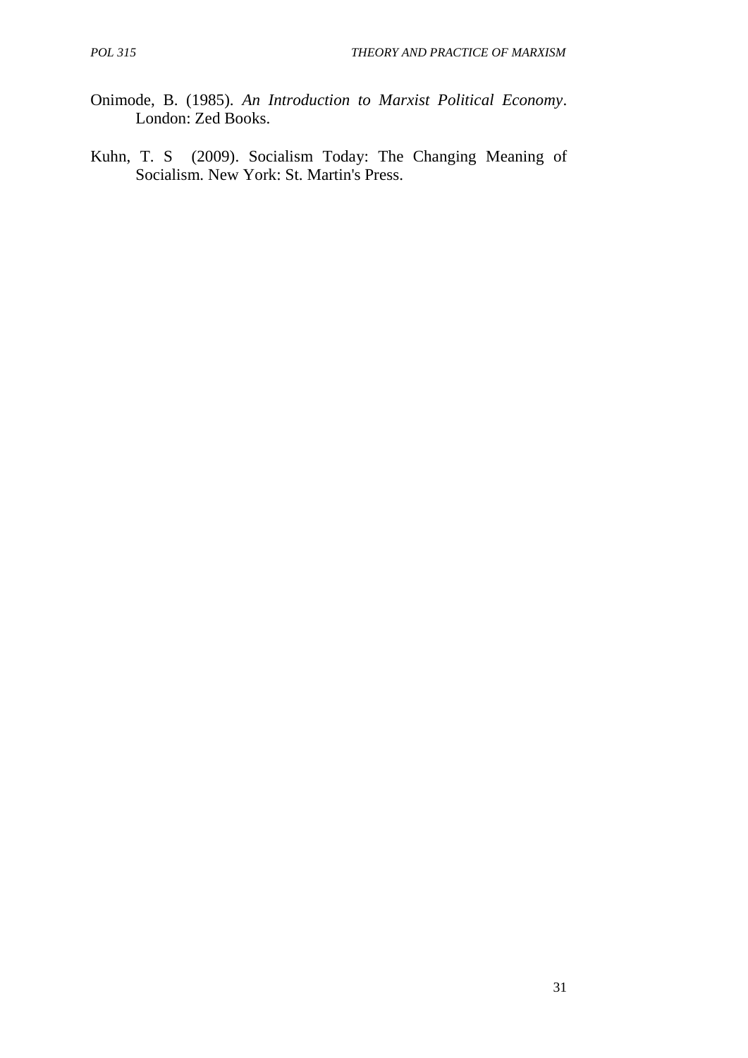Onimode, B. (1985). *An Introduction to Marxist Political Economy*. London: Zed Books.

Kuhn, T. S (2009). Socialism Today: The Changing Meaning of Socialism. New York: St. Martin's Press.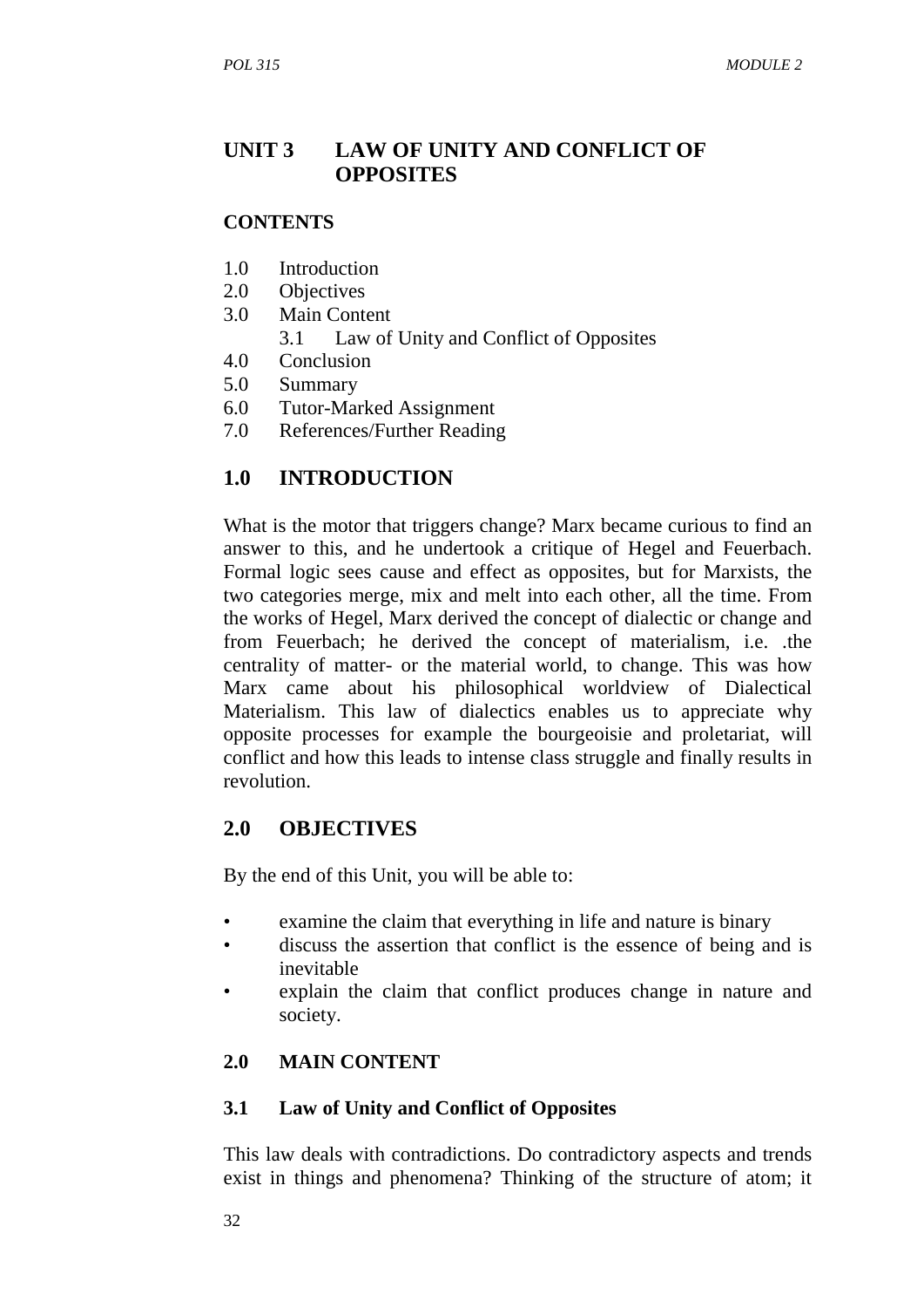## UNIT 3 LAW OF UNITY AND CONFLICT OF OPPOSITES

### CONTENTS

1.0 Introduction
2.0 Objectives
3.0 Main Content
  3.1 Law of Unity and Conflict of Opposites
4.0 Conclusion
5.0 Summary
6.0 Tutor-Marked Assignment
7.0 References/Further Reading

## 1.0 INTRODUCTION

What is the motor that triggers change? Marx became curious to find an answer to this, and he undertook a critique of Hegel and Feuerbach. Formal logic sees cause and effect as opposites, but for Marxists, the two categories merge, mix and melt into each other, all the time. From the works of Hegel, Marx derived the concept of dialectic or change and from Feuerbach; he derived the concept of materialism, i.e. .the centrality of matter- or the material world, to change. This was how Marx came about his philosophical worldview of Dialectical Materialism. This law of dialectics enables us to appreciate why opposite processes for example the bourgeoisie and proletariat, will conflict and how this leads to intense class struggle and finally results in revolution.

## 2.0 OBJECTIVES

By the end of this Unit, you will be able to:

- examine the claim that everything in life and nature is binary
- discuss the assertion that conflict is the essence of being and is inevitable
- explain the claim that conflict produces change in nature and society.

### 2.0 MAIN CONTENT

### 3.1 Law of Unity and Conflict of Opposites

This law deals with contradictions. Do contradictory aspects and trends exist in things and phenomena? Thinking of the structure of atom; it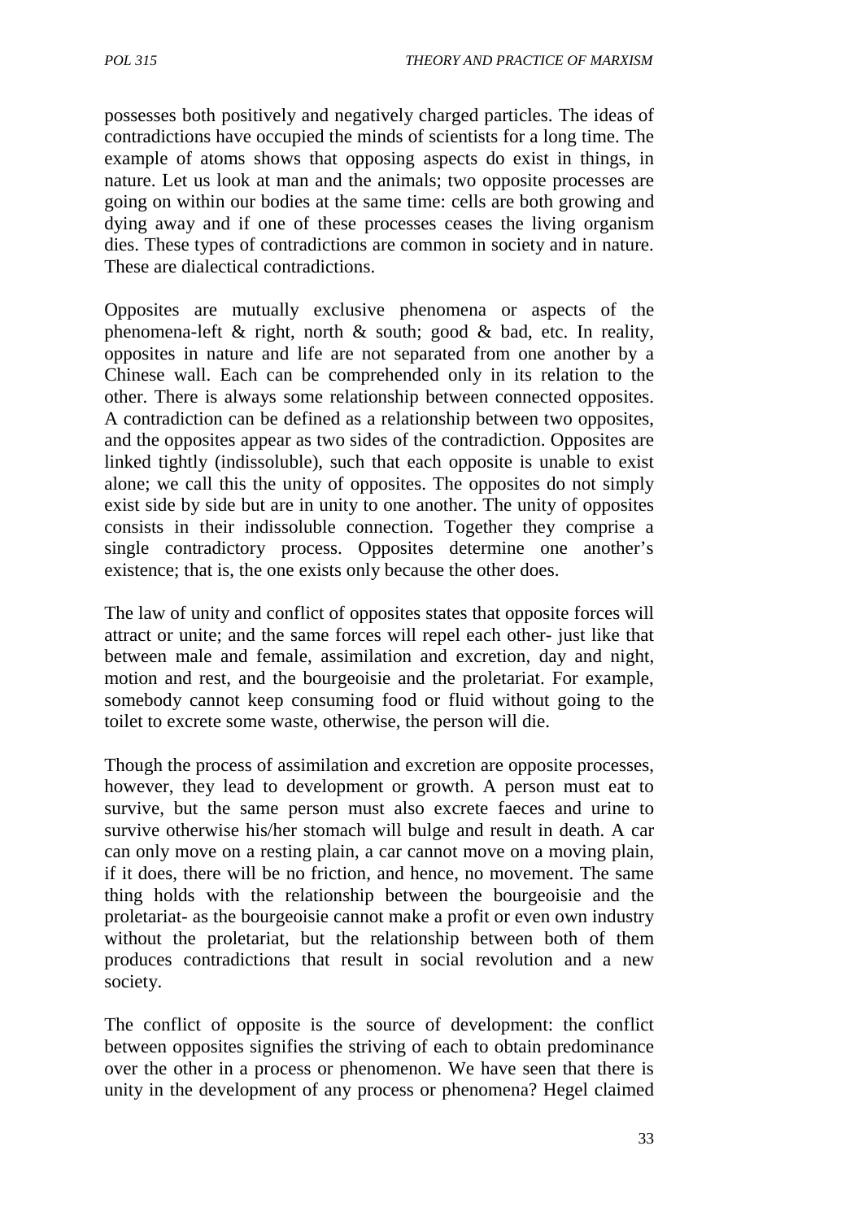possesses both positively and negatively charged particles. The ideas of contradictions have occupied the minds of scientists for a long time. The example of atoms shows that opposing aspects do exist in things, in nature. Let us look at man and the animals; two opposite processes are going on within our bodies at the same time: cells are both growing and dying away and if one of these processes ceases the living organism dies. These types of contradictions are common in society and in nature. These are dialectical contradictions.

Opposites are mutually exclusive phenomena or aspects of the phenomena-left & right, north & south; good & bad, etc. In reality, opposites in nature and life are not separated from one another by a Chinese wall. Each can be comprehended only in its relation to the other. There is always some relationship between connected opposites. A contradiction can be defined as a relationship between two opposites, and the opposites appear as two sides of the contradiction. Opposites are linked tightly (indissoluble), such that each opposite is unable to exist alone; we call this the unity of opposites. The opposites do not simply exist side by side but are in unity to one another. The unity of opposites consists in their indissoluble connection. Together they comprise a single contradictory process. Opposites determine one another's existence; that is, the one exists only because the other does.

The law of unity and conflict of opposites states that opposite forces will attract or unite; and the same forces will repel each other- just like that between male and female, assimilation and excretion, day and night, motion and rest, and the bourgeoisie and the proletariat. For example, somebody cannot keep consuming food or fluid without going to the toilet to excrete some waste, otherwise, the person will die.

Though the process of assimilation and excretion are opposite processes, however, they lead to development or growth. A person must eat to survive, but the same person must also excrete faeces and urine to survive otherwise his/her stomach will bulge and result in death. A car can only move on a resting plain, a car cannot move on a moving plain, if it does, there will be no friction, and hence, no movement. The same thing holds with the relationship between the bourgeoisie and the proletariat- as the bourgeoisie cannot make a profit or even own industry without the proletariat, but the relationship between both of them produces contradictions that result in social revolution and a new society.

The conflict of opposite is the source of development: the conflict between opposites signifies the striving of each to obtain predominance over the other in a process or phenomenon. We have seen that there is unity in the development of any process or phenomena? Hegel claimed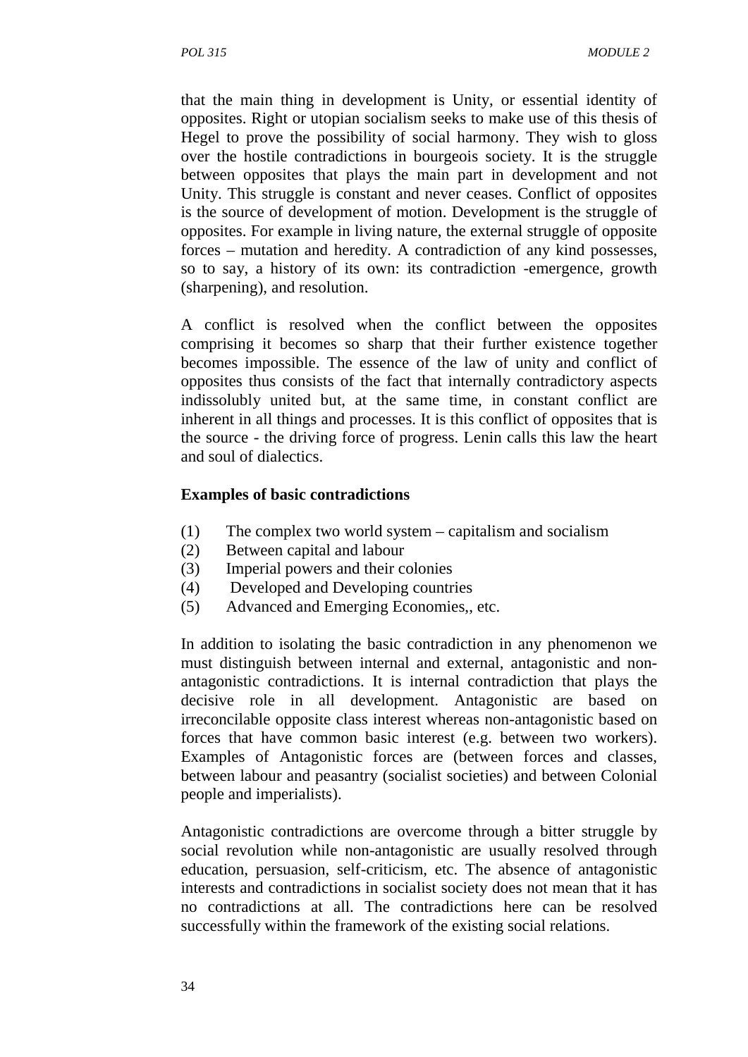that the main thing in development is Unity, or essential identity of opposites. Right or utopian socialism seeks to make use of this thesis of Hegel to prove the possibility of social harmony. They wish to gloss over the hostile contradictions in bourgeois society. It is the struggle between opposites that plays the main part in development and not Unity. This struggle is constant and never ceases. Conflict of opposites is the source of development of motion. Development is the struggle of opposites. For example in living nature, the external struggle of opposite forces – mutation and heredity. A contradiction of any kind possesses, so to say, a history of its own: its contradiction -emergence, growth (sharpening), and resolution.

A conflict is resolved when the conflict between the opposites comprising it becomes so sharp that their further existence together becomes impossible. The essence of the law of unity and conflict of opposites thus consists of the fact that internally contradictory aspects indissolubly united but, at the same time, in constant conflict are inherent in all things and processes. It is this conflict of opposites that is the source - the driving force of progress. Lenin calls this law the heart and soul of dialectics.

**Examples of basic contradictions**

(1) The complex two world system – capitalism and socialism
(2) Between capital and labour
(3) Imperial powers and their colonies
(4) Developed and Developing countries
(5) Advanced and Emerging Economies,, etc.

In addition to isolating the basic contradiction in any phenomenon we must distinguish between internal and external, antagonistic and non-antagonistic contradictions. It is internal contradiction that plays the decisive role in all development. Antagonistic are based on irreconcilable opposite class interest whereas non-antagonistic based on forces that have common basic interest (e.g. between two workers). Examples of Antagonistic forces are (between forces and classes, between labour and peasantry (socialist societies) and between Colonial people and imperialists).

Antagonistic contradictions are overcome through a bitter struggle by social revolution while non-antagonistic are usually resolved through education, persuasion, self-criticism, etc. The absence of antagonistic interests and contradictions in socialist society does not mean that it has no contradictions at all. The contradictions here can be resolved successfully within the framework of the existing social relations.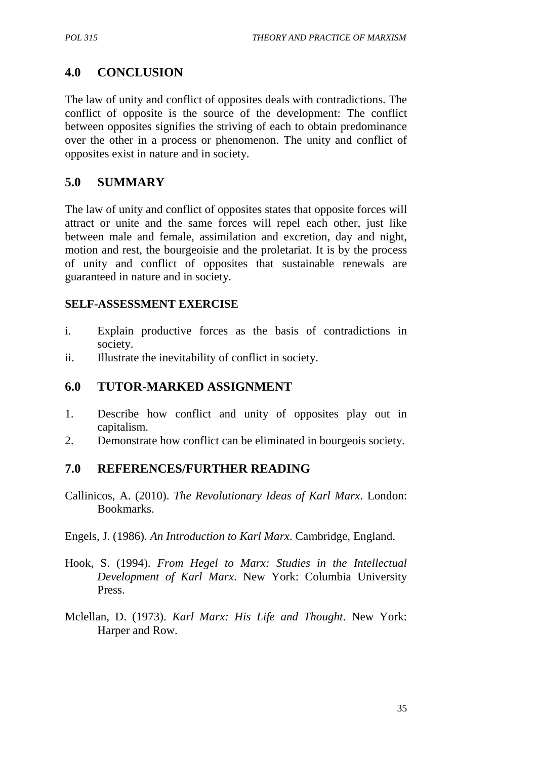## 4.0 CONCLUSION

The law of unity and conflict of opposites deals with contradictions. The conflict of opposite is the source of the development: The conflict between opposites signifies the striving of each to obtain predominance over the other in a process or phenomenon. The unity and conflict of opposites exist in nature and in society.

## 5.0 SUMMARY

The law of unity and conflict of opposites states that opposite forces will attract or unite and the same forces will repel each other, just like between male and female, assimilation and excretion, day and night, motion and rest, the bourgeoisie and the proletariat. It is by the process of unity and conflict of opposites that sustainable renewals are guaranteed in nature and in society.

**SELF-ASSESSMENT EXERCISE**

i. Explain productive forces as the basis of contradictions in society.
ii. Illustrate the inevitability of conflict in society.

## 6.0 TUTOR-MARKED ASSIGNMENT

1. Describe how conflict and unity of opposites play out in capitalism.
2. Demonstrate how conflict can be eliminated in bourgeois society.

## 7.0 REFERENCES/FURTHER READING

Callinicos, A. (2010). *The Revolutionary Ideas of Karl Marx*. London: Bookmarks.

Engels, J. (1986). *An Introduction to Karl Marx*. Cambridge, England.

Hook, S. (1994). *From Hegel to Marx: Studies in the Intellectual Development of Karl Marx*. New York: Columbia University Press.

Mclellan, D. (1973). *Karl Marx: His Life and Thought*. New York: Harper and Row.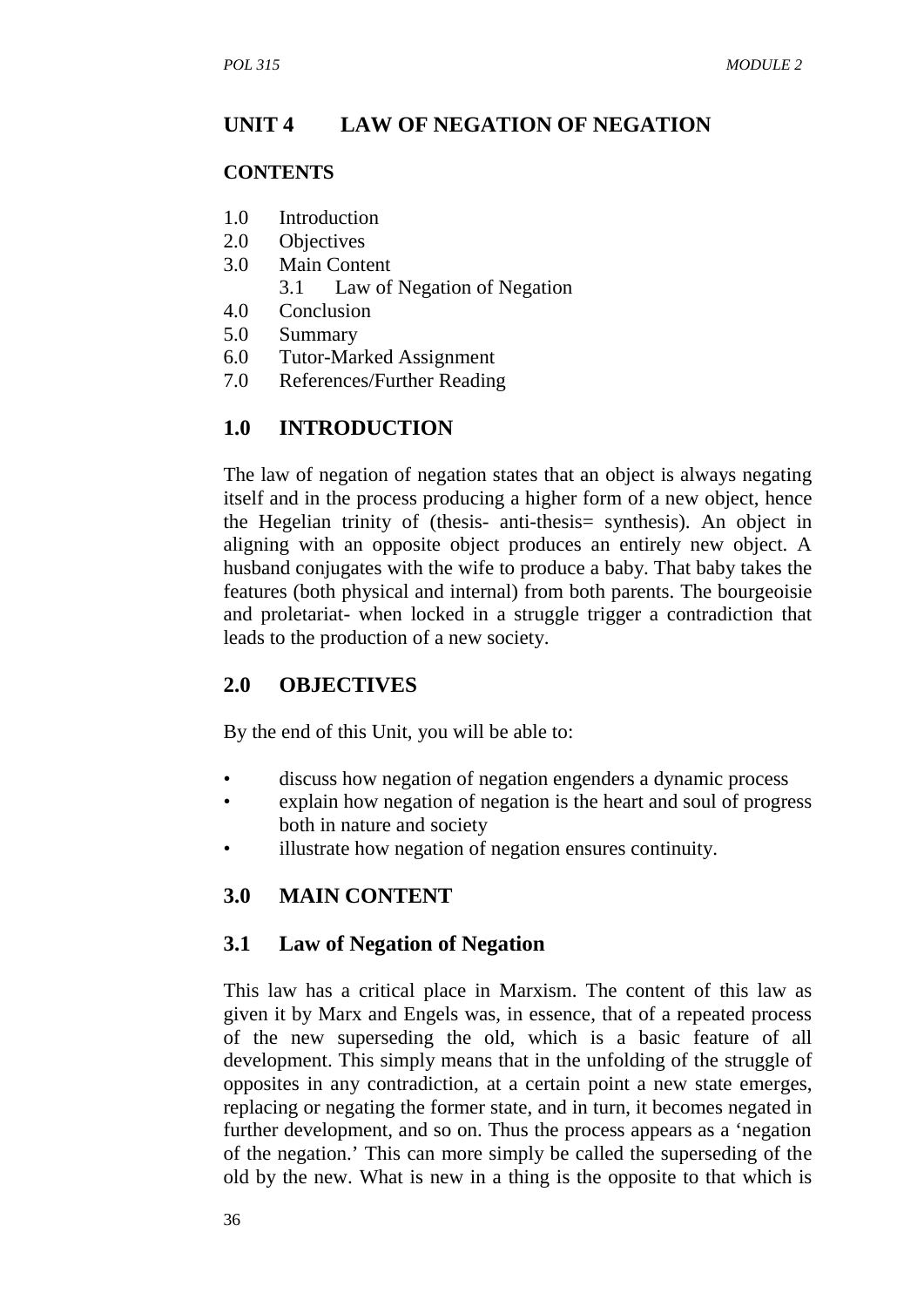## UNIT 4 LAW OF NEGATION OF NEGATION

### CONTENTS

1.0 Introduction
2.0 Objectives
3.0 Main Content
  3.1 Law of Negation of Negation
4.0 Conclusion
5.0 Summary
6.0 Tutor-Marked Assignment
7.0 References/Further Reading

## 1.0 INTRODUCTION

The law of negation of negation states that an object is always negating itself and in the process producing a higher form of a new object, hence the Hegelian trinity of (thesis- anti-thesis= synthesis). An object in aligning with an opposite object produces an entirely new object. A husband conjugates with the wife to produce a baby. That baby takes the features (both physical and internal) from both parents. The bourgeoisie and proletariat- when locked in a struggle trigger a contradiction that leads to the production of a new society.

## 2.0 OBJECTIVES

By the end of this Unit, you will be able to:

- discuss how negation of negation engenders a dynamic process
- explain how negation of negation is the heart and soul of progress both in nature and society
- illustrate how negation of negation ensures continuity.

## 3.0 MAIN CONTENT

### 3.1 Law of Negation of Negation

This law has a critical place in Marxism. The content of this law as given it by Marx and Engels was, in essence, that of a repeated process of the new superseding the old, which is a basic feature of all development. This simply means that in the unfolding of the struggle of opposites in any contradiction, at a certain point a new state emerges, replacing or negating the former state, and in turn, it becomes negated in further development, and so on. Thus the process appears as a 'negation of the negation.' This can more simply be called the superseding of the old by the new. What is new in a thing is the opposite to that which is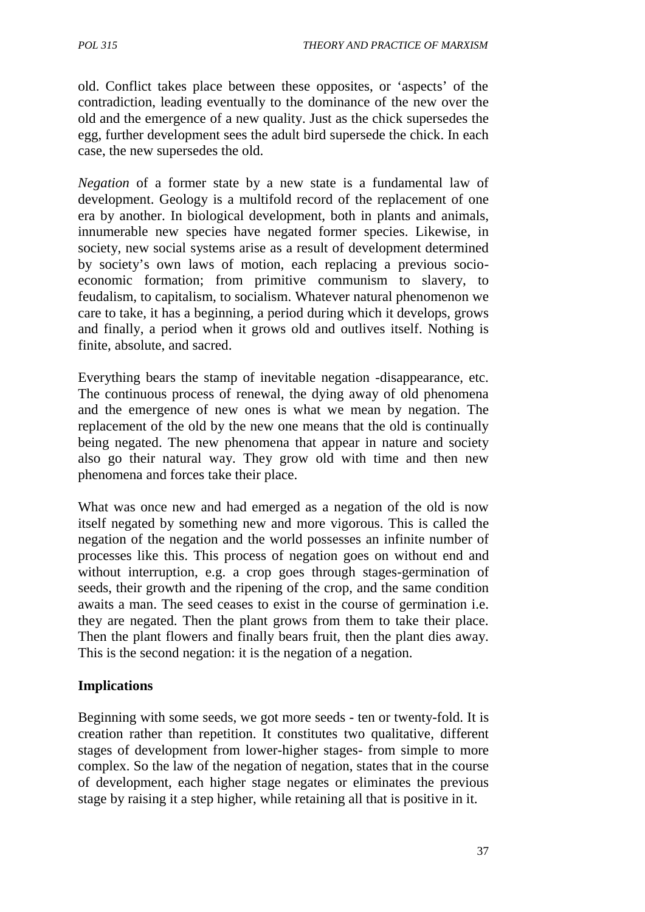old. Conflict takes place between these opposites, or 'aspects' of the contradiction, leading eventually to the dominance of the new over the old and the emergence of a new quality. Just as the chick supersedes the egg, further development sees the adult bird supersede the chick. In each case, the new supersedes the old.

*Negation* of a former state by a new state is a fundamental law of development. Geology is a multifold record of the replacement of one era by another. In biological development, both in plants and animals, innumerable new species have negated former species. Likewise, in society, new social systems arise as a result of development determined by society's own laws of motion, each replacing a previous socio-economic formation; from primitive communism to slavery, to feudalism, to capitalism, to socialism. Whatever natural phenomenon we care to take, it has a beginning, a period during which it develops, grows and finally, a period when it grows old and outlives itself. Nothing is finite, absolute, and sacred.

Everything bears the stamp of inevitable negation -disappearance, etc. The continuous process of renewal, the dying away of old phenomena and the emergence of new ones is what we mean by negation. The replacement of the old by the new one means that the old is continually being negated. The new phenomena that appear in nature and society also go their natural way. They grow old with time and then new phenomena and forces take their place.

What was once new and had emerged as a negation of the old is now itself negated by something new and more vigorous. This is called the negation of the negation and the world possesses an infinite number of processes like this. This process of negation goes on without end and without interruption, e.g. a crop goes through stages-germination of seeds, their growth and the ripening of the crop, and the same condition awaits a man. The seed ceases to exist in the course of germination i.e. they are negated. Then the plant grows from them to take their place. Then the plant flowers and finally bears fruit, then the plant dies away. This is the second negation: it is the negation of a negation.

**Implications**

Beginning with some seeds, we got more seeds - ten or twenty-fold. It is creation rather than repetition. It constitutes two qualitative, different stages of development from lower-higher stages- from simple to more complex. So the law of the negation of negation, states that in the course of development, each higher stage negates or eliminates the previous stage by raising it a step higher, while retaining all that is positive in it.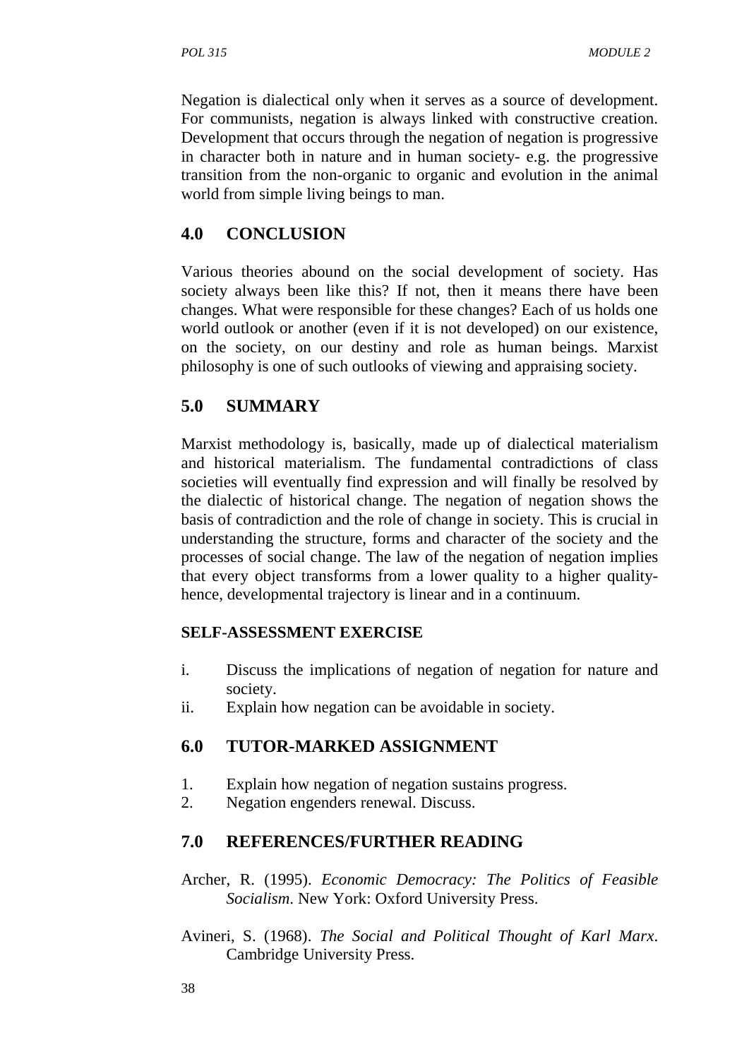Negation is dialectical only when it serves as a source of development. For communists, negation is always linked with constructive creation. Development that occurs through the negation of negation is progressive in character both in nature and in human society- e.g. the progressive transition from the non-organic to organic and evolution in the animal world from simple living beings to man.

## 4.0 CONCLUSION

Various theories abound on the social development of society. Has society always been like this? If not, then it means there have been changes. What were responsible for these changes? Each of us holds one world outlook or another (even if it is not developed) on our existence, on the society, on our destiny and role as human beings. Marxist philosophy is one of such outlooks of viewing and appraising society.

## 5.0 SUMMARY

Marxist methodology is, basically, made up of dialectical materialism and historical materialism. The fundamental contradictions of class societies will eventually find expression and will finally be resolved by the dialectic of historical change. The negation of negation shows the basis of contradiction and the role of change in society. This is crucial in understanding the structure, forms and character of the society and the processes of social change. The law of the negation of negation implies that every object transforms from a lower quality to a higher quality- hence, developmental trajectory is linear and in a continuum.

### SELF-ASSESSMENT EXERCISE

i. Discuss the implications of negation of negation for nature and society.
ii. Explain how negation can be avoidable in society.

## 6.0 TUTOR-MARKED ASSIGNMENT

1. Explain how negation of negation sustains progress.
2. Negation engenders renewal. Discuss.

## 7.0 REFERENCES/FURTHER READING

Archer, R. (1995). *Economic Democracy: The Politics of Feasible Socialism*. New York: Oxford University Press.

Avineri, S. (1968). *The Social and Political Thought of Karl Marx*. Cambridge University Press.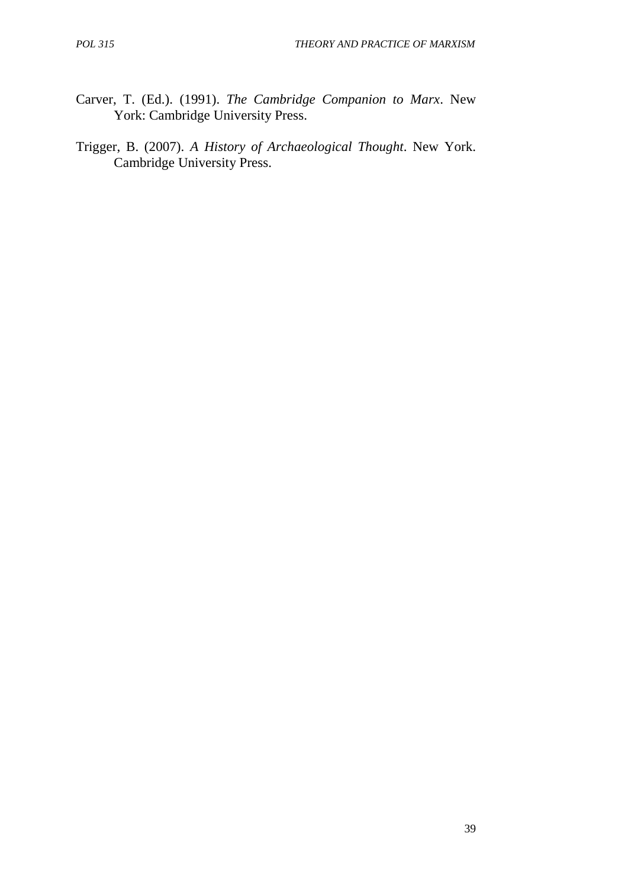Carver, T. (Ed.). (1991). *The Cambridge Companion to Marx*. New York: Cambridge University Press.

Trigger, B. (2007). *A History of Archaeological Thought*. New York. Cambridge University Press.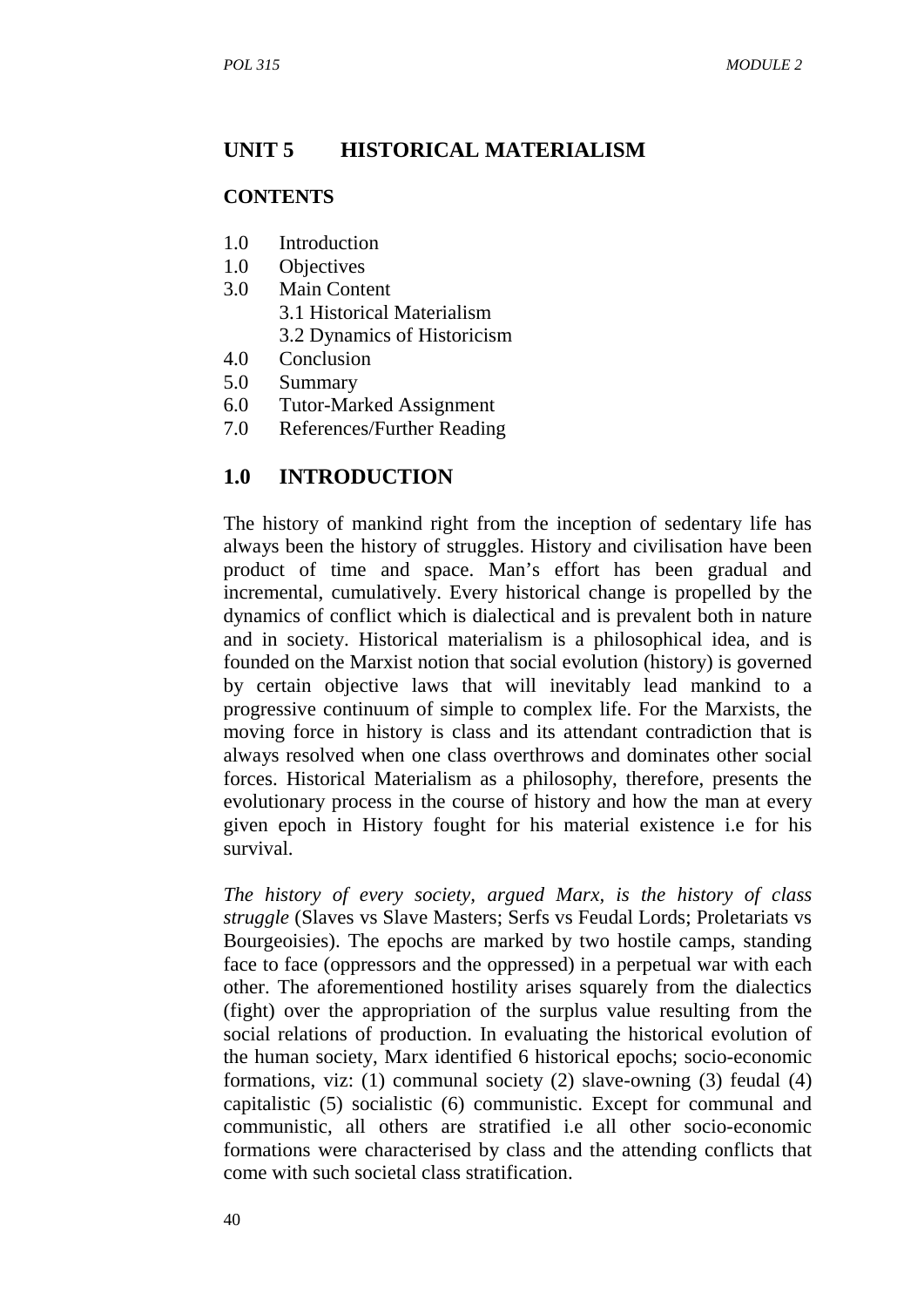## UNIT 5 HISTORICAL MATERIALISM

**CONTENTS**

1.0 Introduction
1.0 Objectives
3.0 Main Content
 3.1 Historical Materialism
 3.2 Dynamics of Historicism
4.0 Conclusion
5.0 Summary
6.0 Tutor-Marked Assignment
7.0 References/Further Reading

## 1.0 INTRODUCTION

The history of mankind right from the inception of sedentary life has always been the history of struggles. History and civilisation have been product of time and space. Man's effort has been gradual and incremental, cumulatively. Every historical change is propelled by the dynamics of conflict which is dialectical and is prevalent both in nature and in society. Historical materialism is a philosophical idea, and is founded on the Marxist notion that social evolution (history) is governed by certain objective laws that will inevitably lead mankind to a progressive continuum of simple to complex life. For the Marxists, the moving force in history is class and its attendant contradiction that is always resolved when one class overthrows and dominates other social forces. Historical Materialism as a philosophy, therefore, presents the evolutionary process in the course of history and how the man at every given epoch in History fought for his material existence i.e for his survival.

*The history of every society, argued Marx, is the history of class struggle* (Slaves vs Slave Masters; Serfs vs Feudal Lords; Proletariats vs Bourgeoisies). The epochs are marked by two hostile camps, standing face to face (oppressors and the oppressed) in a perpetual war with each other. The aforementioned hostility arises squarely from the dialectics (fight) over the appropriation of the surplus value resulting from the social relations of production. In evaluating the historical evolution of the human society, Marx identified 6 historical epochs; socio-economic formations, viz: (1) communal society (2) slave-owning (3) feudal (4) capitalistic (5) socialistic (6) communistic. Except for communal and communistic, all others are stratified i.e all other socio-economic formations were characterised by class and the attending conflicts that come with such societal class stratification.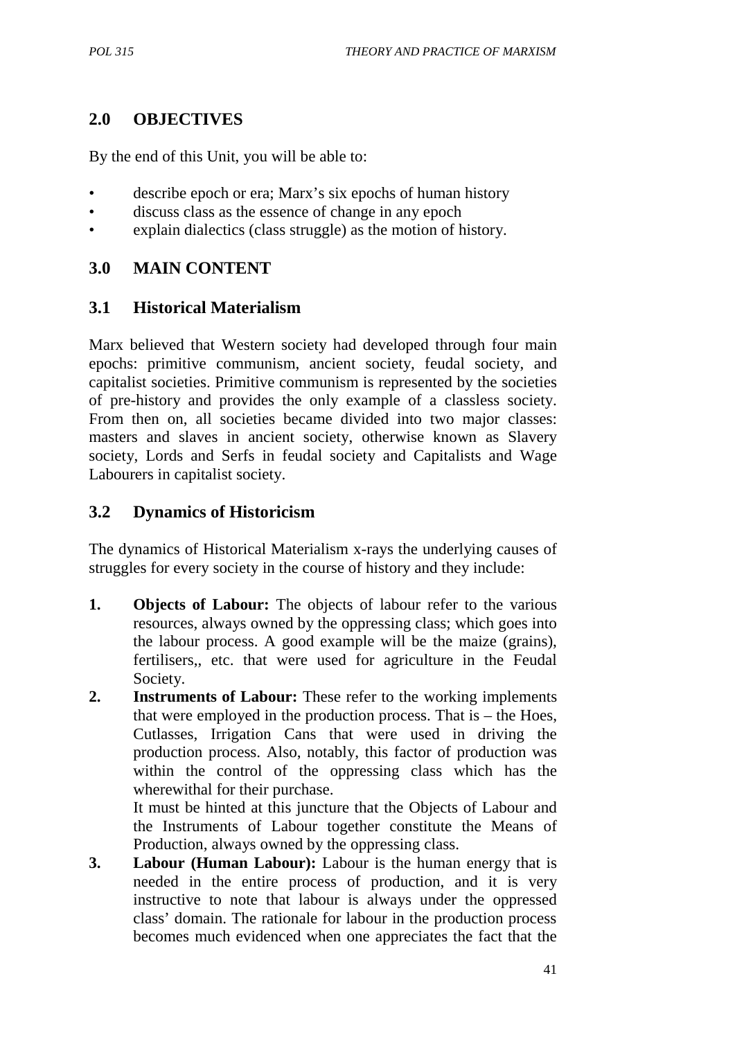## 2.0 OBJECTIVES

By the end of this Unit, you will be able to:

- describe epoch or era; Marx's six epochs of human history
- discuss class as the essence of change in any epoch
- explain dialectics (class struggle) as the motion of history.

## 3.0 MAIN CONTENT

### 3.1 Historical Materialism

Marx believed that Western society had developed through four main epochs: primitive communism, ancient society, feudal society, and capitalist societies. Primitive communism is represented by the societies of pre-history and provides the only example of a classless society. From then on, all societies became divided into two major classes: masters and slaves in ancient society, otherwise known as Slavery society, Lords and Serfs in feudal society and Capitalists and Wage Labourers in capitalist society.

### 3.2 Dynamics of Historicism

The dynamics of Historical Materialism x-rays the underlying causes of struggles for every society in the course of history and they include:

1. **Objects of Labour:** The objects of labour refer to the various resources, always owned by the oppressing class; which goes into the labour process. A good example will be the maize (grains), fertilisers,, etc. that were used for agriculture in the Feudal Society.
2. **Instruments of Labour:** These refer to the working implements that were employed in the production process. That is – the Hoes, Cutlasses, Irrigation Cans that were used in driving the production process. Also, notably, this factor of production was within the control of the oppressing class which has the wherewithal for their purchase.

   It must be hinted at this juncture that the Objects of Labour and the Instruments of Labour together constitute the Means of Production, always owned by the oppressing class.
3. **Labour (Human Labour):** Labour is the human energy that is needed in the entire process of production, and it is very instructive to note that labour is always under the oppressed class' domain. The rationale for labour in the production process becomes much evidenced when one appreciates the fact that the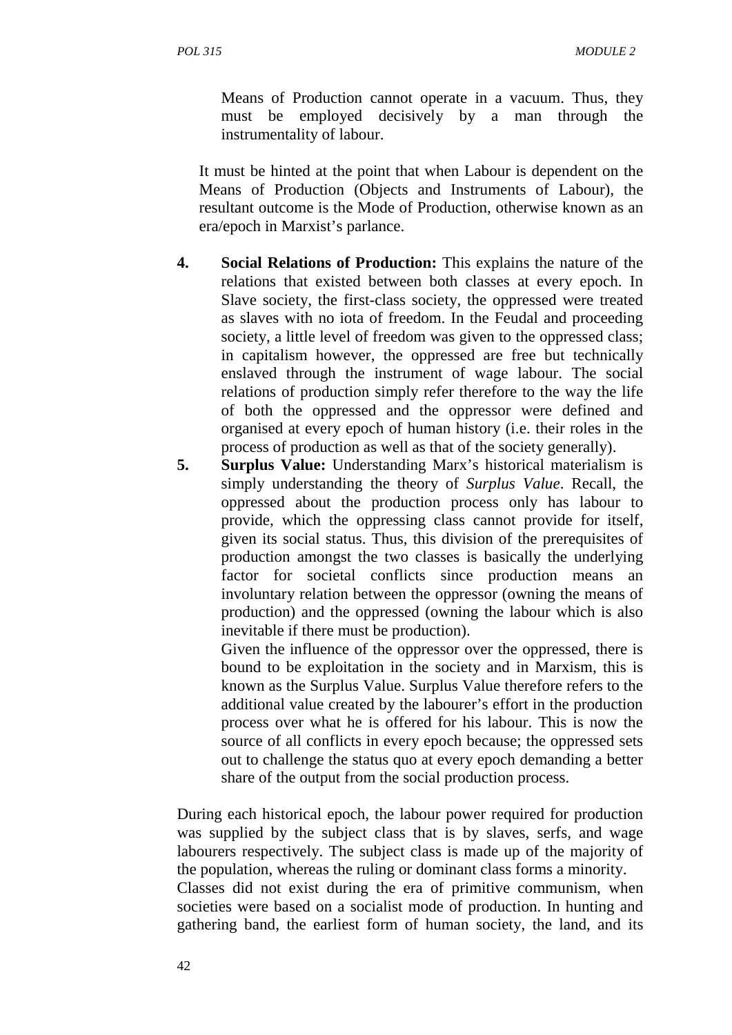Means of Production cannot operate in a vacuum. Thus, they must be employed decisively by a man through the instrumentality of labour.

It must be hinted at the point that when Labour is dependent on the Means of Production (Objects and Instruments of Labour), the resultant outcome is the Mode of Production, otherwise known as an era/epoch in Marxist's parlance.

4. **Social Relations of Production:** This explains the nature of the relations that existed between both classes at every epoch. In Slave society, the first-class society, the oppressed were treated as slaves with no iota of freedom. In the Feudal and proceeding society, a little level of freedom was given to the oppressed class; in capitalism however, the oppressed are free but technically enslaved through the instrument of wage labour. The social relations of production simply refer therefore to the way the life of both the oppressed and the oppressor were defined and organised at every epoch of human history (i.e. their roles in the process of production as well as that of the society generally).
5. **Surplus Value:** Understanding Marx's historical materialism is simply understanding the theory of *Surplus Value*. Recall, the oppressed about the production process only has labour to provide, which the oppressing class cannot provide for itself, given its social status. Thus, this division of the prerequisites of production amongst the two classes is basically the underlying factor for societal conflicts since production means an involuntary relation between the oppressor (owning the means of production) and the oppressed (owning the labour which is also inevitable if there must be production).

   Given the influence of the oppressor over the oppressed, there is bound to be exploitation in the society and in Marxism, this is known as the Surplus Value. Surplus Value therefore refers to the additional value created by the labourer's effort in the production process over what he is offered for his labour. This is now the source of all conflicts in every epoch because; the oppressed sets out to challenge the status quo at every epoch demanding a better share of the output from the social production process.

During each historical epoch, the labour power required for production was supplied by the subject class that is by slaves, serfs, and wage labourers respectively. The subject class is made up of the majority of the population, whereas the ruling or dominant class forms a minority.

Classes did not exist during the era of primitive communism, when societies were based on a socialist mode of production. In hunting and gathering band, the earliest form of human society, the land, and its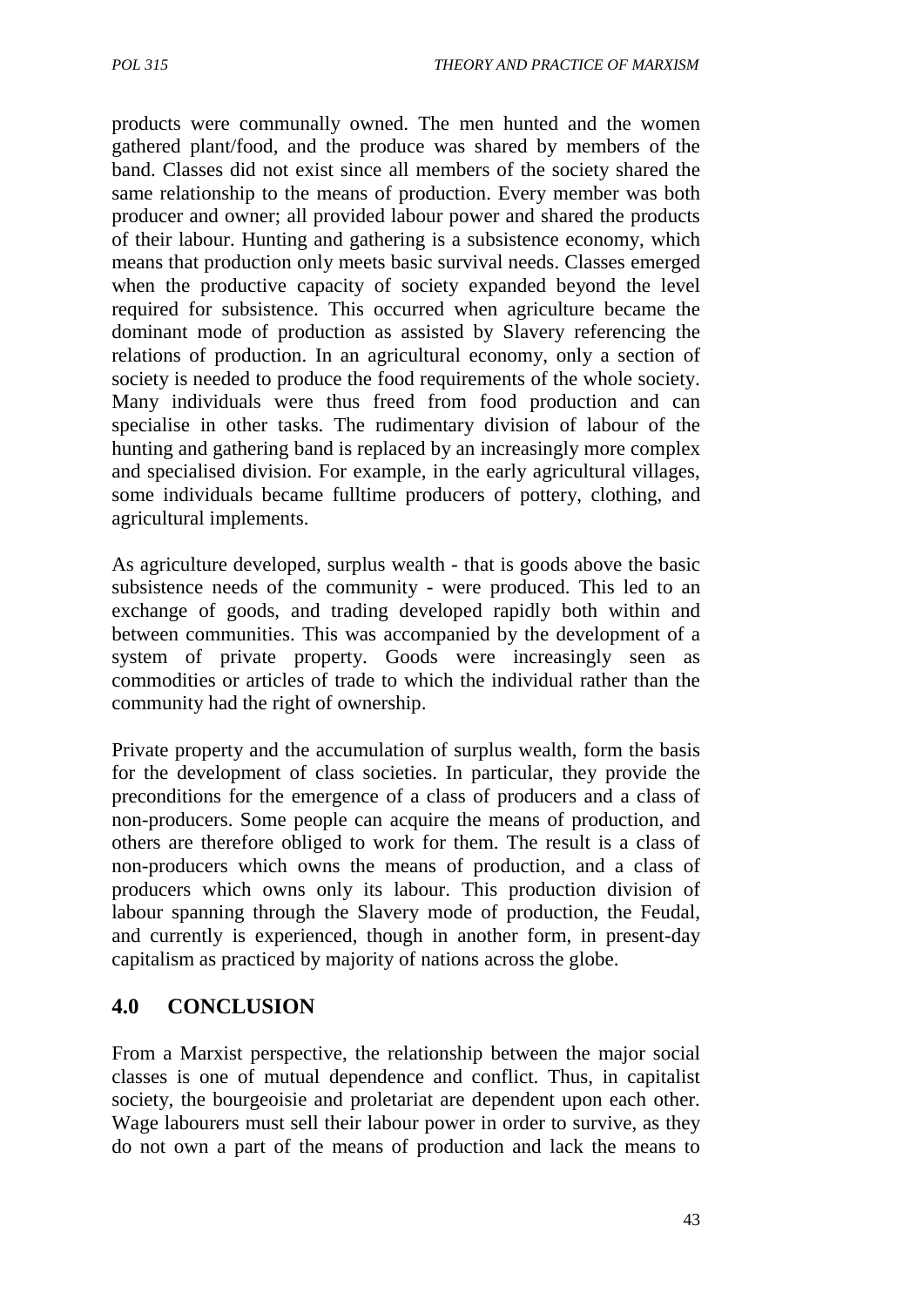products were communally owned. The men hunted and the women gathered plant/food, and the produce was shared by members of the band. Classes did not exist since all members of the society shared the same relationship to the means of production. Every member was both producer and owner; all provided labour power and shared the products of their labour. Hunting and gathering is a subsistence economy, which means that production only meets basic survival needs. Classes emerged when the productive capacity of society expanded beyond the level required for subsistence. This occurred when agriculture became the dominant mode of production as assisted by Slavery referencing the relations of production. In an agricultural economy, only a section of society is needed to produce the food requirements of the whole society. Many individuals were thus freed from food production and can specialise in other tasks. The rudimentary division of labour of the hunting and gathering band is replaced by an increasingly more complex and specialised division. For example, in the early agricultural villages, some individuals became fulltime producers of pottery, clothing, and agricultural implements.

As agriculture developed, surplus wealth - that is goods above the basic subsistence needs of the community - were produced. This led to an exchange of goods, and trading developed rapidly both within and between communities. This was accompanied by the development of a system of private property. Goods were increasingly seen as commodities or articles of trade to which the individual rather than the community had the right of ownership.

Private property and the accumulation of surplus wealth, form the basis for the development of class societies. In particular, they provide the preconditions for the emergence of a class of producers and a class of non-producers. Some people can acquire the means of production, and others are therefore obliged to work for them. The result is a class of non-producers which owns the means of production, and a class of producers which owns only its labour. This production division of labour spanning through the Slavery mode of production, the Feudal, and currently is experienced, though in another form, in present-day capitalism as practiced by majority of nations across the globe.

## 4.0 CONCLUSION

From a Marxist perspective, the relationship between the major social classes is one of mutual dependence and conflict. Thus, in capitalist society, the bourgeoisie and proletariat are dependent upon each other. Wage labourers must sell their labour power in order to survive, as they do not own a part of the means of production and lack the means to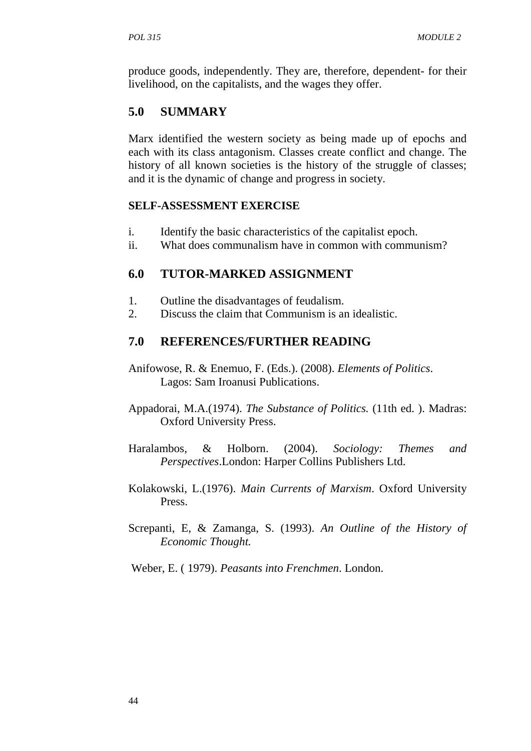produce goods, independently. They are, therefore, dependent- for their livelihood, on the capitalists, and the wages they offer.

## 5.0 SUMMARY

Marx identified the western society as being made up of epochs and each with its class antagonism. Classes create conflict and change. The history of all known societies is the history of the struggle of classes; and it is the dynamic of change and progress in society.

**SELF-ASSESSMENT EXERCISE**

i. Identify the basic characteristics of the capitalist epoch.
ii. What does communalism have in common with communism?

## 6.0 TUTOR-MARKED ASSIGNMENT

1. Outline the disadvantages of feudalism.
2. Discuss the claim that Communism is an idealistic.

## 7.0 REFERENCES/FURTHER READING

Anifowose, R. & Enemuo, F. (Eds.). (2008). *Elements of Politics*. Lagos: Sam Iroanusi Publications.

Appadorai, M.A.(1974). *The Substance of Politics.* (11th ed. ). Madras: Oxford University Press.

Haralambos, & Holborn. (2004). *Sociology: Themes and Perspectives*.London: Harper Collins Publishers Ltd.

Kolakowski, L.(1976). *Main Currents of Marxism*. Oxford University Press.

Screpanti, E, & Zamanga, S. (1993). *An Outline of the History of Economic Thought.*

Weber, E. ( 1979). *Peasants into Frenchmen*. London.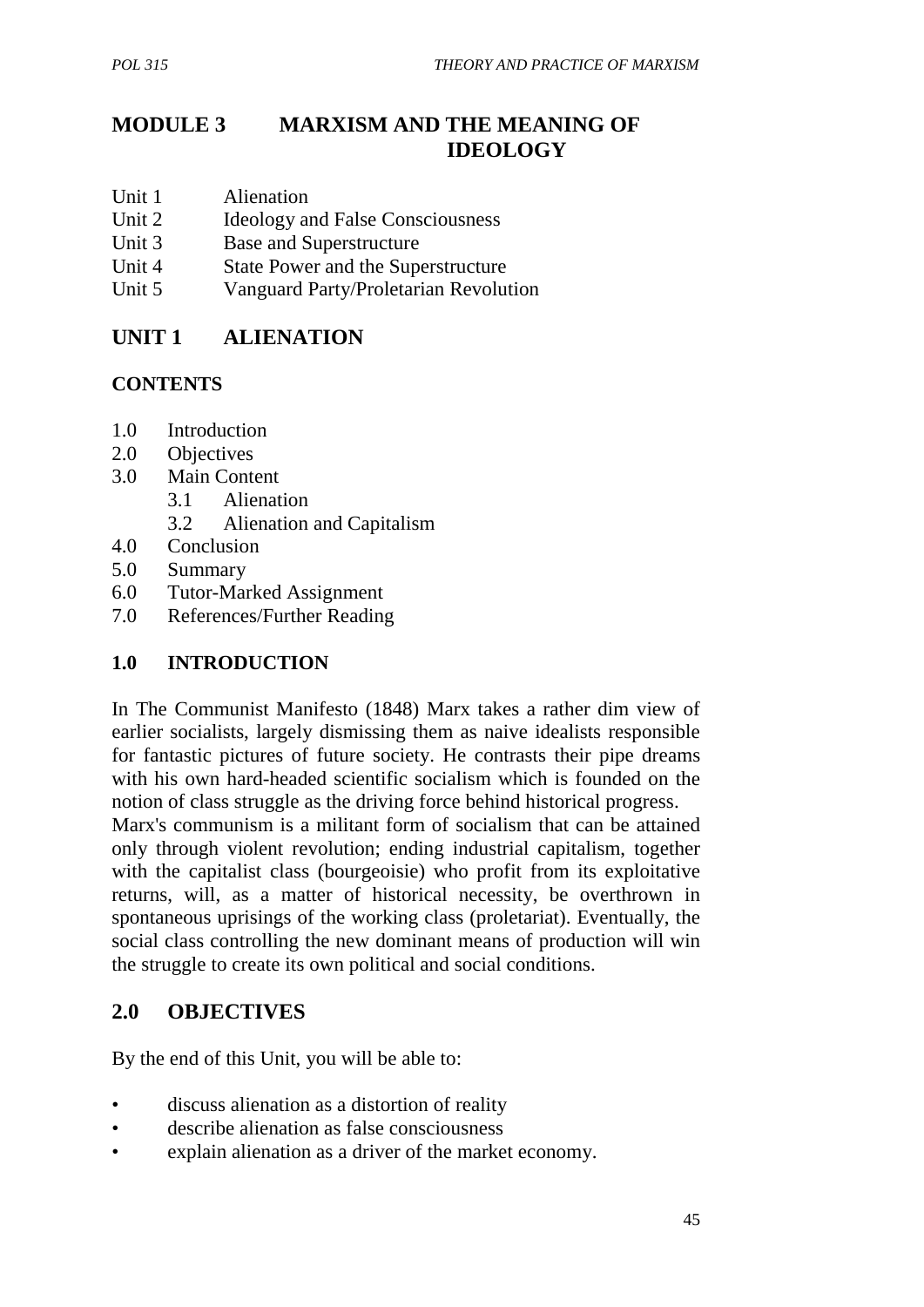# MODULE 3 MARXISM AND THE MEANING OF IDEOLOGY

Unit 1 Alienation
Unit 2 Ideology and False Consciousness
Unit 3 Base and Superstructure
Unit 4 State Power and the Superstructure
Unit 5 Vanguard Party/Proletarian Revolution

## UNIT 1 ALIENATION

### CONTENTS

1.0 Introduction
2.0 Objectives
3.0 Main Content
  3.1 Alienation
  3.2 Alienation and Capitalism
4.0 Conclusion
5.0 Summary
6.0 Tutor-Marked Assignment
7.0 References/Further Reading

### 1.0 INTRODUCTION

In The Communist Manifesto (1848) Marx takes a rather dim view of earlier socialists, largely dismissing them as naive idealists responsible for fantastic pictures of future society. He contrasts their pipe dreams with his own hard-headed scientific socialism which is founded on the notion of class struggle as the driving force behind historical progress.

Marx's communism is a militant form of socialism that can be attained only through violent revolution; ending industrial capitalism, together with the capitalist class (bourgeoisie) who profit from its exploitative returns, will, as a matter of historical necessity, be overthrown in spontaneous uprisings of the working class (proletariat). Eventually, the social class controlling the new dominant means of production will win the struggle to create its own political and social conditions.

## 2.0 OBJECTIVES

By the end of this Unit, you will be able to:

- discuss alienation as a distortion of reality
- describe alienation as false consciousness
- explain alienation as a driver of the market economy.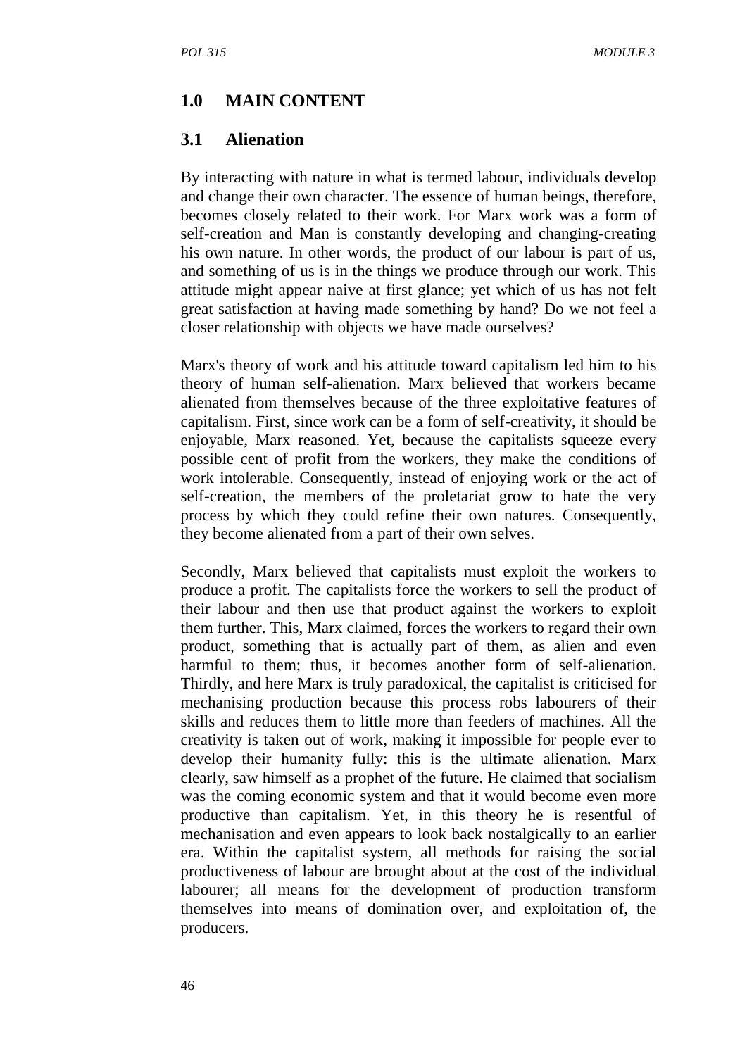## 1.0 MAIN CONTENT

### 3.1 Alienation

By interacting with nature in what is termed labour, individuals develop and change their own character. The essence of human beings, therefore, becomes closely related to their work. For Marx work was a form of self-creation and Man is constantly developing and changing-creating his own nature. In other words, the product of our labour is part of us, and something of us is in the things we produce through our work. This attitude might appear naive at first glance; yet which of us has not felt great satisfaction at having made something by hand? Do we not feel a closer relationship with objects we have made ourselves?

Marx's theory of work and his attitude toward capitalism led him to his theory of human self-alienation. Marx believed that workers became alienated from themselves because of the three exploitative features of capitalism. First, since work can be a form of self-creativity, it should be enjoyable, Marx reasoned. Yet, because the capitalists squeeze every possible cent of profit from the workers, they make the conditions of work intolerable. Consequently, instead of enjoying work or the act of self-creation, the members of the proletariat grow to hate the very process by which they could refine their own natures. Consequently, they become alienated from a part of their own selves.

Secondly, Marx believed that capitalists must exploit the workers to produce a profit. The capitalists force the workers to sell the product of their labour and then use that product against the workers to exploit them further. This, Marx claimed, forces the workers to regard their own product, something that is actually part of them, as alien and even harmful to them; thus, it becomes another form of self-alienation. Thirdly, and here Marx is truly paradoxical, the capitalist is criticised for mechanising production because this process robs labourers of their skills and reduces them to little more than feeders of machines. All the creativity is taken out of work, making it impossible for people ever to develop their humanity fully: this is the ultimate alienation. Marx clearly, saw himself as a prophet of the future. He claimed that socialism was the coming economic system and that it would become even more productive than capitalism. Yet, in this theory he is resentful of mechanisation and even appears to look back nostalgically to an earlier era. Within the capitalist system, all methods for raising the social productiveness of labour are brought about at the cost of the individual labourer; all means for the development of production transform themselves into means of domination over, and exploitation of, the producers.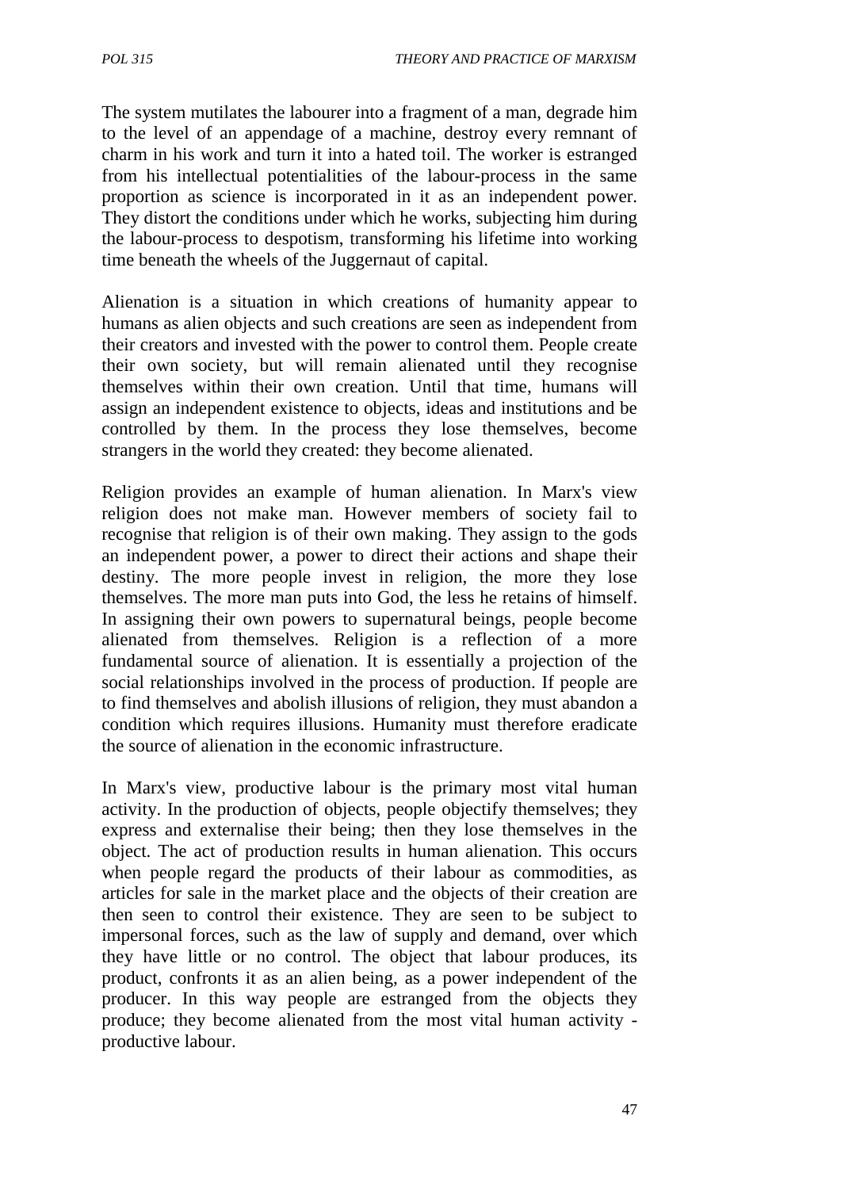The system mutilates the labourer into a fragment of a man, degrade him to the level of an appendage of a machine, destroy every remnant of charm in his work and turn it into a hated toil. The worker is estranged from his intellectual potentialities of the labour-process in the same proportion as science is incorporated in it as an independent power. They distort the conditions under which he works, subjecting him during the labour-process to despotism, transforming his lifetime into working time beneath the wheels of the Juggernaut of capital.

Alienation is a situation in which creations of humanity appear to humans as alien objects and such creations are seen as independent from their creators and invested with the power to control them. People create their own society, but will remain alienated until they recognise themselves within their own creation. Until that time, humans will assign an independent existence to objects, ideas and institutions and be controlled by them. In the process they lose themselves, become strangers in the world they created: they become alienated.

Religion provides an example of human alienation. In Marx's view religion does not make man. However members of society fail to recognise that religion is of their own making. They assign to the gods an independent power, a power to direct their actions and shape their destiny. The more people invest in religion, the more they lose themselves. The more man puts into God, the less he retains of himself. In assigning their own powers to supernatural beings, people become alienated from themselves. Religion is a reflection of a more fundamental source of alienation. It is essentially a projection of the social relationships involved in the process of production. If people are to find themselves and abolish illusions of religion, they must abandon a condition which requires illusions. Humanity must therefore eradicate the source of alienation in the economic infrastructure.

In Marx's view, productive labour is the primary most vital human activity. In the production of objects, people objectify themselves; they express and externalise their being; then they lose themselves in the object. The act of production results in human alienation. This occurs when people regard the products of their labour as commodities, as articles for sale in the market place and the objects of their creation are then seen to control their existence. They are seen to be subject to impersonal forces, such as the law of supply and demand, over which they have little or no control. The object that labour produces, its product, confronts it as an alien being, as a power independent of the producer. In this way people are estranged from the objects they produce; they become alienated from the most vital human activity - productive labour.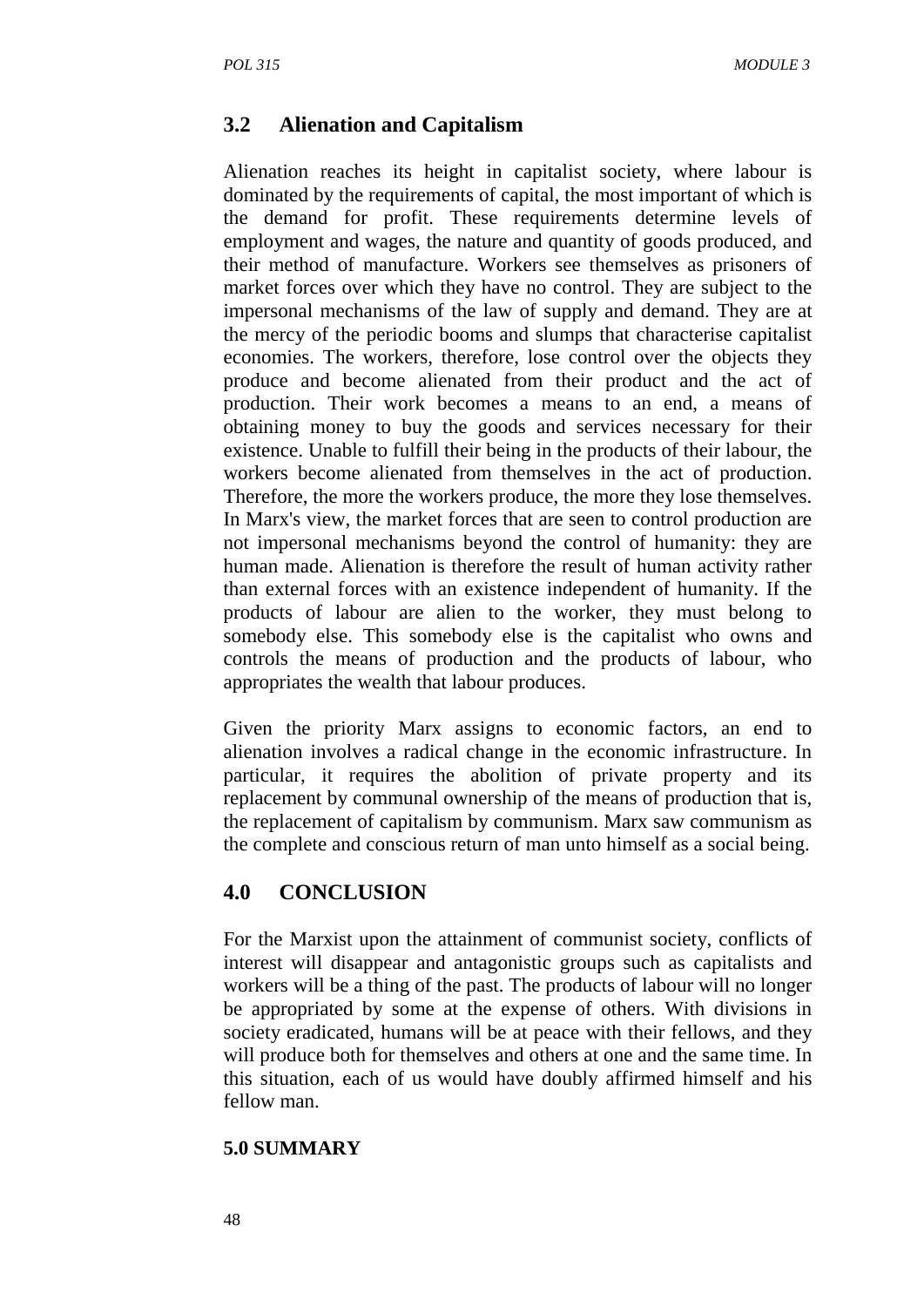## 3.2 Alienation and Capitalism

Alienation reaches its height in capitalist society, where labour is dominated by the requirements of capital, the most important of which is the demand for profit. These requirements determine levels of employment and wages, the nature and quantity of goods produced, and their method of manufacture. Workers see themselves as prisoners of market forces over which they have no control. They are subject to the impersonal mechanisms of the law of supply and demand. They are at the mercy of the periodic booms and slumps that characterise capitalist economies. The workers, therefore, lose control over the objects they produce and become alienated from their product and the act of production. Their work becomes a means to an end, a means of obtaining money to buy the goods and services necessary for their existence. Unable to fulfill their being in the products of their labour, the workers become alienated from themselves in the act of production. Therefore, the more the workers produce, the more they lose themselves. In Marx's view, the market forces that are seen to control production are not impersonal mechanisms beyond the control of humanity: they are human made. Alienation is therefore the result of human activity rather than external forces with an existence independent of humanity. If the products of labour are alien to the worker, they must belong to somebody else. This somebody else is the capitalist who owns and controls the means of production and the products of labour, who appropriates the wealth that labour produces.

Given the priority Marx assigns to economic factors, an end to alienation involves a radical change in the economic infrastructure. In particular, it requires the abolition of private property and its replacement by communal ownership of the means of production that is, the replacement of capitalism by communism. Marx saw communism as the complete and conscious return of man unto himself as a social being.

## 4.0 CONCLUSION

For the Marxist upon the attainment of communist society, conflicts of interest will disappear and antagonistic groups such as capitalists and workers will be a thing of the past. The products of labour will no longer be appropriated by some at the expense of others. With divisions in society eradicated, humans will be at peace with their fellows, and they will produce both for themselves and others at one and the same time. In this situation, each of us would have doubly affirmed himself and his fellow man.

## 5.0 SUMMARY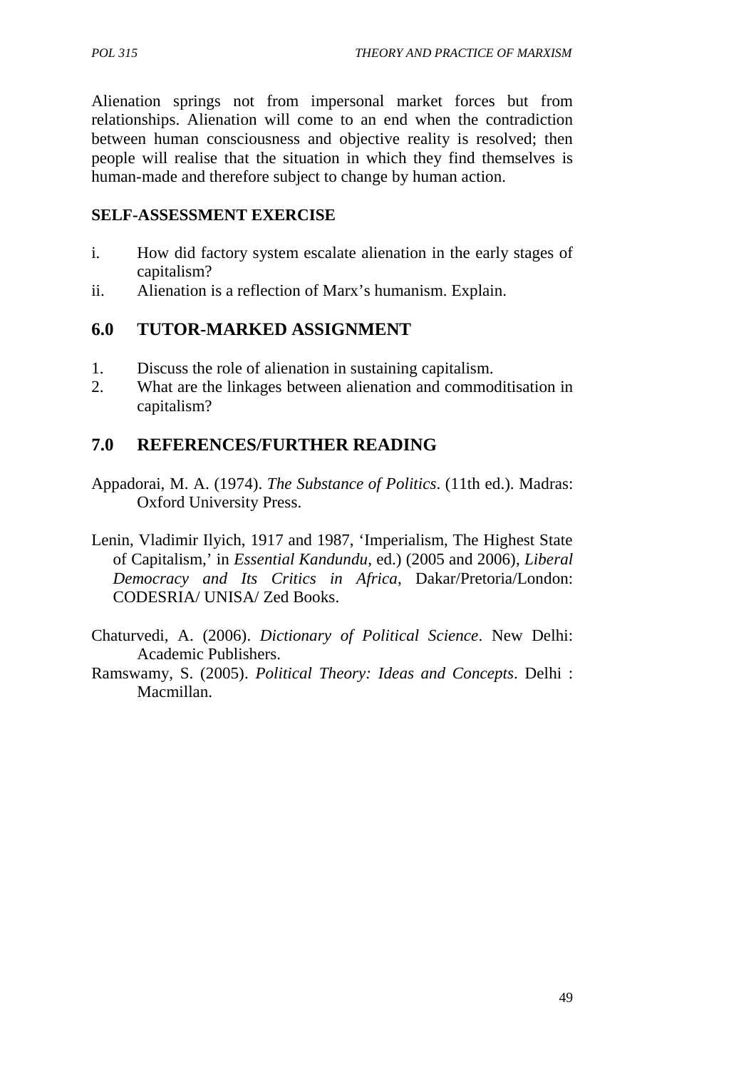Alienation springs not from impersonal market forces but from relationships. Alienation will come to an end when the contradiction between human consciousness and objective reality is resolved; then people will realise that the situation in which they find themselves is human-made and therefore subject to change by human action.

**SELF-ASSESSMENT EXERCISE**

i. How did factory system escalate alienation in the early stages of capitalism?
ii. Alienation is a reflection of Marx's humanism. Explain.

## 6.0 TUTOR-MARKED ASSIGNMENT

1. Discuss the role of alienation in sustaining capitalism.
2. What are the linkages between alienation and commoditisation in capitalism?

## 7.0 REFERENCES/FURTHER READING

Appadorai, M. A. (1974). *The Substance of Politics*. (11th ed.). Madras: Oxford University Press.

Lenin, Vladimir Ilyich, 1917 and 1987, 'Imperialism, The Highest State of Capitalism,' in *Essential Kandundu*, ed.) (2005 and 2006), *Liberal Democracy and Its Critics in Africa*, Dakar/Pretoria/London: CODESRIA/ UNISA/ Zed Books.

Chaturvedi, A. (2006). *Dictionary of Political Science*. New Delhi: Academic Publishers.

Ramswamy, S. (2005). *Political Theory: Ideas and Concepts*. Delhi : Macmillan.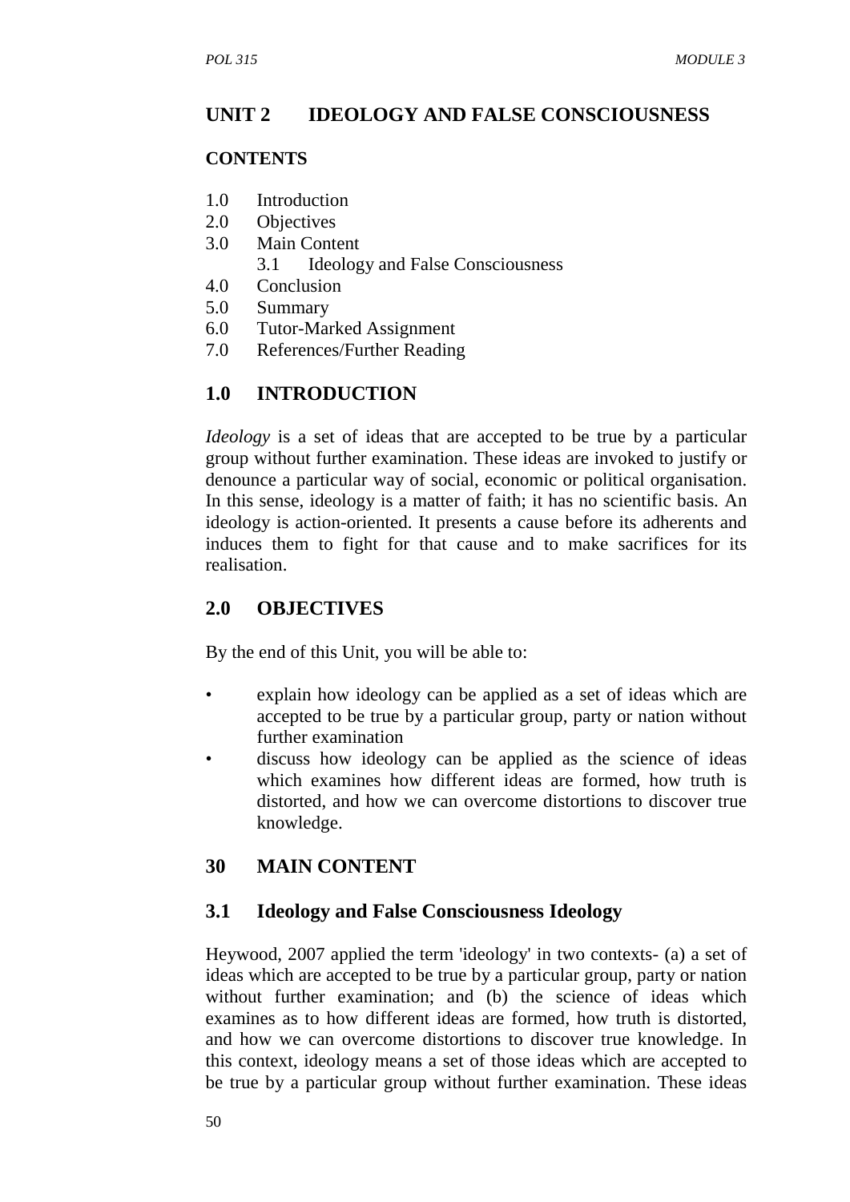## UNIT 2 IDEOLOGY AND FALSE CONSCIOUSNESS

### CONTENTS

1.0 Introduction
2.0 Objectives
3.0 Main Content
    3.1 Ideology and False Consciousness
4.0 Conclusion
5.0 Summary
6.0 Tutor-Marked Assignment
7.0 References/Further Reading

## 1.0 INTRODUCTION

*Ideology* is a set of ideas that are accepted to be true by a particular group without further examination. These ideas are invoked to justify or denounce a particular way of social, economic or political organisation. In this sense, ideology is a matter of faith; it has no scientific basis. An ideology is action-oriented. It presents a cause before its adherents and induces them to fight for that cause and to make sacrifices for its realisation.

## 2.0 OBJECTIVES

By the end of this Unit, you will be able to:

- explain how ideology can be applied as a set of ideas which are accepted to be true by a particular group, party or nation without further examination
- discuss how ideology can be applied as the science of ideas which examines how different ideas are formed, how truth is distorted, and how we can overcome distortions to discover true knowledge.

## 30 MAIN CONTENT

### 3.1 Ideology and False Consciousness Ideology

Heywood, 2007 applied the term 'ideology' in two contexts- (a) a set of ideas which are accepted to be true by a particular group, party or nation without further examination; and (b) the science of ideas which examines as to how different ideas are formed, how truth is distorted, and how we can overcome distortions to discover true knowledge. In this context, ideology means a set of those ideas which are accepted to be true by a particular group without further examination. These ideas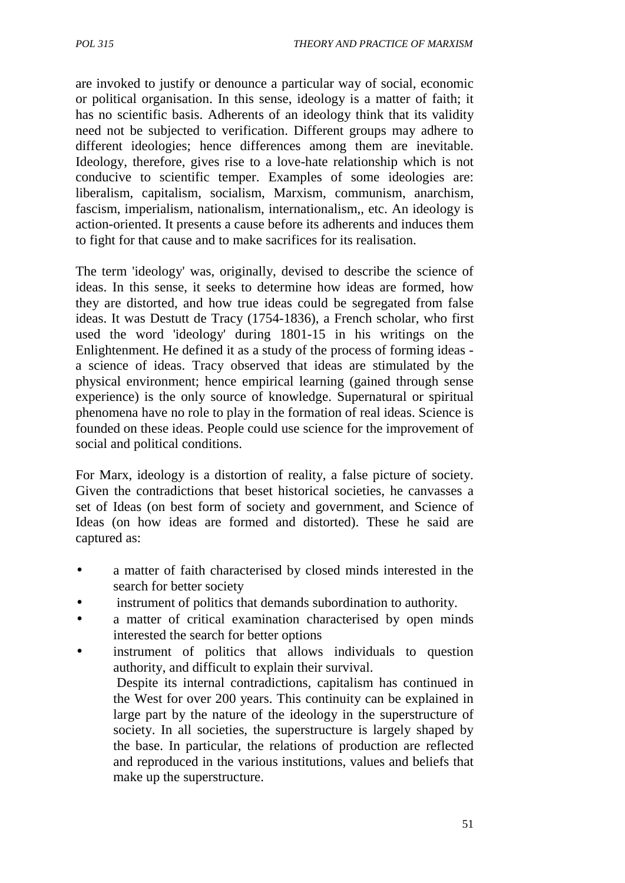are invoked to justify or denounce a particular way of social, economic or political organisation. In this sense, ideology is a matter of faith; it has no scientific basis. Adherents of an ideology think that its validity need not be subjected to verification. Different groups may adhere to different ideologies; hence differences among them are inevitable. Ideology, therefore, gives rise to a love-hate relationship which is not conducive to scientific temper. Examples of some ideologies are: liberalism, capitalism, socialism, Marxism, communism, anarchism, fascism, imperialism, nationalism, internationalism,, etc. An ideology is action-oriented. It presents a cause before its adherents and induces them to fight for that cause and to make sacrifices for its realisation.

The term 'ideology' was, originally, devised to describe the science of ideas. In this sense, it seeks to determine how ideas are formed, how they are distorted, and how true ideas could be segregated from false ideas. It was Destutt de Tracy (1754-1836), a French scholar, who first used the word 'ideology' during 1801-15 in his writings on the Enlightenment. He defined it as a study of the process of forming ideas - a science of ideas. Tracy observed that ideas are stimulated by the physical environment; hence empirical learning (gained through sense experience) is the only source of knowledge. Supernatural or spiritual phenomena have no role to play in the formation of real ideas. Science is founded on these ideas. People could use science for the improvement of social and political conditions.

For Marx, ideology is a distortion of reality, a false picture of society. Given the contradictions that beset historical societies, he canvasses a set of Ideas (on best form of society and government, and Science of Ideas (on how ideas are formed and distorted). These he said are captured as:

- a matter of faith characterised by closed minds interested in the search for better society
- instrument of politics that demands subordination to authority.
- a matter of critical examination characterised by open minds interested the search for better options
- instrument of politics that allows individuals to question authority, and difficult to explain their survival.

  Despite its internal contradictions, capitalism has continued in the West for over 200 years. This continuity can be explained in large part by the nature of the ideology in the superstructure of society. In all societies, the superstructure is largely shaped by the base. In particular, the relations of production are reflected and reproduced in the various institutions, values and beliefs that make up the superstructure.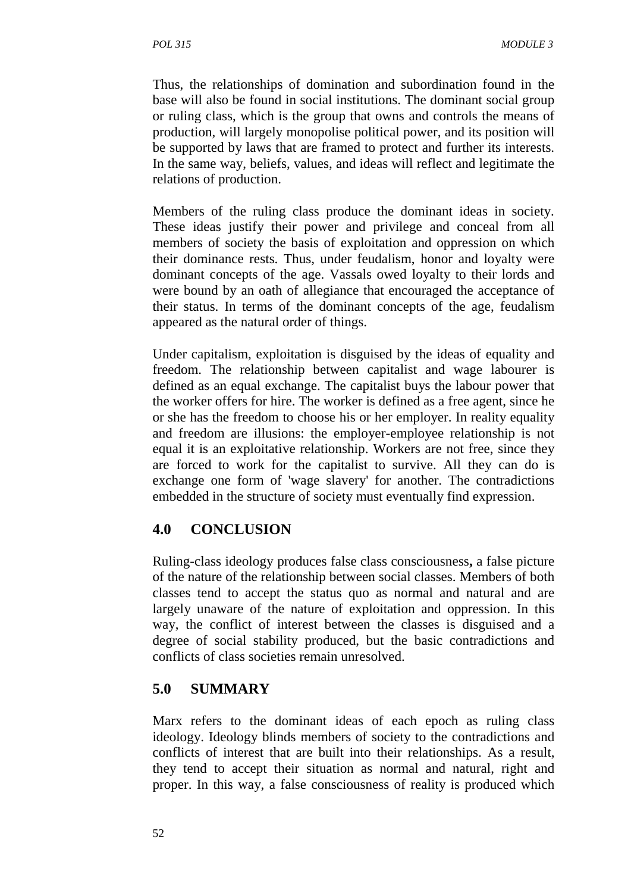Thus, the relationships of domination and subordination found in the base will also be found in social institutions. The dominant social group or ruling class, which is the group that owns and controls the means of production, will largely monopolise political power, and its position will be supported by laws that are framed to protect and further its interests. In the same way, beliefs, values, and ideas will reflect and legitimate the relations of production.

Members of the ruling class produce the dominant ideas in society. These ideas justify their power and privilege and conceal from all members of society the basis of exploitation and oppression on which their dominance rests. Thus, under feudalism, honor and loyalty were dominant concepts of the age. Vassals owed loyalty to their lords and were bound by an oath of allegiance that encouraged the acceptance of their status. In terms of the dominant concepts of the age, feudalism appeared as the natural order of things.

Under capitalism, exploitation is disguised by the ideas of equality and freedom. The relationship between capitalist and wage labourer is defined as an equal exchange. The capitalist buys the labour power that the worker offers for hire. The worker is defined as a free agent, since he or she has the freedom to choose his or her employer. In reality equality and freedom are illusions: the employer-employee relationship is not equal it is an exploitative relationship. Workers are not free, since they are forced to work for the capitalist to survive. All they can do is exchange one form of 'wage slavery' for another. The contradictions embedded in the structure of society must eventually find expression.

## 4.0 CONCLUSION

Ruling-class ideology produces false class consciousness**,** a false picture of the nature of the relationship between social classes. Members of both classes tend to accept the status quo as normal and natural and are largely unaware of the nature of exploitation and oppression. In this way, the conflict of interest between the classes is disguised and a degree of social stability produced, but the basic contradictions and conflicts of class societies remain unresolved.

## 5.0 SUMMARY

Marx refers to the dominant ideas of each epoch as ruling class ideology. Ideology blinds members of society to the contradictions and conflicts of interest that are built into their relationships. As a result, they tend to accept their situation as normal and natural, right and proper. In this way, a false consciousness of reality is produced which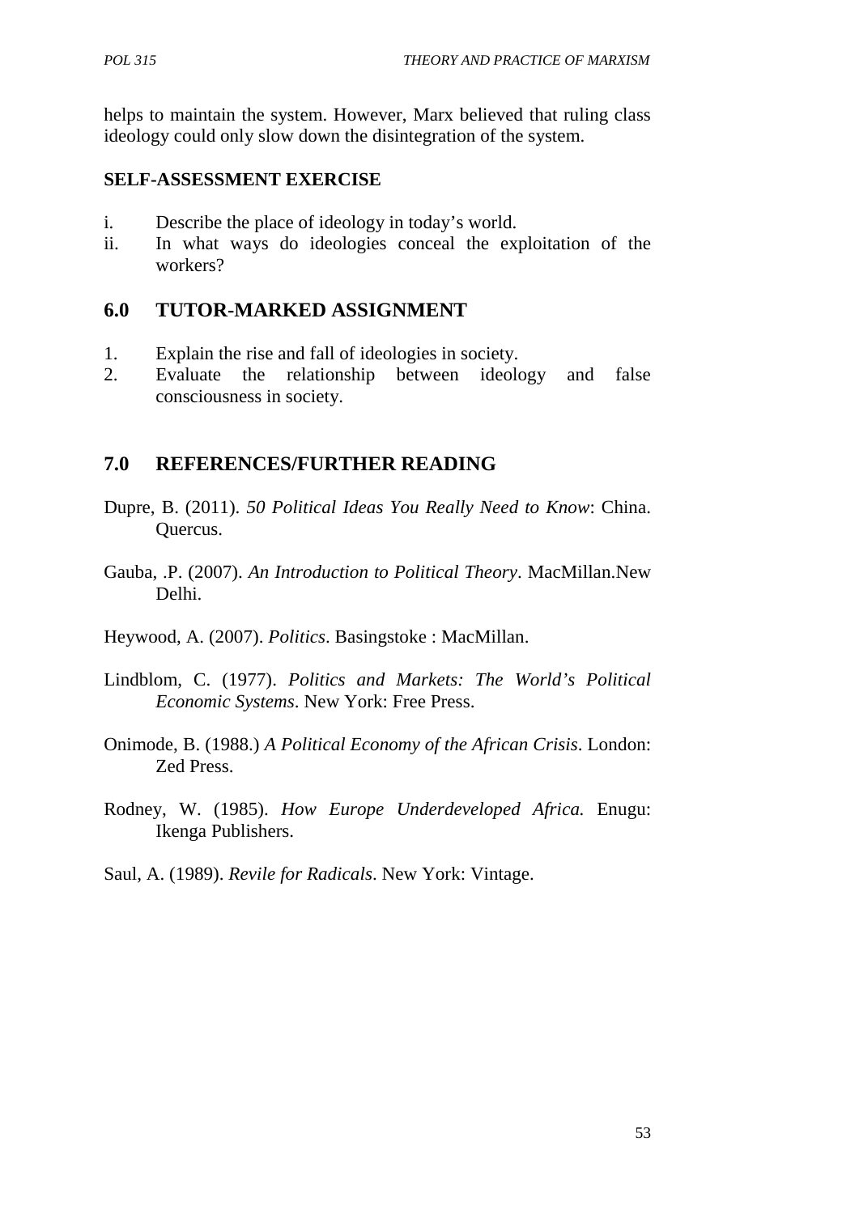helps to maintain the system. However, Marx believed that ruling class ideology could only slow down the disintegration of the system.

**SELF-ASSESSMENT EXERCISE**

i. Describe the place of ideology in today's world.
ii. In what ways do ideologies conceal the exploitation of the workers?

## 6.0 TUTOR-MARKED ASSIGNMENT

1. Explain the rise and fall of ideologies in society.
2. Evaluate the relationship between ideology and false consciousness in society.

## 7.0 REFERENCES/FURTHER READING

Dupre, B. (2011). *50 Political Ideas You Really Need to Know*: China. Quercus.

Gauba, .P. (2007). *An Introduction to Political Theory*. MacMillan.New Delhi.

Heywood, A. (2007). *Politics*. Basingstoke : MacMillan.

Lindblom, C. (1977). *Politics and Markets: The World's Political Economic Systems*. New York: Free Press.

Onimode, B. (1988.) *A Political Economy of the African Crisis*. London: Zed Press.

Rodney, W. (1985). *How Europe Underdeveloped Africa.* Enugu: Ikenga Publishers.

Saul, A. (1989). *Revile for Radicals*. New York: Vintage.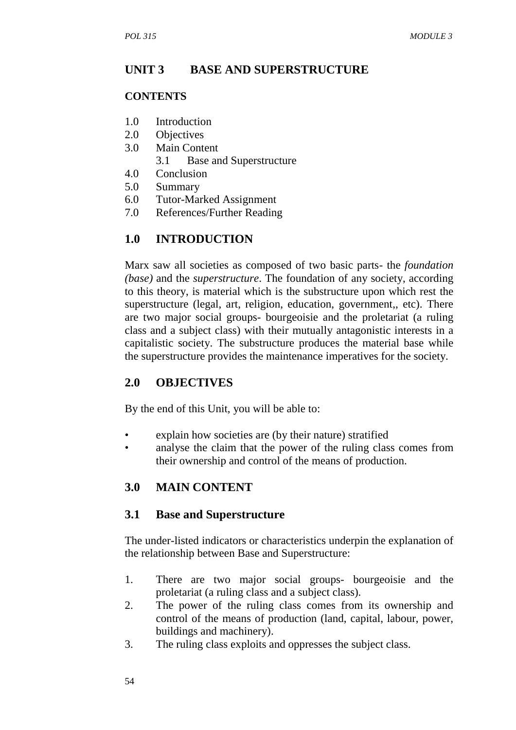# UNIT 3 BASE AND SUPERSTRUCTURE

## CONTENTS

1.0 Introduction
2.0 Objectives
3.0 Main Content
    3.1 Base and Superstructure
4.0 Conclusion
5.0 Summary
6.0 Tutor-Marked Assignment
7.0 References/Further Reading

## 1.0 INTRODUCTION

Marx saw all societies as composed of two basic parts- the *foundation (base)* and the *superstructure*. The foundation of any society, according to this theory, is material which is the substructure upon which rest the superstructure (legal, art, religion, education, government,, etc). There are two major social groups- bourgeoisie and the proletariat (a ruling class and a subject class) with their mutually antagonistic interests in a capitalistic society. The substructure produces the material base while the superstructure provides the maintenance imperatives for the society.

## 2.0 OBJECTIVES

By the end of this Unit, you will be able to:

- explain how societies are (by their nature) stratified
- analyse the claim that the power of the ruling class comes from their ownership and control of the means of production.

## 3.0 MAIN CONTENT

### 3.1 Base and Superstructure

The under-listed indicators or characteristics underpin the explanation of the relationship between Base and Superstructure:

1. There are two major social groups- bourgeoisie and the proletariat (a ruling class and a subject class).
2. The power of the ruling class comes from its ownership and control of the means of production (land, capital, labour, power, buildings and machinery).
3. The ruling class exploits and oppresses the subject class.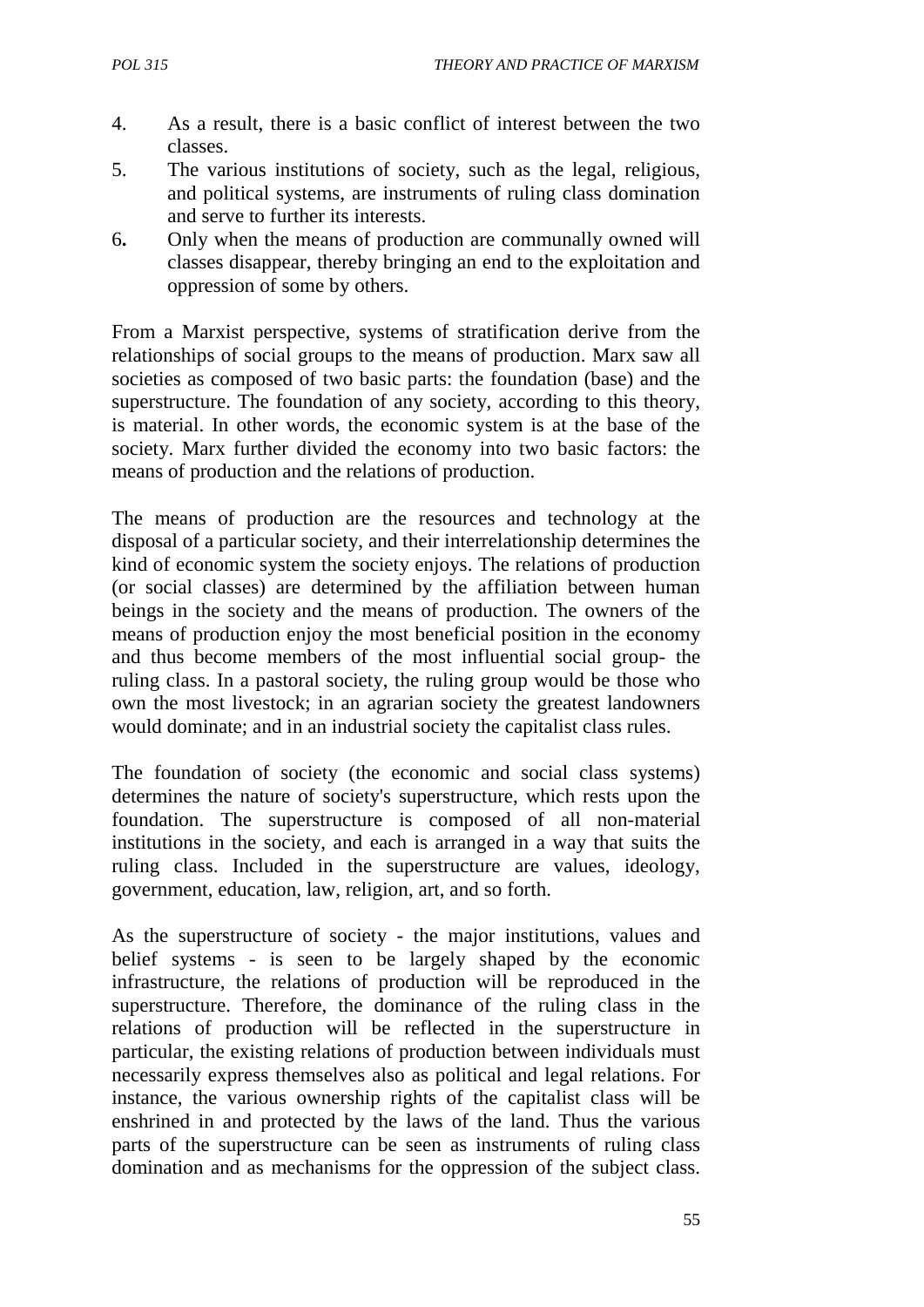4. As a result, there is a basic conflict of interest between the two classes.
5. The various institutions of society, such as the legal, religious, and political systems, are instruments of ruling class domination and serve to further its interests.
6. Only when the means of production are communally owned will classes disappear, thereby bringing an end to the exploitation and oppression of some by others.

From a Marxist perspective, systems of stratification derive from the relationships of social groups to the means of production. Marx saw all societies as composed of two basic parts: the foundation (base) and the superstructure. The foundation of any society, according to this theory, is material. In other words, the economic system is at the base of the society. Marx further divided the economy into two basic factors: the means of production and the relations of production.

The means of production are the resources and technology at the disposal of a particular society, and their interrelationship determines the kind of economic system the society enjoys. The relations of production (or social classes) are determined by the affiliation between human beings in the society and the means of production. The owners of the means of production enjoy the most beneficial position in the economy and thus become members of the most influential social group- the ruling class. In a pastoral society, the ruling group would be those who own the most livestock; in an agrarian society the greatest landowners would dominate; and in an industrial society the capitalist class rules.

The foundation of society (the economic and social class systems) determines the nature of society's superstructure, which rests upon the foundation. The superstructure is composed of all non-material institutions in the society, and each is arranged in a way that suits the ruling class. Included in the superstructure are values, ideology, government, education, law, religion, art, and so forth.

As the superstructure of society - the major institutions, values and belief systems - is seen to be largely shaped by the economic infrastructure, the relations of production will be reproduced in the superstructure. Therefore, the dominance of the ruling class in the relations of production will be reflected in the superstructure in particular, the existing relations of production between individuals must necessarily express themselves also as political and legal relations. For instance, the various ownership rights of the capitalist class will be enshrined in and protected by the laws of the land. Thus the various parts of the superstructure can be seen as instruments of ruling class domination and as mechanisms for the oppression of the subject class.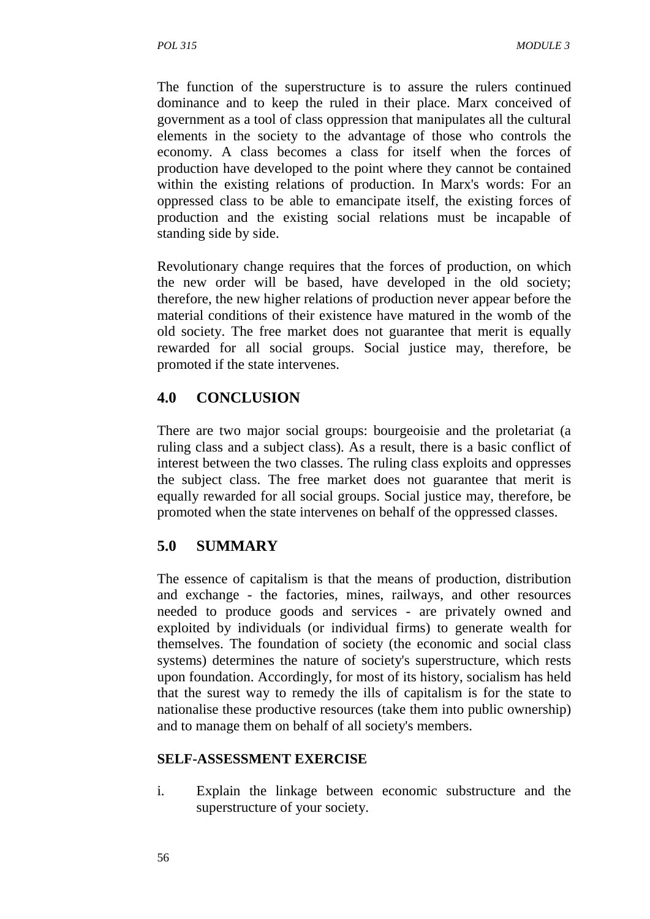The function of the superstructure is to assure the rulers continued dominance and to keep the ruled in their place. Marx conceived of government as a tool of class oppression that manipulates all the cultural elements in the society to the advantage of those who controls the economy. A class becomes a class for itself when the forces of production have developed to the point where they cannot be contained within the existing relations of production. In Marx's words: For an oppressed class to be able to emancipate itself, the existing forces of production and the existing social relations must be incapable of standing side by side.

Revolutionary change requires that the forces of production, on which the new order will be based, have developed in the old society; therefore, the new higher relations of production never appear before the material conditions of their existence have matured in the womb of the old society. The free market does not guarantee that merit is equally rewarded for all social groups. Social justice may, therefore, be promoted if the state intervenes.

## 4.0 CONCLUSION

There are two major social groups: bourgeoisie and the proletariat (a ruling class and a subject class). As a result, there is a basic conflict of interest between the two classes. The ruling class exploits and oppresses the subject class. The free market does not guarantee that merit is equally rewarded for all social groups. Social justice may, therefore, be promoted when the state intervenes on behalf of the oppressed classes.

## 5.0 SUMMARY

The essence of capitalism is that the means of production, distribution and exchange - the factories, mines, railways, and other resources needed to produce goods and services - are privately owned and exploited by individuals (or individual firms) to generate wealth for themselves. The foundation of society (the economic and social class systems) determines the nature of society's superstructure, which rests upon foundation. Accordingly, for most of its history, socialism has held that the surest way to remedy the ills of capitalism is for the state to nationalise these productive resources (take them into public ownership) and to manage them on behalf of all society's members.

**SELF-ASSESSMENT EXERCISE**

i. Explain the linkage between economic substructure and the superstructure of your society.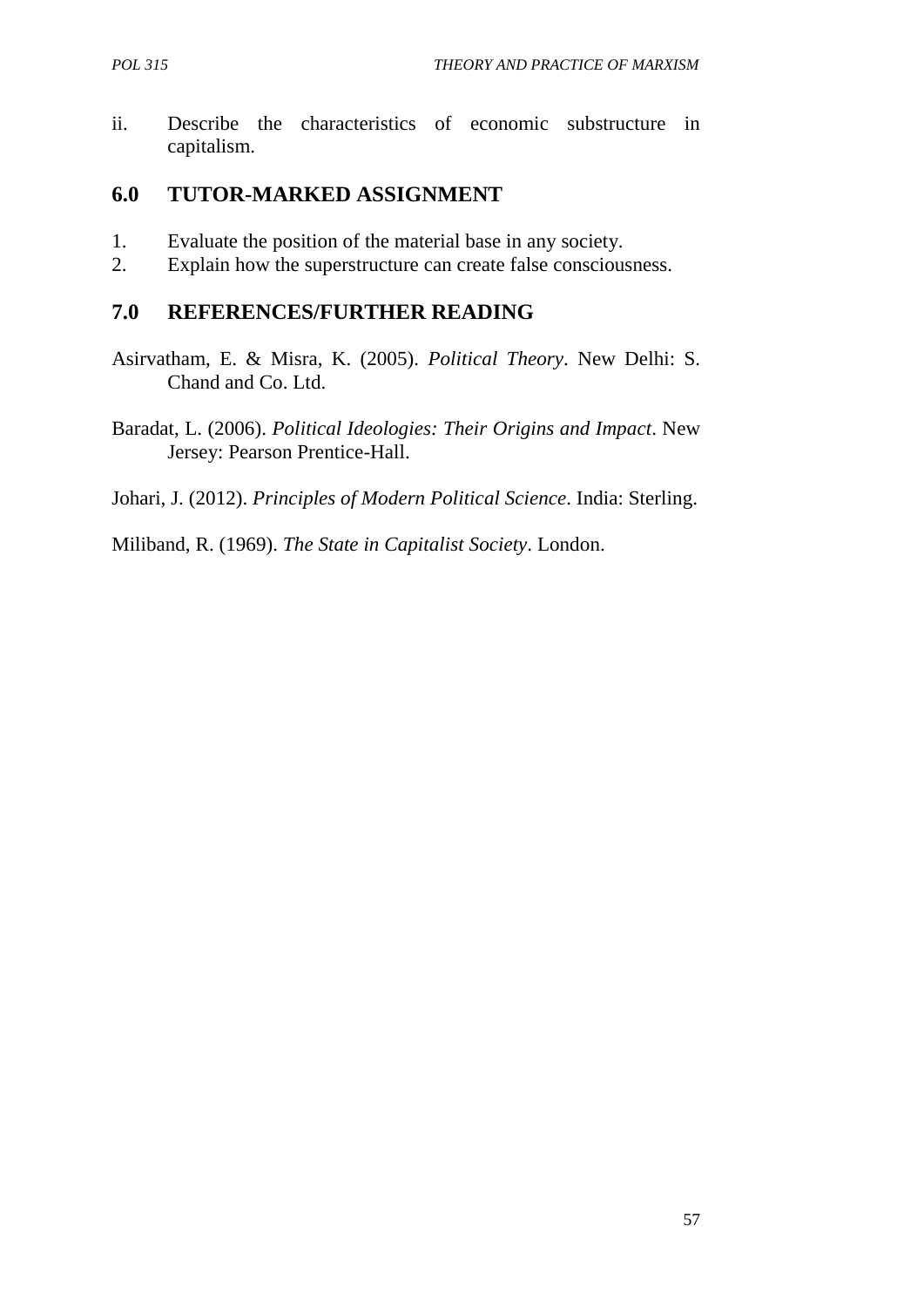ii. Describe the characteristics of economic substructure in capitalism.

## 6.0 TUTOR-MARKED ASSIGNMENT

1. Evaluate the position of the material base in any society.
2. Explain how the superstructure can create false consciousness.

## 7.0 REFERENCES/FURTHER READING

Asirvatham, E. & Misra, K. (2005). *Political Theory*. New Delhi: S. Chand and Co. Ltd.

Baradat, L. (2006). *Political Ideologies: Their Origins and Impact*. New Jersey: Pearson Prentice-Hall.

Johari, J. (2012). *Principles of Modern Political Science*. India: Sterling.

Miliband, R. (1969). *The State in Capitalist Society*. London.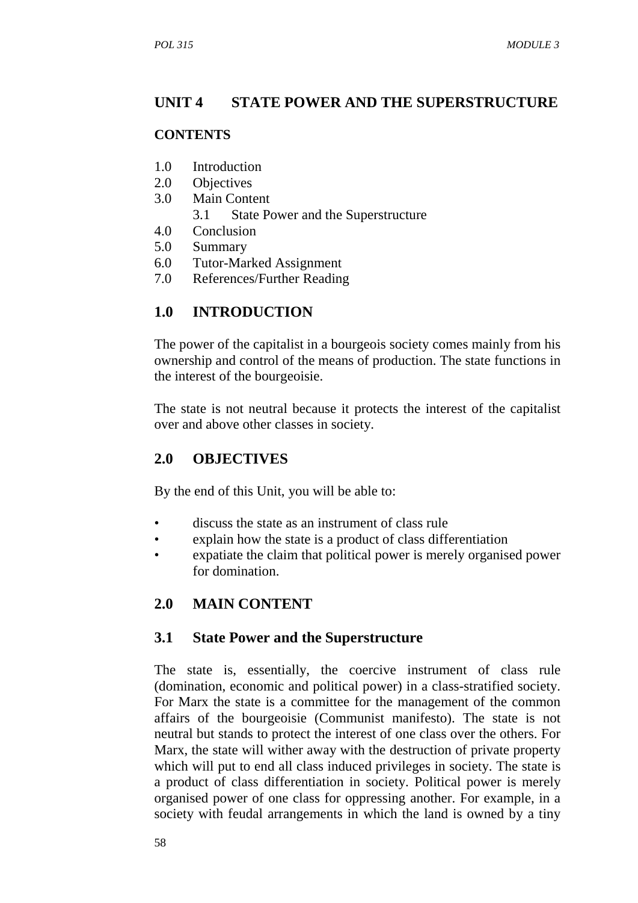## UNIT 4 STATE POWER AND THE SUPERSTRUCTURE

### CONTENTS

1.0 Introduction
2.0 Objectives
3.0 Main Content
    3.1 State Power and the Superstructure
4.0 Conclusion
5.0 Summary
6.0 Tutor-Marked Assignment
7.0 References/Further Reading

## 1.0 INTRODUCTION

The power of the capitalist in a bourgeois society comes mainly from his ownership and control of the means of production. The state functions in the interest of the bourgeoisie.

The state is not neutral because it protects the interest of the capitalist over and above other classes in society.

## 2.0 OBJECTIVES

By the end of this Unit, you will be able to:

- discuss the state as an instrument of class rule
- explain how the state is a product of class differentiation
- expatiate the claim that political power is merely organised power for domination.

## 2.0 MAIN CONTENT

### 3.1 State Power and the Superstructure

The state is, essentially, the coercive instrument of class rule (domination, economic and political power) in a class-stratified society. For Marx the state is a committee for the management of the common affairs of the bourgeoisie (Communist manifesto). The state is not neutral but stands to protect the interest of one class over the others. For Marx, the state will wither away with the destruction of private property which will put to end all class induced privileges in society. The state is a product of class differentiation in society. Political power is merely organised power of one class for oppressing another. For example, in a society with feudal arrangements in which the land is owned by a tiny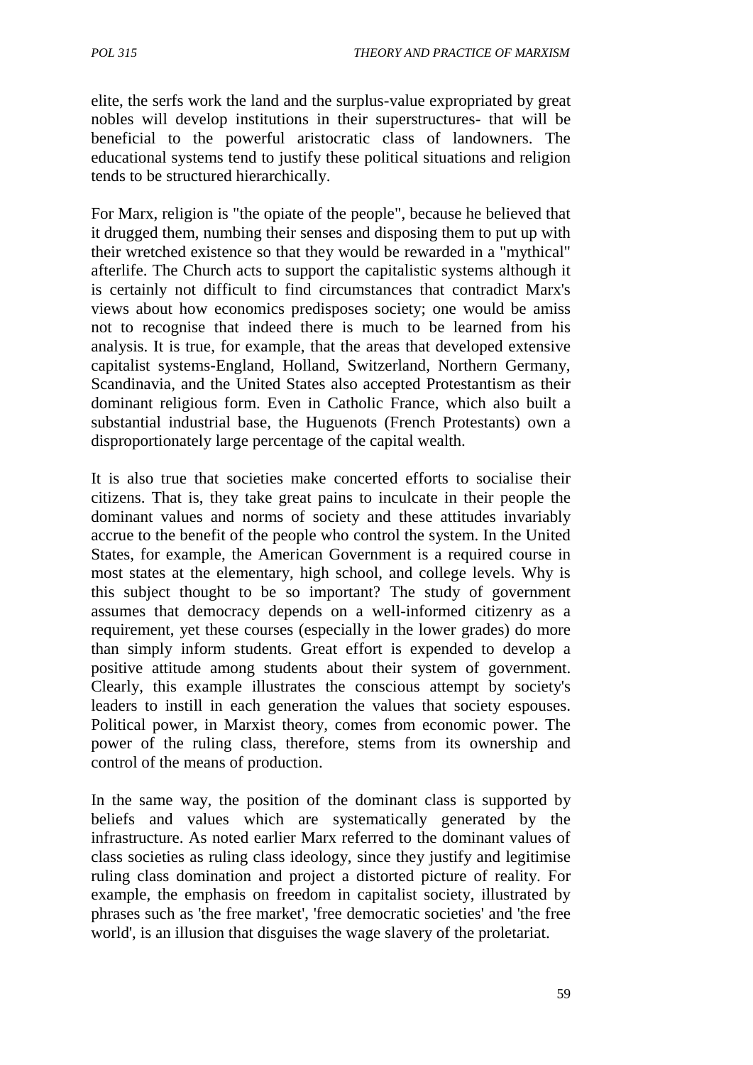elite, the serfs work the land and the surplus-value expropriated by great nobles will develop institutions in their superstructures- that will be beneficial to the powerful aristocratic class of landowners. The educational systems tend to justify these political situations and religion tends to be structured hierarchically.

For Marx, religion is "the opiate of the people", because he believed that it drugged them, numbing their senses and disposing them to put up with their wretched existence so that they would be rewarded in a "mythical" afterlife. The Church acts to support the capitalistic systems although it is certainly not difficult to find circumstances that contradict Marx's views about how economics predisposes society; one would be amiss not to recognise that indeed there is much to be learned from his analysis. It is true, for example, that the areas that developed extensive capitalist systems-England, Holland, Switzerland, Northern Germany, Scandinavia, and the United States also accepted Protestantism as their dominant religious form. Even in Catholic France, which also built a substantial industrial base, the Huguenots (French Protestants) own a disproportionately large percentage of the capital wealth.

It is also true that societies make concerted efforts to socialise their citizens. That is, they take great pains to inculcate in their people the dominant values and norms of society and these attitudes invariably accrue to the benefit of the people who control the system. In the United States, for example, the American Government is a required course in most states at the elementary, high school, and college levels. Why is this subject thought to be so important? The study of government assumes that democracy depends on a well-informed citizenry as a requirement, yet these courses (especially in the lower grades) do more than simply inform students. Great effort is expended to develop a positive attitude among students about their system of government. Clearly, this example illustrates the conscious attempt by society's leaders to instill in each generation the values that society espouses. Political power, in Marxist theory, comes from economic power. The power of the ruling class, therefore, stems from its ownership and control of the means of production.

In the same way, the position of the dominant class is supported by beliefs and values which are systematically generated by the infrastructure. As noted earlier Marx referred to the dominant values of class societies as ruling class ideology, since they justify and legitimise ruling class domination and project a distorted picture of reality. For example, the emphasis on freedom in capitalist society, illustrated by phrases such as 'the free market', 'free democratic societies' and 'the free world', is an illusion that disguises the wage slavery of the proletariat.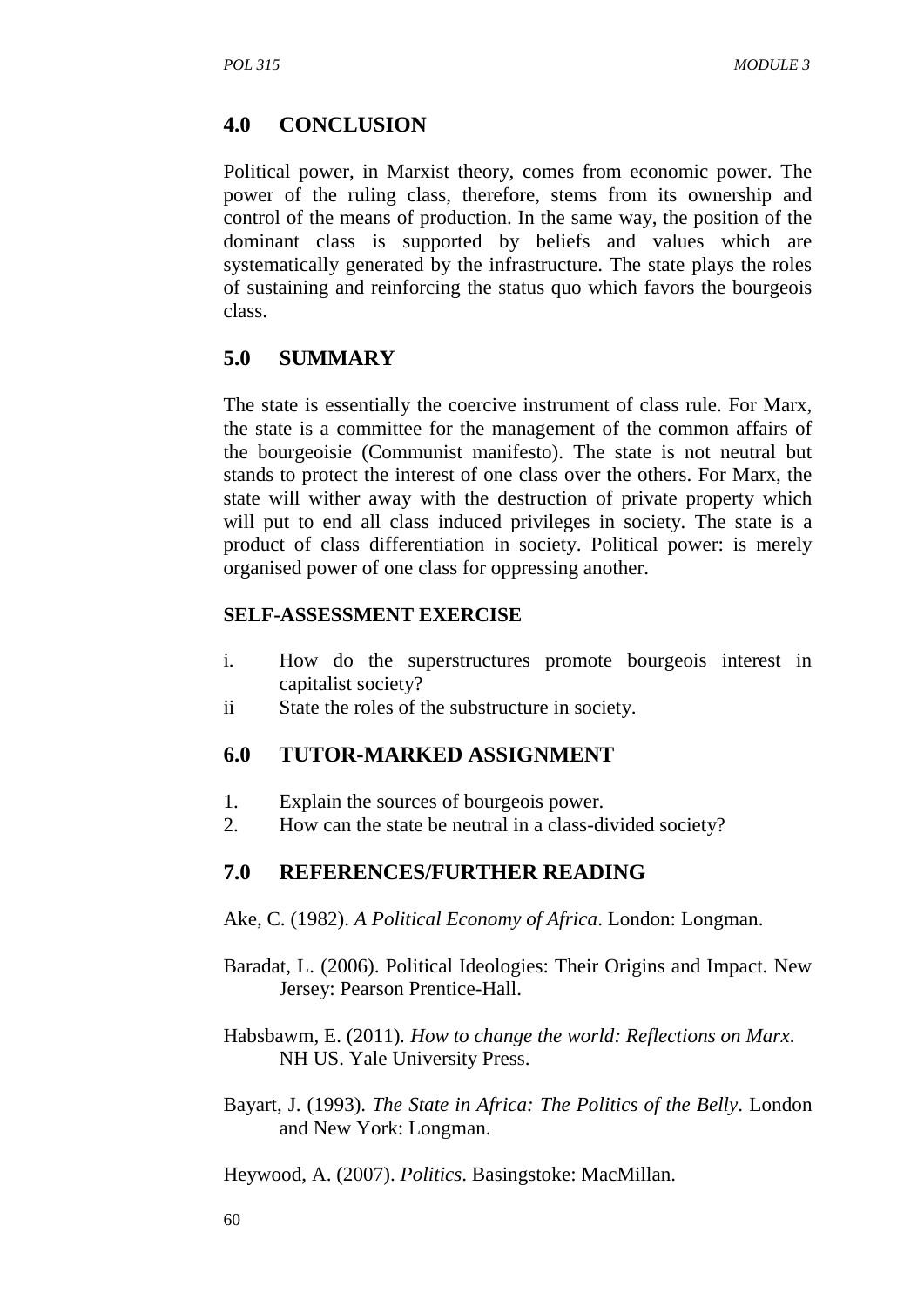## 4.0 CONCLUSION

Political power, in Marxist theory, comes from economic power. The power of the ruling class, therefore, stems from its ownership and control of the means of production. In the same way, the position of the dominant class is supported by beliefs and values which are systematically generated by the infrastructure. The state plays the roles of sustaining and reinforcing the status quo which favors the bourgeois class.

## 5.0 SUMMARY

The state is essentially the coercive instrument of class rule. For Marx, the state is a committee for the management of the common affairs of the bourgeoisie (Communist manifesto). The state is not neutral but stands to protect the interest of one class over the others. For Marx, the state will wither away with the destruction of private property which will put to end all class induced privileges in society. The state is a product of class differentiation in society. Political power: is merely organised power of one class for oppressing another.

**SELF-ASSESSMENT EXERCISE**

i. How do the superstructures promote bourgeois interest in capitalist society?

ii State the roles of the substructure in society.

## 6.0 TUTOR-MARKED ASSIGNMENT

1. Explain the sources of bourgeois power.
2. How can the state be neutral in a class-divided society?

## 7.0 REFERENCES/FURTHER READING

Ake, C. (1982). *A Political Economy of Africa*. London: Longman.

Baradat, L. (2006). Political Ideologies: Their Origins and Impact. New Jersey: Pearson Prentice-Hall.

Habsbawm, E. (2011). *How to change the world: Reflections on Marx*. NH US. Yale University Press.

Bayart, J. (1993). *The State in Africa: The Politics of the Belly*. London and New York: Longman.

Heywood, A. (2007). *Politics*. Basingstoke: MacMillan.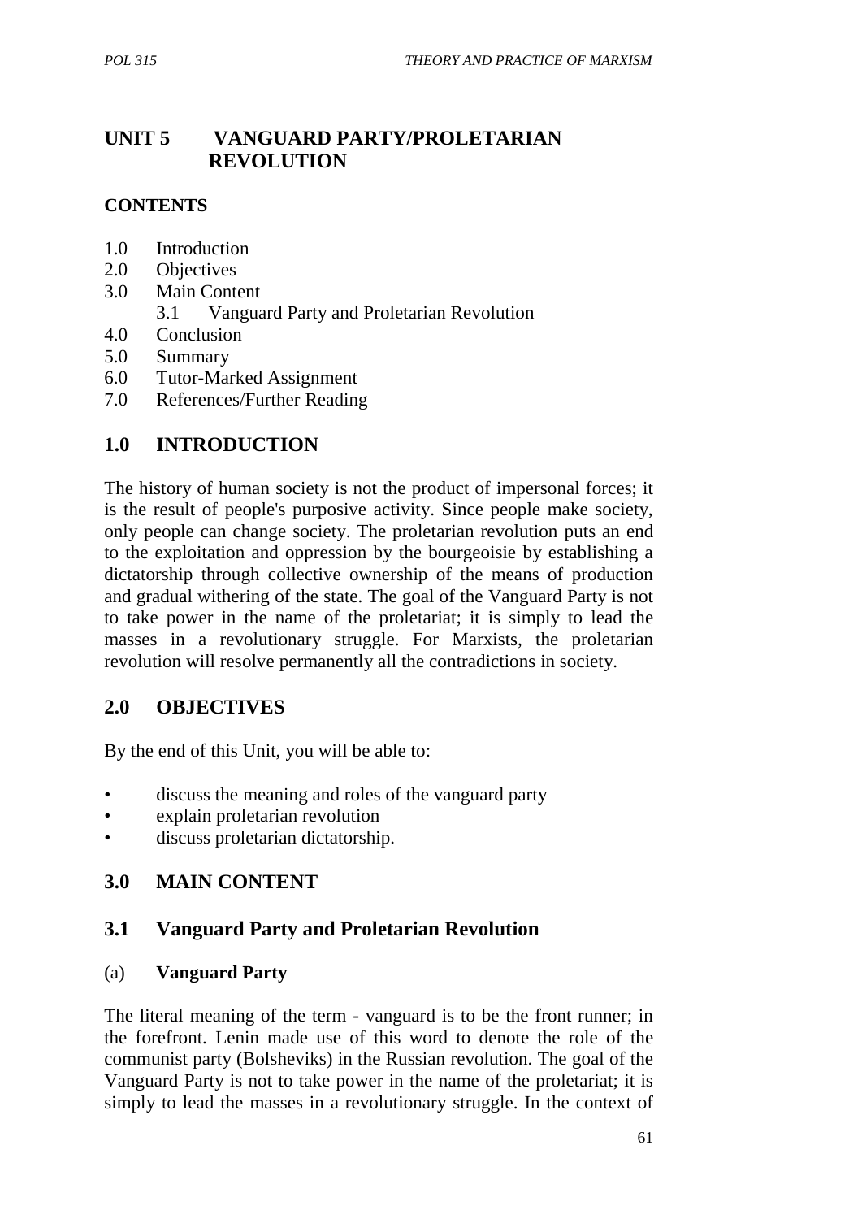# UNIT 5 VANGUARD PARTY/PROLETARIAN REVOLUTION

**CONTENTS**

- 1.0 Introduction
- 2.0 Objectives
- 3.0 Main Content
  - 3.1 Vanguard Party and Proletarian Revolution
- 4.0 Conclusion
- 5.0 Summary
- 6.0 Tutor-Marked Assignment
- 7.0 References/Further Reading

## 1.0 INTRODUCTION

The history of human society is not the product of impersonal forces; it is the result of people's purposive activity. Since people make society, only people can change society. The proletarian revolution puts an end to the exploitation and oppression by the bourgeoisie by establishing a dictatorship through collective ownership of the means of production and gradual withering of the state. The goal of the Vanguard Party is not to take power in the name of the proletariat; it is simply to lead the masses in a revolutionary struggle. For Marxists, the proletarian revolution will resolve permanently all the contradictions in society.

## 2.0 OBJECTIVES

By the end of this Unit, you will be able to:

- discuss the meaning and roles of the vanguard party
- explain proletarian revolution
- discuss proletarian dictatorship.

## 3.0 MAIN CONTENT

### 3.1 Vanguard Party and Proletarian Revolution

(a) **Vanguard Party**

The literal meaning of the term - vanguard is to be the front runner; in the forefront. Lenin made use of this word to denote the role of the communist party (Bolsheviks) in the Russian revolution. The goal of the Vanguard Party is not to take power in the name of the proletariat; it is simply to lead the masses in a revolutionary struggle. In the context of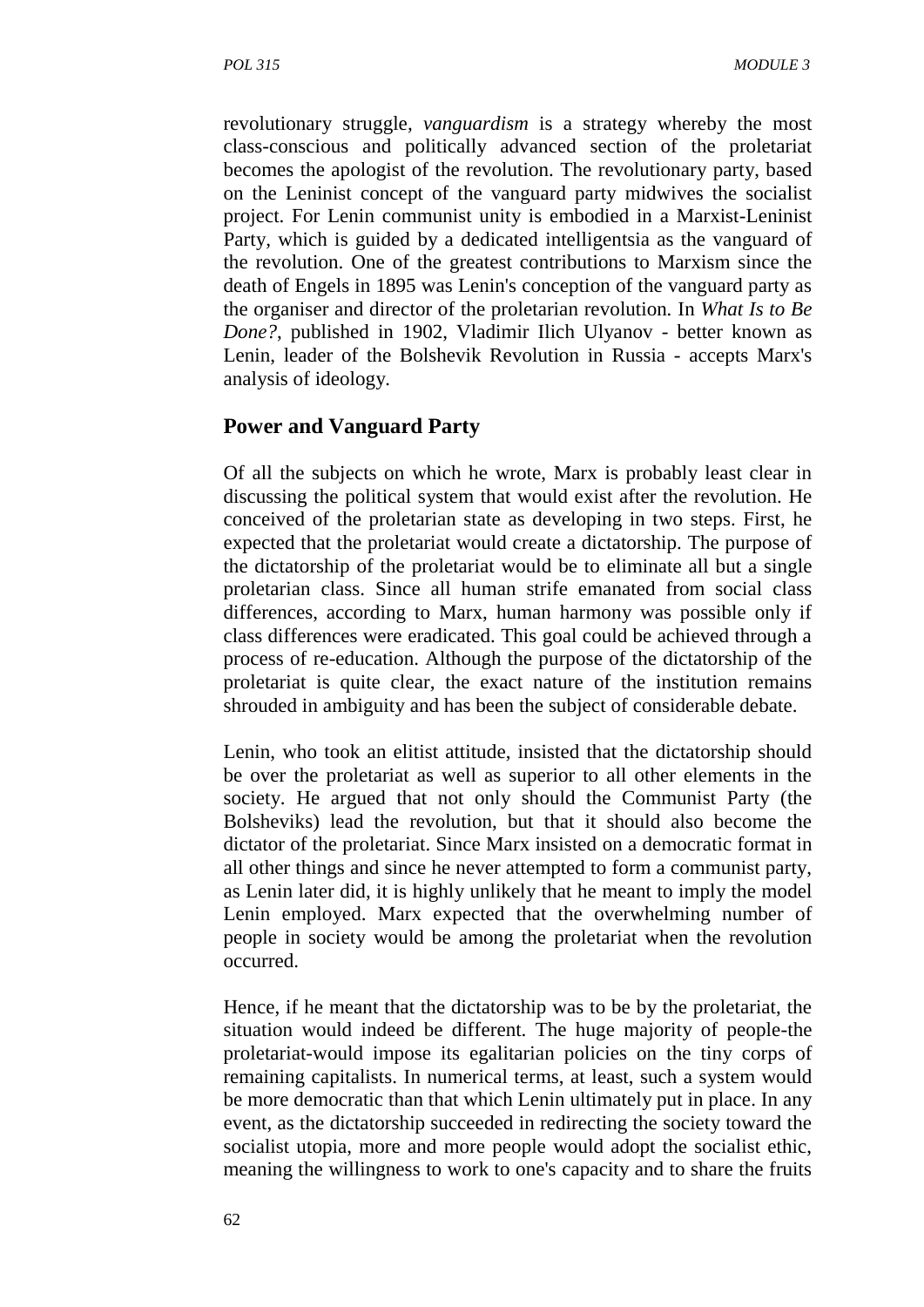revolutionary struggle, *vanguardism* is a strategy whereby the most class-conscious and politically advanced section of the proletariat becomes the apologist of the revolution. The revolutionary party, based on the Leninist concept of the vanguard party midwives the socialist project. For Lenin communist unity is embodied in a Marxist-Leninist Party, which is guided by a dedicated intelligentsia as the vanguard of the revolution. One of the greatest contributions to Marxism since the death of Engels in 1895 was Lenin's conception of the vanguard party as the organiser and director of the proletarian revolution. In *What Is to Be Done?*, published in 1902, Vladimir Ilich Ulyanov - better known as Lenin, leader of the Bolshevik Revolution in Russia - accepts Marx's analysis of ideology.

## Power and Vanguard Party

Of all the subjects on which he wrote, Marx is probably least clear in discussing the political system that would exist after the revolution. He conceived of the proletarian state as developing in two steps. First, he expected that the proletariat would create a dictatorship. The purpose of the dictatorship of the proletariat would be to eliminate all but a single proletarian class. Since all human strife emanated from social class differences, according to Marx, human harmony was possible only if class differences were eradicated. This goal could be achieved through a process of re-education. Although the purpose of the dictatorship of the proletariat is quite clear, the exact nature of the institution remains shrouded in ambiguity and has been the subject of considerable debate.

Lenin, who took an elitist attitude, insisted that the dictatorship should be over the proletariat as well as superior to all other elements in the society. He argued that not only should the Communist Party (the Bolsheviks) lead the revolution, but that it should also become the dictator of the proletariat. Since Marx insisted on a democratic format in all other things and since he never attempted to form a communist party, as Lenin later did, it is highly unlikely that he meant to imply the model Lenin employed. Marx expected that the overwhelming number of people in society would be among the proletariat when the revolution occurred.

Hence, if he meant that the dictatorship was to be by the proletariat, the situation would indeed be different. The huge majority of people-the proletariat-would impose its egalitarian policies on the tiny corps of remaining capitalists. In numerical terms, at least, such a system would be more democratic than that which Lenin ultimately put in place. In any event, as the dictatorship succeeded in redirecting the society toward the socialist utopia, more and more people would adopt the socialist ethic, meaning the willingness to work to one's capacity and to share the fruits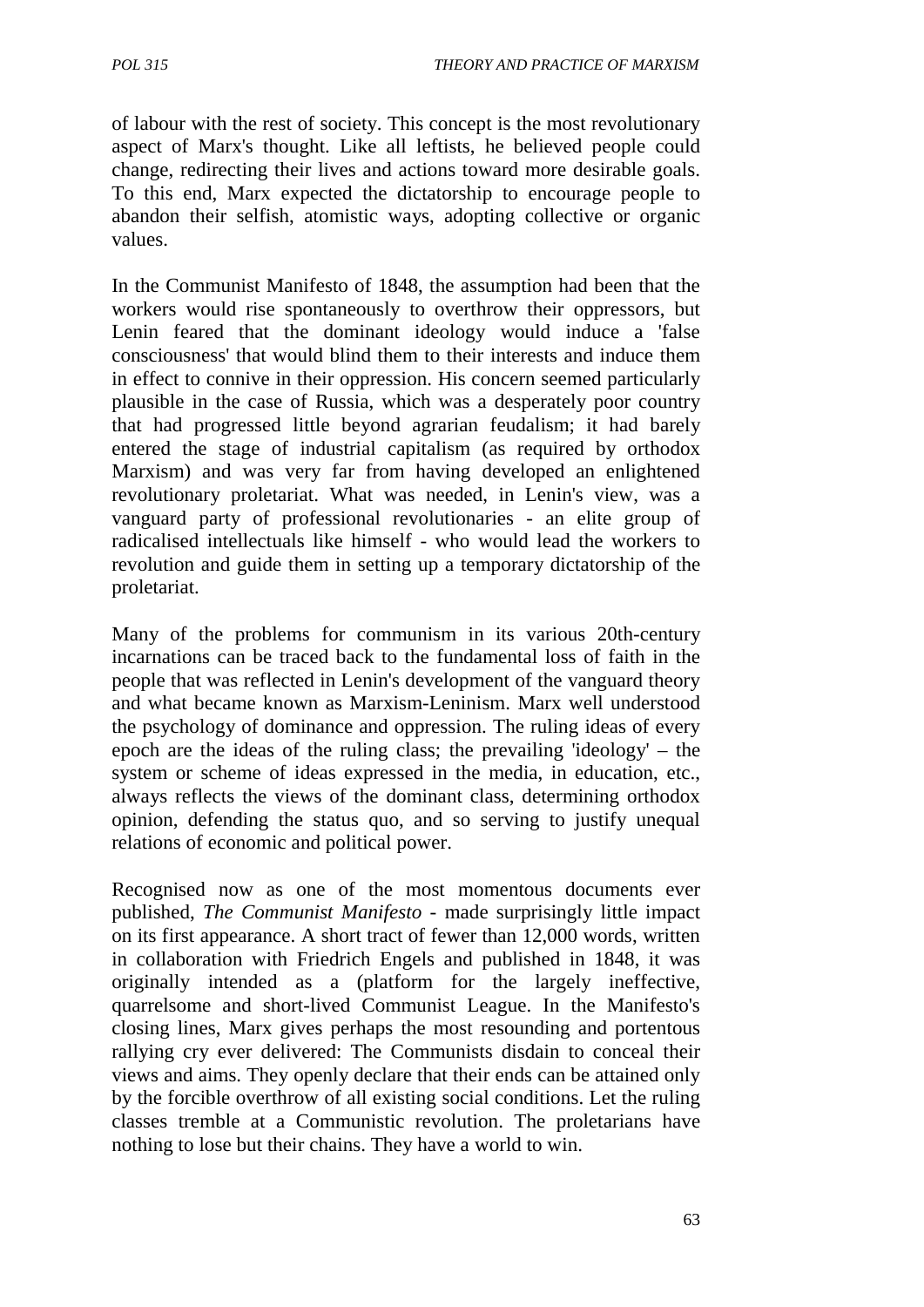of labour with the rest of society. This concept is the most revolutionary aspect of Marx's thought. Like all leftists, he believed people could change, redirecting their lives and actions toward more desirable goals. To this end, Marx expected the dictatorship to encourage people to abandon their selfish, atomistic ways, adopting collective or organic values.

In the Communist Manifesto of 1848, the assumption had been that the workers would rise spontaneously to overthrow their oppressors, but Lenin feared that the dominant ideology would induce a 'false consciousness' that would blind them to their interests and induce them in effect to connive in their oppression. His concern seemed particularly plausible in the case of Russia, which was a desperately poor country that had progressed little beyond agrarian feudalism; it had barely entered the stage of industrial capitalism (as required by orthodox Marxism) and was very far from having developed an enlightened revolutionary proletariat. What was needed, in Lenin's view, was a vanguard party of professional revolutionaries - an elite group of radicalised intellectuals like himself - who would lead the workers to revolution and guide them in setting up a temporary dictatorship of the proletariat.

Many of the problems for communism in its various 20th-century incarnations can be traced back to the fundamental loss of faith in the people that was reflected in Lenin's development of the vanguard theory and what became known as Marxism-Leninism. Marx well understood the psychology of dominance and oppression. The ruling ideas of every epoch are the ideas of the ruling class; the prevailing 'ideology' – the system or scheme of ideas expressed in the media, in education, etc., always reflects the views of the dominant class, determining orthodox opinion, defending the status quo, and so serving to justify unequal relations of economic and political power.

Recognised now as one of the most momentous documents ever published, *The Communist Manifesto* - made surprisingly little impact on its first appearance. A short tract of fewer than 12,000 words, written in collaboration with Friedrich Engels and published in 1848, it was originally intended as a (platform for the largely ineffective, quarrelsome and short-lived Communist League. In the Manifesto's closing lines, Marx gives perhaps the most resounding and portentous rallying cry ever delivered: The Communists disdain to conceal their views and aims. They openly declare that their ends can be attained only by the forcible overthrow of all existing social conditions. Let the ruling classes tremble at a Communistic revolution. The proletarians have nothing to lose but their chains. They have a world to win.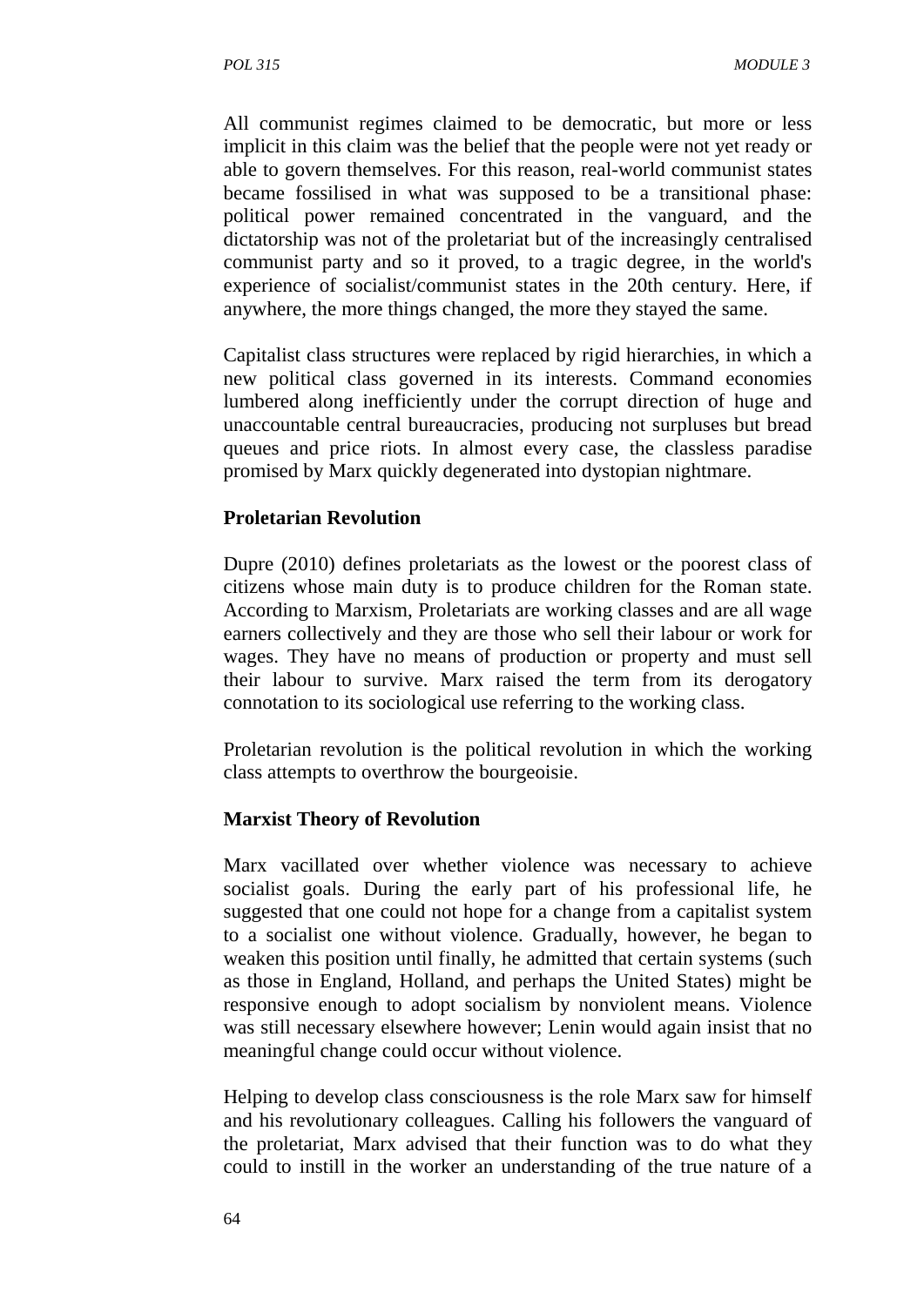All communist regimes claimed to be democratic, but more or less implicit in this claim was the belief that the people were not yet ready or able to govern themselves. For this reason, real-world communist states became fossilised in what was supposed to be a transitional phase: political power remained concentrated in the vanguard, and the dictatorship was not of the proletariat but of the increasingly centralised communist party and so it proved, to a tragic degree, in the world's experience of socialist/communist states in the 20th century. Here, if anywhere, the more things changed, the more they stayed the same.

Capitalist class structures were replaced by rigid hierarchies, in which a new political class governed in its interests. Command economies lumbered along inefficiently under the corrupt direction of huge and unaccountable central bureaucracies, producing not surpluses but bread queues and price riots. In almost every case, the classless paradise promised by Marx quickly degenerated into dystopian nightmare.

**Proletarian Revolution**

Dupre (2010) defines proletariats as the lowest or the poorest class of citizens whose main duty is to produce children for the Roman state. According to Marxism, Proletariats are working classes and are all wage earners collectively and they are those who sell their labour or work for wages. They have no means of production or property and must sell their labour to survive. Marx raised the term from its derogatory connotation to its sociological use referring to the working class.

Proletarian revolution is the political revolution in which the working class attempts to overthrow the bourgeoisie.

**Marxist Theory of Revolution**

Marx vacillated over whether violence was necessary to achieve socialist goals. During the early part of his professional life, he suggested that one could not hope for a change from a capitalist system to a socialist one without violence. Gradually, however, he began to weaken this position until finally, he admitted that certain systems (such as those in England, Holland, and perhaps the United States) might be responsive enough to adopt socialism by nonviolent means. Violence was still necessary elsewhere however; Lenin would again insist that no meaningful change could occur without violence.

Helping to develop class consciousness is the role Marx saw for himself and his revolutionary colleagues. Calling his followers the vanguard of the proletariat, Marx advised that their function was to do what they could to instill in the worker an understanding of the true nature of a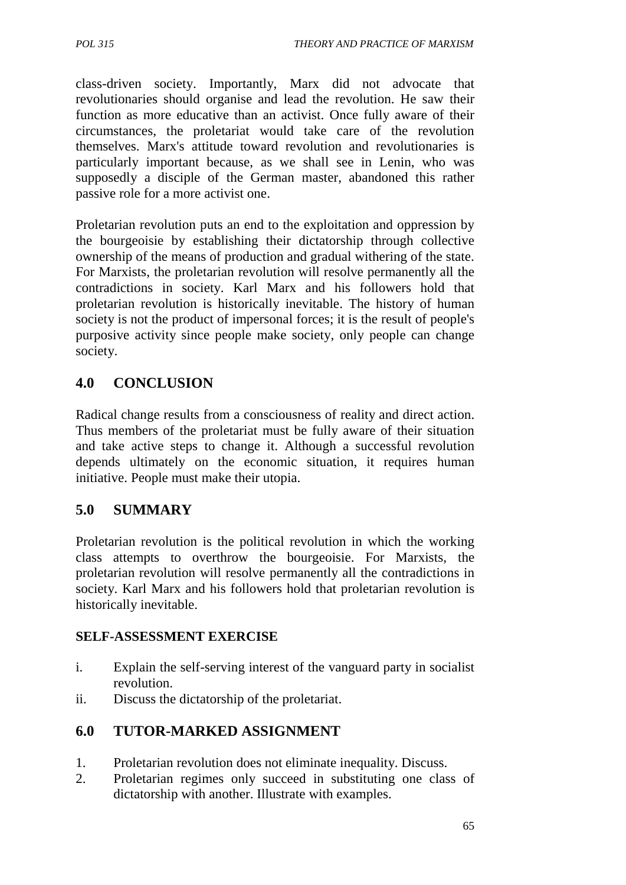class-driven society. Importantly, Marx did not advocate that revolutionaries should organise and lead the revolution. He saw their function as more educative than an activist. Once fully aware of their circumstances, the proletariat would take care of the revolution themselves. Marx's attitude toward revolution and revolutionaries is particularly important because, as we shall see in Lenin, who was supposedly a disciple of the German master, abandoned this rather passive role for a more activist one.

Proletarian revolution puts an end to the exploitation and oppression by the bourgeoisie by establishing their dictatorship through collective ownership of the means of production and gradual withering of the state. For Marxists, the proletarian revolution will resolve permanently all the contradictions in society. Karl Marx and his followers hold that proletarian revolution is historically inevitable. The history of human society is not the product of impersonal forces; it is the result of people's purposive activity since people make society, only people can change society.

## 4.0 CONCLUSION

Radical change results from a consciousness of reality and direct action. Thus members of the proletariat must be fully aware of their situation and take active steps to change it. Although a successful revolution depends ultimately on the economic situation, it requires human initiative. People must make their utopia.

## 5.0 SUMMARY

Proletarian revolution is the political revolution in which the working class attempts to overthrow the bourgeoisie. For Marxists, the proletarian revolution will resolve permanently all the contradictions in society. Karl Marx and his followers hold that proletarian revolution is historically inevitable.

### SELF-ASSESSMENT EXERCISE

i. Explain the self-serving interest of the vanguard party in socialist revolution.
ii. Discuss the dictatorship of the proletariat.

## 6.0 TUTOR-MARKED ASSIGNMENT

1. Proletarian revolution does not eliminate inequality. Discuss.
2. Proletarian regimes only succeed in substituting one class of dictatorship with another. Illustrate with examples.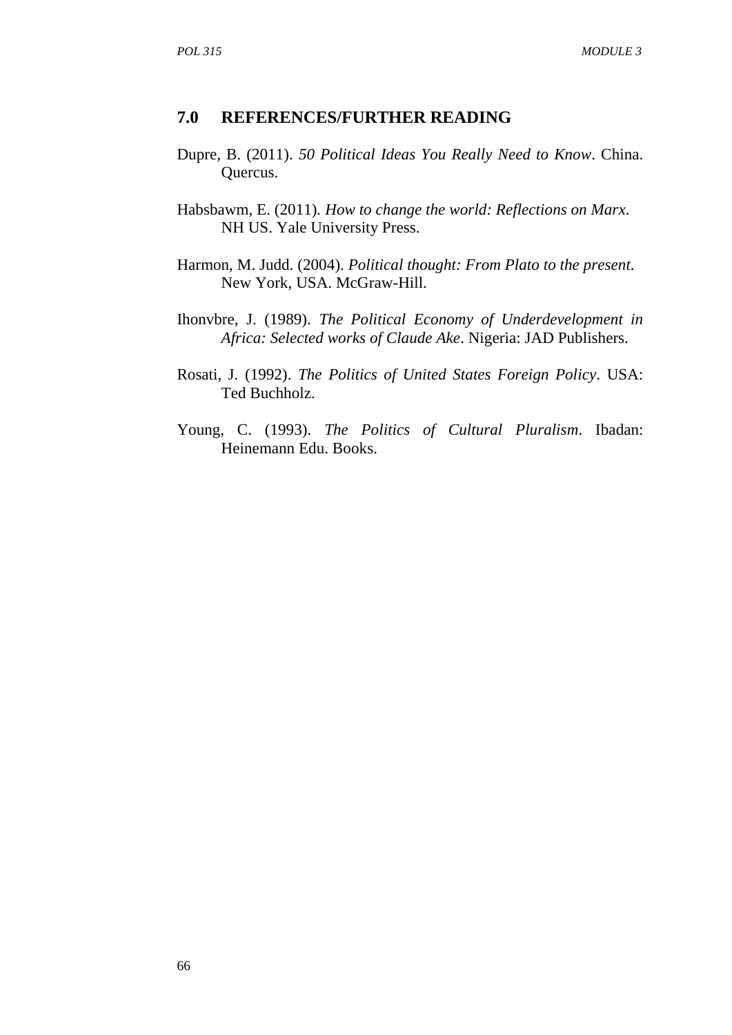## 7.0 REFERENCES/FURTHER READING

Dupre, B. (2011). *50 Political Ideas You Really Need to Know*. China. Quercus.

Habsbawm, E. (2011). *How to change the world: Reflections on Marx*. NH US. Yale University Press.

Harmon, M. Judd. (2004). *Political thought: From Plato to the present*. New York, USA. McGraw-Hill.

Ihonvbre, J. (1989). *The Political Economy of Underdevelopment in Africa: Selected works of Claude Ake*. Nigeria: JAD Publishers.

Rosati, J. (1992). *The Politics of United States Foreign Policy*. USA: Ted Buchholz.

Young, C. (1993). *The Politics of Cultural Pluralism*. Ibadan: Heinemann Edu. Books.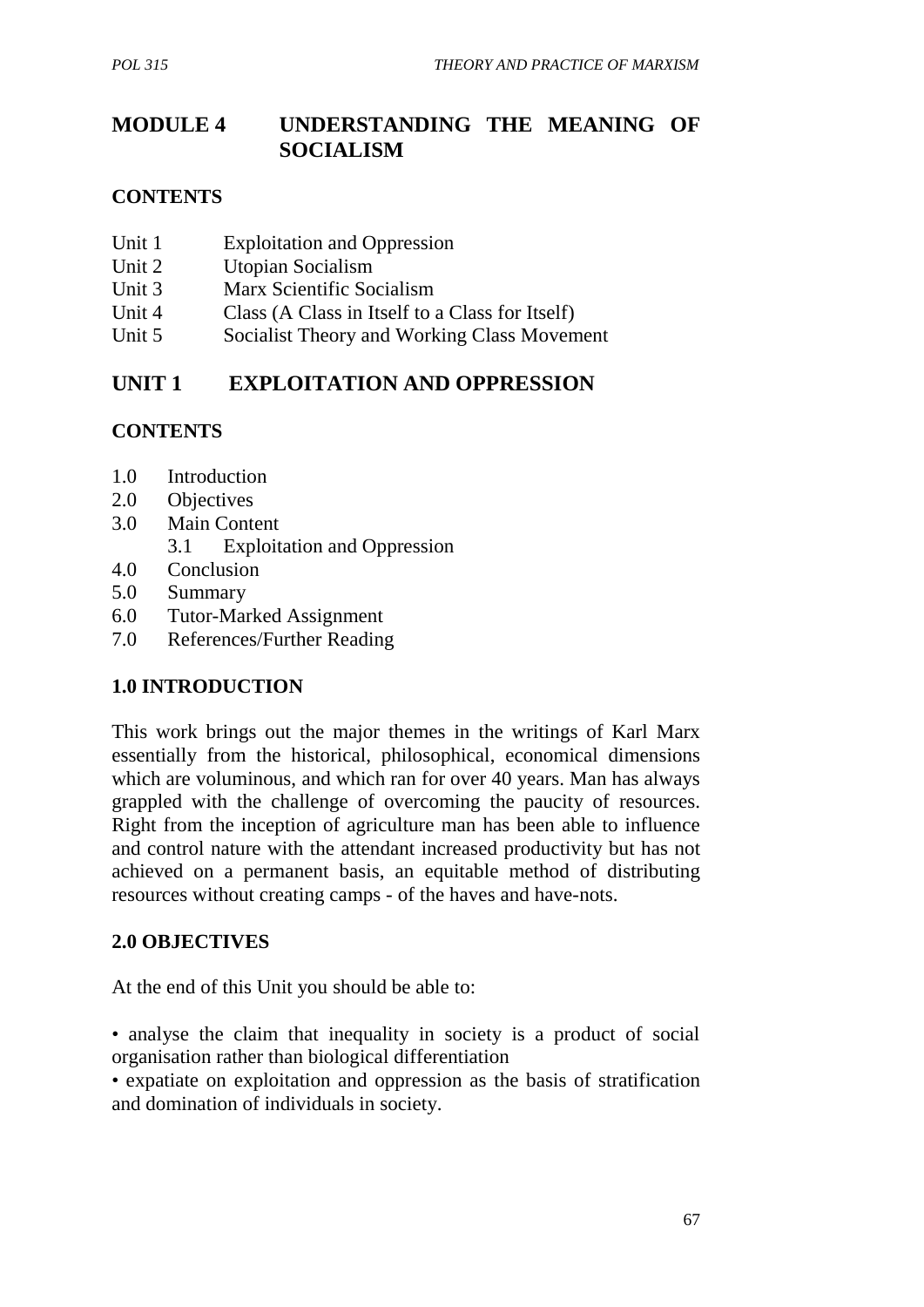# MODULE 4 UNDERSTANDING THE MEANING OF SOCIALISM

## CONTENTS

Unit 1 Exploitation and Oppression
Unit 2 Utopian Socialism
Unit 3 Marx Scientific Socialism
Unit 4 Class (A Class in Itself to a Class for Itself)
Unit 5 Socialist Theory and Working Class Movement

# UNIT 1 EXPLOITATION AND OPPRESSION

## CONTENTS

1.0 Introduction
2.0 Objectives
3.0 Main Content
    3.1 Exploitation and Oppression
4.0 Conclusion
5.0 Summary
6.0 Tutor-Marked Assignment
7.0 References/Further Reading

## 1.0 INTRODUCTION

This work brings out the major themes in the writings of Karl Marx essentially from the historical, philosophical, economical dimensions which are voluminous, and which ran for over 40 years. Man has always grappled with the challenge of overcoming the paucity of resources. Right from the inception of agriculture man has been able to influence and control nature with the attendant increased productivity but has not achieved on a permanent basis, an equitable method of distributing resources without creating camps - of the haves and have-nots.

## 2.0 OBJECTIVES

At the end of this Unit you should be able to:

• analyse the claim that inequality in society is a product of social organisation rather than biological differentiation
• expatiate on exploitation and oppression as the basis of stratification and domination of individuals in society.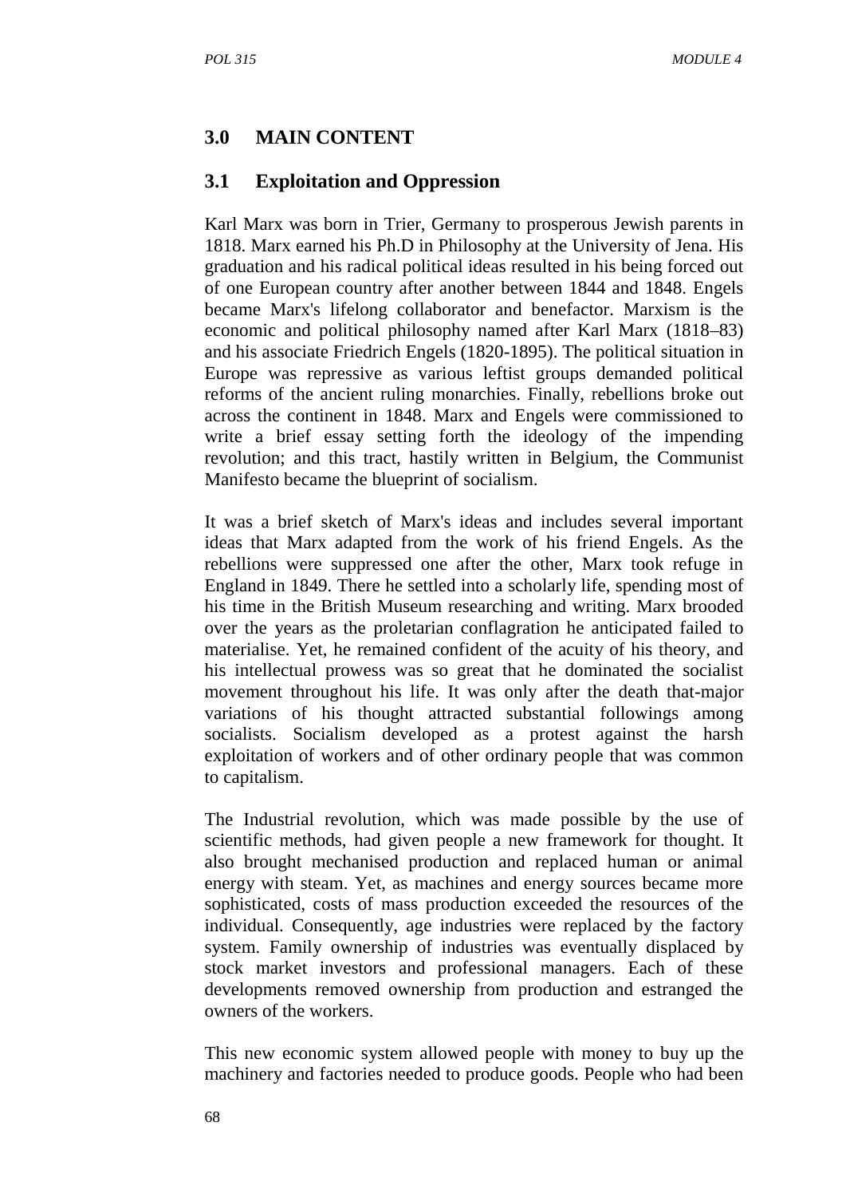## 3.0 MAIN CONTENT

### 3.1 Exploitation and Oppression

Karl Marx was born in Trier, Germany to prosperous Jewish parents in 1818. Marx earned his Ph.D in Philosophy at the University of Jena. His graduation and his radical political ideas resulted in his being forced out of one European country after another between 1844 and 1848. Engels became Marx's lifelong collaborator and benefactor. Marxism is the economic and political philosophy named after Karl Marx (1818–83) and his associate Friedrich Engels (1820-1895). The political situation in Europe was repressive as various leftist groups demanded political reforms of the ancient ruling monarchies. Finally, rebellions broke out across the continent in 1848. Marx and Engels were commissioned to write a brief essay setting forth the ideology of the impending revolution; and this tract, hastily written in Belgium, the Communist Manifesto became the blueprint of socialism.

It was a brief sketch of Marx's ideas and includes several important ideas that Marx adapted from the work of his friend Engels. As the rebellions were suppressed one after the other, Marx took refuge in England in 1849. There he settled into a scholarly life, spending most of his time in the British Museum researching and writing. Marx brooded over the years as the proletarian conflagration he anticipated failed to materialise. Yet, he remained confident of the acuity of his theory, and his intellectual prowess was so great that he dominated the socialist movement throughout his life. It was only after the death that-major variations of his thought attracted substantial followings among socialists. Socialism developed as a protest against the harsh exploitation of workers and of other ordinary people that was common to capitalism.

The Industrial revolution, which was made possible by the use of scientific methods, had given people a new framework for thought. It also brought mechanised production and replaced human or animal energy with steam. Yet, as machines and energy sources became more sophisticated, costs of mass production exceeded the resources of the individual. Consequently, age industries were replaced by the factory system. Family ownership of industries was eventually displaced by stock market investors and professional managers. Each of these developments removed ownership from production and estranged the owners of the workers.

This new economic system allowed people with money to buy up the machinery and factories needed to produce goods. People who had been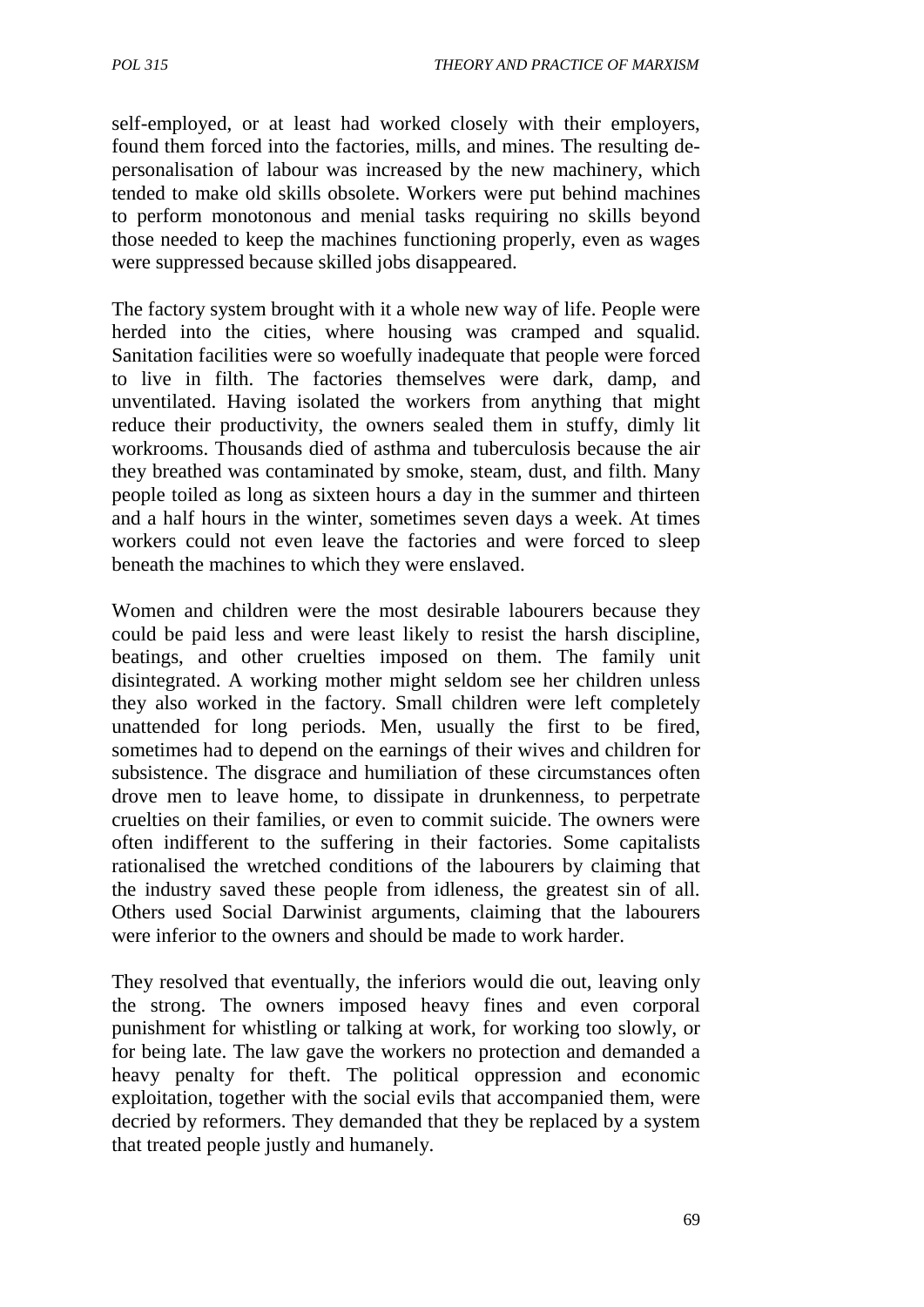self-employed, or at least had worked closely with their employers, found them forced into the factories, mills, and mines. The resulting de-personalisation of labour was increased by the new machinery, which tended to make old skills obsolete. Workers were put behind machines to perform monotonous and menial tasks requiring no skills beyond those needed to keep the machines functioning properly, even as wages were suppressed because skilled jobs disappeared.

The factory system brought with it a whole new way of life. People were herded into the cities, where housing was cramped and squalid. Sanitation facilities were so woefully inadequate that people were forced to live in filth. The factories themselves were dark, damp, and unventilated. Having isolated the workers from anything that might reduce their productivity, the owners sealed them in stuffy, dimly lit workrooms. Thousands died of asthma and tuberculosis because the air they breathed was contaminated by smoke, steam, dust, and filth. Many people toiled as long as sixteen hours a day in the summer and thirteen and a half hours in the winter, sometimes seven days a week. At times workers could not even leave the factories and were forced to sleep beneath the machines to which they were enslaved.

Women and children were the most desirable labourers because they could be paid less and were least likely to resist the harsh discipline, beatings, and other cruelties imposed on them. The family unit disintegrated. A working mother might seldom see her children unless they also worked in the factory. Small children were left completely unattended for long periods. Men, usually the first to be fired, sometimes had to depend on the earnings of their wives and children for subsistence. The disgrace and humiliation of these circumstances often drove men to leave home, to dissipate in drunkenness, to perpetrate cruelties on their families, or even to commit suicide. The owners were often indifferent to the suffering in their factories. Some capitalists rationalised the wretched conditions of the labourers by claiming that the industry saved these people from idleness, the greatest sin of all. Others used Social Darwinist arguments, claiming that the labourers were inferior to the owners and should be made to work harder.

They resolved that eventually, the inferiors would die out, leaving only the strong. The owners imposed heavy fines and even corporal punishment for whistling or talking at work, for working too slowly, or for being late. The law gave the workers no protection and demanded a heavy penalty for theft. The political oppression and economic exploitation, together with the social evils that accompanied them, were decried by reformers. They demanded that they be replaced by a system that treated people justly and humanely.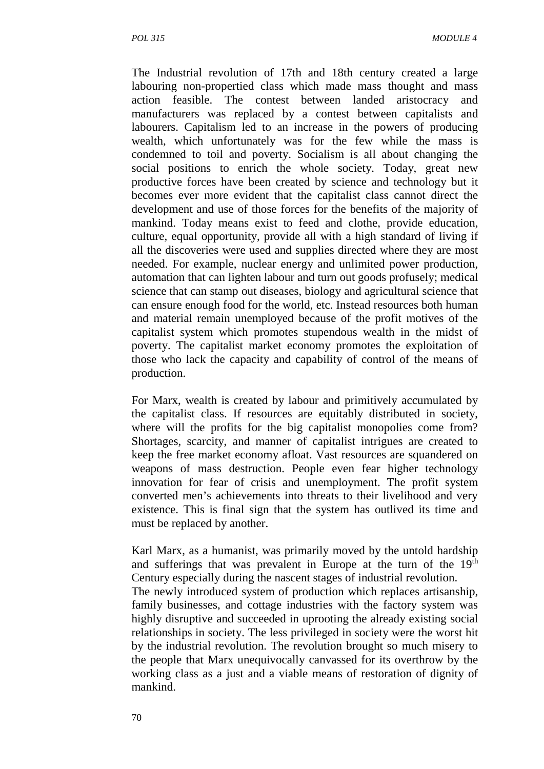The Industrial revolution of 17th and 18th century created a large labouring non-propertied class which made mass thought and mass action feasible. The contest between landed aristocracy and manufacturers was replaced by a contest between capitalists and labourers. Capitalism led to an increase in the powers of producing wealth, which unfortunately was for the few while the mass is condemned to toil and poverty. Socialism is all about changing the social positions to enrich the whole society. Today, great new productive forces have been created by science and technology but it becomes ever more evident that the capitalist class cannot direct the development and use of those forces for the benefits of the majority of mankind. Today means exist to feed and clothe, provide education, culture, equal opportunity, provide all with a high standard of living if all the discoveries were used and supplies directed where they are most needed. For example, nuclear energy and unlimited power production, automation that can lighten labour and turn out goods profusely; medical science that can stamp out diseases, biology and agricultural science that can ensure enough food for the world, etc. Instead resources both human and material remain unemployed because of the profit motives of the capitalist system which promotes stupendous wealth in the midst of poverty. The capitalist market economy promotes the exploitation of those who lack the capacity and capability of control of the means of production.

For Marx, wealth is created by labour and primitively accumulated by the capitalist class. If resources are equitably distributed in society, where will the profits for the big capitalist monopolies come from? Shortages, scarcity, and manner of capitalist intrigues are created to keep the free market economy afloat. Vast resources are squandered on weapons of mass destruction. People even fear higher technology innovation for fear of crisis and unemployment. The profit system converted men's achievements into threats to their livelihood and very existence. This is final sign that the system has outlived its time and must be replaced by another.

Karl Marx, as a humanist, was primarily moved by the untold hardship and sufferings that was prevalent in Europe at the turn of the 19th Century especially during the nascent stages of industrial revolution.
The newly introduced system of production which replaces artisanship, family businesses, and cottage industries with the factory system was highly disruptive and succeeded in uprooting the already existing social relationships in society. The less privileged in society were the worst hit by the industrial revolution. The revolution brought so much misery to the people that Marx unequivocally canvassed for its overthrow by the working class as a just and a viable means of restoration of dignity of mankind.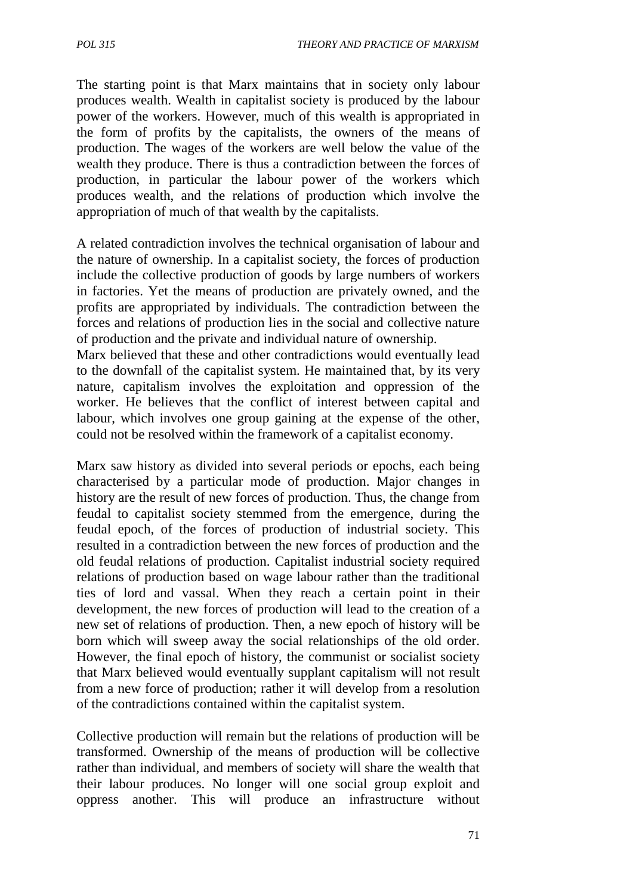The starting point is that Marx maintains that in society only labour produces wealth. Wealth in capitalist society is produced by the labour power of the workers. However, much of this wealth is appropriated in the form of profits by the capitalists, the owners of the means of production. The wages of the workers are well below the value of the wealth they produce. There is thus a contradiction between the forces of production, in particular the labour power of the workers which produces wealth, and the relations of production which involve the appropriation of much of that wealth by the capitalists.

A related contradiction involves the technical organisation of labour and the nature of ownership. In a capitalist society, the forces of production include the collective production of goods by large numbers of workers in factories. Yet the means of production are privately owned, and the profits are appropriated by individuals. The contradiction between the forces and relations of production lies in the social and collective nature of production and the private and individual nature of ownership.

Marx believed that these and other contradictions would eventually lead to the downfall of the capitalist system. He maintained that, by its very nature, capitalism involves the exploitation and oppression of the worker. He believes that the conflict of interest between capital and labour, which involves one group gaining at the expense of the other, could not be resolved within the framework of a capitalist economy.

Marx saw history as divided into several periods or epochs, each being characterised by a particular mode of production. Major changes in history are the result of new forces of production. Thus, the change from feudal to capitalist society stemmed from the emergence, during the feudal epoch, of the forces of production of industrial society. This resulted in a contradiction between the new forces of production and the old feudal relations of production. Capitalist industrial society required relations of production based on wage labour rather than the traditional ties of lord and vassal. When they reach a certain point in their development, the new forces of production will lead to the creation of a new set of relations of production. Then, a new epoch of history will be born which will sweep away the social relationships of the old order. However, the final epoch of history, the communist or socialist society that Marx believed would eventually supplant capitalism will not result from a new force of production; rather it will develop from a resolution of the contradictions contained within the capitalist system.

Collective production will remain but the relations of production will be transformed. Ownership of the means of production will be collective rather than individual, and members of society will share the wealth that their labour produces. No longer will one social group exploit and oppress another. This will produce an infrastructure without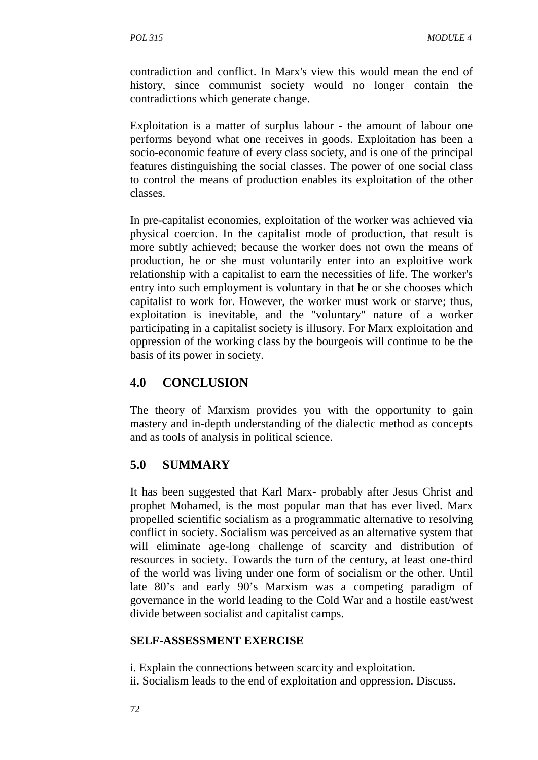contradiction and conflict. In Marx's view this would mean the end of history, since communist society would no longer contain the contradictions which generate change.

Exploitation is a matter of surplus labour - the amount of labour one performs beyond what one receives in goods. Exploitation has been a socio-economic feature of every class society, and is one of the principal features distinguishing the social classes. The power of one social class to control the means of production enables its exploitation of the other classes.

In pre-capitalist economies, exploitation of the worker was achieved via physical coercion. In the capitalist mode of production, that result is more subtly achieved; because the worker does not own the means of production, he or she must voluntarily enter into an exploitive work relationship with a capitalist to earn the necessities of life. The worker's entry into such employment is voluntary in that he or she chooses which capitalist to work for. However, the worker must work or starve; thus, exploitation is inevitable, and the "voluntary" nature of a worker participating in a capitalist society is illusory. For Marx exploitation and oppression of the working class by the bourgeois will continue to be the basis of its power in society.

## 4.0 CONCLUSION

The theory of Marxism provides you with the opportunity to gain mastery and in-depth understanding of the dialectic method as concepts and as tools of analysis in political science.

## 5.0 SUMMARY

It has been suggested that Karl Marx- probably after Jesus Christ and prophet Mohamed, is the most popular man that has ever lived. Marx propelled scientific socialism as a programmatic alternative to resolving conflict in society. Socialism was perceived as an alternative system that will eliminate age-long challenge of scarcity and distribution of resources in society. Towards the turn of the century, at least one-third of the world was living under one form of socialism or the other. Until late 80's and early 90's Marxism was a competing paradigm of governance in the world leading to the Cold War and a hostile east/west divide between socialist and capitalist camps.

**SELF-ASSESSMENT EXERCISE**

i. Explain the connections between scarcity and exploitation.
ii. Socialism leads to the end of exploitation and oppression. Discuss.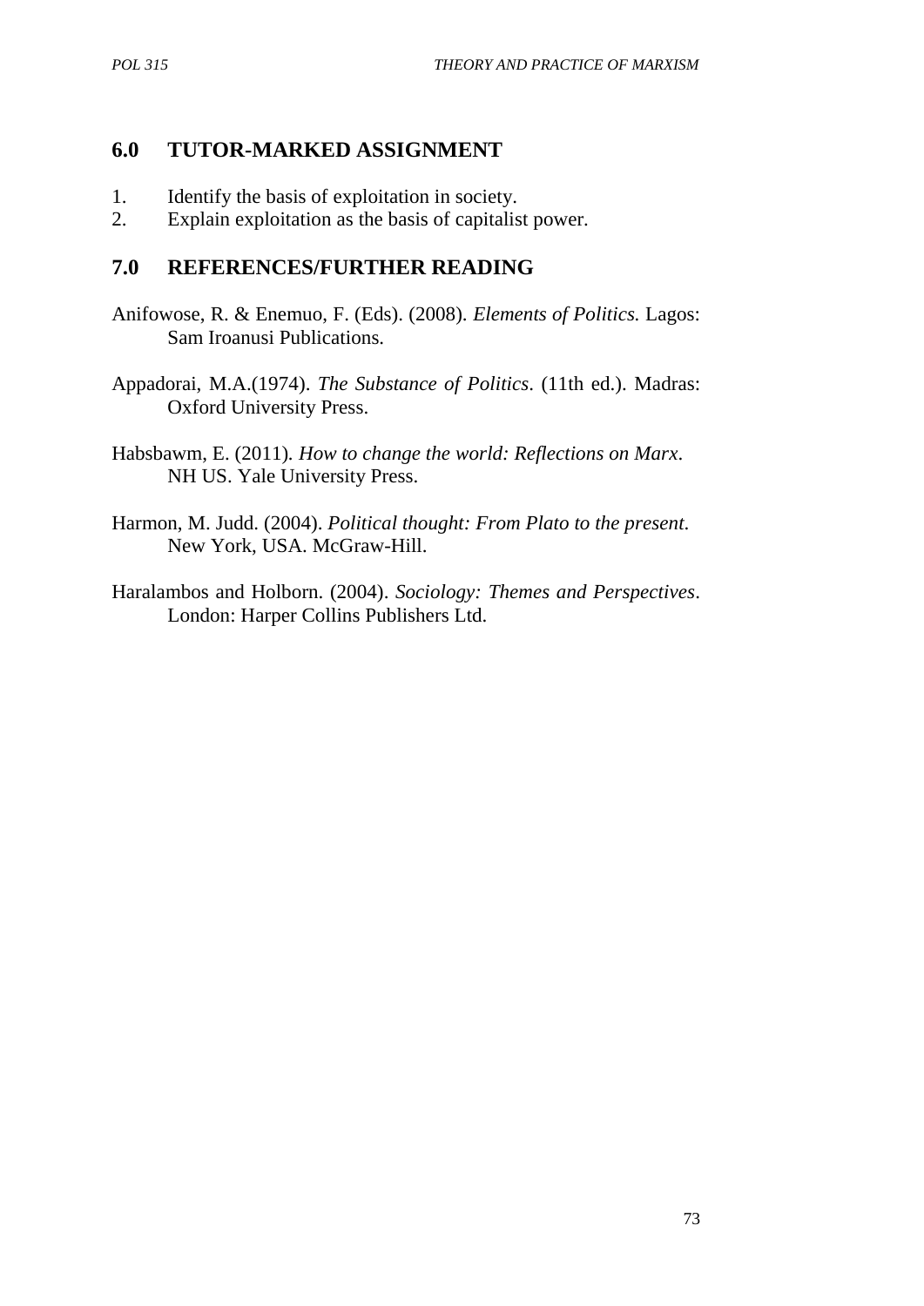## 6.0 TUTOR-MARKED ASSIGNMENT

1. Identify the basis of exploitation in society.
2. Explain exploitation as the basis of capitalist power.

## 7.0 REFERENCES/FURTHER READING

Anifowose, R. & Enemuo, F. (Eds). (2008). *Elements of Politics.* Lagos: Sam Iroanusi Publications.

Appadorai, M.A.(1974). *The Substance of Politics*. (11th ed.). Madras: Oxford University Press.

Habsbawm, E. (2011). *How to change the world: Reflections on Marx*. NH US. Yale University Press.

Harmon, M. Judd. (2004). *Political thought: From Plato to the present.* New York, USA. McGraw-Hill.

Haralambos and Holborn. (2004). *Sociology: Themes and Perspectives*. London: Harper Collins Publishers Ltd.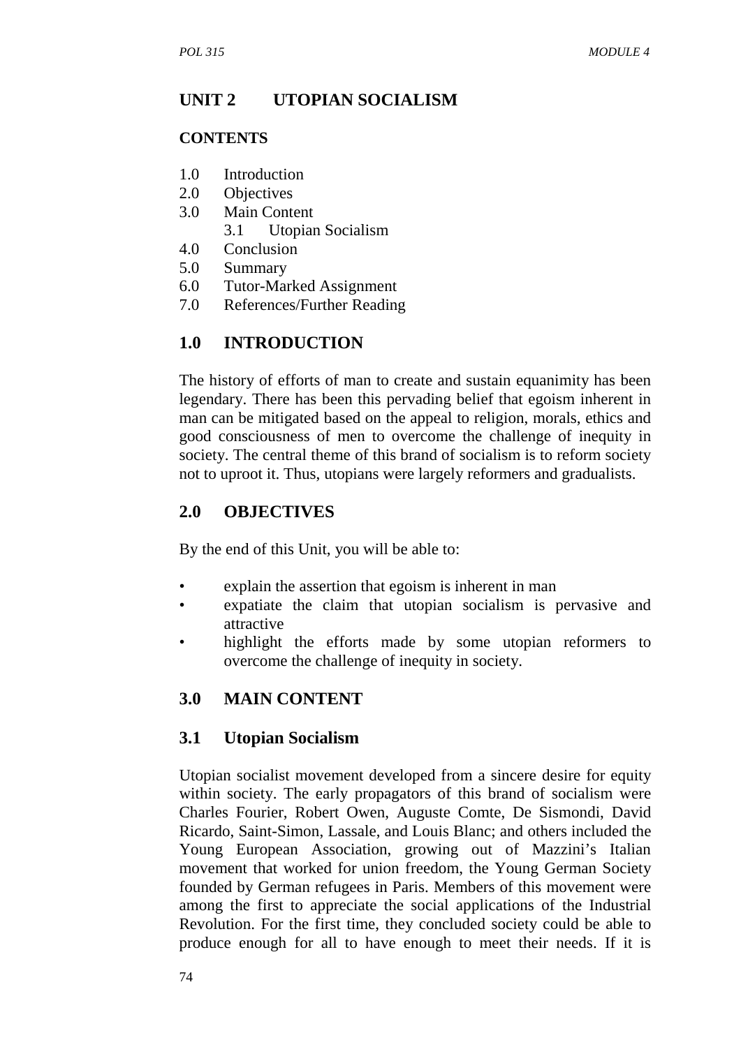## UNIT 2 UTOPIAN SOCIALISM

**CONTENTS**

1.0 Introduction
2.0 Objectives
3.0 Main Content
    3.1 Utopian Socialism
4.0 Conclusion
5.0 Summary
6.0 Tutor-Marked Assignment
7.0 References/Further Reading

## 1.0 INTRODUCTION

The history of efforts of man to create and sustain equanimity has been legendary. There has been this pervading belief that egoism inherent in man can be mitigated based on the appeal to religion, morals, ethics and good consciousness of men to overcome the challenge of inequity in society. The central theme of this brand of socialism is to reform society not to uproot it. Thus, utopians were largely reformers and gradualists.

## 2.0 OBJECTIVES

By the end of this Unit, you will be able to:

- explain the assertion that egoism is inherent in man
- expatiate the claim that utopian socialism is pervasive and attractive
- highlight the efforts made by some utopian reformers to overcome the challenge of inequity in society.

## 3.0 MAIN CONTENT

### 3.1 Utopian Socialism

Utopian socialist movement developed from a sincere desire for equity within society. The early propagators of this brand of socialism were Charles Fourier, Robert Owen, Auguste Comte, De Sismondi, David Ricardo, Saint-Simon, Lassale, and Louis Blanc; and others included the Young European Association, growing out of Mazzini's Italian movement that worked for union freedom, the Young German Society founded by German refugees in Paris. Members of this movement were among the first to appreciate the social applications of the Industrial Revolution. For the first time, they concluded society could be able to produce enough for all to have enough to meet their needs. If it is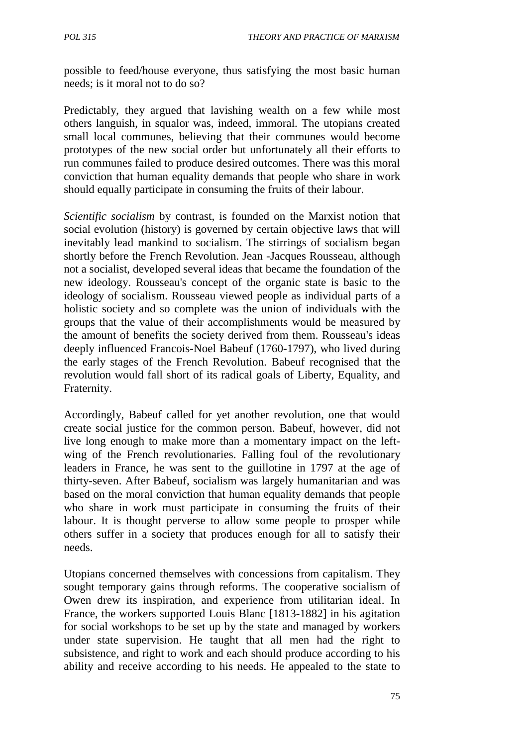possible to feed/house everyone, thus satisfying the most basic human needs; is it moral not to do so?

Predictably, they argued that lavishing wealth on a few while most others languish, in squalor was, indeed, immoral. The utopians created small local communes, believing that their communes would become prototypes of the new social order but unfortunately all their efforts to run communes failed to produce desired outcomes. There was this moral conviction that human equality demands that people who share in work should equally participate in consuming the fruits of their labour.

*Scientific socialism* by contrast, is founded on the Marxist notion that social evolution (history) is governed by certain objective laws that will inevitably lead mankind to socialism. The stirrings of socialism began shortly before the French Revolution. Jean -Jacques Rousseau, although not a socialist, developed several ideas that became the foundation of the new ideology. Rousseau's concept of the organic state is basic to the ideology of socialism. Rousseau viewed people as individual parts of a holistic society and so complete was the union of individuals with the groups that the value of their accomplishments would be measured by the amount of benefits the society derived from them. Rousseau's ideas deeply influenced Francois-Noel Babeuf (1760-1797), who lived during the early stages of the French Revolution. Babeuf recognised that the revolution would fall short of its radical goals of Liberty, Equality, and Fraternity.

Accordingly, Babeuf called for yet another revolution, one that would create social justice for the common person. Babeuf, however, did not live long enough to make more than a momentary impact on the left-wing of the French revolutionaries. Falling foul of the revolutionary leaders in France, he was sent to the guillotine in 1797 at the age of thirty-seven. After Babeuf, socialism was largely humanitarian and was based on the moral conviction that human equality demands that people who share in work must participate in consuming the fruits of their labour. It is thought perverse to allow some people to prosper while others suffer in a society that produces enough for all to satisfy their needs.

Utopians concerned themselves with concessions from capitalism. They sought temporary gains through reforms. The cooperative socialism of Owen drew its inspiration, and experience from utilitarian ideal. In France, the workers supported Louis Blanc [1813-1882] in his agitation for social workshops to be set up by the state and managed by workers under state supervision. He taught that all men had the right to subsistence, and right to work and each should produce according to his ability and receive according to his needs. He appealed to the state to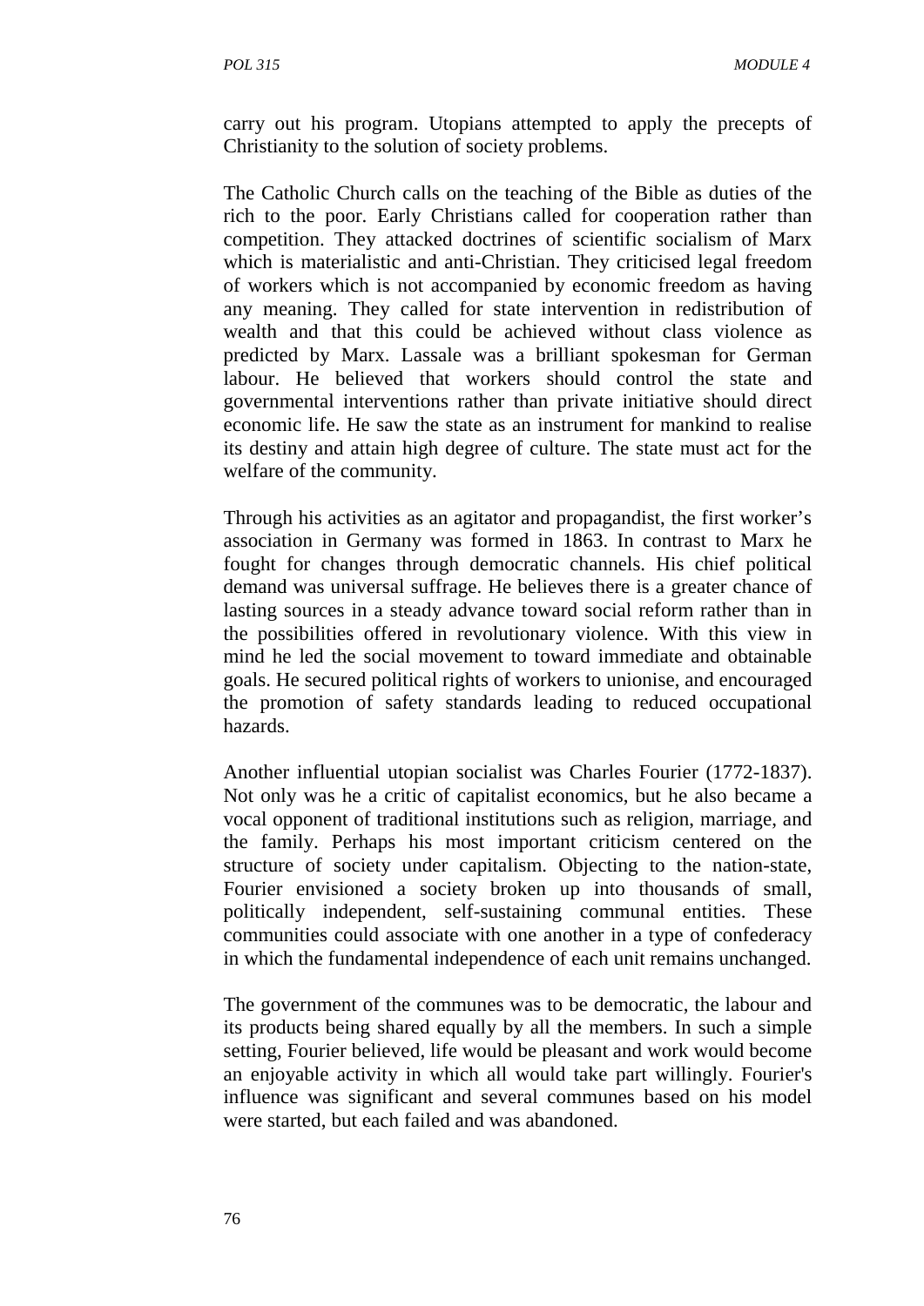carry out his program. Utopians attempted to apply the precepts of Christianity to the solution of society problems.

The Catholic Church calls on the teaching of the Bible as duties of the rich to the poor. Early Christians called for cooperation rather than competition. They attacked doctrines of scientific socialism of Marx which is materialistic and anti-Christian. They criticised legal freedom of workers which is not accompanied by economic freedom as having any meaning. They called for state intervention in redistribution of wealth and that this could be achieved without class violence as predicted by Marx. Lassale was a brilliant spokesman for German labour. He believed that workers should control the state and governmental interventions rather than private initiative should direct economic life. He saw the state as an instrument for mankind to realise its destiny and attain high degree of culture. The state must act for the welfare of the community.

Through his activities as an agitator and propagandist, the first worker's association in Germany was formed in 1863. In contrast to Marx he fought for changes through democratic channels. His chief political demand was universal suffrage. He believes there is a greater chance of lasting sources in a steady advance toward social reform rather than in the possibilities offered in revolutionary violence. With this view in mind he led the social movement to toward immediate and obtainable goals. He secured political rights of workers to unionise, and encouraged the promotion of safety standards leading to reduced occupational hazards.

Another influential utopian socialist was Charles Fourier (1772-1837). Not only was he a critic of capitalist economics, but he also became a vocal opponent of traditional institutions such as religion, marriage, and the family. Perhaps his most important criticism centered on the structure of society under capitalism. Objecting to the nation-state, Fourier envisioned a society broken up into thousands of small, politically independent, self-sustaining communal entities. These communities could associate with one another in a type of confederacy in which the fundamental independence of each unit remains unchanged.

The government of the communes was to be democratic, the labour and its products being shared equally by all the members. In such a simple setting, Fourier believed, life would be pleasant and work would become an enjoyable activity in which all would take part willingly. Fourier's influence was significant and several communes based on his model were started, but each failed and was abandoned.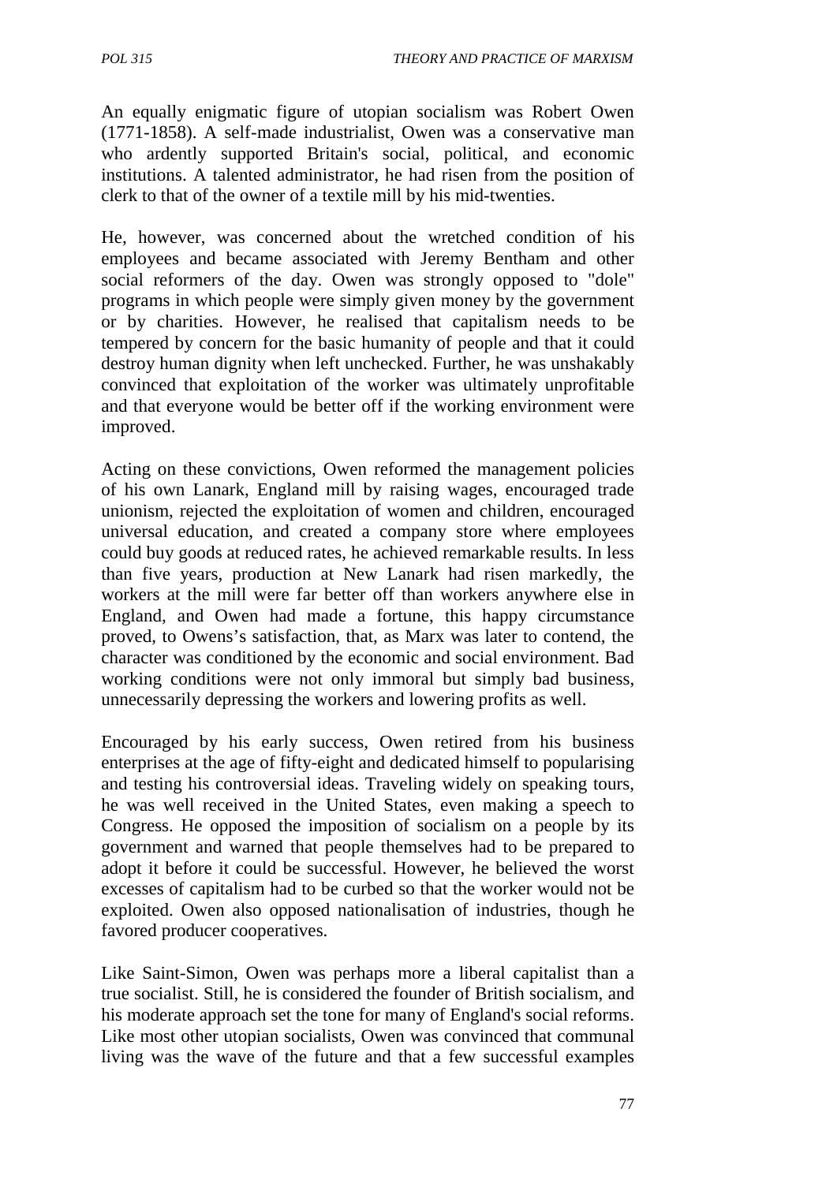An equally enigmatic figure of utopian socialism was Robert Owen (1771-1858). A self-made industrialist, Owen was a conservative man who ardently supported Britain's social, political, and economic institutions. A talented administrator, he had risen from the position of clerk to that of the owner of a textile mill by his mid-twenties.

He, however, was concerned about the wretched condition of his employees and became associated with Jeremy Bentham and other social reformers of the day. Owen was strongly opposed to "dole" programs in which people were simply given money by the government or by charities. However, he realised that capitalism needs to be tempered by concern for the basic humanity of people and that it could destroy human dignity when left unchecked. Further, he was unshakably convinced that exploitation of the worker was ultimately unprofitable and that everyone would be better off if the working environment were improved.

Acting on these convictions, Owen reformed the management policies of his own Lanark, England mill by raising wages, encouraged trade unionism, rejected the exploitation of women and children, encouraged universal education, and created a company store where employees could buy goods at reduced rates, he achieved remarkable results. In less than five years, production at New Lanark had risen markedly, the workers at the mill were far better off than workers anywhere else in England, and Owen had made a fortune, this happy circumstance proved, to Owens's satisfaction, that, as Marx was later to contend, the character was conditioned by the economic and social environment. Bad working conditions were not only immoral but simply bad business, unnecessarily depressing the workers and lowering profits as well.

Encouraged by his early success, Owen retired from his business enterprises at the age of fifty-eight and dedicated himself to popularising and testing his controversial ideas. Traveling widely on speaking tours, he was well received in the United States, even making a speech to Congress. He opposed the imposition of socialism on a people by its government and warned that people themselves had to be prepared to adopt it before it could be successful. However, he believed the worst excesses of capitalism had to be curbed so that the worker would not be exploited. Owen also opposed nationalisation of industries, though he favored producer cooperatives.

Like Saint-Simon, Owen was perhaps more a liberal capitalist than a true socialist. Still, he is considered the founder of British socialism, and his moderate approach set the tone for many of England's social reforms. Like most other utopian socialists, Owen was convinced that communal living was the wave of the future and that a few successful examples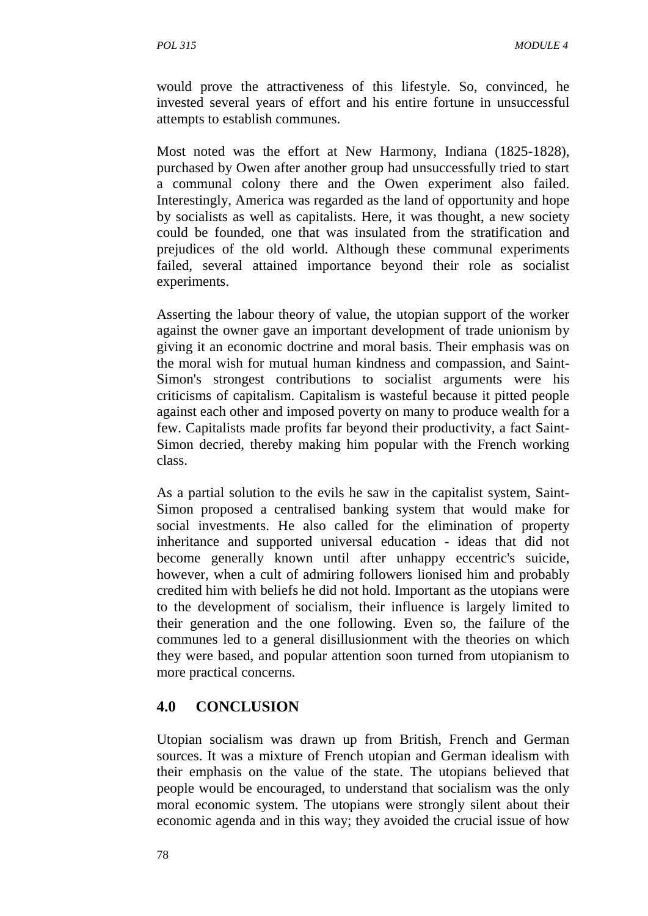would prove the attractiveness of this lifestyle. So, convinced, he invested several years of effort and his entire fortune in unsuccessful attempts to establish communes.

Most noted was the effort at New Harmony, Indiana (1825-1828), purchased by Owen after another group had unsuccessfully tried to start a communal colony there and the Owen experiment also failed. Interestingly, America was regarded as the land of opportunity and hope by socialists as well as capitalists. Here, it was thought, a new society could be founded, one that was insulated from the stratification and prejudices of the old world. Although these communal experiments failed, several attained importance beyond their role as socialist experiments.

Asserting the labour theory of value, the utopian support of the worker against the owner gave an important development of trade unionism by giving it an economic doctrine and moral basis. Their emphasis was on the moral wish for mutual human kindness and compassion, and Saint-Simon's strongest contributions to socialist arguments were his criticisms of capitalism. Capitalism is wasteful because it pitted people against each other and imposed poverty on many to produce wealth for a few. Capitalists made profits far beyond their productivity, a fact Saint-Simon decried, thereby making him popular with the French working class.

As a partial solution to the evils he saw in the capitalist system, Saint-Simon proposed a centralised banking system that would make for social investments. He also called for the elimination of property inheritance and supported universal education - ideas that did not become generally known until after unhappy eccentric's suicide, however, when a cult of admiring followers lionised him and probably credited him with beliefs he did not hold. Important as the utopians were to the development of socialism, their influence is largely limited to their generation and the one following. Even so, the failure of the communes led to a general disillusionment with the theories on which they were based, and popular attention soon turned from utopianism to more practical concerns.

## 4.0 CONCLUSION

Utopian socialism was drawn up from British, French and German sources. It was a mixture of French utopian and German idealism with their emphasis on the value of the state. The utopians believed that people would be encouraged, to understand that socialism was the only moral economic system. The utopians were strongly silent about their economic agenda and in this way; they avoided the crucial issue of how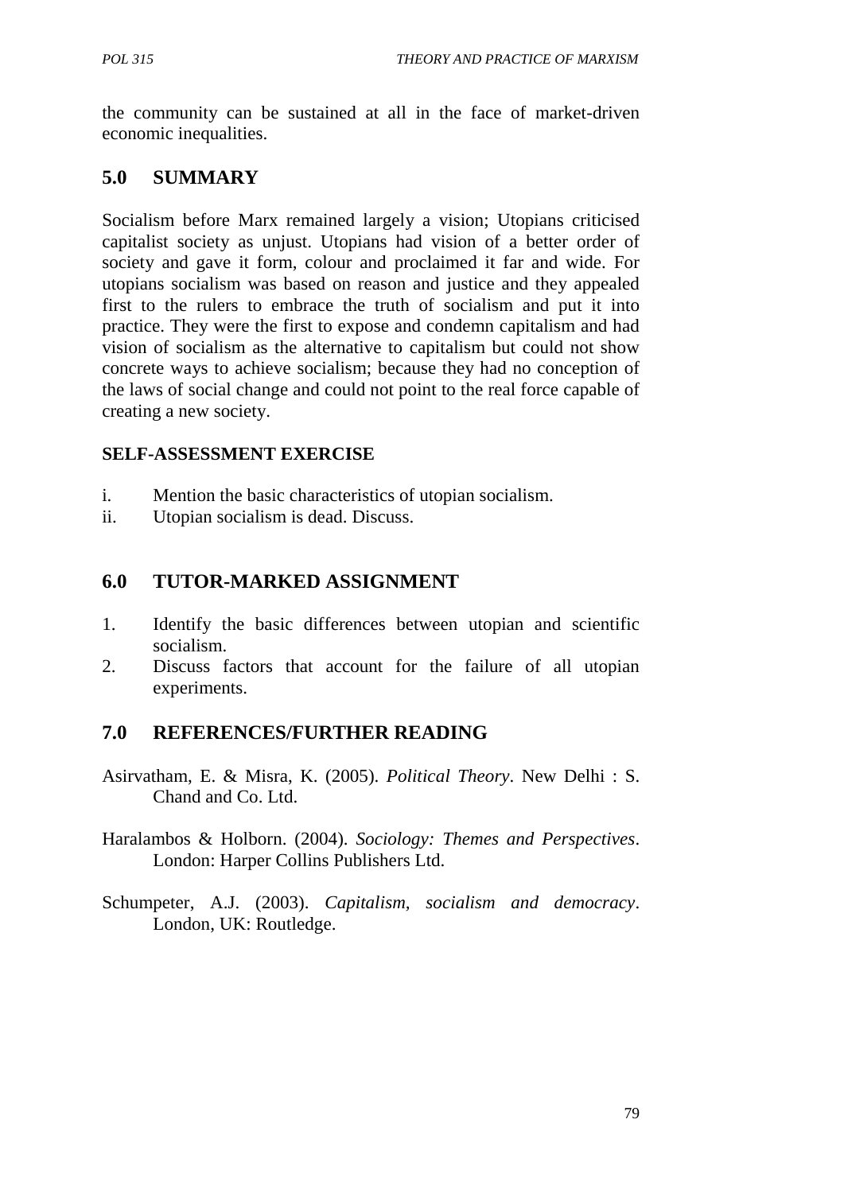the community can be sustained at all in the face of market-driven economic inequalities.

## 5.0 SUMMARY

Socialism before Marx remained largely a vision; Utopians criticised capitalist society as unjust. Utopians had vision of a better order of society and gave it form, colour and proclaimed it far and wide. For utopians socialism was based on reason and justice and they appealed first to the rulers to embrace the truth of socialism and put it into practice. They were the first to expose and condemn capitalism and had vision of socialism as the alternative to capitalism but could not show concrete ways to achieve socialism; because they had no conception of the laws of social change and could not point to the real force capable of creating a new society.

### SELF-ASSESSMENT EXERCISE

i. Mention the basic characteristics of utopian socialism.
ii. Utopian socialism is dead. Discuss.

## 6.0 TUTOR-MARKED ASSIGNMENT

1. Identify the basic differences between utopian and scientific socialism.
2. Discuss factors that account for the failure of all utopian experiments.

## 7.0 REFERENCES/FURTHER READING

Asirvatham, E. & Misra, K. (2005). *Political Theory*. New Delhi : S. Chand and Co. Ltd.

Haralambos & Holborn. (2004). *Sociology: Themes and Perspectives*. London: Harper Collins Publishers Ltd.

Schumpeter, A.J. (2003). *Capitalism, socialism and democracy*. London, UK: Routledge.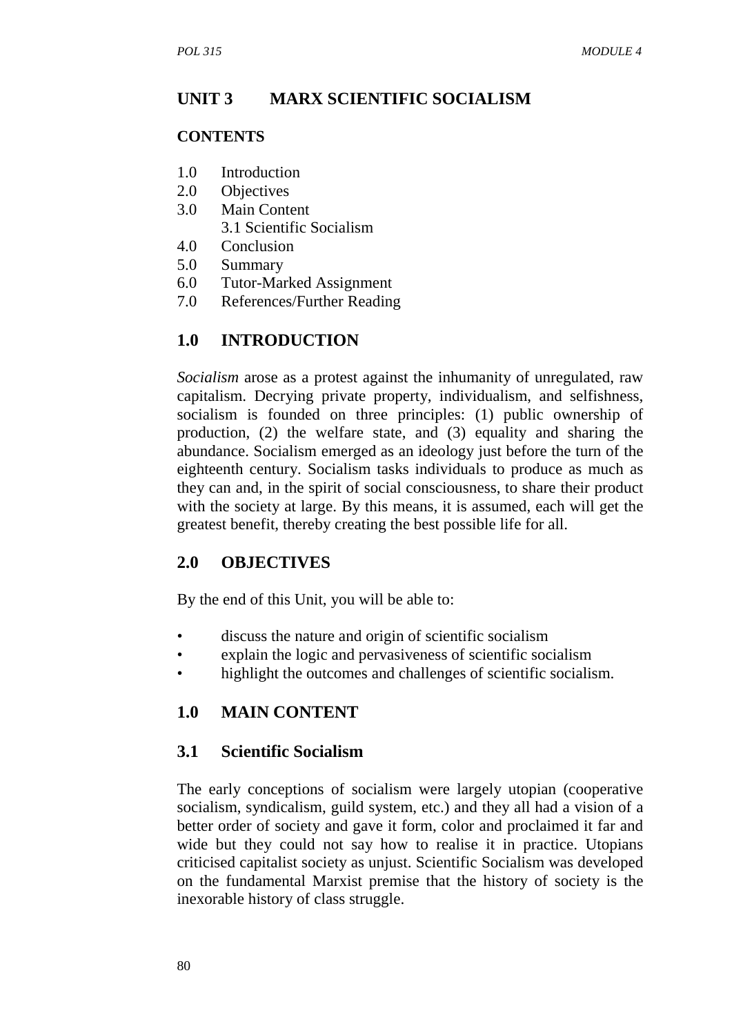## UNIT 3 MARX SCIENTIFIC SOCIALISM

**CONTENTS**

1.0 Introduction
2.0 Objectives
3.0 Main Content
    3.1 Scientific Socialism
4.0 Conclusion
5.0 Summary
6.0 Tutor-Marked Assignment
7.0 References/Further Reading

### 1.0 INTRODUCTION

*Socialism* arose as a protest against the inhumanity of unregulated, raw capitalism. Decrying private property, individualism, and selfishness, socialism is founded on three principles: (1) public ownership of production, (2) the welfare state, and (3) equality and sharing the abundance. Socialism emerged as an ideology just before the turn of the eighteenth century. Socialism tasks individuals to produce as much as they can and, in the spirit of social consciousness, to share their product with the society at large. By this means, it is assumed, each will get the greatest benefit, thereby creating the best possible life for all.

### 2.0 OBJECTIVES

By the end of this Unit, you will be able to:

- discuss the nature and origin of scientific socialism
- explain the logic and pervasiveness of scientific socialism
- highlight the outcomes and challenges of scientific socialism.

### 1.0 MAIN CONTENT

### 3.1 Scientific Socialism

The early conceptions of socialism were largely utopian (cooperative socialism, syndicalism, guild system, etc.) and they all had a vision of a better order of society and gave it form, color and proclaimed it far and wide but they could not say how to realise it in practice. Utopians criticised capitalist society as unjust. Scientific Socialism was developed on the fundamental Marxist premise that the history of society is the inexorable history of class struggle.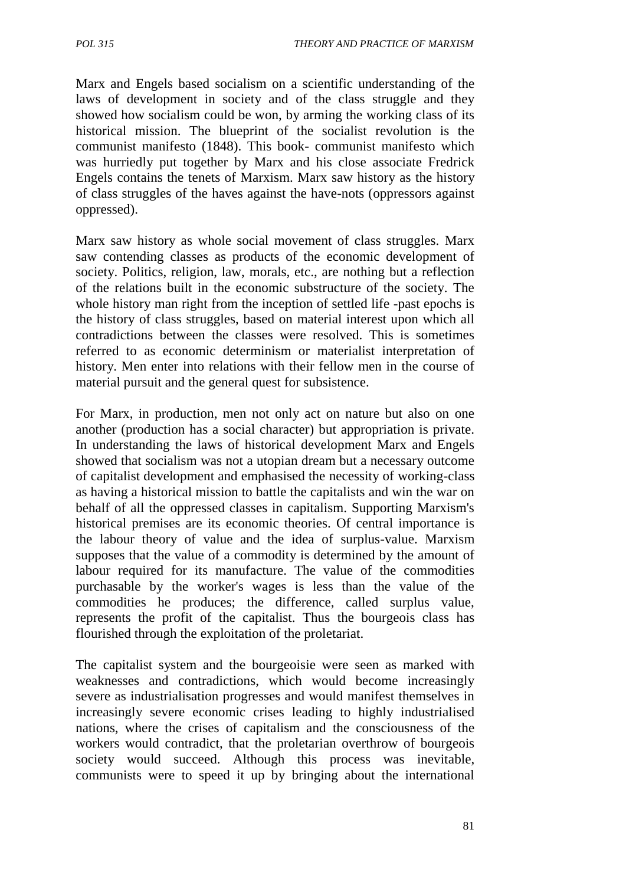Marx and Engels based socialism on a scientific understanding of the laws of development in society and of the class struggle and they showed how socialism could be won, by arming the working class of its historical mission. The blueprint of the socialist revolution is the communist manifesto (1848). This book- communist manifesto which was hurriedly put together by Marx and his close associate Fredrick Engels contains the tenets of Marxism. Marx saw history as the history of class struggles of the haves against the have-nots (oppressors against oppressed).

Marx saw history as whole social movement of class struggles. Marx saw contending classes as products of the economic development of society. Politics, religion, law, morals, etc., are nothing but a reflection of the relations built in the economic substructure of the society. The whole history man right from the inception of settled life -past epochs is the history of class struggles, based on material interest upon which all contradictions between the classes were resolved. This is sometimes referred to as economic determinism or materialist interpretation of history. Men enter into relations with their fellow men in the course of material pursuit and the general quest for subsistence.

For Marx, in production, men not only act on nature but also on one another (production has a social character) but appropriation is private. In understanding the laws of historical development Marx and Engels showed that socialism was not a utopian dream but a necessary outcome of capitalist development and emphasised the necessity of working-class as having a historical mission to battle the capitalists and win the war on behalf of all the oppressed classes in capitalism. Supporting Marxism's historical premises are its economic theories. Of central importance is the labour theory of value and the idea of surplus-value. Marxism supposes that the value of a commodity is determined by the amount of labour required for its manufacture. The value of the commodities purchasable by the worker's wages is less than the value of the commodities he produces; the difference, called surplus value, represents the profit of the capitalist. Thus the bourgeois class has flourished through the exploitation of the proletariat.

The capitalist system and the bourgeoisie were seen as marked with weaknesses and contradictions, which would become increasingly severe as industrialisation progresses and would manifest themselves in increasingly severe economic crises leading to highly industrialised nations, where the crises of capitalism and the consciousness of the workers would contradict, that the proletarian overthrow of bourgeois society would succeed. Although this process was inevitable, communists were to speed it up by bringing about the international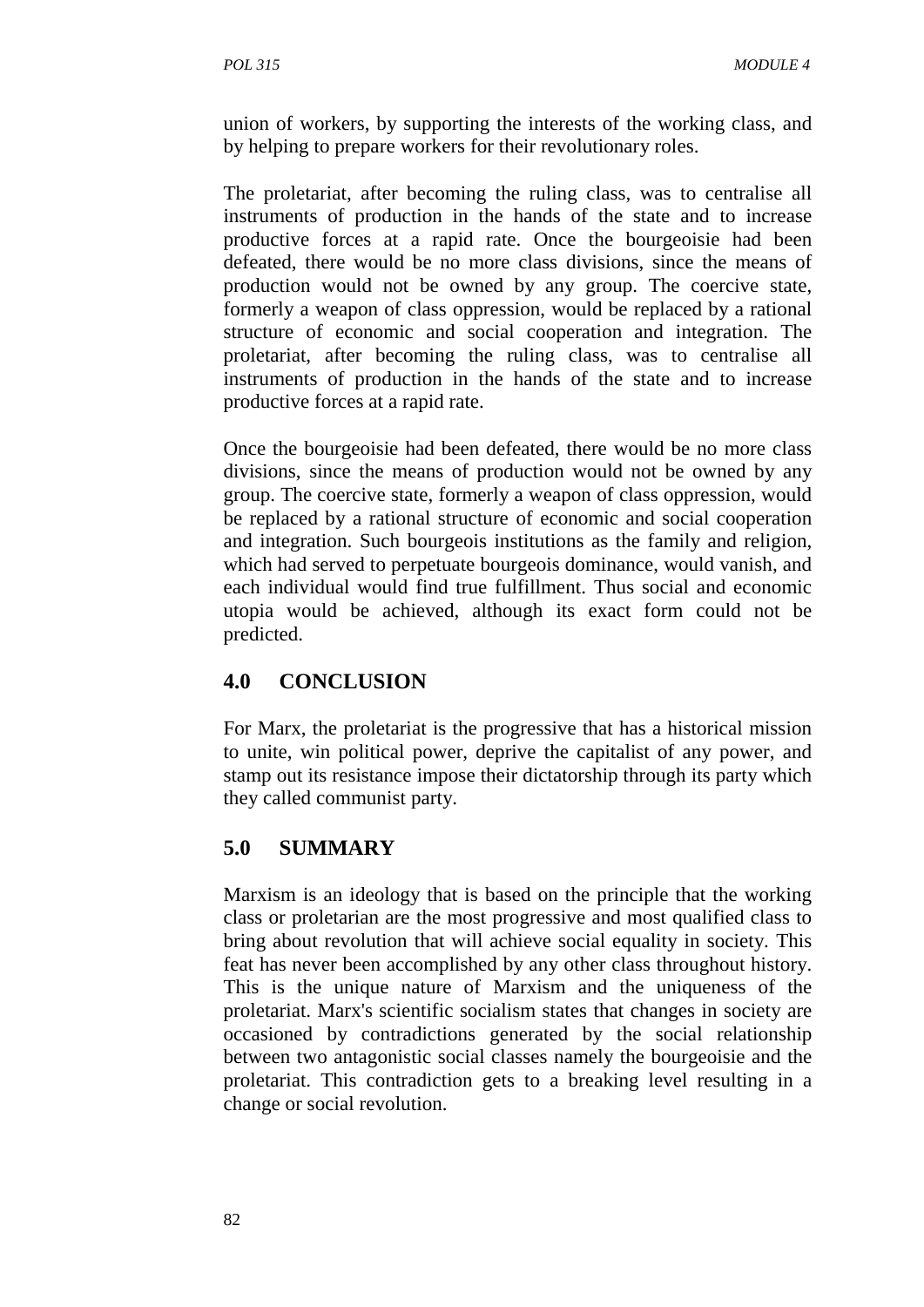union of workers, by supporting the interests of the working class, and by helping to prepare workers for their revolutionary roles.

The proletariat, after becoming the ruling class, was to centralise all instruments of production in the hands of the state and to increase productive forces at a rapid rate. Once the bourgeoisie had been defeated, there would be no more class divisions, since the means of production would not be owned by any group. The coercive state, formerly a weapon of class oppression, would be replaced by a rational structure of economic and social cooperation and integration. The proletariat, after becoming the ruling class, was to centralise all instruments of production in the hands of the state and to increase productive forces at a rapid rate.

Once the bourgeoisie had been defeated, there would be no more class divisions, since the means of production would not be owned by any group. The coercive state, formerly a weapon of class oppression, would be replaced by a rational structure of economic and social cooperation and integration. Such bourgeois institutions as the family and religion, which had served to perpetuate bourgeois dominance, would vanish, and each individual would find true fulfillment. Thus social and economic utopia would be achieved, although its exact form could not be predicted.

## 4.0 CONCLUSION

For Marx, the proletariat is the progressive that has a historical mission to unite, win political power, deprive the capitalist of any power, and stamp out its resistance impose their dictatorship through its party which they called communist party.

## 5.0 SUMMARY

Marxism is an ideology that is based on the principle that the working class or proletarian are the most progressive and most qualified class to bring about revolution that will achieve social equality in society. This feat has never been accomplished by any other class throughout history. This is the unique nature of Marxism and the uniqueness of the proletariat. Marx's scientific socialism states that changes in society are occasioned by contradictions generated by the social relationship between two antagonistic social classes namely the bourgeoisie and the proletariat. This contradiction gets to a breaking level resulting in a change or social revolution.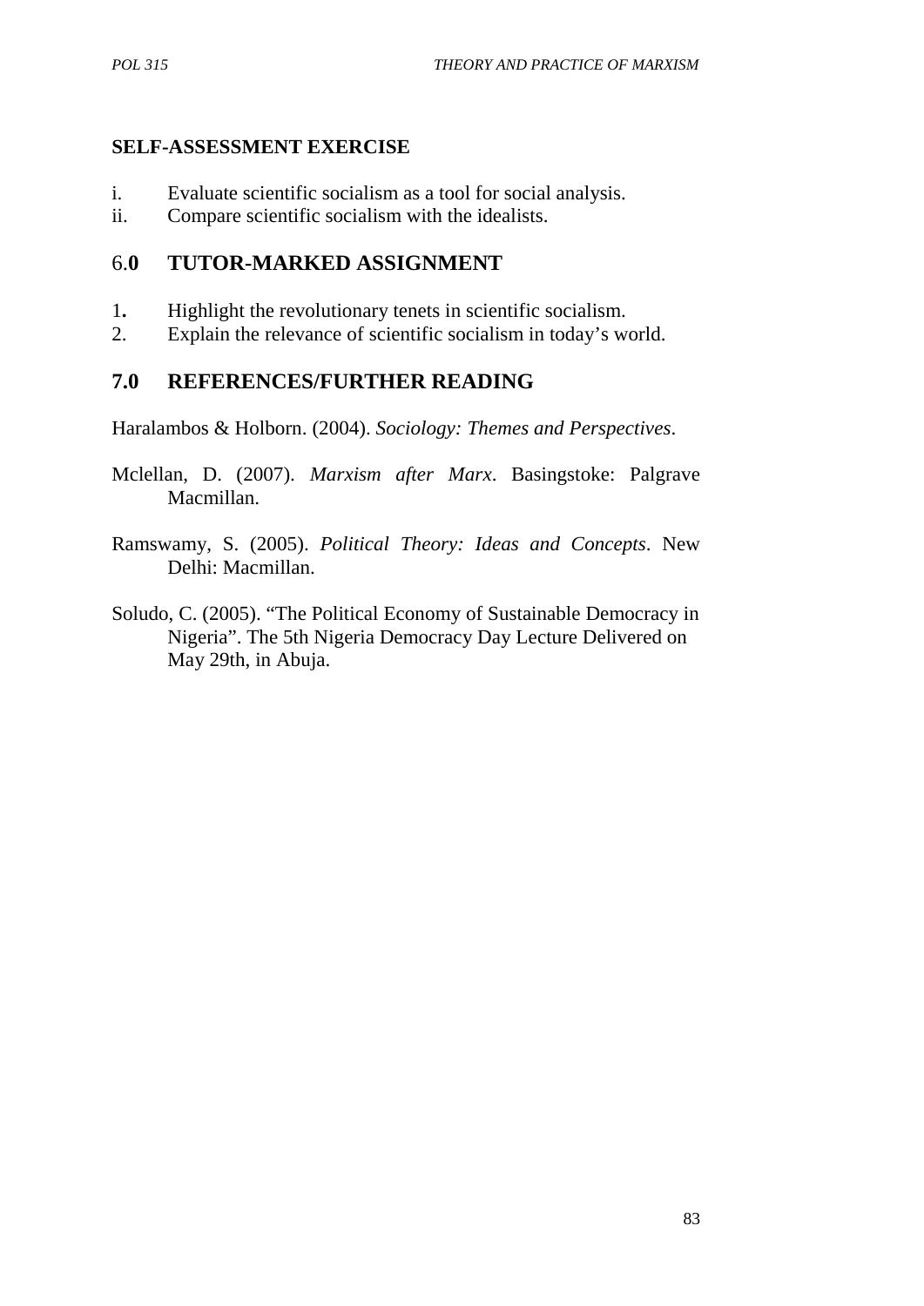**SELF-ASSESSMENT EXERCISE**

i. Evaluate scientific socialism as a tool for social analysis.
ii. Compare scientific socialism with the idealists.

## 6.0 TUTOR-MARKED ASSIGNMENT

1. Highlight the revolutionary tenets in scientific socialism.
2. Explain the relevance of scientific socialism in today's world.

## 7.0 REFERENCES/FURTHER READING

Haralambos & Holborn. (2004). *Sociology: Themes and Perspectives*.

Mclellan, D. (2007). *Marxism after Marx*. Basingstoke: Palgrave Macmillan.

Ramswamy, S. (2005). *Political Theory: Ideas and Concepts*. New Delhi: Macmillan.

Soludo, C. (2005). "The Political Economy of Sustainable Democracy in Nigeria". The 5th Nigeria Democracy Day Lecture Delivered on May 29th, in Abuja.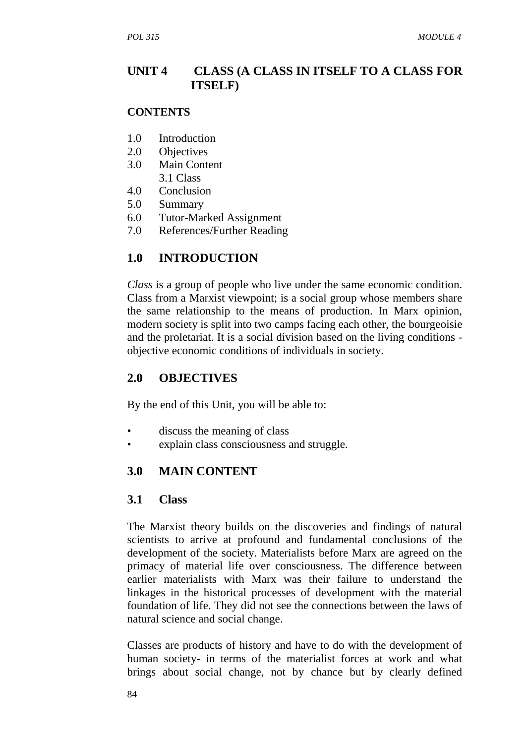# UNIT 4 CLASS (A CLASS IN ITSELF TO A CLASS FOR ITSELF)

**CONTENTS**

1.0 Introduction
2.0 Objectives
3.0 Main Content
    3.1 Class
4.0 Conclusion
5.0 Summary
6.0 Tutor-Marked Assignment
7.0 References/Further Reading

## 1.0 INTRODUCTION

*Class* is a group of people who live under the same economic condition. Class from a Marxist viewpoint; is a social group whose members share the same relationship to the means of production. In Marx opinion, modern society is split into two camps facing each other, the bourgeoisie and the proletariat. It is a social division based on the living conditions - objective economic conditions of individuals in society.

## 2.0 OBJECTIVES

By the end of this Unit, you will be able to:

- discuss the meaning of class
- explain class consciousness and struggle.

## 3.0 MAIN CONTENT

### 3.1 Class

The Marxist theory builds on the discoveries and findings of natural scientists to arrive at profound and fundamental conclusions of the development of the society. Materialists before Marx are agreed on the primacy of material life over consciousness. The difference between earlier materialists with Marx was their failure to understand the linkages in the historical processes of development with the material foundation of life. They did not see the connections between the laws of natural science and social change.

Classes are products of history and have to do with the development of human society- in terms of the materialist forces at work and what brings about social change, not by chance but by clearly defined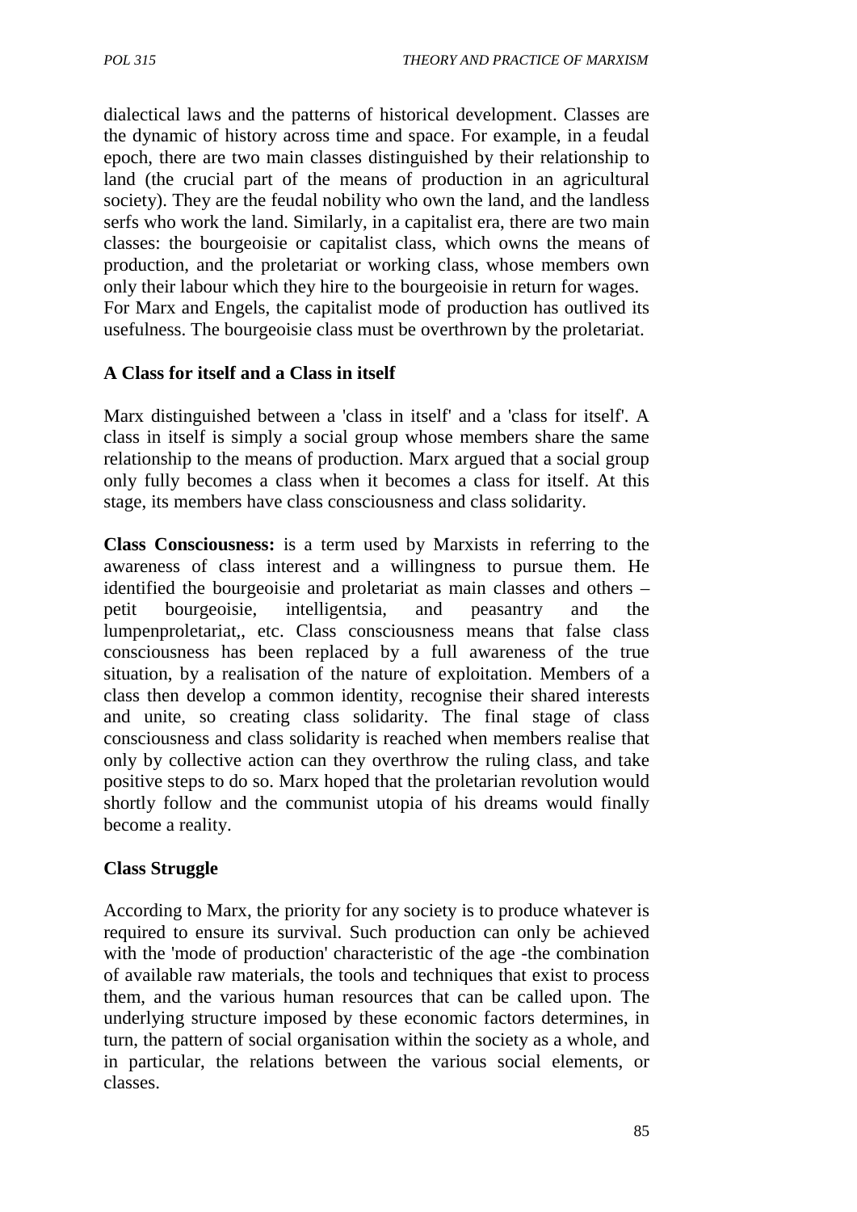dialectical laws and the patterns of historical development. Classes are the dynamic of history across time and space. For example, in a feudal epoch, there are two main classes distinguished by their relationship to land (the crucial part of the means of production in an agricultural society). They are the feudal nobility who own the land, and the landless serfs who work the land. Similarly, in a capitalist era, there are two main classes: the bourgeoisie or capitalist class, which owns the means of production, and the proletariat or working class, whose members own only their labour which they hire to the bourgeoisie in return for wages. For Marx and Engels, the capitalist mode of production has outlived its usefulness. The bourgeoisie class must be overthrown by the proletariat.

### A Class for itself and a Class in itself

Marx distinguished between a 'class in itself' and a 'class for itself'. A class in itself is simply a social group whose members share the same relationship to the means of production. Marx argued that a social group only fully becomes a class when it becomes a class for itself. At this stage, its members have class consciousness and class solidarity.

**Class Consciousness:** is a term used by Marxists in referring to the awareness of class interest and a willingness to pursue them. He identified the bourgeoisie and proletariat as main classes and others – petit bourgeoisie, intelligentsia, and peasantry and the lumpenproletariat,, etc. Class consciousness means that false class consciousness has been replaced by a full awareness of the true situation, by a realisation of the nature of exploitation. Members of a class then develop a common identity, recognise their shared interests and unite, so creating class solidarity. The final stage of class consciousness and class solidarity is reached when members realise that only by collective action can they overthrow the ruling class, and take positive steps to do so. Marx hoped that the proletarian revolution would shortly follow and the communist utopia of his dreams would finally become a reality.

### Class Struggle

According to Marx, the priority for any society is to produce whatever is required to ensure its survival. Such production can only be achieved with the 'mode of production' characteristic of the age -the combination of available raw materials, the tools and techniques that exist to process them, and the various human resources that can be called upon. The underlying structure imposed by these economic factors determines, in turn, the pattern of social organisation within the society as a whole, and in particular, the relations between the various social elements, or classes.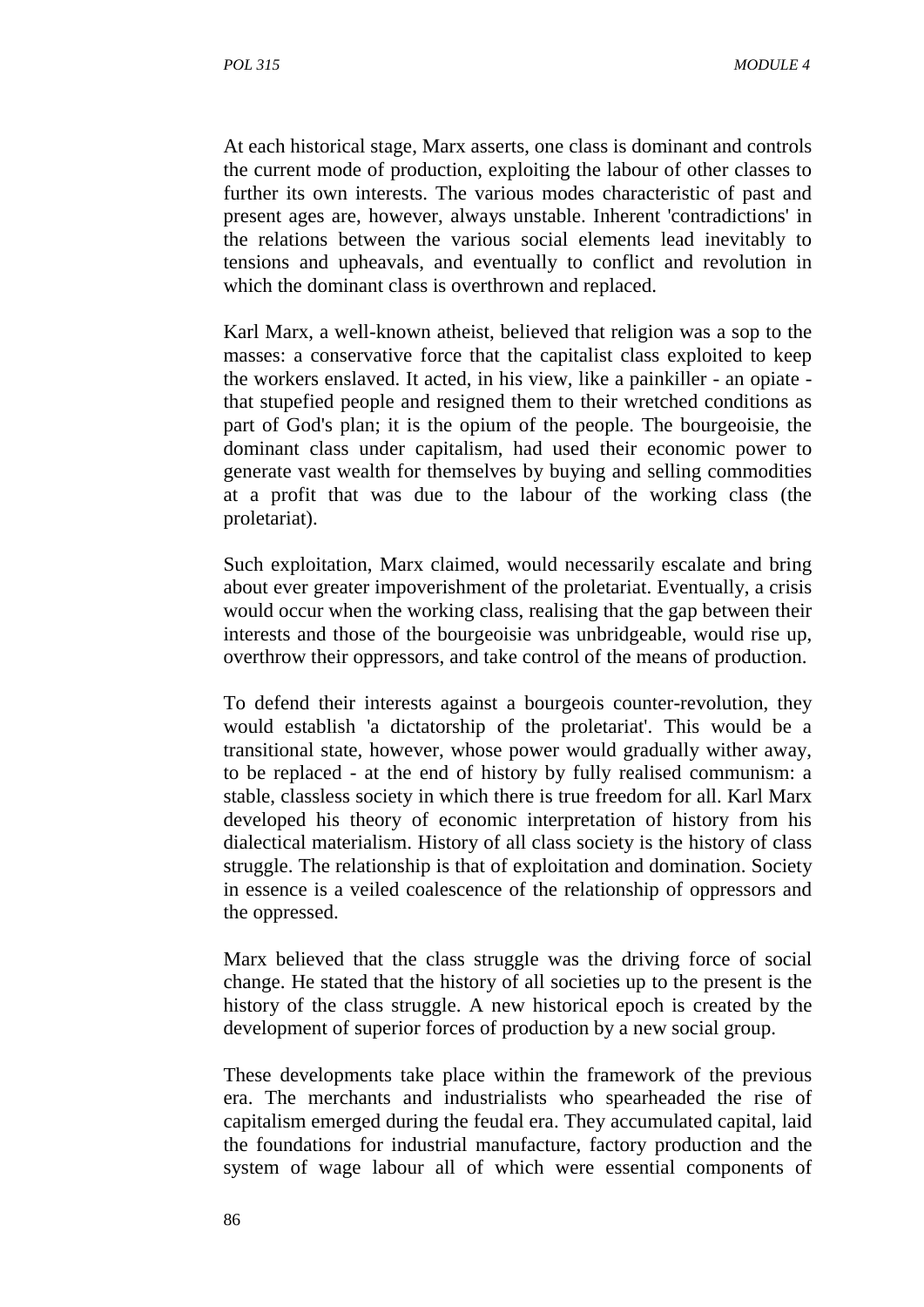At each historical stage, Marx asserts, one class is dominant and controls the current mode of production, exploiting the labour of other classes to further its own interests. The various modes characteristic of past and present ages are, however, always unstable. Inherent 'contradictions' in the relations between the various social elements lead inevitably to tensions and upheavals, and eventually to conflict and revolution in which the dominant class is overthrown and replaced.

Karl Marx, a well-known atheist, believed that religion was a sop to the masses: a conservative force that the capitalist class exploited to keep the workers enslaved. It acted, in his view, like a painkiller - an opiate - that stupefied people and resigned them to their wretched conditions as part of God's plan; it is the opium of the people. The bourgeoisie, the dominant class under capitalism, had used their economic power to generate vast wealth for themselves by buying and selling commodities at a profit that was due to the labour of the working class (the proletariat).

Such exploitation, Marx claimed, would necessarily escalate and bring about ever greater impoverishment of the proletariat. Eventually, a crisis would occur when the working class, realising that the gap between their interests and those of the bourgeoisie was unbridgeable, would rise up, overthrow their oppressors, and take control of the means of production.

To defend their interests against a bourgeois counter-revolution, they would establish 'a dictatorship of the proletariat'. This would be a transitional state, however, whose power would gradually wither away, to be replaced - at the end of history by fully realised communism: a stable, classless society in which there is true freedom for all. Karl Marx developed his theory of economic interpretation of history from his dialectical materialism. History of all class society is the history of class struggle. The relationship is that of exploitation and domination. Society in essence is a veiled coalescence of the relationship of oppressors and the oppressed.

Marx believed that the class struggle was the driving force of social change. He stated that the history of all societies up to the present is the history of the class struggle. A new historical epoch is created by the development of superior forces of production by a new social group.

These developments take place within the framework of the previous era. The merchants and industrialists who spearheaded the rise of capitalism emerged during the feudal era. They accumulated capital, laid the foundations for industrial manufacture, factory production and the system of wage labour all of which were essential components of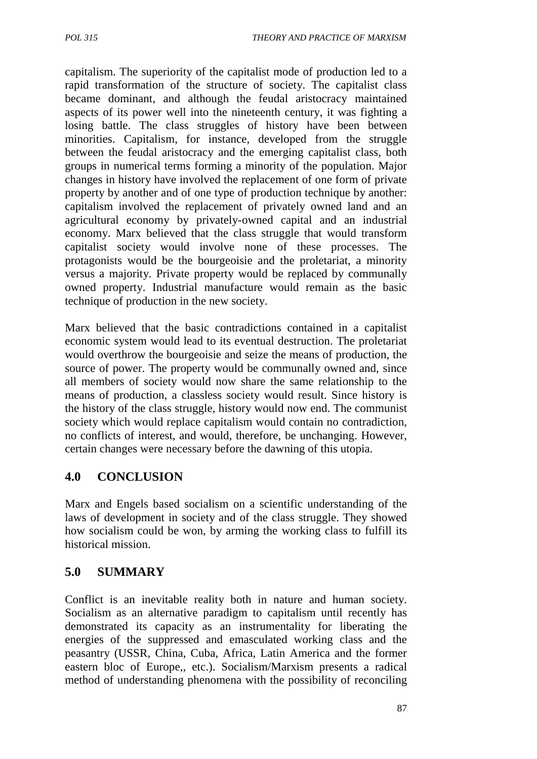capitalism. The superiority of the capitalist mode of production led to a rapid transformation of the structure of society. The capitalist class became dominant, and although the feudal aristocracy maintained aspects of its power well into the nineteenth century, it was fighting a losing battle. The class struggles of history have been between minorities. Capitalism, for instance, developed from the struggle between the feudal aristocracy and the emerging capitalist class, both groups in numerical terms forming a minority of the population. Major changes in history have involved the replacement of one form of private property by another and of one type of production technique by another: capitalism involved the replacement of privately owned land and an agricultural economy by privately-owned capital and an industrial economy. Marx believed that the class struggle that would transform capitalist society would involve none of these processes. The protagonists would be the bourgeoisie and the proletariat, a minority versus a majority. Private property would be replaced by communally owned property. Industrial manufacture would remain as the basic technique of production in the new society.

Marx believed that the basic contradictions contained in a capitalist economic system would lead to its eventual destruction. The proletariat would overthrow the bourgeoisie and seize the means of production, the source of power. The property would be communally owned and, since all members of society would now share the same relationship to the means of production, a classless society would result. Since history is the history of the class struggle, history would now end. The communist society which would replace capitalism would contain no contradiction, no conflicts of interest, and would, therefore, be unchanging. However, certain changes were necessary before the dawning of this utopia.

## 4.0 CONCLUSION

Marx and Engels based socialism on a scientific understanding of the laws of development in society and of the class struggle. They showed how socialism could be won, by arming the working class to fulfill its historical mission.

## 5.0 SUMMARY

Conflict is an inevitable reality both in nature and human society. Socialism as an alternative paradigm to capitalism until recently has demonstrated its capacity as an instrumentality for liberating the energies of the suppressed and emasculated working class and the peasantry (USSR, China, Cuba, Africa, Latin America and the former eastern bloc of Europe,, etc.). Socialism/Marxism presents a radical method of understanding phenomena with the possibility of reconciling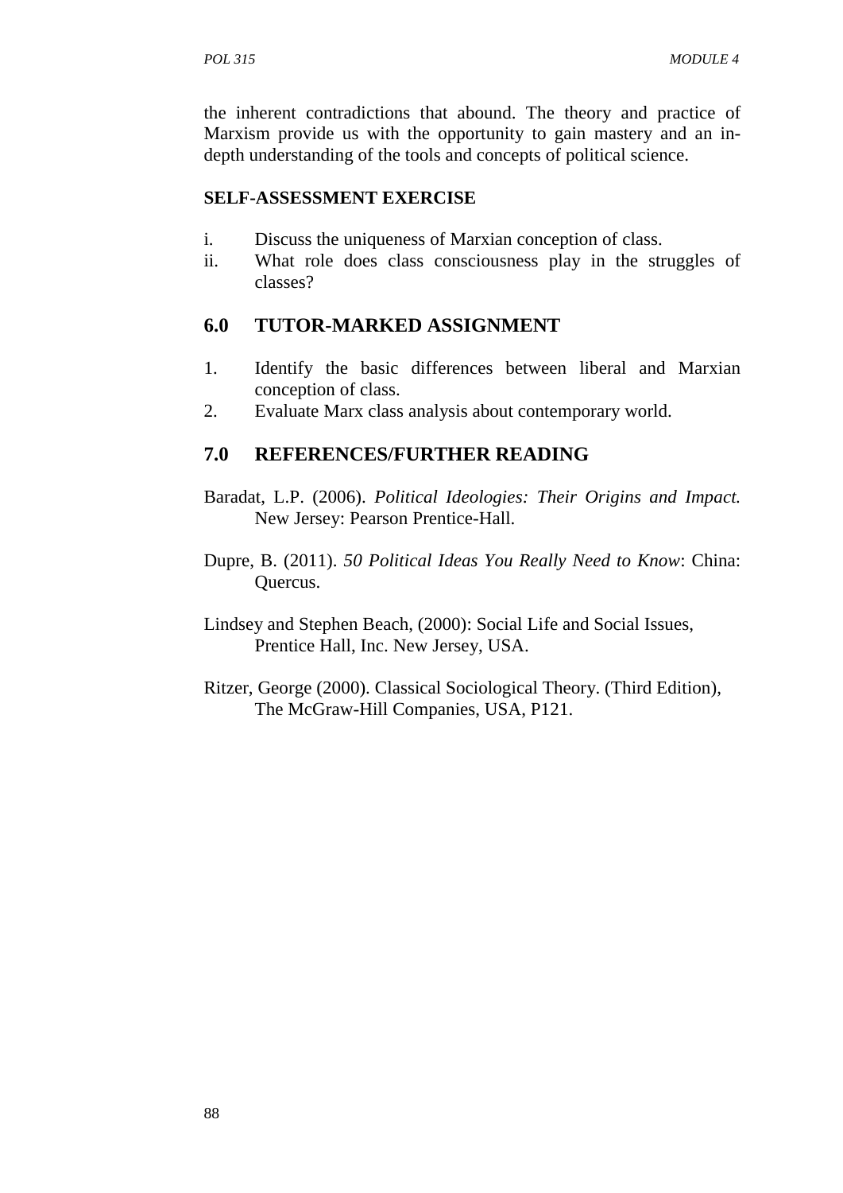the inherent contradictions that abound. The theory and practice of Marxism provide us with the opportunity to gain mastery and an in-depth understanding of the tools and concepts of political science.

**SELF-ASSESSMENT EXERCISE**

i. Discuss the uniqueness of Marxian conception of class.
ii. What role does class consciousness play in the struggles of classes?

## 6.0 TUTOR-MARKED ASSIGNMENT

1. Identify the basic differences between liberal and Marxian conception of class.
2. Evaluate Marx class analysis about contemporary world.

## 7.0 REFERENCES/FURTHER READING

Baradat, L.P. (2006). *Political Ideologies: Their Origins and Impact.* New Jersey: Pearson Prentice-Hall.

Dupre, B. (2011). *50 Political Ideas You Really Need to Know*: China: Quercus.

Lindsey and Stephen Beach, (2000): Social Life and Social Issues, Prentice Hall, Inc. New Jersey, USA.

Ritzer, George (2000). Classical Sociological Theory. (Third Edition), The McGraw-Hill Companies, USA, P121.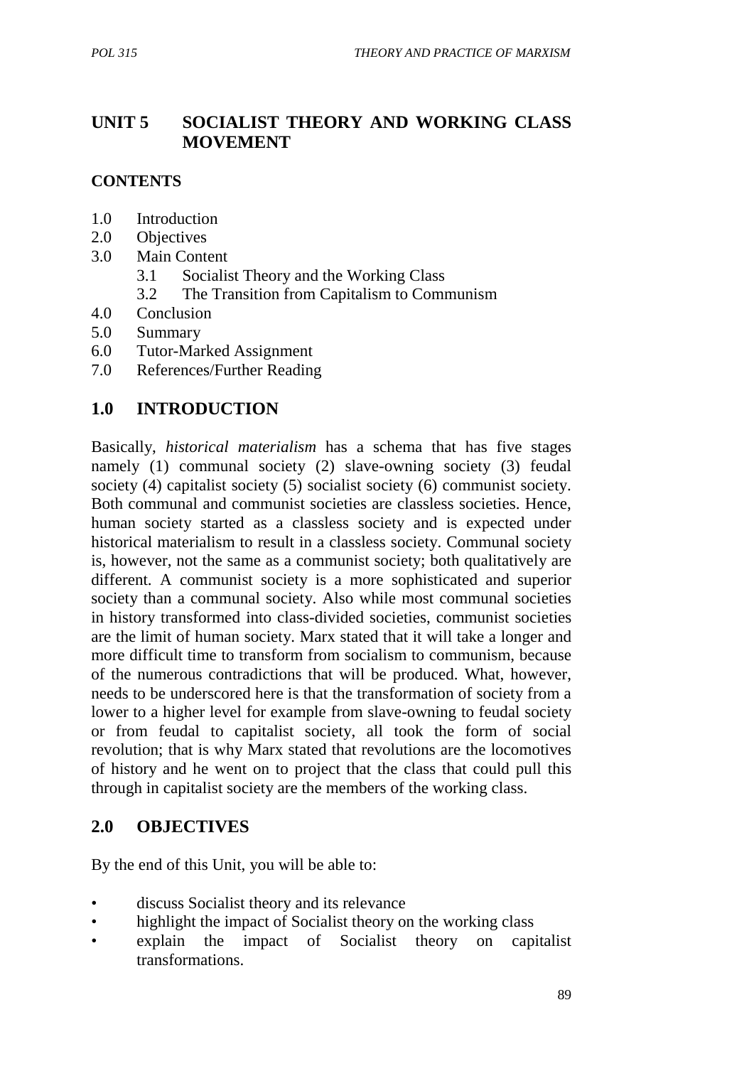# UNIT 5 SOCIALIST THEORY AND WORKING CLASS MOVEMENT

**CONTENTS**

- 1.0 Introduction
- 2.0 Objectives
- 3.0 Main Content
    - 3.1 Socialist Theory and the Working Class
    - 3.2 The Transition from Capitalism to Communism
- 4.0 Conclusion
- 5.0 Summary
- 6.0 Tutor-Marked Assignment
- 7.0 References/Further Reading

## 1.0 INTRODUCTION

Basically, *historical materialism* has a schema that has five stages namely (1) communal society (2) slave-owning society (3) feudal society (4) capitalist society (5) socialist society (6) communist society. Both communal and communist societies are classless societies. Hence, human society started as a classless society and is expected under historical materialism to result in a classless society. Communal society is, however, not the same as a communist society; both qualitatively are different. A communist society is a more sophisticated and superior society than a communal society. Also while most communal societies in history transformed into class-divided societies, communist societies are the limit of human society. Marx stated that it will take a longer and more difficult time to transform from socialism to communism, because of the numerous contradictions that will be produced. What, however, needs to be underscored here is that the transformation of society from a lower to a higher level for example from slave-owning to feudal society or from feudal to capitalist society, all took the form of social revolution; that is why Marx stated that revolutions are the locomotives of history and he went on to project that the class that could pull this through in capitalist society are the members of the working class.

## 2.0 OBJECTIVES

By the end of this Unit, you will be able to:

- discuss Socialist theory and its relevance
- highlight the impact of Socialist theory on the working class
- explain the impact of Socialist theory on capitalist transformations.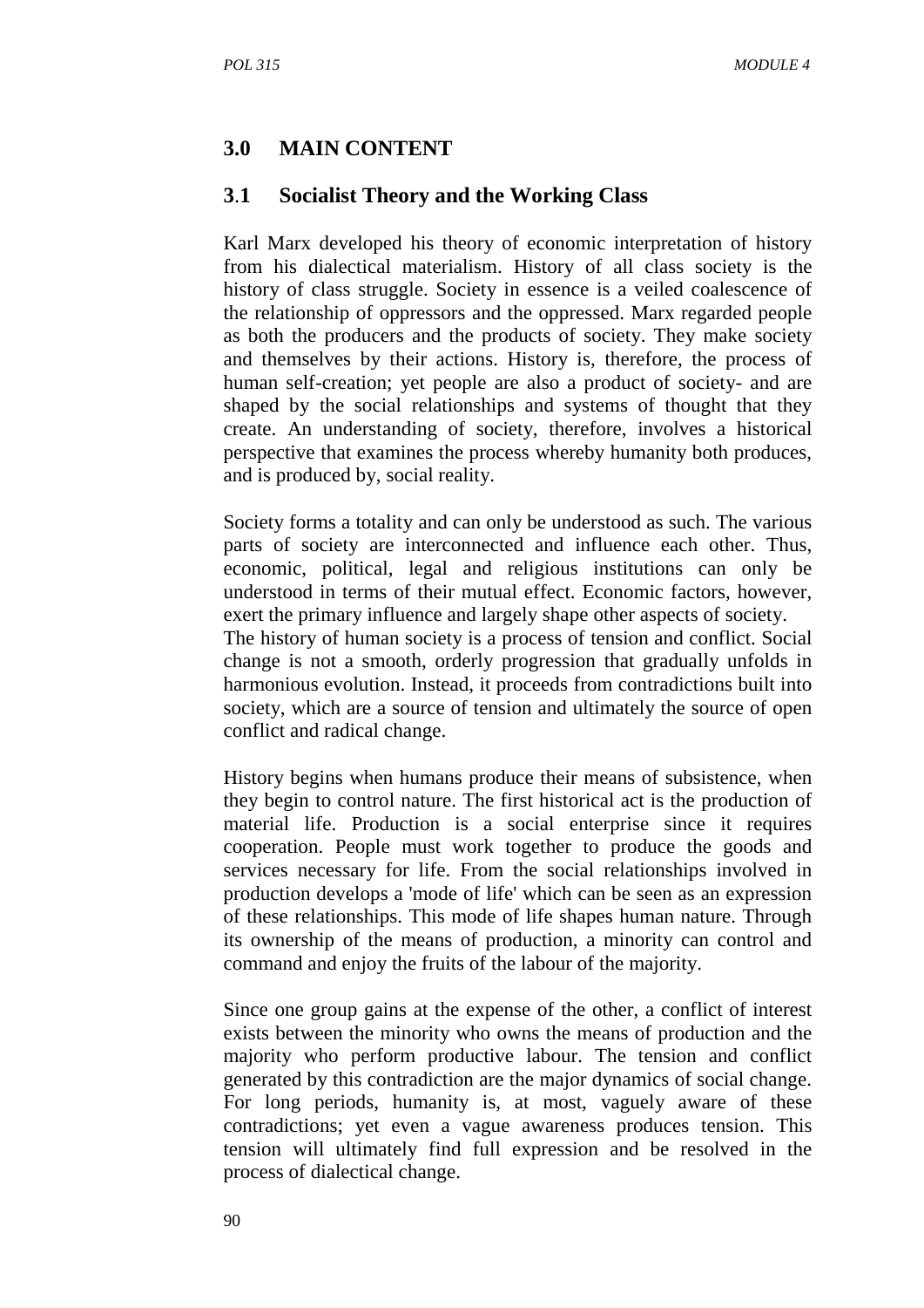## 3.0 MAIN CONTENT

### 3.1 Socialist Theory and the Working Class

Karl Marx developed his theory of economic interpretation of history from his dialectical materialism. History of all class society is the history of class struggle. Society in essence is a veiled coalescence of the relationship of oppressors and the oppressed. Marx regarded people as both the producers and the products of society. They make society and themselves by their actions. History is, therefore, the process of human self-creation; yet people are also a product of society- and are shaped by the social relationships and systems of thought that they create. An understanding of society, therefore, involves a historical perspective that examines the process whereby humanity both produces, and is produced by, social reality.

Society forms a totality and can only be understood as such. The various parts of society are interconnected and influence each other. Thus, economic, political, legal and religious institutions can only be understood in terms of their mutual effect. Economic factors, however, exert the primary influence and largely shape other aspects of society.
The history of human society is a process of tension and conflict. Social change is not a smooth, orderly progression that gradually unfolds in harmonious evolution. Instead, it proceeds from contradictions built into society, which are a source of tension and ultimately the source of open conflict and radical change.

History begins when humans produce their means of subsistence, when they begin to control nature. The first historical act is the production of material life. Production is a social enterprise since it requires cooperation. People must work together to produce the goods and services necessary for life. From the social relationships involved in production develops a 'mode of life' which can be seen as an expression of these relationships. This mode of life shapes human nature. Through its ownership of the means of production, a minority can control and command and enjoy the fruits of the labour of the majority.

Since one group gains at the expense of the other, a conflict of interest exists between the minority who owns the means of production and the majority who perform productive labour. The tension and conflict generated by this contradiction are the major dynamics of social change. For long periods, humanity is, at most, vaguely aware of these contradictions; yet even a vague awareness produces tension. This tension will ultimately find full expression and be resolved in the process of dialectical change.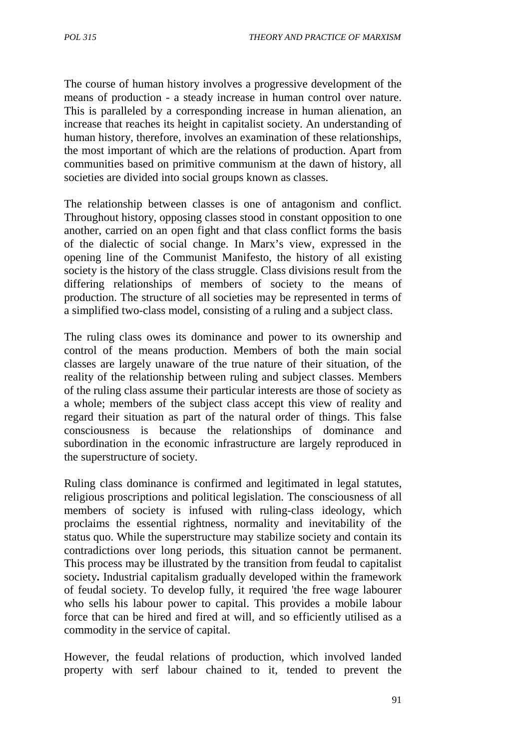The course of human history involves a progressive development of the means of production - a steady increase in human control over nature. This is paralleled by a corresponding increase in human alienation, an increase that reaches its height in capitalist society. An understanding of human history, therefore, involves an examination of these relationships, the most important of which are the relations of production. Apart from communities based on primitive communism at the dawn of history, all societies are divided into social groups known as classes.

The relationship between classes is one of antagonism and conflict. Throughout history, opposing classes stood in constant opposition to one another, carried on an open fight and that class conflict forms the basis of the dialectic of social change. In Marx's view, expressed in the opening line of the Communist Manifesto, the history of all existing society is the history of the class struggle. Class divisions result from the differing relationships of members of society to the means of production. The structure of all societies may be represented in terms of a simplified two-class model, consisting of a ruling and a subject class.

The ruling class owes its dominance and power to its ownership and control of the means production. Members of both the main social classes are largely unaware of the true nature of their situation, of the reality of the relationship between ruling and subject classes. Members of the ruling class assume their particular interests are those of society as a whole; members of the subject class accept this view of reality and regard their situation as part of the natural order of things. This false consciousness is because the relationships of dominance and subordination in the economic infrastructure are largely reproduced in the superstructure of society.

Ruling class dominance is confirmed and legitimated in legal statutes, religious proscriptions and political legislation. The consciousness of all members of society is infused with ruling-class ideology, which proclaims the essential rightness, normality and inevitability of the status quo. While the superstructure may stabilize society and contain its contradictions over long periods, this situation cannot be permanent. This process may be illustrated by the transition from feudal to capitalist society**.** Industrial capitalism gradually developed within the framework of feudal society. To develop fully, it required 'the free wage labourer who sells his labour power to capital. This provides a mobile labour force that can be hired and fired at will, and so efficiently utilised as a commodity in the service of capital.

However, the feudal relations of production, which involved landed property with serf labour chained to it, tended to prevent the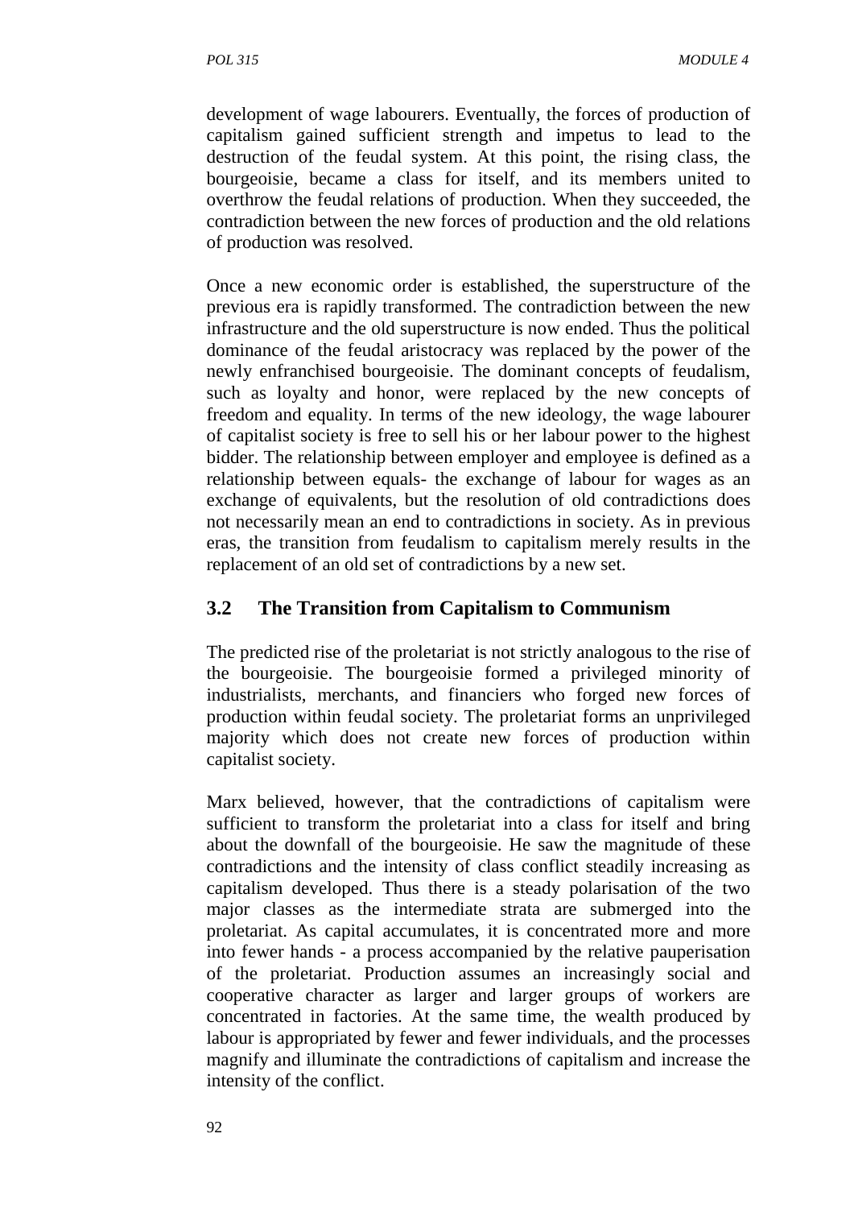development of wage labourers. Eventually, the forces of production of capitalism gained sufficient strength and impetus to lead to the destruction of the feudal system. At this point, the rising class, the bourgeoisie, became a class for itself, and its members united to overthrow the feudal relations of production. When they succeeded, the contradiction between the new forces of production and the old relations of production was resolved.

Once a new economic order is established, the superstructure of the previous era is rapidly transformed. The contradiction between the new infrastructure and the old superstructure is now ended. Thus the political dominance of the feudal aristocracy was replaced by the power of the newly enfranchised bourgeoisie. The dominant concepts of feudalism, such as loyalty and honor, were replaced by the new concepts of freedom and equality. In terms of the new ideology, the wage labourer of capitalist society is free to sell his or her labour power to the highest bidder. The relationship between employer and employee is defined as a relationship between equals- the exchange of labour for wages as an exchange of equivalents, but the resolution of old contradictions does not necessarily mean an end to contradictions in society. As in previous eras, the transition from feudalism to capitalism merely results in the replacement of an old set of contradictions by a new set.

## 3.2 The Transition from Capitalism to Communism

The predicted rise of the proletariat is not strictly analogous to the rise of the bourgeoisie. The bourgeoisie formed a privileged minority of industrialists, merchants, and financiers who forged new forces of production within feudal society. The proletariat forms an unprivileged majority which does not create new forces of production within capitalist society.

Marx believed, however, that the contradictions of capitalism were sufficient to transform the proletariat into a class for itself and bring about the downfall of the bourgeoisie. He saw the magnitude of these contradictions and the intensity of class conflict steadily increasing as capitalism developed. Thus there is a steady polarisation of the two major classes as the intermediate strata are submerged into the proletariat. As capital accumulates, it is concentrated more and more into fewer hands - a process accompanied by the relative pauperisation of the proletariat. Production assumes an increasingly social and cooperative character as larger and larger groups of workers are concentrated in factories. At the same time, the wealth produced by labour is appropriated by fewer and fewer individuals, and the processes magnify and illuminate the contradictions of capitalism and increase the intensity of the conflict.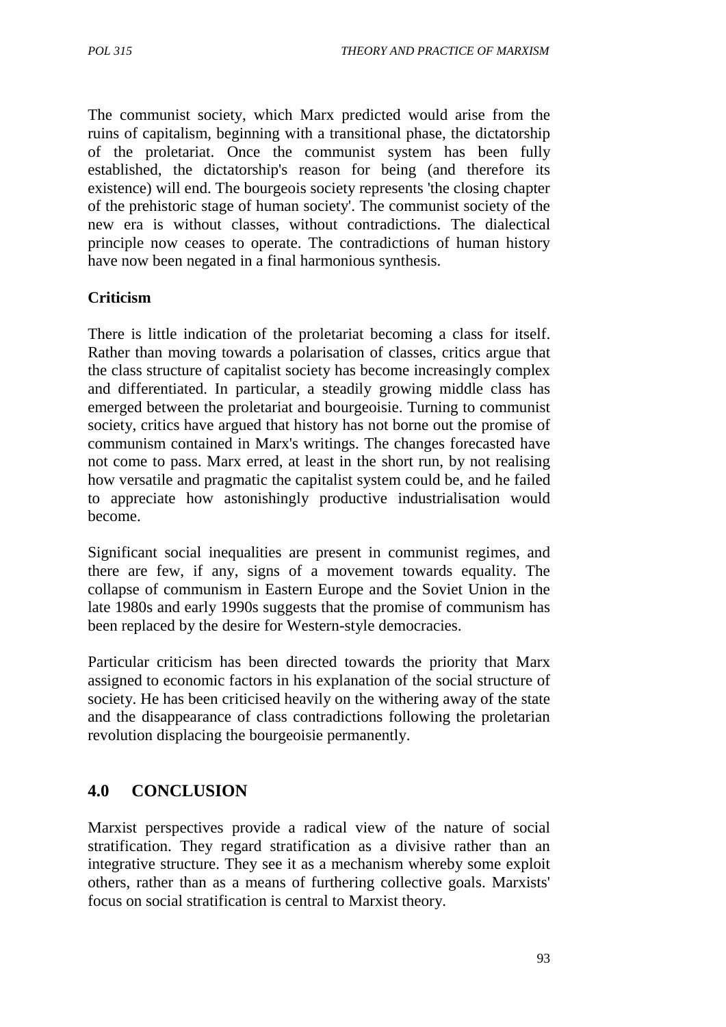The communist society, which Marx predicted would arise from the ruins of capitalism, beginning with a transitional phase, the dictatorship of the proletariat. Once the communist system has been fully established, the dictatorship's reason for being (and therefore its existence) will end. The bourgeois society represents 'the closing chapter of the prehistoric stage of human society'. The communist society of the new era is without classes, without contradictions. The dialectical principle now ceases to operate. The contradictions of human history have now been negated in a final harmonious synthesis.

**Criticism**

There is little indication of the proletariat becoming a class for itself. Rather than moving towards a polarisation of classes, critics argue that the class structure of capitalist society has become increasingly complex and differentiated. In particular, a steadily growing middle class has emerged between the proletariat and bourgeoisie. Turning to communist society, critics have argued that history has not borne out the promise of communism contained in Marx's writings. The changes forecasted have not come to pass. Marx erred, at least in the short run, by not realising how versatile and pragmatic the capitalist system could be, and he failed to appreciate how astonishingly productive industrialisation would become.

Significant social inequalities are present in communist regimes, and there are few, if any, signs of a movement towards equality. The collapse of communism in Eastern Europe and the Soviet Union in the late 1980s and early 1990s suggests that the promise of communism has been replaced by the desire for Western-style democracies.

Particular criticism has been directed towards the priority that Marx assigned to economic factors in his explanation of the social structure of society. He has been criticised heavily on the withering away of the state and the disappearance of class contradictions following the proletarian revolution displacing the bourgeoisie permanently.

## 4.0 CONCLUSION

Marxist perspectives provide a radical view of the nature of social stratification. They regard stratification as a divisive rather than an integrative structure. They see it as a mechanism whereby some exploit others, rather than as a means of furthering collective goals. Marxists' focus on social stratification is central to Marxist theory.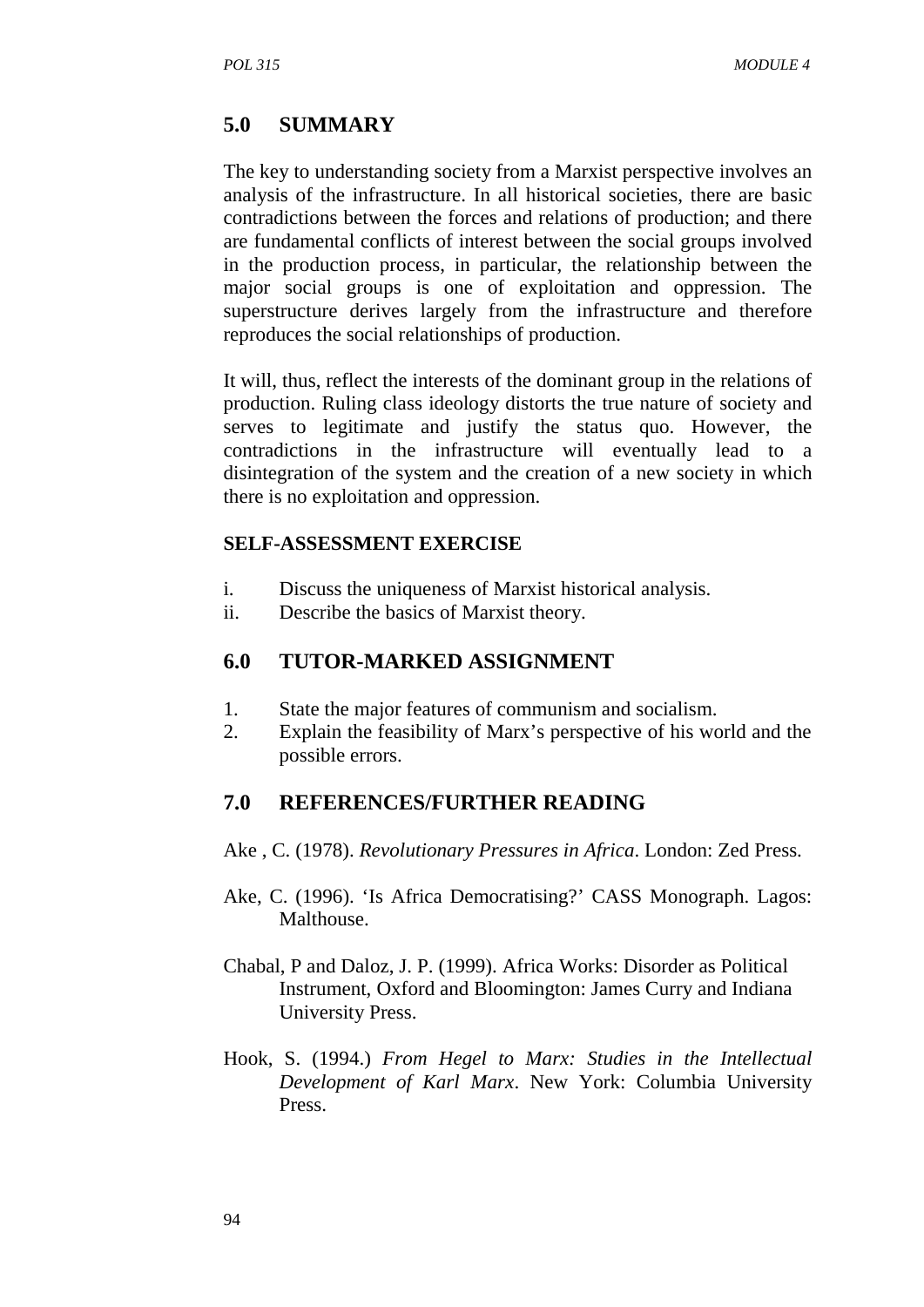## 5.0 SUMMARY

The key to understanding society from a Marxist perspective involves an analysis of the infrastructure. In all historical societies, there are basic contradictions between the forces and relations of production; and there are fundamental conflicts of interest between the social groups involved in the production process, in particular, the relationship between the major social groups is one of exploitation and oppression. The superstructure derives largely from the infrastructure and therefore reproduces the social relationships of production.

It will, thus, reflect the interests of the dominant group in the relations of production. Ruling class ideology distorts the true nature of society and serves to legitimate and justify the status quo. However, the contradictions in the infrastructure will eventually lead to a disintegration of the system and the creation of a new society in which there is no exploitation and oppression.

**SELF-ASSESSMENT EXERCISE**

i. Discuss the uniqueness of Marxist historical analysis.
ii. Describe the basics of Marxist theory.

## 6.0 TUTOR-MARKED ASSIGNMENT

1. State the major features of communism and socialism.
2. Explain the feasibility of Marx's perspective of his world and the possible errors.

## 7.0 REFERENCES/FURTHER READING

Ake , C. (1978). *Revolutionary Pressures in Africa*. London: Zed Press.

Ake, C. (1996). 'Is Africa Democratising?' CASS Monograph. Lagos: Malthouse.

Chabal, P and Daloz, J. P. (1999). Africa Works: Disorder as Political Instrument, Oxford and Bloomington: James Curry and Indiana University Press.

Hook, S. (1994.) *From Hegel to Marx: Studies in the Intellectual Development of Karl Marx*. New York: Columbia University Press.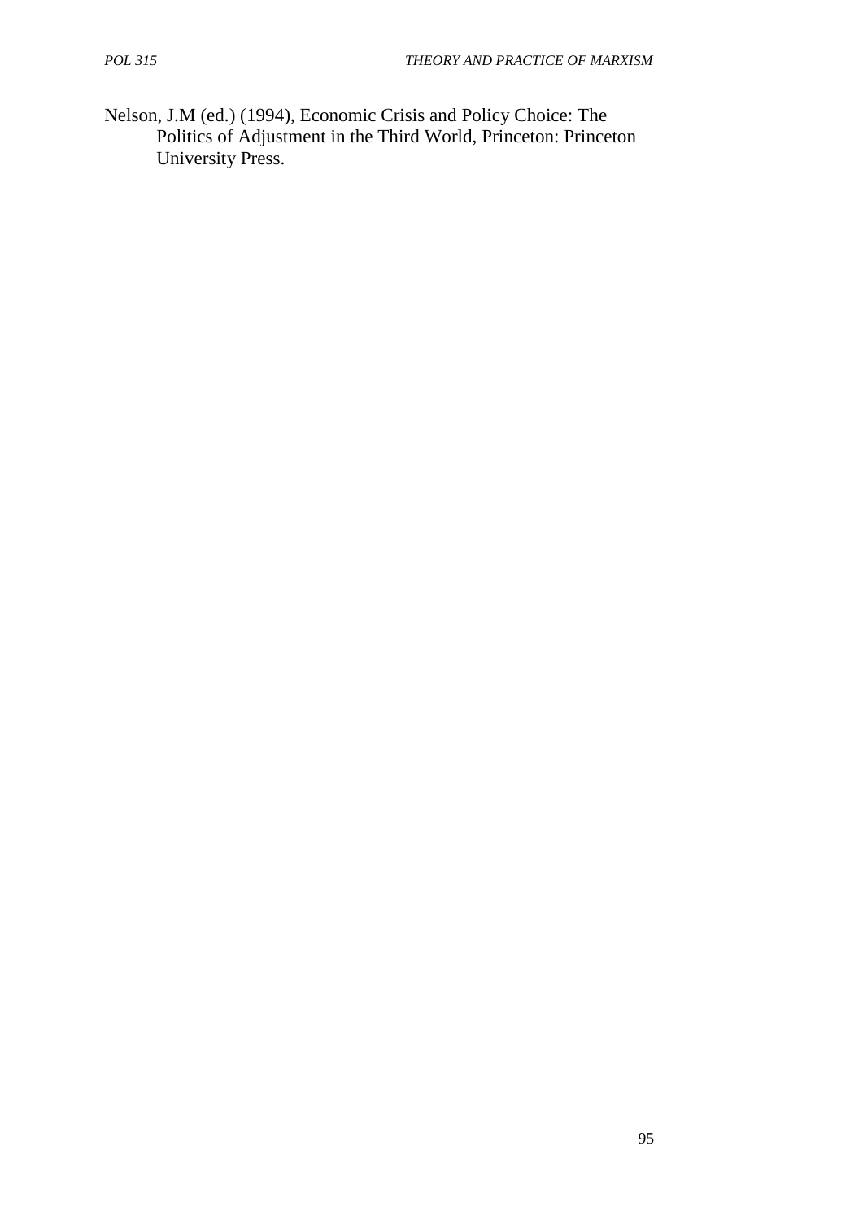Nelson, J.M (ed.) (1994), Economic Crisis and Policy Choice: The Politics of Adjustment in the Third World, Princeton: Princeton University Press.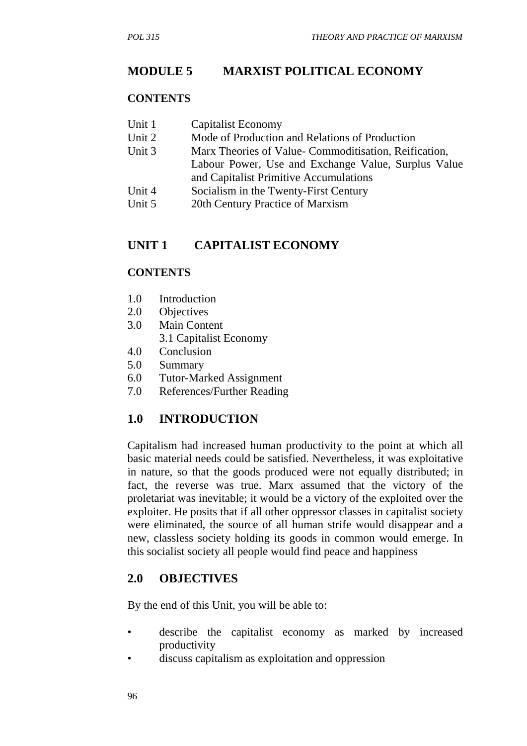# MODULE 5 MARXIST POLITICAL ECONOMY

## CONTENTS

- Unit 1 Capitalist Economy
- Unit 2 Mode of Production and Relations of Production
- Unit 3 Marx Theories of Value- Commoditisation, Reification, Labour Power, Use and Exchange Value, Surplus Value and Capitalist Primitive Accumulations
- Unit 4 Socialism in the Twenty-First Century
- Unit 5 20th Century Practice of Marxism

## UNIT 1 CAPITALIST ECONOMY

### CONTENTS

- 1.0 Introduction
- 2.0 Objectives
- 3.0 Main Content
  - 3.1 Capitalist Economy
- 4.0 Conclusion
- 5.0 Summary
- 6.0 Tutor-Marked Assignment
- 7.0 References/Further Reading

## 1.0 INTRODUCTION

Capitalism had increased human productivity to the point at which all basic material needs could be satisfied. Nevertheless, it was exploitative in nature, so that the goods produced were not equally distributed; in fact, the reverse was true. Marx assumed that the victory of the proletariat was inevitable; it would be a victory of the exploited over the exploiter. He posits that if all other oppressor classes in capitalist society were eliminated, the source of all human strife would disappear and a new, classless society holding its goods in common would emerge. In this socialist society all people would find peace and happiness

## 2.0 OBJECTIVES

By the end of this Unit, you will be able to:

- describe the capitalist economy as marked by increased productivity
- discuss capitalism as exploitation and oppression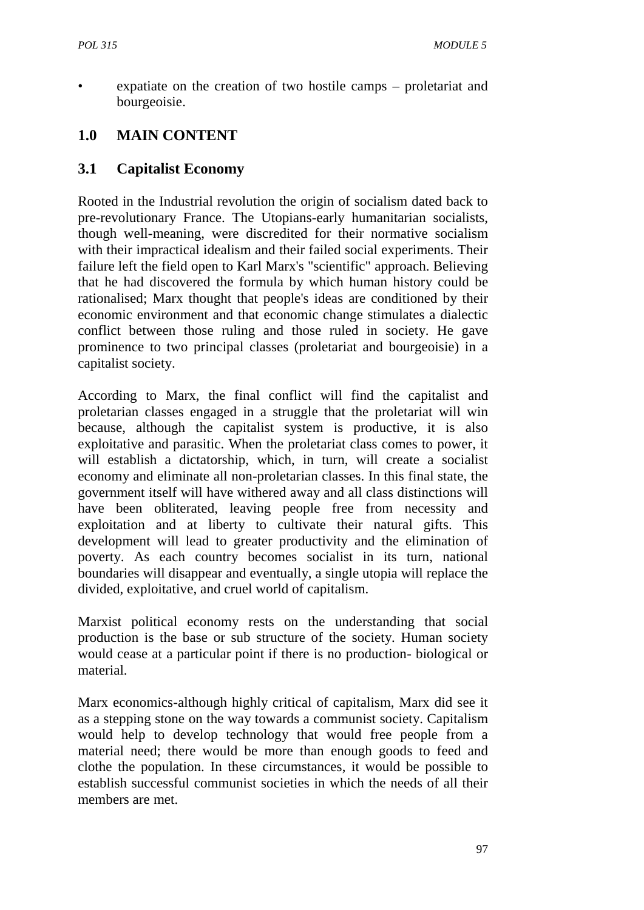- expatiate on the creation of two hostile camps – proletariat and bourgeoisie.

## 1.0 MAIN CONTENT

### 3.1 Capitalist Economy

Rooted in the Industrial revolution the origin of socialism dated back to pre-revolutionary France. The Utopians-early humanitarian socialists, though well-meaning, were discredited for their normative socialism with their impractical idealism and their failed social experiments. Their failure left the field open to Karl Marx's "scientific" approach. Believing that he had discovered the formula by which human history could be rationalised; Marx thought that people's ideas are conditioned by their economic environment and that economic change stimulates a dialectic conflict between those ruling and those ruled in society. He gave prominence to two principal classes (proletariat and bourgeoisie) in a capitalist society.

According to Marx, the final conflict will find the capitalist and proletarian classes engaged in a struggle that the proletariat will win because, although the capitalist system is productive, it is also exploitative and parasitic. When the proletariat class comes to power, it will establish a dictatorship, which, in turn, will create a socialist economy and eliminate all non-proletarian classes. In this final state, the government itself will have withered away and all class distinctions will have been obliterated, leaving people free from necessity and exploitation and at liberty to cultivate their natural gifts. This development will lead to greater productivity and the elimination of poverty. As each country becomes socialist in its turn, national boundaries will disappear and eventually, a single utopia will replace the divided, exploitative, and cruel world of capitalism.

Marxist political economy rests on the understanding that social production is the base or sub structure of the society. Human society would cease at a particular point if there is no production- biological or material.

Marx economics-although highly critical of capitalism, Marx did see it as a stepping stone on the way towards a communist society. Capitalism would help to develop technology that would free people from a material need; there would be more than enough goods to feed and clothe the population. In these circumstances, it would be possible to establish successful communist societies in which the needs of all their members are met.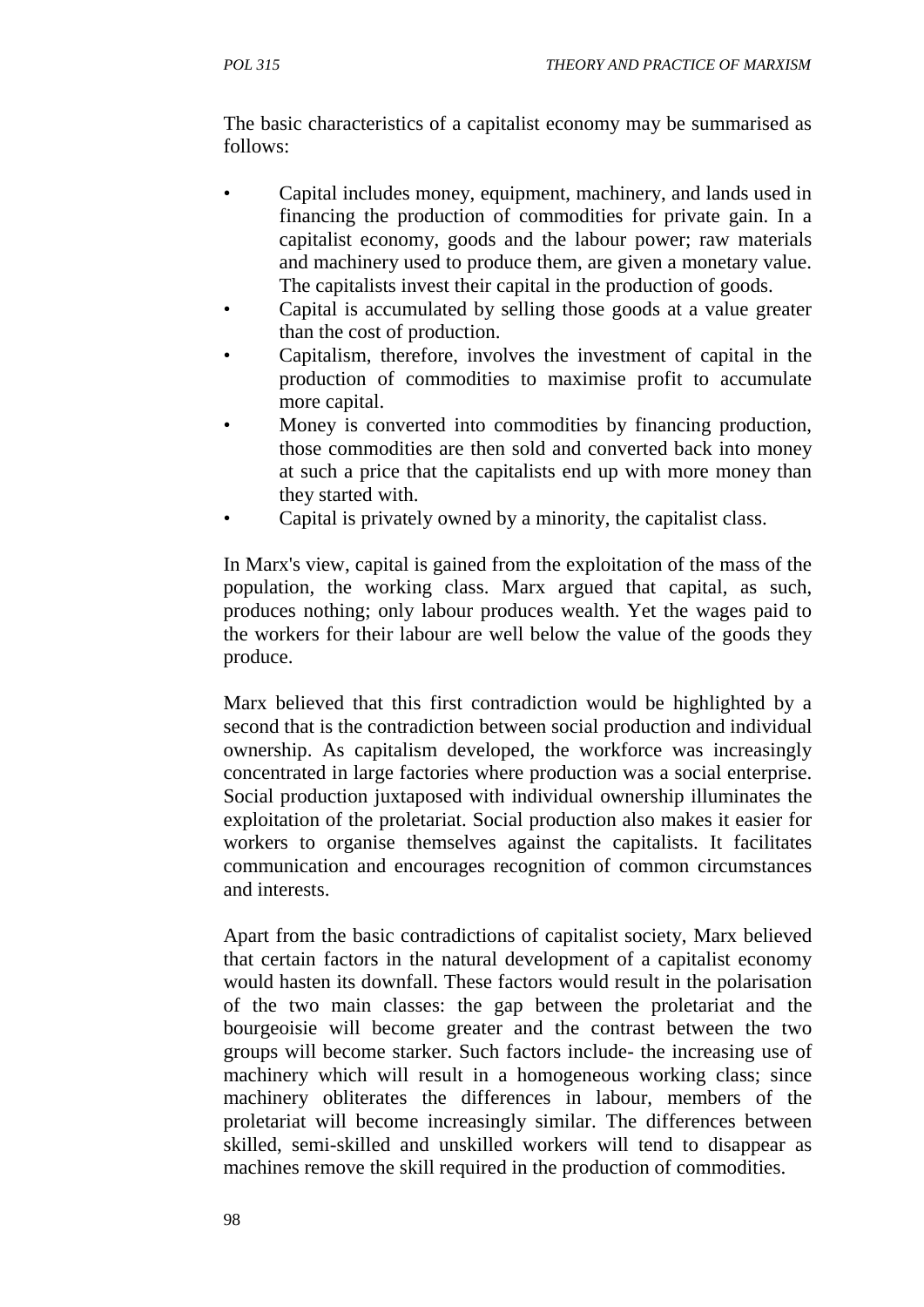The basic characteristics of a capitalist economy may be summarised as follows:

- Capital includes money, equipment, machinery, and lands used in financing the production of commodities for private gain. In a capitalist economy, goods and the labour power; raw materials and machinery used to produce them, are given a monetary value. The capitalists invest their capital in the production of goods.
- Capital is accumulated by selling those goods at a value greater than the cost of production.
- Capitalism, therefore, involves the investment of capital in the production of commodities to maximise profit to accumulate more capital.
- Money is converted into commodities by financing production, those commodities are then sold and converted back into money at such a price that the capitalists end up with more money than they started with.
- Capital is privately owned by a minority, the capitalist class.

In Marx's view, capital is gained from the exploitation of the mass of the population, the working class. Marx argued that capital, as such, produces nothing; only labour produces wealth. Yet the wages paid to the workers for their labour are well below the value of the goods they produce.

Marx believed that this first contradiction would be highlighted by a second that is the contradiction between social production and individual ownership. As capitalism developed, the workforce was increasingly concentrated in large factories where production was a social enterprise. Social production juxtaposed with individual ownership illuminates the exploitation of the proletariat. Social production also makes it easier for workers to organise themselves against the capitalists. It facilitates communication and encourages recognition of common circumstances and interests.

Apart from the basic contradictions of capitalist society, Marx believed that certain factors in the natural development of a capitalist economy would hasten its downfall. These factors would result in the polarisation of the two main classes: the gap between the proletariat and the bourgeoisie will become greater and the contrast between the two groups will become starker. Such factors include- the increasing use of machinery which will result in a homogeneous working class; since machinery obliterates the differences in labour, members of the proletariat will become increasingly similar. The differences between skilled, semi-skilled and unskilled workers will tend to disappear as machines remove the skill required in the production of commodities.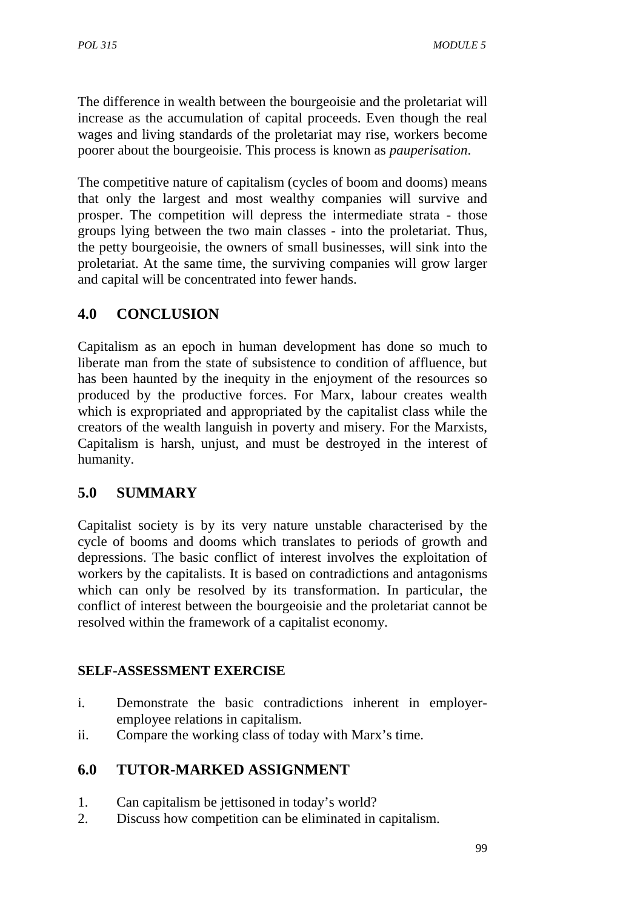The difference in wealth between the bourgeoisie and the proletariat will increase as the accumulation of capital proceeds. Even though the real wages and living standards of the proletariat may rise, workers become poorer about the bourgeoisie. This process is known as *pauperisation*.

The competitive nature of capitalism (cycles of boom and dooms) means that only the largest and most wealthy companies will survive and prosper. The competition will depress the intermediate strata - those groups lying between the two main classes - into the proletariat. Thus, the petty bourgeoisie, the owners of small businesses, will sink into the proletariat. At the same time, the surviving companies will grow larger and capital will be concentrated into fewer hands.

## 4.0 CONCLUSION

Capitalism as an epoch in human development has done so much to liberate man from the state of subsistence to condition of affluence, but has been haunted by the inequity in the enjoyment of the resources so produced by the productive forces. For Marx, labour creates wealth which is expropriated and appropriated by the capitalist class while the creators of the wealth languish in poverty and misery. For the Marxists, Capitalism is harsh, unjust, and must be destroyed in the interest of humanity.

## 5.0 SUMMARY

Capitalist society is by its very nature unstable characterised by the cycle of booms and dooms which translates to periods of growth and depressions. The basic conflict of interest involves the exploitation of workers by the capitalists. It is based on contradictions and antagonisms which can only be resolved by its transformation. In particular, the conflict of interest between the bourgeoisie and the proletariat cannot be resolved within the framework of a capitalist economy.

**SELF-ASSESSMENT EXERCISE**

i. Demonstrate the basic contradictions inherent in employer-employee relations in capitalism.
ii. Compare the working class of today with Marx's time.

## 6.0 TUTOR-MARKED ASSIGNMENT

1. Can capitalism be jettisoned in today's world?
2. Discuss how competition can be eliminated in capitalism.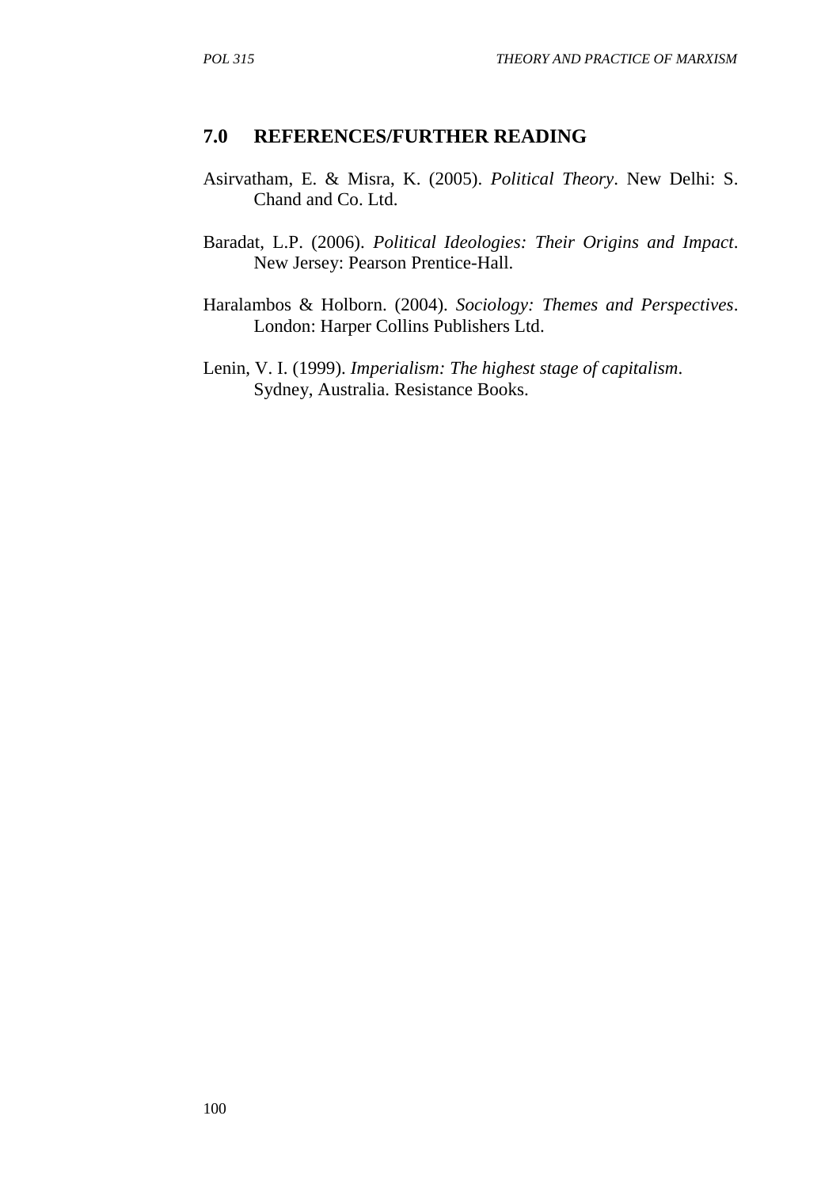## 7.0 REFERENCES/FURTHER READING

Asirvatham, E. & Misra, K. (2005). *Political Theory*. New Delhi: S. Chand and Co. Ltd.

Baradat, L.P. (2006). *Political Ideologies: Their Origins and Impact*. New Jersey: Pearson Prentice-Hall.

Haralambos & Holborn. (2004). *Sociology: Themes and Perspectives*. London: Harper Collins Publishers Ltd.

Lenin, V. I. (1999). *Imperialism: The highest stage of capitalism*. Sydney, Australia. Resistance Books.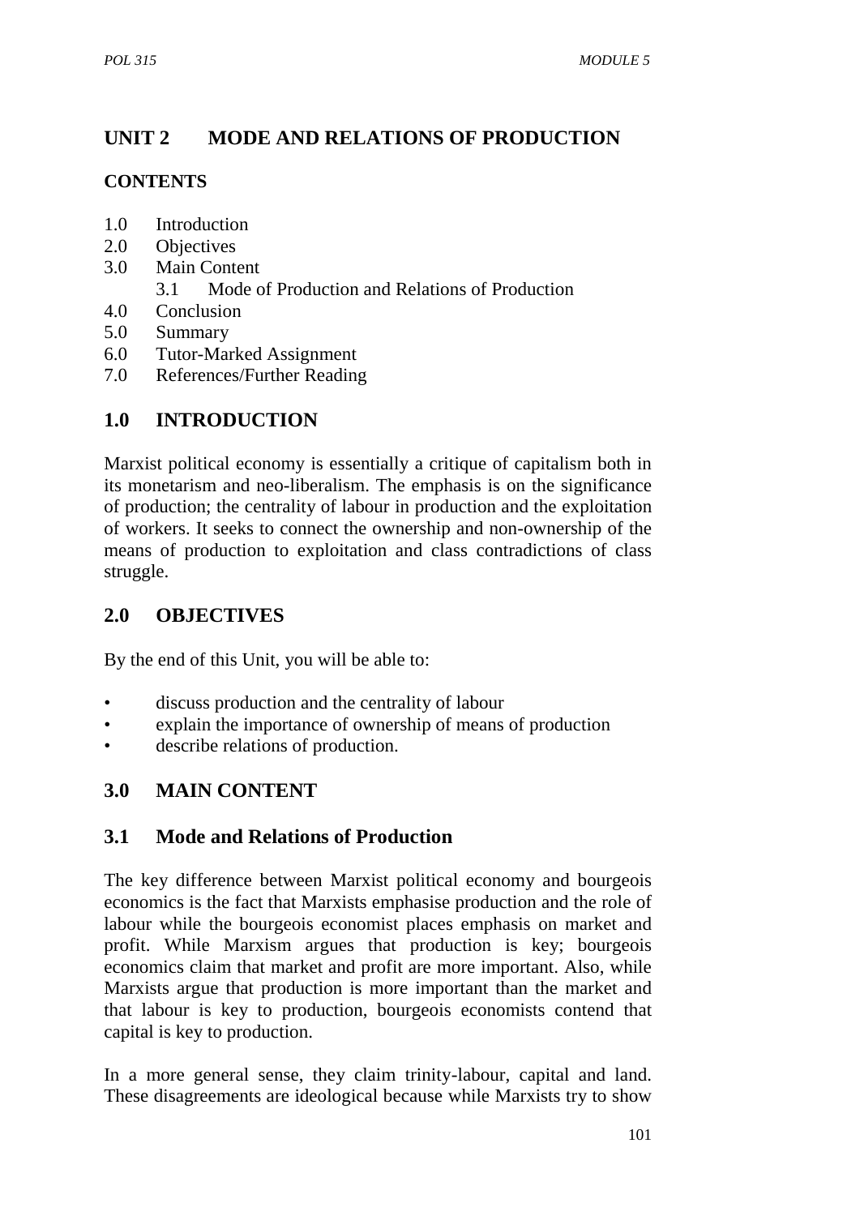# UNIT 2 MODE AND RELATIONS OF PRODUCTION

## CONTENTS

1.0 Introduction
2.0 Objectives
3.0 Main Content
  3.1 Mode of Production and Relations of Production
4.0 Conclusion
5.0 Summary
6.0 Tutor-Marked Assignment
7.0 References/Further Reading

## 1.0 INTRODUCTION

Marxist political economy is essentially a critique of capitalism both in its monetarism and neo-liberalism. The emphasis is on the significance of production; the centrality of labour in production and the exploitation of workers. It seeks to connect the ownership and non-ownership of the means of production to exploitation and class contradictions of class struggle.

## 2.0 OBJECTIVES

By the end of this Unit, you will be able to:

- discuss production and the centrality of labour
- explain the importance of ownership of means of production
- describe relations of production.

## 3.0 MAIN CONTENT

### 3.1 Mode and Relations of Production

The key difference between Marxist political economy and bourgeois economics is the fact that Marxists emphasise production and the role of labour while the bourgeois economist places emphasis on market and profit. While Marxism argues that production is key; bourgeois economics claim that market and profit are more important. Also, while Marxists argue that production is more important than the market and that labour is key to production, bourgeois economists contend that capital is key to production.

In a more general sense, they claim trinity-labour, capital and land. These disagreements are ideological because while Marxists try to show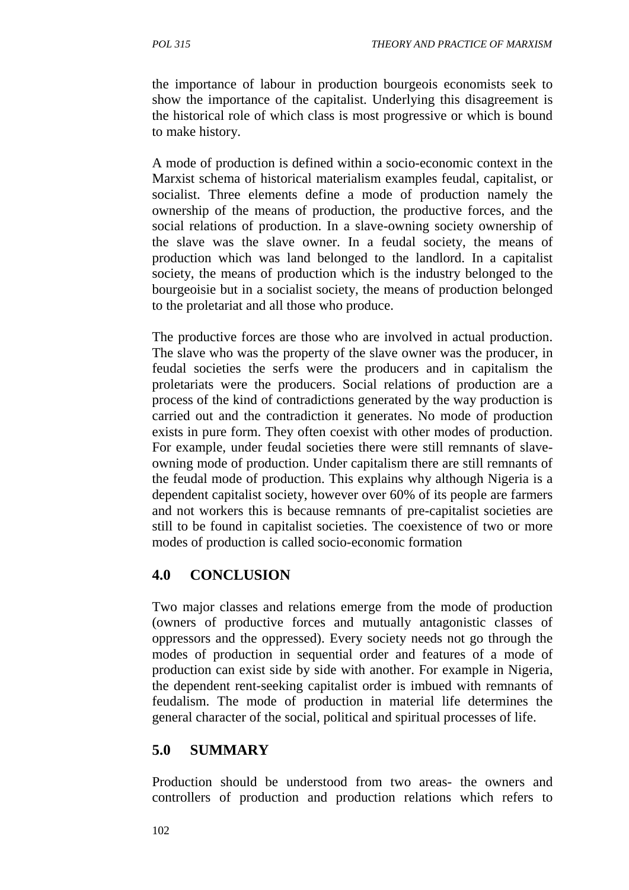the importance of labour in production bourgeois economists seek to show the importance of the capitalist. Underlying this disagreement is the historical role of which class is most progressive or which is bound to make history.

A mode of production is defined within a socio-economic context in the Marxist schema of historical materialism examples feudal, capitalist, or socialist. Three elements define a mode of production namely the ownership of the means of production, the productive forces, and the social relations of production. In a slave-owning society ownership of the slave was the slave owner. In a feudal society, the means of production which was land belonged to the landlord. In a capitalist society, the means of production which is the industry belonged to the bourgeoisie but in a socialist society, the means of production belonged to the proletariat and all those who produce.

The productive forces are those who are involved in actual production. The slave who was the property of the slave owner was the producer, in feudal societies the serfs were the producers and in capitalism the proletariats were the producers. Social relations of production are a process of the kind of contradictions generated by the way production is carried out and the contradiction it generates. No mode of production exists in pure form. They often coexist with other modes of production. For example, under feudal societies there were still remnants of slave-owning mode of production. Under capitalism there are still remnants of the feudal mode of production. This explains why although Nigeria is a dependent capitalist society, however over 60% of its people are farmers and not workers this is because remnants of pre-capitalist societies are still to be found in capitalist societies. The coexistence of two or more modes of production is called socio-economic formation

## 4.0 CONCLUSION

Two major classes and relations emerge from the mode of production (owners of productive forces and mutually antagonistic classes of oppressors and the oppressed). Every society needs not go through the modes of production in sequential order and features of a mode of production can exist side by side with another. For example in Nigeria, the dependent rent-seeking capitalist order is imbued with remnants of feudalism. The mode of production in material life determines the general character of the social, political and spiritual processes of life.

## 5.0 SUMMARY

Production should be understood from two areas- the owners and controllers of production and production relations which refers to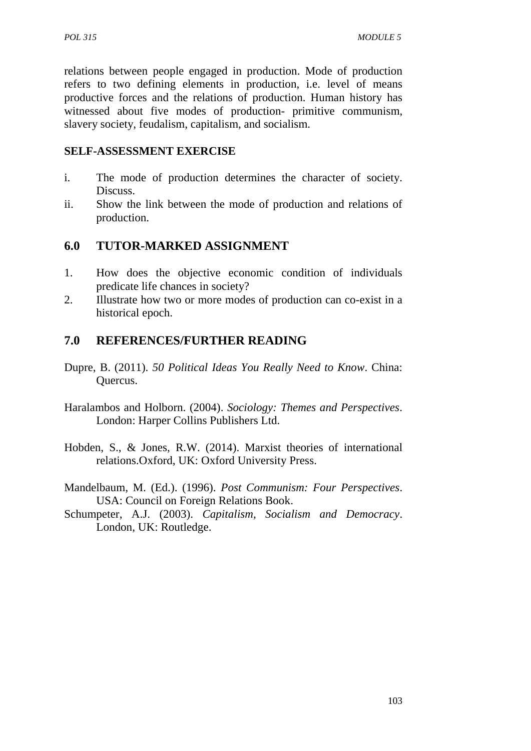relations between people engaged in production. Mode of production refers to two defining elements in production, i.e. level of means productive forces and the relations of production. Human history has witnessed about five modes of production- primitive communism, slavery society, feudalism, capitalism, and socialism.

**SELF-ASSESSMENT EXERCISE**

i. The mode of production determines the character of society. Discuss.
ii. Show the link between the mode of production and relations of production.

## 6.0 TUTOR-MARKED ASSIGNMENT

1. How does the objective economic condition of individuals predicate life chances in society?
2. Illustrate how two or more modes of production can co-exist in a historical epoch.

## 7.0 REFERENCES/FURTHER READING

Dupre, B. (2011). *50 Political Ideas You Really Need to Know*. China: Quercus.

Haralambos and Holborn. (2004). *Sociology: Themes and Perspectives*. London: Harper Collins Publishers Ltd.

Hobden, S., & Jones, R.W. (2014). Marxist theories of international relations.Oxford, UK: Oxford University Press.

Mandelbaum, M. (Ed.). (1996). *Post Communism: Four Perspectives*. USA: Council on Foreign Relations Book.

Schumpeter, A.J. (2003). *Capitalism, Socialism and Democracy*. London, UK: Routledge.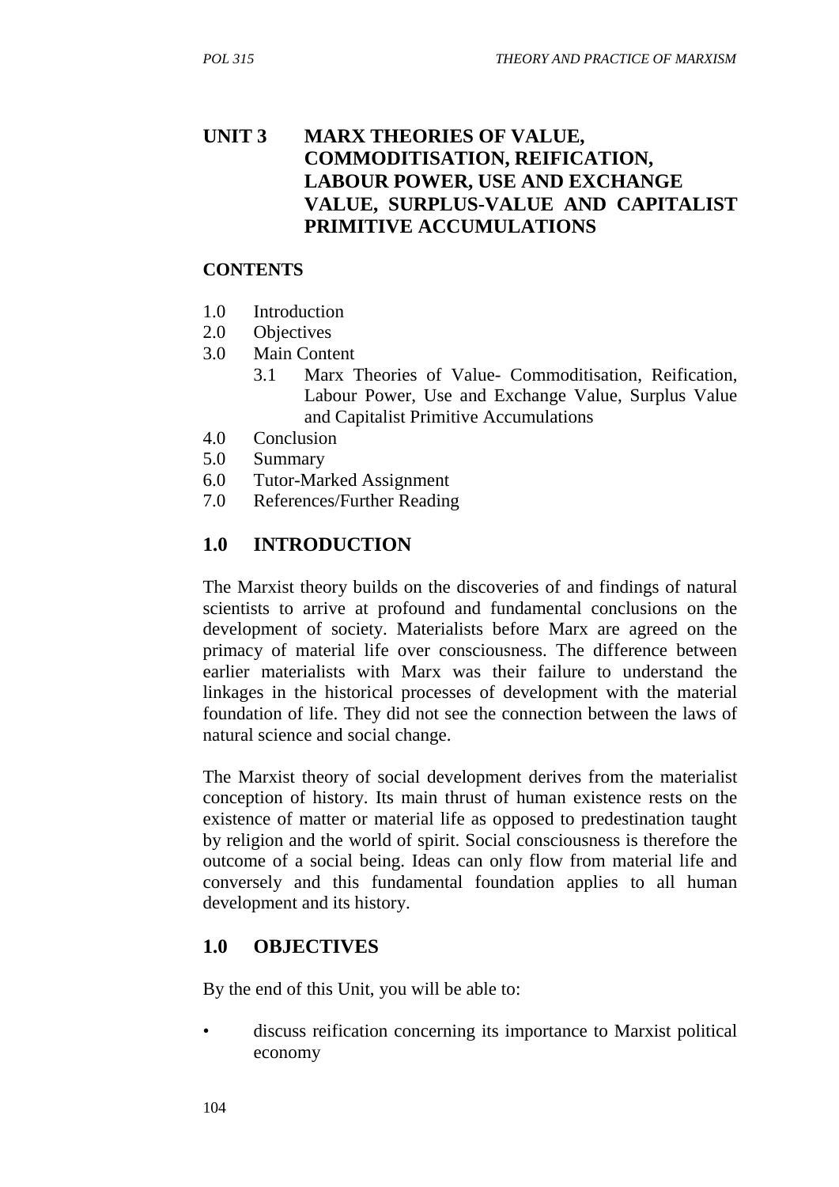# UNIT 3 MARX THEORIES OF VALUE, COMMODITISATION, REIFICATION, LABOUR POWER, USE AND EXCHANGE VALUE, SURPLUS-VALUE AND CAPITALIST PRIMITIVE ACCUMULATIONS

**CONTENTS**

1.0 Introduction
2.0 Objectives
3.0 Main Content
  3.1 Marx Theories of Value- Commoditisation, Reification, Labour Power, Use and Exchange Value, Surplus Value and Capitalist Primitive Accumulations
4.0 Conclusion
5.0 Summary
6.0 Tutor-Marked Assignment
7.0 References/Further Reading

## 1.0 INTRODUCTION

The Marxist theory builds on the discoveries of and findings of natural scientists to arrive at profound and fundamental conclusions on the development of society. Materialists before Marx are agreed on the primacy of material life over consciousness. The difference between earlier materialists with Marx was their failure to understand the linkages in the historical processes of development with the material foundation of life. They did not see the connection between the laws of natural science and social change.

The Marxist theory of social development derives from the materialist conception of history. Its main thrust of human existence rests on the existence of matter or material life as opposed to predestination taught by religion and the world of spirit. Social consciousness is therefore the outcome of a social being. Ideas can only flow from material life and conversely and this fundamental foundation applies to all human development and its history.

## 1.0 OBJECTIVES

By the end of this Unit, you will be able to:

- discuss reification concerning its importance to Marxist political economy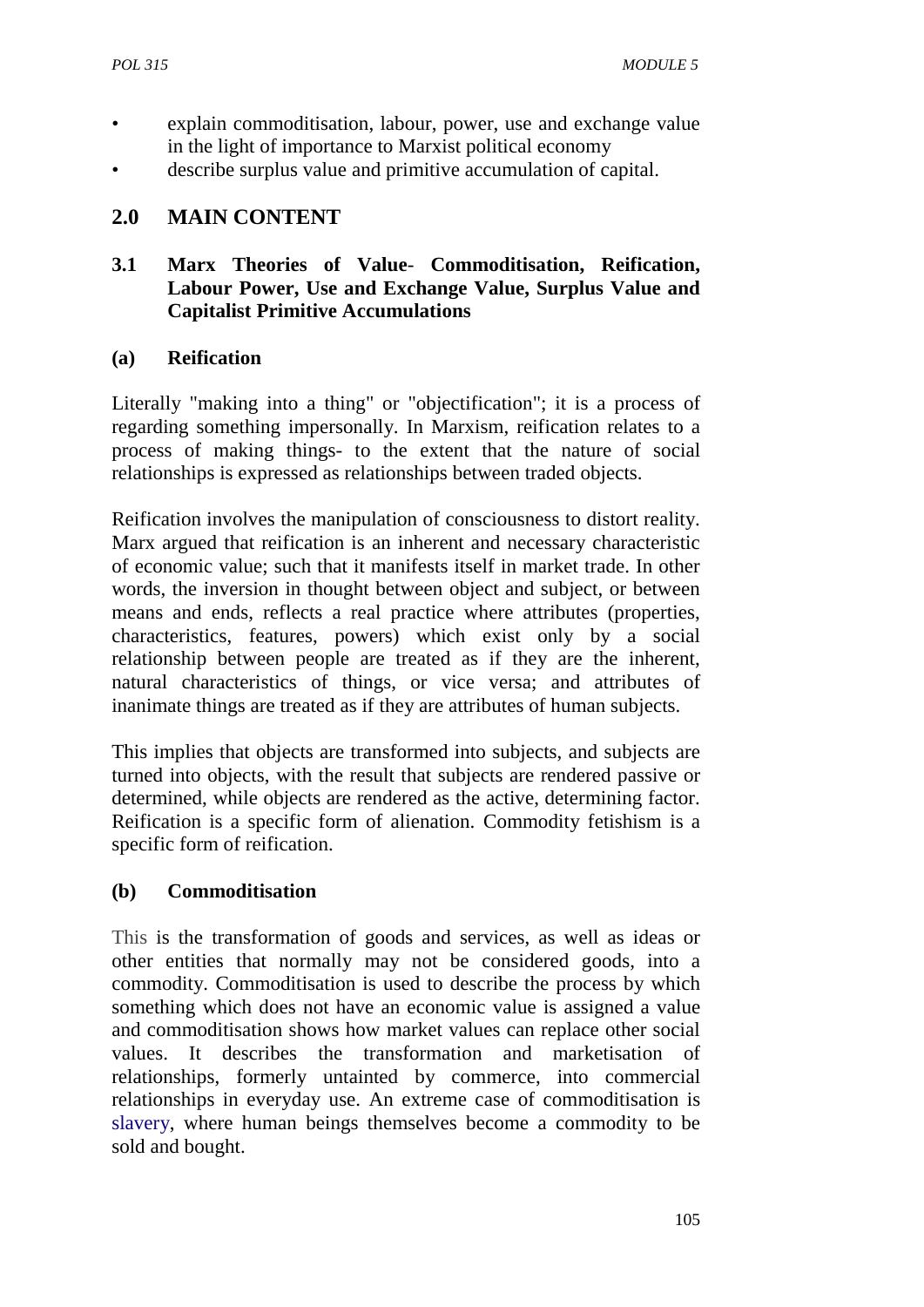- explain commoditisation, labour, power, use and exchange value in the light of importance to Marxist political economy
- describe surplus value and primitive accumulation of capital.

## 2.0 MAIN CONTENT

### 3.1 Marx Theories of Value- Commoditisation, Reification, Labour Power, Use and Exchange Value, Surplus Value and Capitalist Primitive Accumulations

#### (a) Reification

Literally "making into a thing" or "objectification"; it is a process of regarding something impersonally. In Marxism, reification relates to a process of making things- to the extent that the nature of social relationships is expressed as relationships between traded objects.

Reification involves the manipulation of consciousness to distort reality. Marx argued that reification is an inherent and necessary characteristic of economic value; such that it manifests itself in market trade. In other words, the inversion in thought between object and subject, or between means and ends, reflects a real practice where attributes (properties, characteristics, features, powers) which exist only by a social relationship between people are treated as if they are the inherent, natural characteristics of things, or vice versa; and attributes of inanimate things are treated as if they are attributes of human subjects.

This implies that objects are transformed into subjects, and subjects are turned into objects, with the result that subjects are rendered passive or determined, while objects are rendered as the active, determining factor. Reification is a specific form of alienation. Commodity fetishism is a specific form of reification.

#### (b) Commoditisation

This is the transformation of goods and services, as well as ideas or other entities that normally may not be considered goods, into a commodity. Commoditisation is used to describe the process by which something which does not have an economic value is assigned a value and commoditisation shows how market values can replace other social values. It describes the transformation and marketisation of relationships, formerly untainted by commerce, into commercial relationships in everyday use. An extreme case of commoditisation is slavery, where human beings themselves become a commodity to be sold and bought.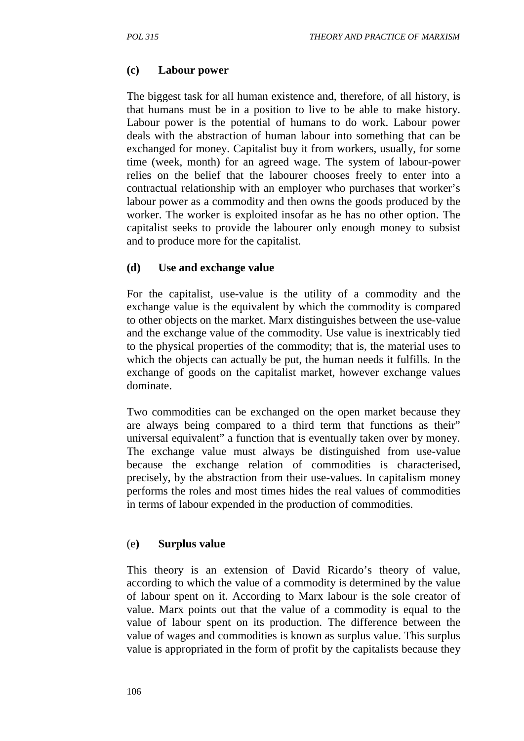### (c) Labour power

The biggest task for all human existence and, therefore, of all history, is that humans must be in a position to live to be able to make history. Labour power is the potential of humans to do work. Labour power deals with the abstraction of human labour into something that can be exchanged for money. Capitalist buy it from workers, usually, for some time (week, month) for an agreed wage. The system of labour-power relies on the belief that the labourer chooses freely to enter into a contractual relationship with an employer who purchases that worker's labour power as a commodity and then owns the goods produced by the worker. The worker is exploited insofar as he has no other option. The capitalist seeks to provide the labourer only enough money to subsist and to produce more for the capitalist.

### (d) Use and exchange value

For the capitalist, use-value is the utility of a commodity and the exchange value is the equivalent by which the commodity is compared to other objects on the market. Marx distinguishes between the use-value and the exchange value of the commodity. Use value is inextricably tied to the physical properties of the commodity; that is, the material uses to which the objects can actually be put, the human needs it fulfills. In the exchange of goods on the capitalist market, however exchange values dominate.

Two commodities can be exchanged on the open market because they are always being compared to a third term that functions as their" universal equivalent" a function that is eventually taken over by money. The exchange value must always be distinguished from use-value because the exchange relation of commodities is characterised, precisely, by the abstraction from their use-values. In capitalism money performs the roles and most times hides the real values of commodities in terms of labour expended in the production of commodities.

### (e) Surplus value

This theory is an extension of David Ricardo's theory of value, according to which the value of a commodity is determined by the value of labour spent on it. According to Marx labour is the sole creator of value. Marx points out that the value of a commodity is equal to the value of labour spent on its production. The difference between the value of wages and commodities is known as surplus value. This surplus value is appropriated in the form of profit by the capitalists because they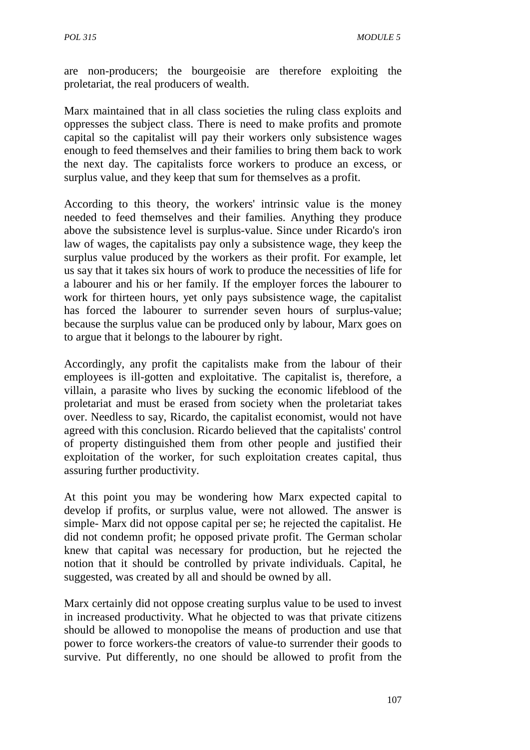are non-producers; the bourgeoisie are therefore exploiting the proletariat, the real producers of wealth.

Marx maintained that in all class societies the ruling class exploits and oppresses the subject class. There is need to make profits and promote capital so the capitalist will pay their workers only subsistence wages enough to feed themselves and their families to bring them back to work the next day. The capitalists force workers to produce an excess, or surplus value, and they keep that sum for themselves as a profit.

According to this theory, the workers' intrinsic value is the money needed to feed themselves and their families. Anything they produce above the subsistence level is surplus-value. Since under Ricardo's iron law of wages, the capitalists pay only a subsistence wage, they keep the surplus value produced by the workers as their profit. For example, let us say that it takes six hours of work to produce the necessities of life for a labourer and his or her family. If the employer forces the labourer to work for thirteen hours, yet only pays subsistence wage, the capitalist has forced the labourer to surrender seven hours of surplus-value; because the surplus value can be produced only by labour, Marx goes on to argue that it belongs to the labourer by right.

Accordingly, any profit the capitalists make from the labour of their employees is ill-gotten and exploitative. The capitalist is, therefore, a villain, a parasite who lives by sucking the economic lifeblood of the proletariat and must be erased from society when the proletariat takes over. Needless to say, Ricardo, the capitalist economist, would not have agreed with this conclusion. Ricardo believed that the capitalists' control of property distinguished them from other people and justified their exploitation of the worker, for such exploitation creates capital, thus assuring further productivity.

At this point you may be wondering how Marx expected capital to develop if profits, or surplus value, were not allowed. The answer is simple- Marx did not oppose capital per se; he rejected the capitalist. He did not condemn profit; he opposed private profit. The German scholar knew that capital was necessary for production, but he rejected the notion that it should be controlled by private individuals. Capital, he suggested, was created by all and should be owned by all.

Marx certainly did not oppose creating surplus value to be used to invest in increased productivity. What he objected to was that private citizens should be allowed to monopolise the means of production and use that power to force workers-the creators of value-to surrender their goods to survive. Put differently, no one should be allowed to profit from the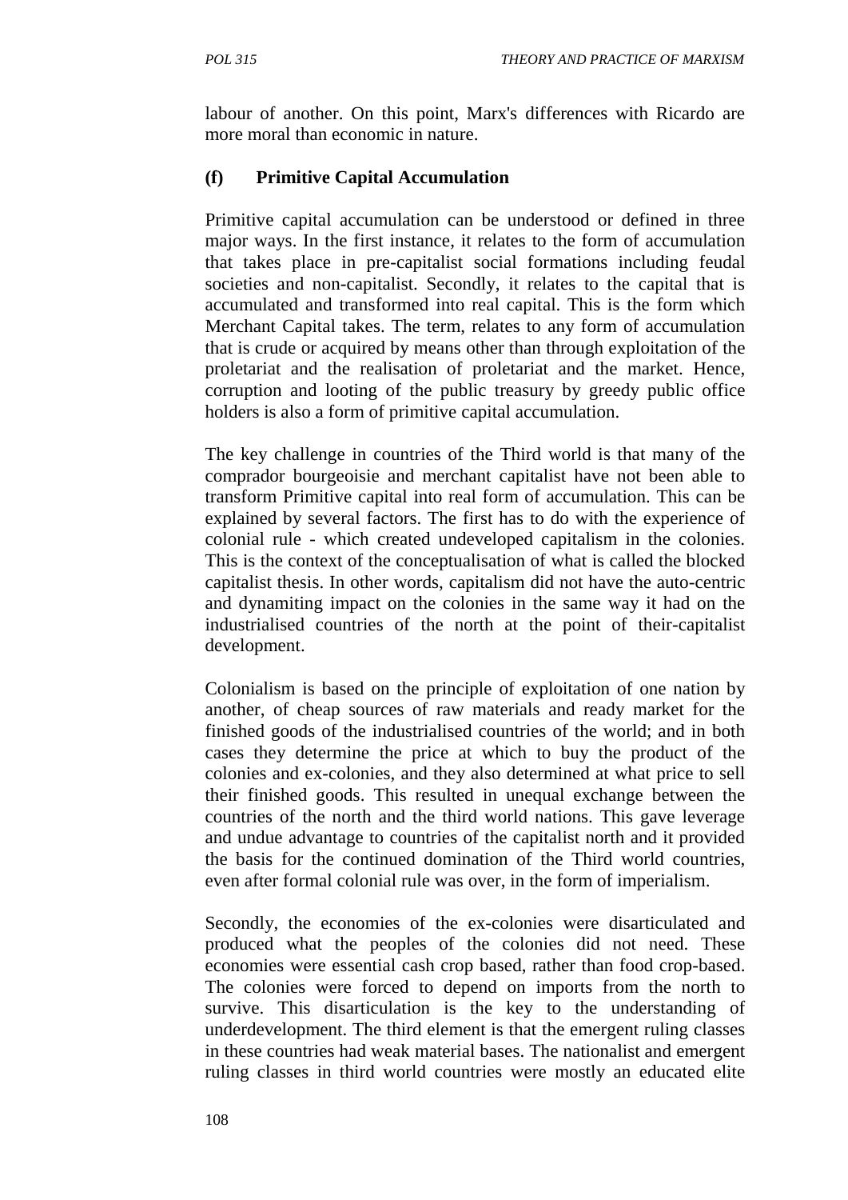labour of another. On this point, Marx's differences with Ricardo are more moral than economic in nature.

### (f) Primitive Capital Accumulation

Primitive capital accumulation can be understood or defined in three major ways. In the first instance, it relates to the form of accumulation that takes place in pre-capitalist social formations including feudal societies and non-capitalist. Secondly, it relates to the capital that is accumulated and transformed into real capital. This is the form which Merchant Capital takes. The term, relates to any form of accumulation that is crude or acquired by means other than through exploitation of the proletariat and the realisation of proletariat and the market. Hence, corruption and looting of the public treasury by greedy public office holders is also a form of primitive capital accumulation.

The key challenge in countries of the Third world is that many of the comprador bourgeoisie and merchant capitalist have not been able to transform Primitive capital into real form of accumulation. This can be explained by several factors. The first has to do with the experience of colonial rule - which created undeveloped capitalism in the colonies. This is the context of the conceptualisation of what is called the blocked capitalist thesis. In other words, capitalism did not have the auto-centric and dynamiting impact on the colonies in the same way it had on the industrialised countries of the north at the point of their-capitalist development.

Colonialism is based on the principle of exploitation of one nation by another, of cheap sources of raw materials and ready market for the finished goods of the industrialised countries of the world; and in both cases they determine the price at which to buy the product of the colonies and ex-colonies, and they also determined at what price to sell their finished goods. This resulted in unequal exchange between the countries of the north and the third world nations. This gave leverage and undue advantage to countries of the capitalist north and it provided the basis for the continued domination of the Third world countries, even after formal colonial rule was over, in the form of imperialism.

Secondly, the economies of the ex-colonies were disarticulated and produced what the peoples of the colonies did not need. These economies were essential cash crop based, rather than food crop-based. The colonies were forced to depend on imports from the north to survive. This disarticulation is the key to the understanding of underdevelopment. The third element is that the emergent ruling classes in these countries had weak material bases. The nationalist and emergent ruling classes in third world countries were mostly an educated elite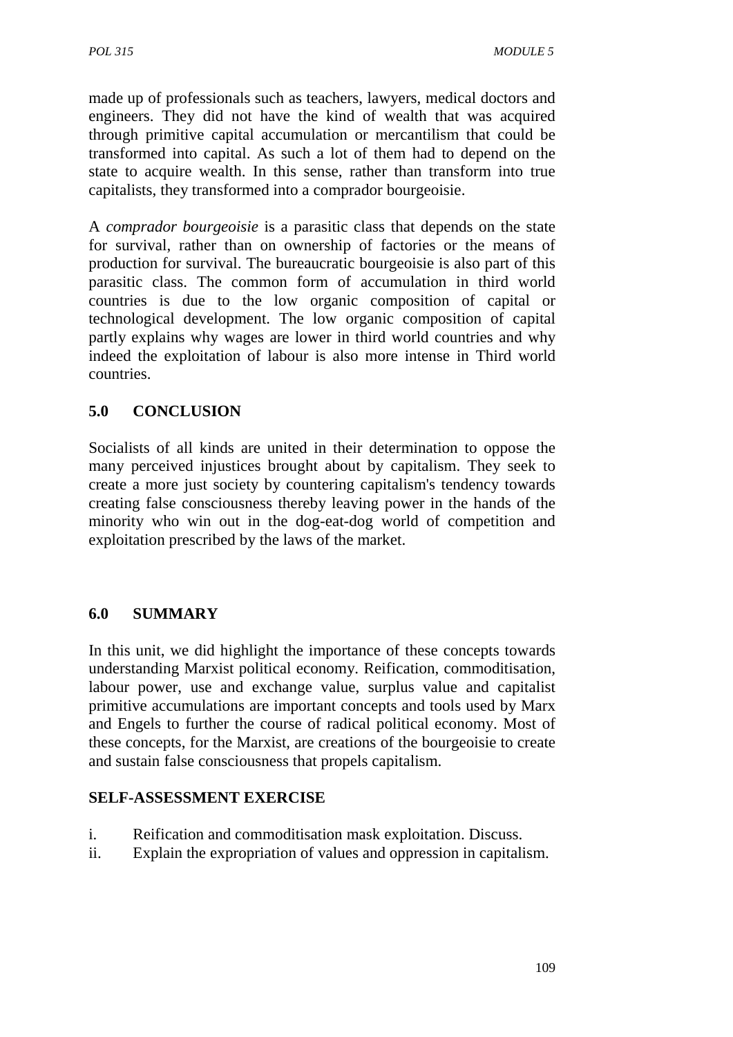made up of professionals such as teachers, lawyers, medical doctors and engineers. They did not have the kind of wealth that was acquired through primitive capital accumulation or mercantilism that could be transformed into capital. As such a lot of them had to depend on the state to acquire wealth. In this sense, rather than transform into true capitalists, they transformed into a comprador bourgeoisie.

A *comprador bourgeoisie* is a parasitic class that depends on the state for survival, rather than on ownership of factories or the means of production for survival. The bureaucratic bourgeoisie is also part of this parasitic class. The common form of accumulation in third world countries is due to the low organic composition of capital or technological development. The low organic composition of capital partly explains why wages are lower in third world countries and why indeed the exploitation of labour is also more intense in Third world countries.

## 5.0 CONCLUSION

Socialists of all kinds are united in their determination to oppose the many perceived injustices brought about by capitalism. They seek to create a more just society by countering capitalism's tendency towards creating false consciousness thereby leaving power in the hands of the minority who win out in the dog-eat-dog world of competition and exploitation prescribed by the laws of the market.

## 6.0 SUMMARY

In this unit, we did highlight the importance of these concepts towards understanding Marxist political economy. Reification, commoditisation, labour power, use and exchange value, surplus value and capitalist primitive accumulations are important concepts and tools used by Marx and Engels to further the course of radical political economy. Most of these concepts, for the Marxist, are creations of the bourgeoisie to create and sustain false consciousness that propels capitalism.

### SELF-ASSESSMENT EXERCISE

i. Reification and commoditisation mask exploitation. Discuss.
ii. Explain the expropriation of values and oppression in capitalism.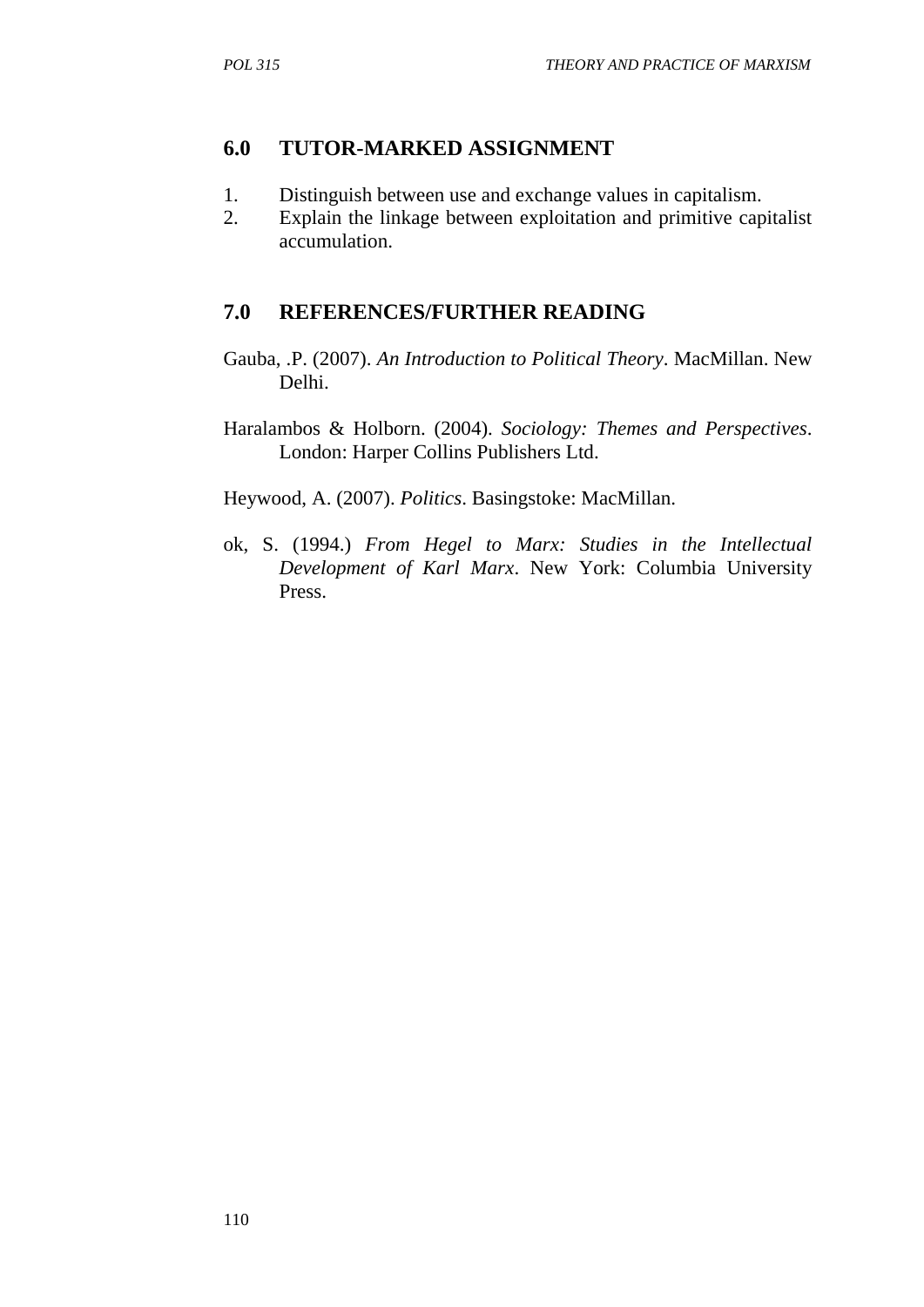## 6.0 TUTOR-MARKED ASSIGNMENT

1. Distinguish between use and exchange values in capitalism.
2. Explain the linkage between exploitation and primitive capitalist accumulation.

## 7.0 REFERENCES/FURTHER READING

Gauba, .P. (2007). *An Introduction to Political Theory*. MacMillan. New Delhi.

Haralambos & Holborn. (2004). *Sociology: Themes and Perspectives*. London: Harper Collins Publishers Ltd.

Heywood, A. (2007). *Politics*. Basingstoke: MacMillan.

ok, S. (1994.) *From Hegel to Marx: Studies in the Intellectual Development of Karl Marx*. New York: Columbia University Press.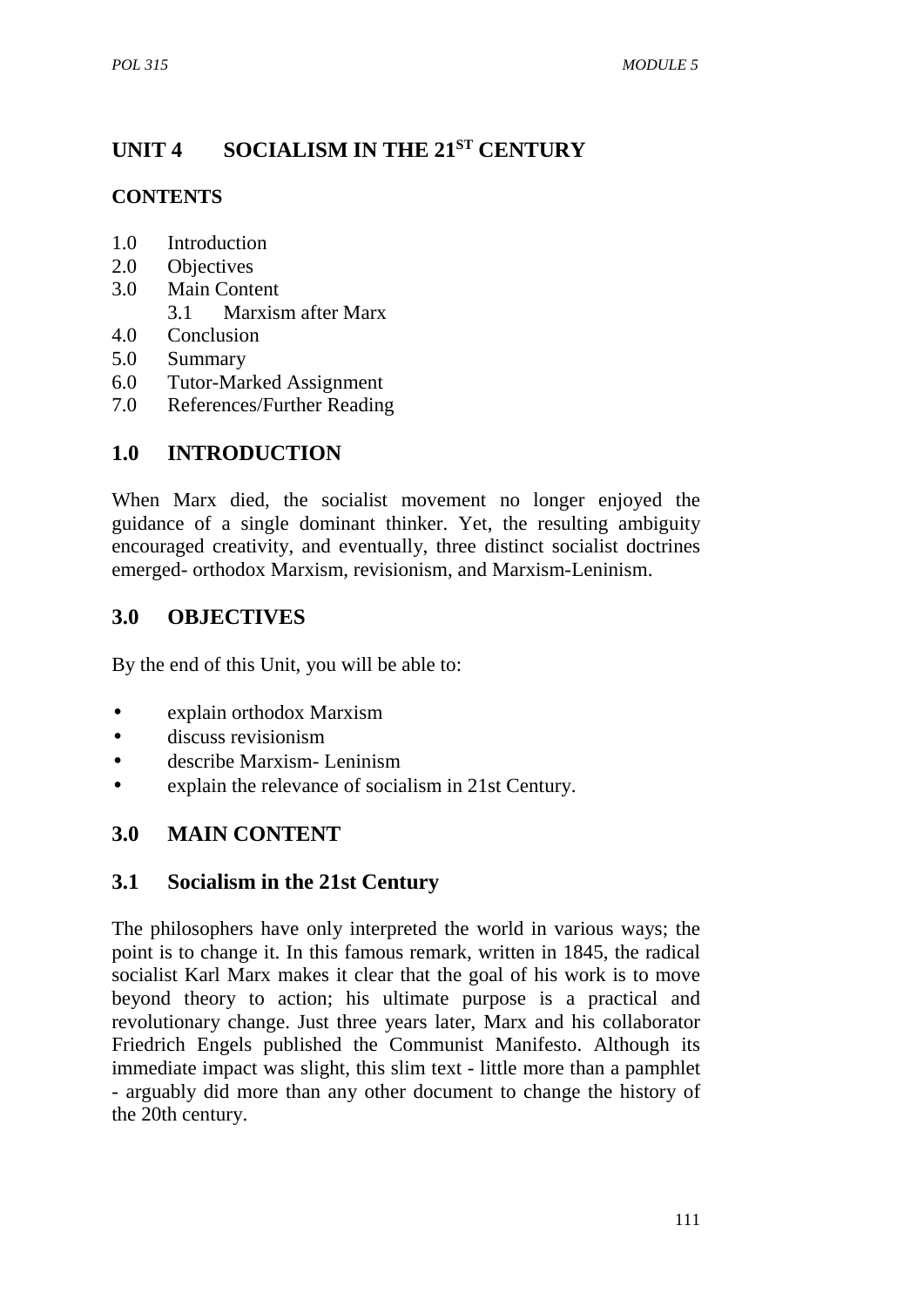# UNIT 4 SOCIALISM IN THE 21ST CENTURY

## CONTENTS

1.0 Introduction
2.0 Objectives
3.0 Main Content
   3.1 Marxism after Marx
4.0 Conclusion
5.0 Summary
6.0 Tutor-Marked Assignment
7.0 References/Further Reading

## 1.0 INTRODUCTION

When Marx died, the socialist movement no longer enjoyed the guidance of a single dominant thinker. Yet, the resulting ambiguity encouraged creativity, and eventually, three distinct socialist doctrines emerged- orthodox Marxism, revisionism, and Marxism-Leninism.

## 3.0 OBJECTIVES

By the end of this Unit, you will be able to:

- explain orthodox Marxism
- discuss revisionism
- describe Marxism- Leninism
- explain the relevance of socialism in 21st Century.

## 3.0 MAIN CONTENT

### 3.1 Socialism in the 21st Century

The philosophers have only interpreted the world in various ways; the point is to change it. In this famous remark, written in 1845, the radical socialist Karl Marx makes it clear that the goal of his work is to move beyond theory to action; his ultimate purpose is a practical and revolutionary change. Just three years later, Marx and his collaborator Friedrich Engels published the Communist Manifesto. Although its immediate impact was slight, this slim text - little more than a pamphlet - arguably did more than any other document to change the history of the 20th century.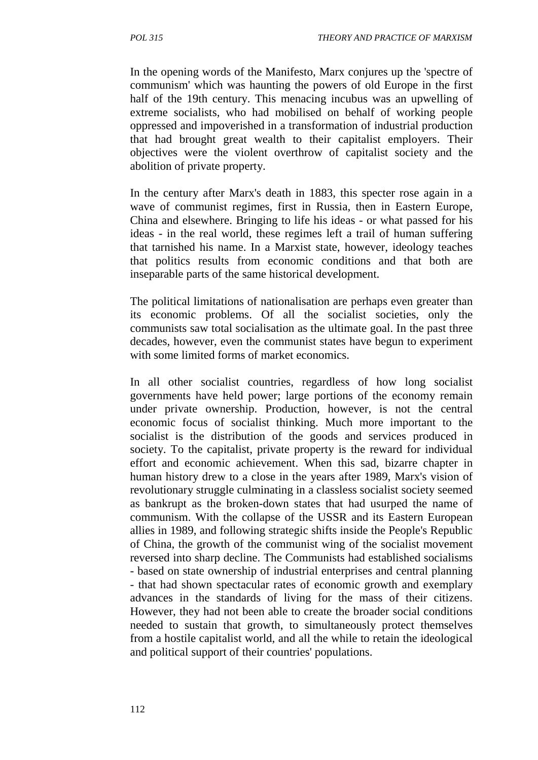In the opening words of the Manifesto, Marx conjures up the 'spectre of communism' which was haunting the powers of old Europe in the first half of the 19th century. This menacing incubus was an upwelling of extreme socialists, who had mobilised on behalf of working people oppressed and impoverished in a transformation of industrial production that had brought great wealth to their capitalist employers. Their objectives were the violent overthrow of capitalist society and the abolition of private property.

In the century after Marx's death in 1883, this specter rose again in a wave of communist regimes, first in Russia, then in Eastern Europe, China and elsewhere. Bringing to life his ideas - or what passed for his ideas - in the real world, these regimes left a trail of human suffering that tarnished his name. In a Marxist state, however, ideology teaches that politics results from economic conditions and that both are inseparable parts of the same historical development.

The political limitations of nationalisation are perhaps even greater than its economic problems. Of all the socialist societies, only the communists saw total socialisation as the ultimate goal. In the past three decades, however, even the communist states have begun to experiment with some limited forms of market economics.

In all other socialist countries, regardless of how long socialist governments have held power; large portions of the economy remain under private ownership. Production, however, is not the central economic focus of socialist thinking. Much more important to the socialist is the distribution of the goods and services produced in society. To the capitalist, private property is the reward for individual effort and economic achievement. When this sad, bizarre chapter in human history drew to a close in the years after 1989, Marx's vision of revolutionary struggle culminating in a classless socialist society seemed as bankrupt as the broken-down states that had usurped the name of communism. With the collapse of the USSR and its Eastern European allies in 1989, and following strategic shifts inside the People's Republic of China, the growth of the communist wing of the socialist movement reversed into sharp decline. The Communists had established socialisms - based on state ownership of industrial enterprises and central planning - that had shown spectacular rates of economic growth and exemplary advances in the standards of living for the mass of their citizens. However, they had not been able to create the broader social conditions needed to sustain that growth, to simultaneously protect themselves from a hostile capitalist world, and all the while to retain the ideological and political support of their countries' populations.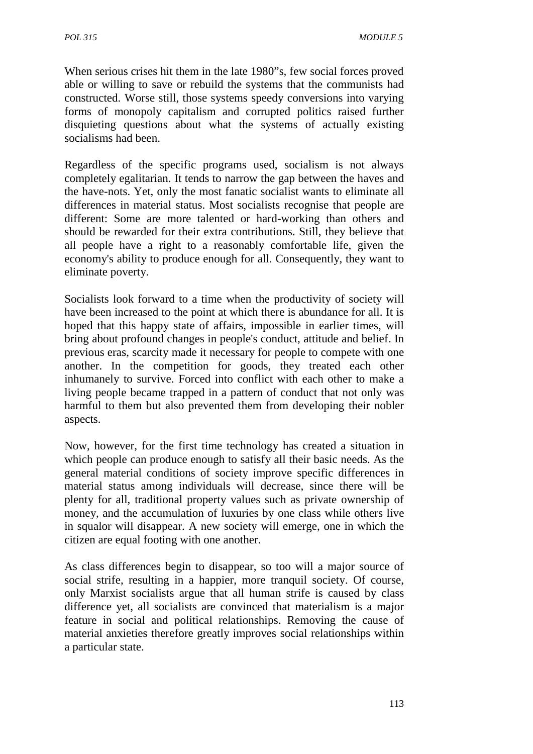When serious crises hit them in the late 1980”s, few social forces proved able or willing to save or rebuild the systems that the communists had constructed. Worse still, those systems speedy conversions into varying forms of monopoly capitalism and corrupted politics raised further disquieting questions about what the systems of actually existing socialisms had been.

Regardless of the specific programs used, socialism is not always completely egalitarian. It tends to narrow the gap between the haves and the have-nots. Yet, only the most fanatic socialist wants to eliminate all differences in material status. Most socialists recognise that people are different: Some are more talented or hard-working than others and should be rewarded for their extra contributions. Still, they believe that all people have a right to a reasonably comfortable life, given the economy's ability to produce enough for all. Consequently, they want to eliminate poverty.

Socialists look forward to a time when the productivity of society will have been increased to the point at which there is abundance for all. It is hoped that this happy state of affairs, impossible in earlier times, will bring about profound changes in people's conduct, attitude and belief. In previous eras, scarcity made it necessary for people to compete with one another. In the competition for goods, they treated each other inhumanely to survive. Forced into conflict with each other to make a living people became trapped in a pattern of conduct that not only was harmful to them but also prevented them from developing their nobler aspects.

Now, however, for the first time technology has created a situation in which people can produce enough to satisfy all their basic needs. As the general material conditions of society improve specific differences in material status among individuals will decrease, since there will be plenty for all, traditional property values such as private ownership of money, and the accumulation of luxuries by one class while others live in squalor will disappear. A new society will emerge, one in which the citizen are equal footing with one another.

As class differences begin to disappear, so too will a major source of social strife, resulting in a happier, more tranquil society. Of course, only Marxist socialists argue that all human strife is caused by class difference yet, all socialists are convinced that materialism is a major feature in social and political relationships. Removing the cause of material anxieties therefore greatly improves social relationships within a particular state.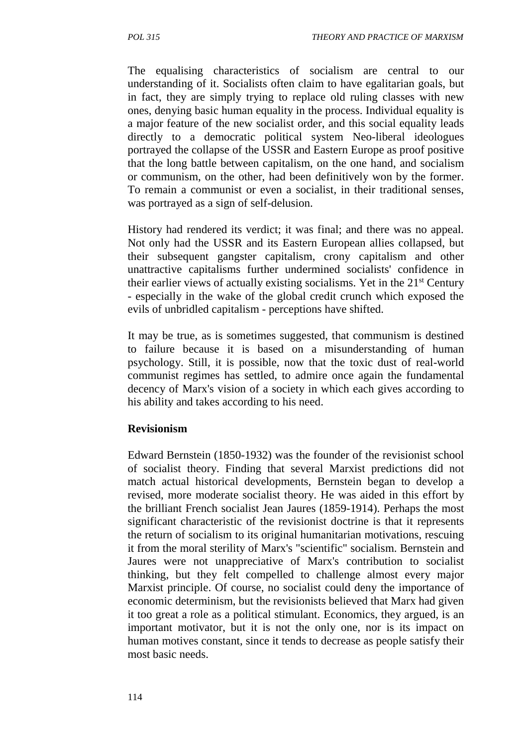The equalising characteristics of socialism are central to our understanding of it. Socialists often claim to have egalitarian goals, but in fact, they are simply trying to replace old ruling classes with new ones, denying basic human equality in the process. Individual equality is a major feature of the new socialist order, and this social equality leads directly to a democratic political system Neo-liberal ideologues portrayed the collapse of the USSR and Eastern Europe as proof positive that the long battle between capitalism, on the one hand, and socialism or communism, on the other, had been definitively won by the former. To remain a communist or even a socialist, in their traditional senses, was portrayed as a sign of self-delusion.

History had rendered its verdict; it was final; and there was no appeal. Not only had the USSR and its Eastern European allies collapsed, but their subsequent gangster capitalism, crony capitalism and other unattractive capitalisms further undermined socialists' confidence in their earlier views of actually existing socialisms. Yet in the 21st Century - especially in the wake of the global credit crunch which exposed the evils of unbridled capitalism - perceptions have shifted.

It may be true, as is sometimes suggested, that communism is destined to failure because it is based on a misunderstanding of human psychology. Still, it is possible, now that the toxic dust of real-world communist regimes has settled, to admire once again the fundamental decency of Marx's vision of a society in which each gives according to his ability and takes according to his need.

**Revisionism**

Edward Bernstein (1850-1932) was the founder of the revisionist school of socialist theory. Finding that several Marxist predictions did not match actual historical developments, Bernstein began to develop a revised, more moderate socialist theory. He was aided in this effort by the brilliant French socialist Jean Jaures (1859-1914). Perhaps the most significant characteristic of the revisionist doctrine is that it represents the return of socialism to its original humanitarian motivations, rescuing it from the moral sterility of Marx's "scientific" socialism. Bernstein and Jaures were not unappreciative of Marx's contribution to socialist thinking, but they felt compelled to challenge almost every major Marxist principle. Of course, no socialist could deny the importance of economic determinism, but the revisionists believed that Marx had given it too great a role as a political stimulant. Economics, they argued, is an important motivator, but it is not the only one, nor is its impact on human motives constant, since it tends to decrease as people satisfy their most basic needs.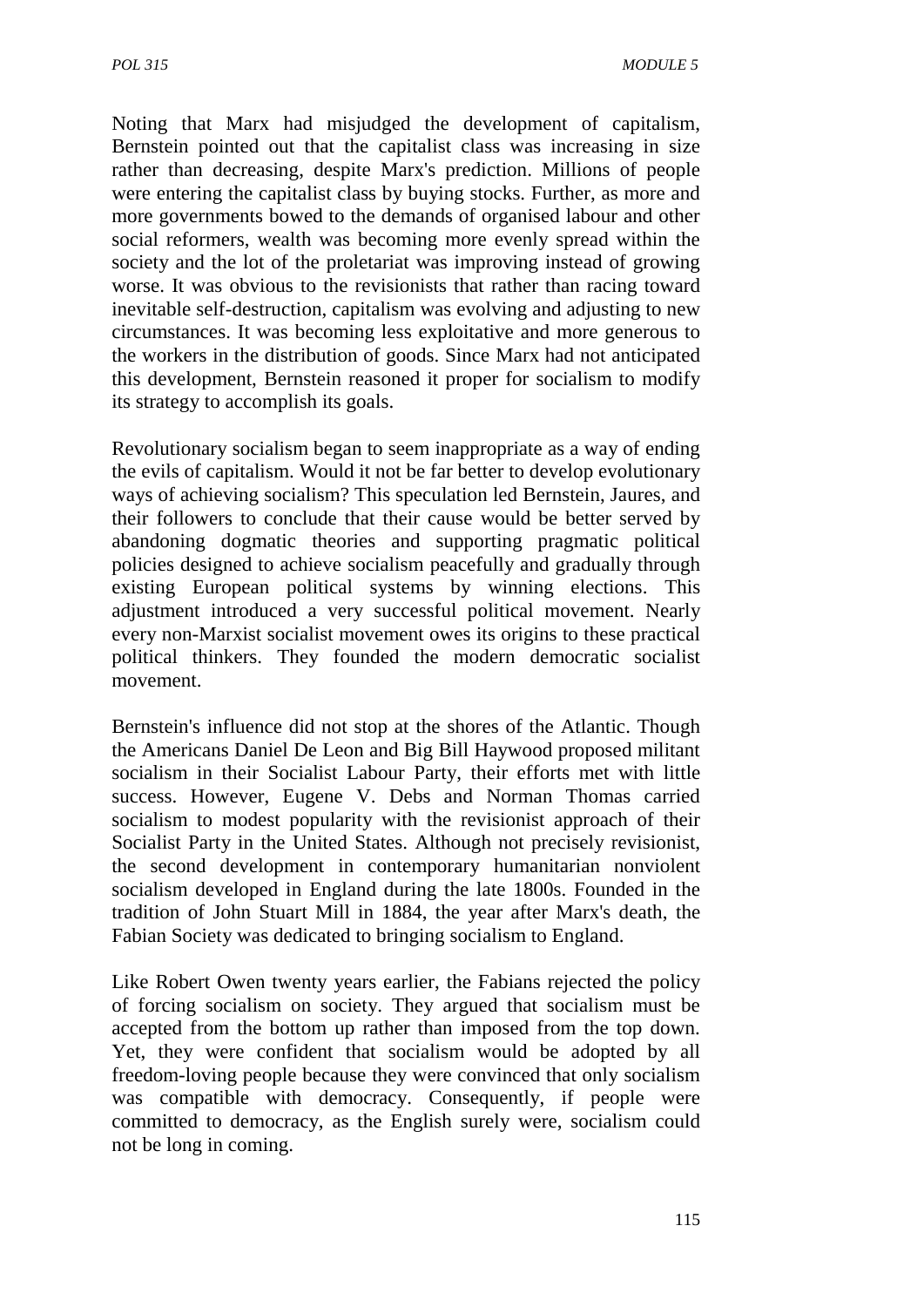Noting that Marx had misjudged the development of capitalism, Bernstein pointed out that the capitalist class was increasing in size rather than decreasing, despite Marx's prediction. Millions of people were entering the capitalist class by buying stocks. Further, as more and more governments bowed to the demands of organised labour and other social reformers, wealth was becoming more evenly spread within the society and the lot of the proletariat was improving instead of growing worse. It was obvious to the revisionists that rather than racing toward inevitable self-destruction, capitalism was evolving and adjusting to new circumstances. It was becoming less exploitative and more generous to the workers in the distribution of goods. Since Marx had not anticipated this development, Bernstein reasoned it proper for socialism to modify its strategy to accomplish its goals.

Revolutionary socialism began to seem inappropriate as a way of ending the evils of capitalism. Would it not be far better to develop evolutionary ways of achieving socialism? This speculation led Bernstein, Jaures, and their followers to conclude that their cause would be better served by abandoning dogmatic theories and supporting pragmatic political policies designed to achieve socialism peacefully and gradually through existing European political systems by winning elections. This adjustment introduced a very successful political movement. Nearly every non-Marxist socialist movement owes its origins to these practical political thinkers. They founded the modern democratic socialist movement.

Bernstein's influence did not stop at the shores of the Atlantic. Though the Americans Daniel De Leon and Big Bill Haywood proposed militant socialism in their Socialist Labour Party, their efforts met with little success. However, Eugene V. Debs and Norman Thomas carried socialism to modest popularity with the revisionist approach of their Socialist Party in the United States. Although not precisely revisionist, the second development in contemporary humanitarian nonviolent socialism developed in England during the late 1800s. Founded in the tradition of John Stuart Mill in 1884, the year after Marx's death, the Fabian Society was dedicated to bringing socialism to England.

Like Robert Owen twenty years earlier, the Fabians rejected the policy of forcing socialism on society. They argued that socialism must be accepted from the bottom up rather than imposed from the top down. Yet, they were confident that socialism would be adopted by all freedom-loving people because they were convinced that only socialism was compatible with democracy. Consequently, if people were committed to democracy, as the English surely were, socialism could not be long in coming.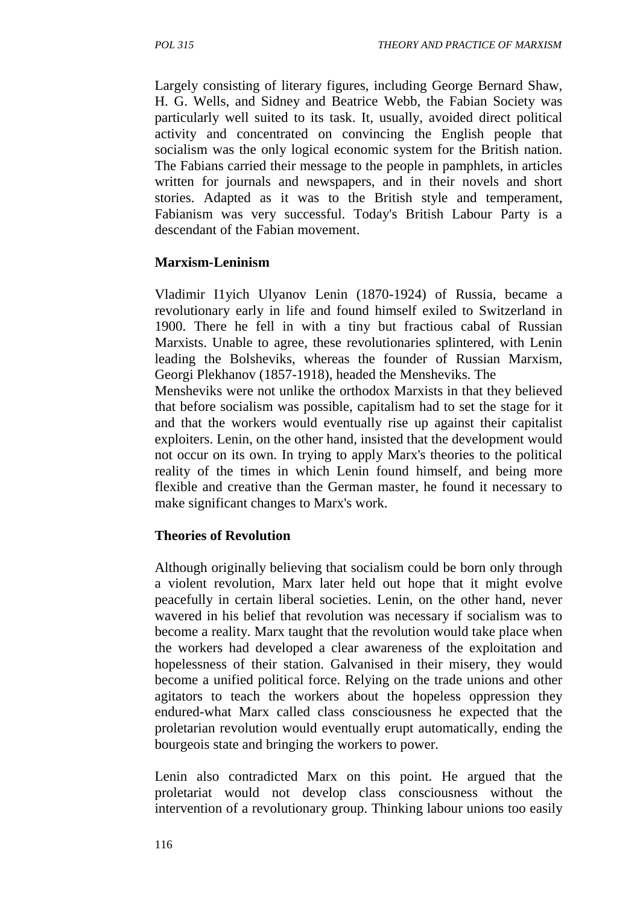Largely consisting of literary figures, including George Bernard Shaw, H. G. Wells, and Sidney and Beatrice Webb, the Fabian Society was particularly well suited to its task. It, usually, avoided direct political activity and concentrated on convincing the English people that socialism was the only logical economic system for the British nation. The Fabians carried their message to the people in pamphlets, in articles written for journals and newspapers, and in their novels and short stories. Adapted as it was to the British style and temperament, Fabianism was very successful. Today's British Labour Party is a descendant of the Fabian movement.

**Marxism-Leninism**

Vladimir I1yich Ulyanov Lenin (1870-1924) of Russia, became a revolutionary early in life and found himself exiled to Switzerland in 1900. There he fell in with a tiny but fractious cabal of Russian Marxists. Unable to agree, these revolutionaries splintered, with Lenin leading the Bolsheviks, whereas the founder of Russian Marxism, Georgi Plekhanov (1857-1918), headed the Mensheviks. The Mensheviks were not unlike the orthodox Marxists in that they believed that before socialism was possible, capitalism had to set the stage for it and that the workers would eventually rise up against their capitalist exploiters. Lenin, on the other hand, insisted that the development would not occur on its own. In trying to apply Marx's theories to the political reality of the times in which Lenin found himself, and being more flexible and creative than the German master, he found it necessary to make significant changes to Marx's work.

**Theories of Revolution**

Although originally believing that socialism could be born only through a violent revolution, Marx later held out hope that it might evolve peacefully in certain liberal societies. Lenin, on the other hand, never wavered in his belief that revolution was necessary if socialism was to become a reality. Marx taught that the revolution would take place when the workers had developed a clear awareness of the exploitation and hopelessness of their station. Galvanised in their misery, they would become a unified political force. Relying on the trade unions and other agitators to teach the workers about the hopeless oppression they endured-what Marx called class consciousness he expected that the proletarian revolution would eventually erupt automatically, ending the bourgeois state and bringing the workers to power.

Lenin also contradicted Marx on this point. He argued that the proletariat would not develop class consciousness without the intervention of a revolutionary group. Thinking labour unions too easily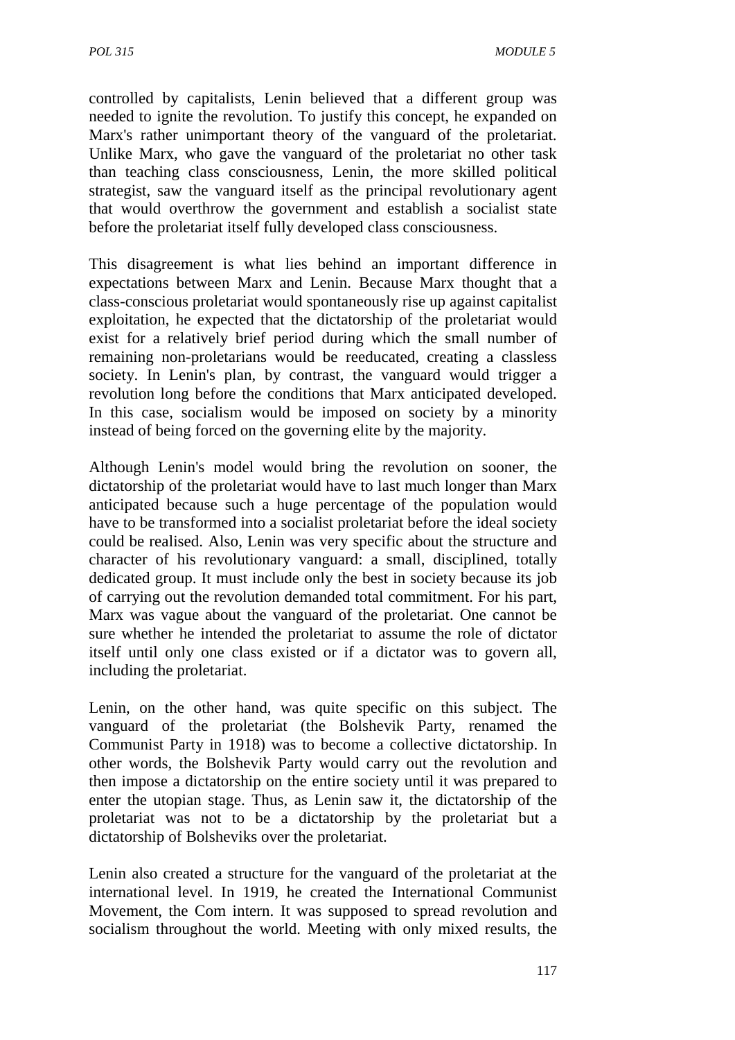controlled by capitalists, Lenin believed that a different group was needed to ignite the revolution. To justify this concept, he expanded on Marx's rather unimportant theory of the vanguard of the proletariat. Unlike Marx, who gave the vanguard of the proletariat no other task than teaching class consciousness, Lenin, the more skilled political strategist, saw the vanguard itself as the principal revolutionary agent that would overthrow the government and establish a socialist state before the proletariat itself fully developed class consciousness.

This disagreement is what lies behind an important difference in expectations between Marx and Lenin. Because Marx thought that a class-conscious proletariat would spontaneously rise up against capitalist exploitation, he expected that the dictatorship of the proletariat would exist for a relatively brief period during which the small number of remaining non-proletarians would be reeducated, creating a classless society. In Lenin's plan, by contrast, the vanguard would trigger a revolution long before the conditions that Marx anticipated developed. In this case, socialism would be imposed on society by a minority instead of being forced on the governing elite by the majority.

Although Lenin's model would bring the revolution on sooner, the dictatorship of the proletariat would have to last much longer than Marx anticipated because such a huge percentage of the population would have to be transformed into a socialist proletariat before the ideal society could be realised. Also, Lenin was very specific about the structure and character of his revolutionary vanguard: a small, disciplined, totally dedicated group. It must include only the best in society because its job of carrying out the revolution demanded total commitment. For his part, Marx was vague about the vanguard of the proletariat. One cannot be sure whether he intended the proletariat to assume the role of dictator itself until only one class existed or if a dictator was to govern all, including the proletariat.

Lenin, on the other hand, was quite specific on this subject. The vanguard of the proletariat (the Bolshevik Party, renamed the Communist Party in 1918) was to become a collective dictatorship. In other words, the Bolshevik Party would carry out the revolution and then impose a dictatorship on the entire society until it was prepared to enter the utopian stage. Thus, as Lenin saw it, the dictatorship of the proletariat was not to be a dictatorship by the proletariat but a dictatorship of Bolsheviks over the proletariat.

Lenin also created a structure for the vanguard of the proletariat at the international level. In 1919, he created the International Communist Movement, the Com intern. It was supposed to spread revolution and socialism throughout the world. Meeting with only mixed results, the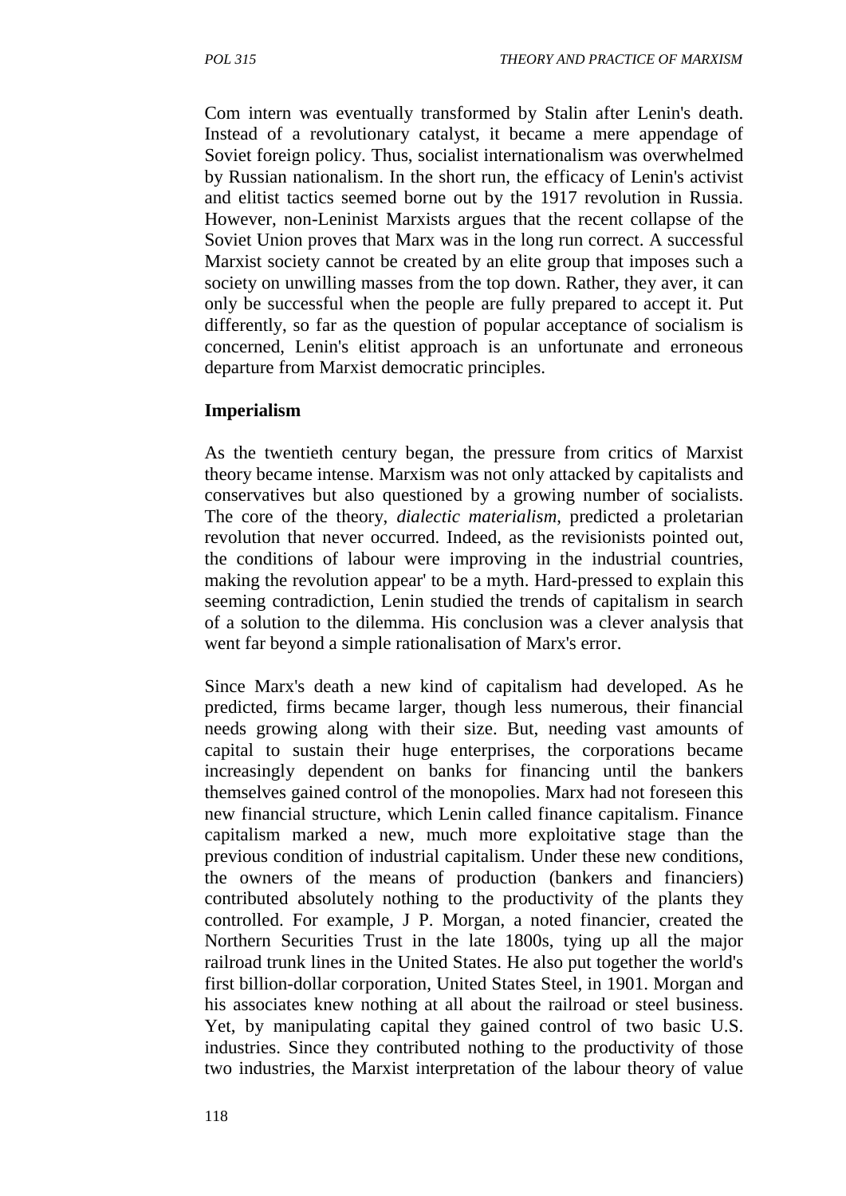Com intern was eventually transformed by Stalin after Lenin's death. Instead of a revolutionary catalyst, it became a mere appendage of Soviet foreign policy. Thus, socialist internationalism was overwhelmed by Russian nationalism. In the short run, the efficacy of Lenin's activist and elitist tactics seemed borne out by the 1917 revolution in Russia. However, non-Leninist Marxists argues that the recent collapse of the Soviet Union proves that Marx was in the long run correct. A successful Marxist society cannot be created by an elite group that imposes such a society on unwilling masses from the top down. Rather, they aver, it can only be successful when the people are fully prepared to accept it. Put differently, so far as the question of popular acceptance of socialism is concerned, Lenin's elitist approach is an unfortunate and erroneous departure from Marxist democratic principles.

**Imperialism**

As the twentieth century began, the pressure from critics of Marxist theory became intense. Marxism was not only attacked by capitalists and conservatives but also questioned by a growing number of socialists. The core of the theory, *dialectic materialism*, predicted a proletarian revolution that never occurred. Indeed, as the revisionists pointed out, the conditions of labour were improving in the industrial countries, making the revolution appear' to be a myth. Hard-pressed to explain this seeming contradiction, Lenin studied the trends of capitalism in search of a solution to the dilemma. His conclusion was a clever analysis that went far beyond a simple rationalisation of Marx's error.

Since Marx's death a new kind of capitalism had developed. As he predicted, firms became larger, though less numerous, their financial needs growing along with their size. But, needing vast amounts of capital to sustain their huge enterprises, the corporations became increasingly dependent on banks for financing until the bankers themselves gained control of the monopolies. Marx had not foreseen this new financial structure, which Lenin called finance capitalism. Finance capitalism marked a new, much more exploitative stage than the previous condition of industrial capitalism. Under these new conditions, the owners of the means of production (bankers and financiers) contributed absolutely nothing to the productivity of the plants they controlled. For example, J P. Morgan, a noted financier, created the Northern Securities Trust in the late 1800s, tying up all the major railroad trunk lines in the United States. He also put together the world's first billion-dollar corporation, United States Steel, in 1901. Morgan and his associates knew nothing at all about the railroad or steel business. Yet, by manipulating capital they gained control of two basic U.S. industries. Since they contributed nothing to the productivity of those two industries, the Marxist interpretation of the labour theory of value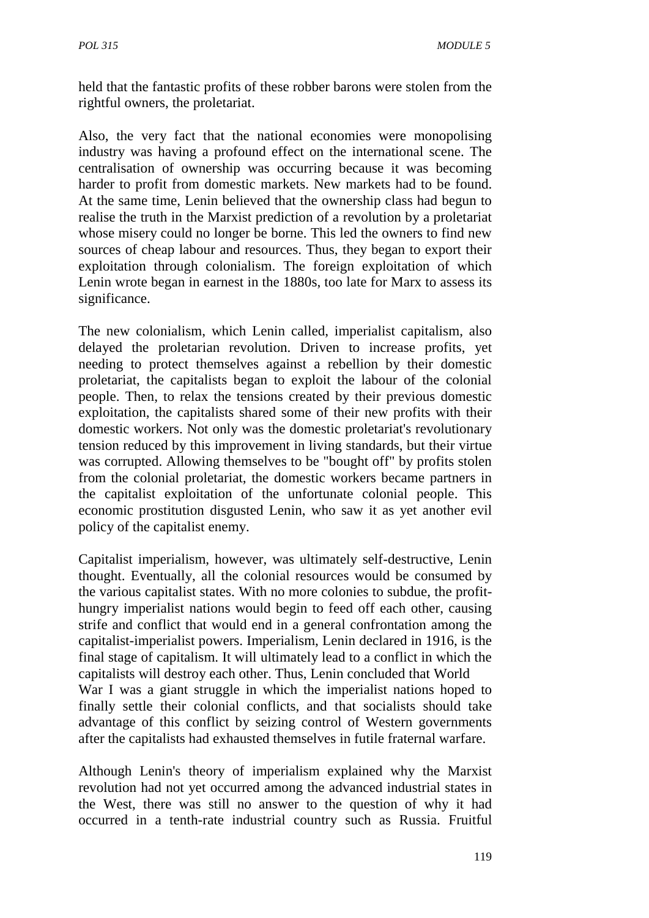held that the fantastic profits of these robber barons were stolen from the rightful owners, the proletariat.

Also, the very fact that the national economies were monopolising industry was having a profound effect on the international scene. The centralisation of ownership was occurring because it was becoming harder to profit from domestic markets. New markets had to be found. At the same time, Lenin believed that the ownership class had begun to realise the truth in the Marxist prediction of a revolution by a proletariat whose misery could no longer be borne. This led the owners to find new sources of cheap labour and resources. Thus, they began to export their exploitation through colonialism. The foreign exploitation of which Lenin wrote began in earnest in the 1880s, too late for Marx to assess its significance.

The new colonialism, which Lenin called, imperialist capitalism, also delayed the proletarian revolution. Driven to increase profits, yet needing to protect themselves against a rebellion by their domestic proletariat, the capitalists began to exploit the labour of the colonial people. Then, to relax the tensions created by their previous domestic exploitation, the capitalists shared some of their new profits with their domestic workers. Not only was the domestic proletariat's revolutionary tension reduced by this improvement in living standards, but their virtue was corrupted. Allowing themselves to be "bought off" by profits stolen from the colonial proletariat, the domestic workers became partners in the capitalist exploitation of the unfortunate colonial people. This economic prostitution disgusted Lenin, who saw it as yet another evil policy of the capitalist enemy.

Capitalist imperialism, however, was ultimately self-destructive, Lenin thought. Eventually, all the colonial resources would be consumed by the various capitalist states. With no more colonies to subdue, the profit-hungry imperialist nations would begin to feed off each other, causing strife and conflict that would end in a general confrontation among the capitalist-imperialist powers. Imperialism, Lenin declared in 1916, is the final stage of capitalism. It will ultimately lead to a conflict in which the capitalists will destroy each other. Thus, Lenin concluded that World War I was a giant struggle in which the imperialist nations hoped to finally settle their colonial conflicts, and that socialists should take advantage of this conflict by seizing control of Western governments after the capitalists had exhausted themselves in futile fraternal warfare.

Although Lenin's theory of imperialism explained why the Marxist revolution had not yet occurred among the advanced industrial states in the West, there was still no answer to the question of why it had occurred in a tenth-rate industrial country such as Russia. Fruitful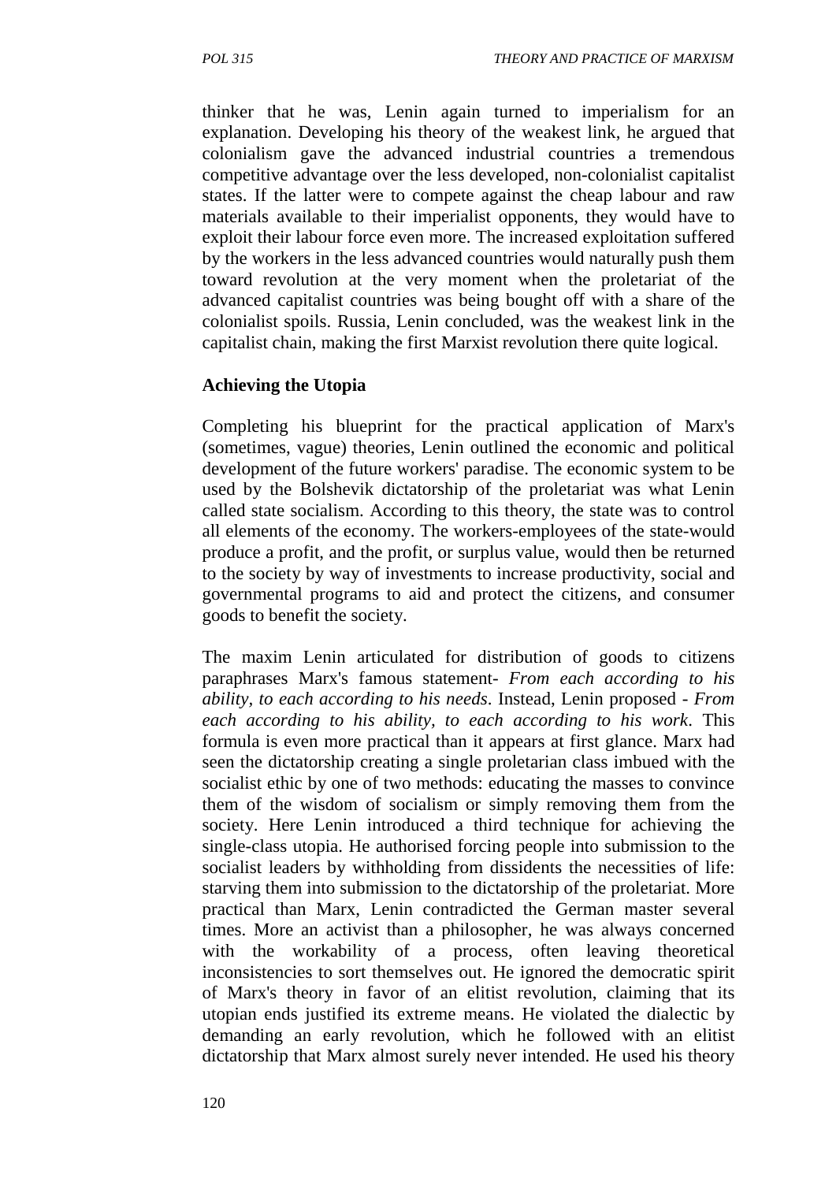thinker that he was, Lenin again turned to imperialism for an explanation. Developing his theory of the weakest link, he argued that colonialism gave the advanced industrial countries a tremendous competitive advantage over the less developed, non-colonialist capitalist states. If the latter were to compete against the cheap labour and raw materials available to their imperialist opponents, they would have to exploit their labour force even more. The increased exploitation suffered by the workers in the less advanced countries would naturally push them toward revolution at the very moment when the proletariat of the advanced capitalist countries was being bought off with a share of the colonialist spoils. Russia, Lenin concluded, was the weakest link in the capitalist chain, making the first Marxist revolution there quite logical.

**Achieving the Utopia**

Completing his blueprint for the practical application of Marx's (sometimes, vague) theories, Lenin outlined the economic and political development of the future workers' paradise. The economic system to be used by the Bolshevik dictatorship of the proletariat was what Lenin called state socialism. According to this theory, the state was to control all elements of the economy. The workers-employees of the state-would produce a profit, and the profit, or surplus value, would then be returned to the society by way of investments to increase productivity, social and governmental programs to aid and protect the citizens, and consumer goods to benefit the society.

The maxim Lenin articulated for distribution of goods to citizens paraphrases Marx's famous statement- *From each according to his ability, to each according to his needs*. Instead, Lenin proposed - *From each according to his ability, to each according to his work*. This formula is even more practical than it appears at first glance. Marx had seen the dictatorship creating a single proletarian class imbued with the socialist ethic by one of two methods: educating the masses to convince them of the wisdom of socialism or simply removing them from the society. Here Lenin introduced a third technique for achieving the single-class utopia. He authorised forcing people into submission to the socialist leaders by withholding from dissidents the necessities of life: starving them into submission to the dictatorship of the proletariat. More practical than Marx, Lenin contradicted the German master several times. More an activist than a philosopher, he was always concerned with the workability of a process, often leaving theoretical inconsistencies to sort themselves out. He ignored the democratic spirit of Marx's theory in favor of an elitist revolution, claiming that its utopian ends justified its extreme means. He violated the dialectic by demanding an early revolution, which he followed with an elitist dictatorship that Marx almost surely never intended. He used his theory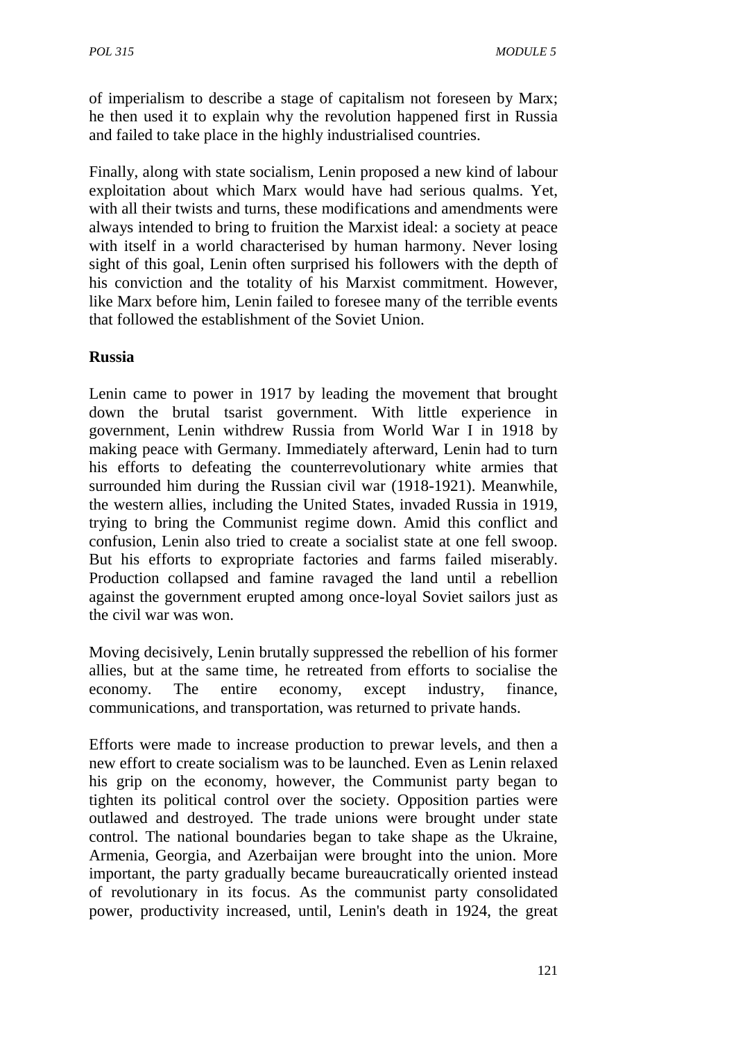of imperialism to describe a stage of capitalism not foreseen by Marx; he then used it to explain why the revolution happened first in Russia and failed to take place in the highly industrialised countries.

Finally, along with state socialism, Lenin proposed a new kind of labour exploitation about which Marx would have had serious qualms. Yet, with all their twists and turns, these modifications and amendments were always intended to bring to fruition the Marxist ideal: a society at peace with itself in a world characterised by human harmony. Never losing sight of this goal, Lenin often surprised his followers with the depth of his conviction and the totality of his Marxist commitment. However, like Marx before him, Lenin failed to foresee many of the terrible events that followed the establishment of the Soviet Union.

**Russia**

Lenin came to power in 1917 by leading the movement that brought down the brutal tsarist government. With little experience in government, Lenin withdrew Russia from World War I in 1918 by making peace with Germany. Immediately afterward, Lenin had to turn his efforts to defeating the counterrevolutionary white armies that surrounded him during the Russian civil war (1918-1921). Meanwhile, the western allies, including the United States, invaded Russia in 1919, trying to bring the Communist regime down. Amid this conflict and confusion, Lenin also tried to create a socialist state at one fell swoop. But his efforts to expropriate factories and farms failed miserably. Production collapsed and famine ravaged the land until a rebellion against the government erupted among once-loyal Soviet sailors just as the civil war was won.

Moving decisively, Lenin brutally suppressed the rebellion of his former allies, but at the same time, he retreated from efforts to socialise the economy. The entire economy, except industry, finance, communications, and transportation, was returned to private hands.

Efforts were made to increase production to prewar levels, and then a new effort to create socialism was to be launched. Even as Lenin relaxed his grip on the economy, however, the Communist party began to tighten its political control over the society. Opposition parties were outlawed and destroyed. The trade unions were brought under state control. The national boundaries began to take shape as the Ukraine, Armenia, Georgia, and Azerbaijan were brought into the union. More important, the party gradually became bureaucratically oriented instead of revolutionary in its focus. As the communist party consolidated power, productivity increased, until, Lenin's death in 1924, the great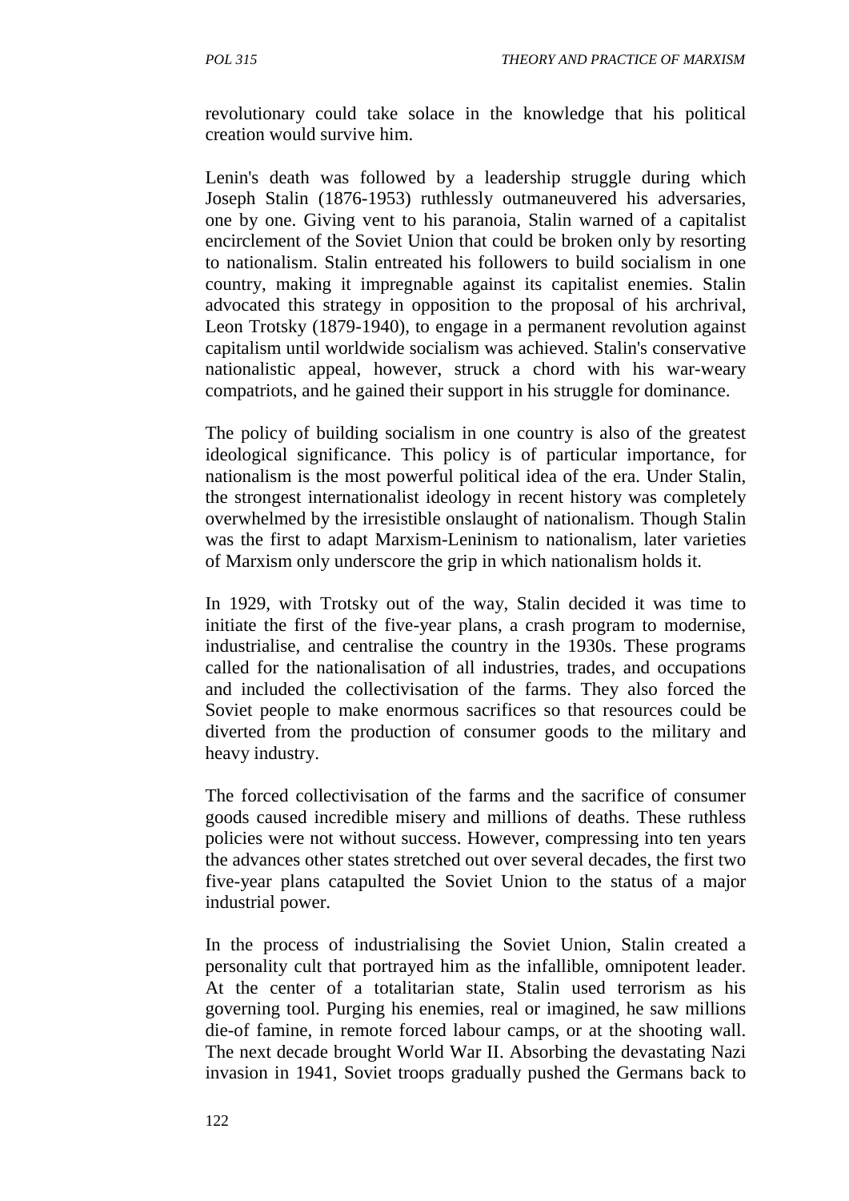revolutionary could take solace in the knowledge that his political creation would survive him.

Lenin's death was followed by a leadership struggle during which Joseph Stalin (1876-1953) ruthlessly outmaneuvered his adversaries, one by one. Giving vent to his paranoia, Stalin warned of a capitalist encirclement of the Soviet Union that could be broken only by resorting to nationalism. Stalin entreated his followers to build socialism in one country, making it impregnable against its capitalist enemies. Stalin advocated this strategy in opposition to the proposal of his archrival, Leon Trotsky (1879-1940), to engage in a permanent revolution against capitalism until worldwide socialism was achieved. Stalin's conservative nationalistic appeal, however, struck a chord with his war-weary compatriots, and he gained their support in his struggle for dominance.

The policy of building socialism in one country is also of the greatest ideological significance. This policy is of particular importance, for nationalism is the most powerful political idea of the era. Under Stalin, the strongest internationalist ideology in recent history was completely overwhelmed by the irresistible onslaught of nationalism. Though Stalin was the first to adapt Marxism-Leninism to nationalism, later varieties of Marxism only underscore the grip in which nationalism holds it.

In 1929, with Trotsky out of the way, Stalin decided it was time to initiate the first of the five-year plans, a crash program to modernise, industrialise, and centralise the country in the 1930s. These programs called for the nationalisation of all industries, trades, and occupations and included the collectivisation of the farms. They also forced the Soviet people to make enormous sacrifices so that resources could be diverted from the production of consumer goods to the military and heavy industry.

The forced collectivisation of the farms and the sacrifice of consumer goods caused incredible misery and millions of deaths. These ruthless policies were not without success. However, compressing into ten years the advances other states stretched out over several decades, the first two five-year plans catapulted the Soviet Union to the status of a major industrial power.

In the process of industrialising the Soviet Union, Stalin created a personality cult that portrayed him as the infallible, omnipotent leader. At the center of a totalitarian state, Stalin used terrorism as his governing tool. Purging his enemies, real or imagined, he saw millions die-of famine, in remote forced labour camps, or at the shooting wall. The next decade brought World War II. Absorbing the devastating Nazi invasion in 1941, Soviet troops gradually pushed the Germans back to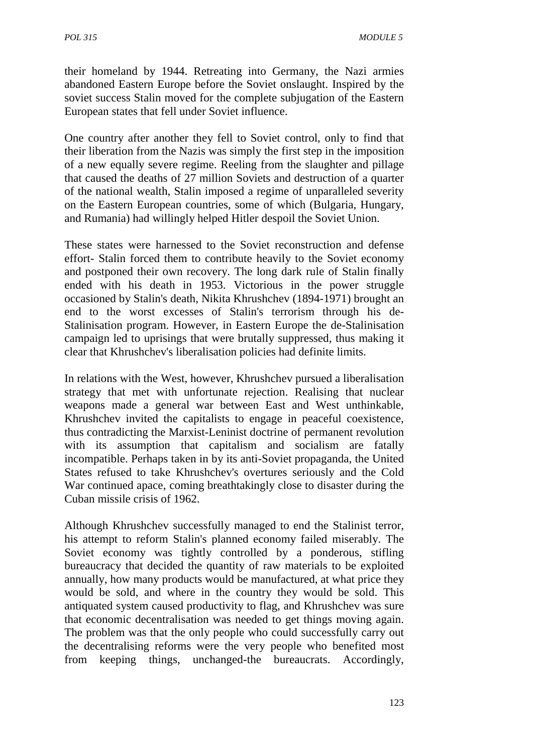their homeland by 1944. Retreating into Germany, the Nazi armies abandoned Eastern Europe before the Soviet onslaught. Inspired by the soviet success Stalin moved for the complete subjugation of the Eastern European states that fell under Soviet influence.

One country after another they fell to Soviet control, only to find that their liberation from the Nazis was simply the first step in the imposition of a new equally severe regime. Reeling from the slaughter and pillage that caused the deaths of 27 million Soviets and destruction of a quarter of the national wealth, Stalin imposed a regime of unparalleled severity on the Eastern European countries, some of which (Bulgaria, Hungary, and Rumania) had willingly helped Hitler despoil the Soviet Union.

These states were harnessed to the Soviet reconstruction and defense effort- Stalin forced them to contribute heavily to the Soviet economy and postponed their own recovery. The long dark rule of Stalin finally ended with his death in 1953. Victorious in the power struggle occasioned by Stalin's death, Nikita Khrushchev (1894-1971) brought an end to the worst excesses of Stalin's terrorism through his de-Stalinisation program. However, in Eastern Europe the de-Stalinisation campaign led to uprisings that were brutally suppressed, thus making it clear that Khrushchev's liberalisation policies had definite limits.

In relations with the West, however, Khrushchev pursued a liberalisation strategy that met with unfortunate rejection. Realising that nuclear weapons made a general war between East and West unthinkable, Khrushchev invited the capitalists to engage in peaceful coexistence, thus contradicting the Marxist-Leninist doctrine of permanent revolution with its assumption that capitalism and socialism are fatally incompatible. Perhaps taken in by its anti-Soviet propaganda, the United States refused to take Khrushchev's overtures seriously and the Cold War continued apace, coming breathtakingly close to disaster during the Cuban missile crisis of 1962.

Although Khrushchev successfully managed to end the Stalinist terror, his attempt to reform Stalin's planned economy failed miserably. The Soviet economy was tightly controlled by a ponderous, stifling bureaucracy that decided the quantity of raw materials to be exploited annually, how many products would be manufactured, at what price they would be sold, and where in the country they would be sold. This antiquated system caused productivity to flag, and Khrushchev was sure that economic decentralisation was needed to get things moving again. The problem was that the only people who could successfully carry out the decentralising reforms were the very people who benefited most from keeping things, unchanged-the bureaucrats. Accordingly,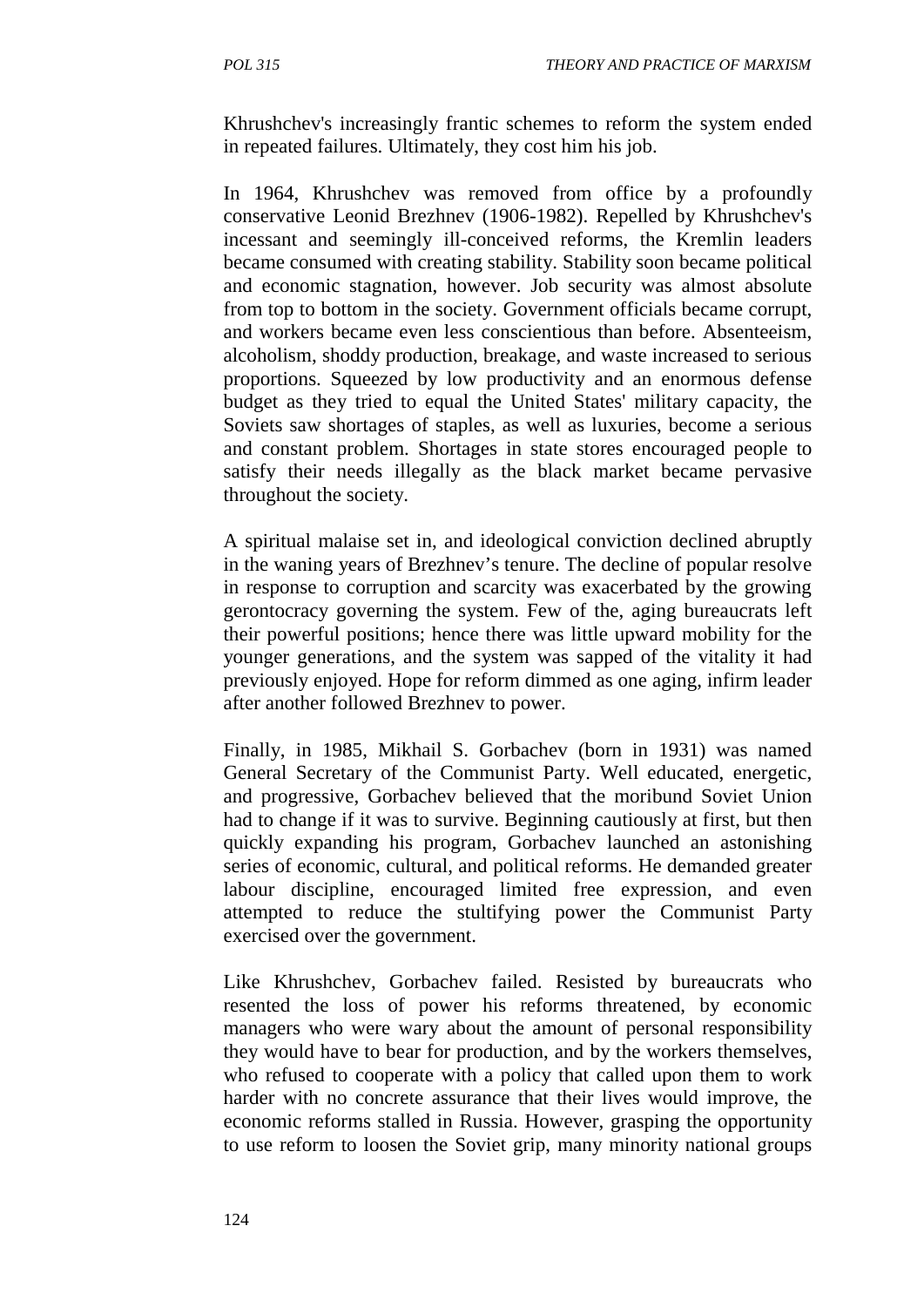Khrushchev's increasingly frantic schemes to reform the system ended in repeated failures. Ultimately, they cost him his job.

In 1964, Khrushchev was removed from office by a profoundly conservative Leonid Brezhnev (1906-1982). Repelled by Khrushchev's incessant and seemingly ill-conceived reforms, the Kremlin leaders became consumed with creating stability. Stability soon became political and economic stagnation, however. Job security was almost absolute from top to bottom in the society. Government officials became corrupt, and workers became even less conscientious than before. Absenteeism, alcoholism, shoddy production, breakage, and waste increased to serious proportions. Squeezed by low productivity and an enormous defense budget as they tried to equal the United States' military capacity, the Soviets saw shortages of staples, as well as luxuries, become a serious and constant problem. Shortages in state stores encouraged people to satisfy their needs illegally as the black market became pervasive throughout the society.

A spiritual malaise set in, and ideological conviction declined abruptly in the waning years of Brezhnev's tenure. The decline of popular resolve in response to corruption and scarcity was exacerbated by the growing gerontocracy governing the system. Few of the, aging bureaucrats left their powerful positions; hence there was little upward mobility for the younger generations, and the system was sapped of the vitality it had previously enjoyed. Hope for reform dimmed as one aging, infirm leader after another followed Brezhnev to power.

Finally, in 1985, Mikhail S. Gorbachev (born in 1931) was named General Secretary of the Communist Party. Well educated, energetic, and progressive, Gorbachev believed that the moribund Soviet Union had to change if it was to survive. Beginning cautiously at first, but then quickly expanding his program, Gorbachev launched an astonishing series of economic, cultural, and political reforms. He demanded greater labour discipline, encouraged limited free expression, and even attempted to reduce the stultifying power the Communist Party exercised over the government.

Like Khrushchev, Gorbachev failed. Resisted by bureaucrats who resented the loss of power his reforms threatened, by economic managers who were wary about the amount of personal responsibility they would have to bear for production, and by the workers themselves, who refused to cooperate with a policy that called upon them to work harder with no concrete assurance that their lives would improve, the economic reforms stalled in Russia. However, grasping the opportunity to use reform to loosen the Soviet grip, many minority national groups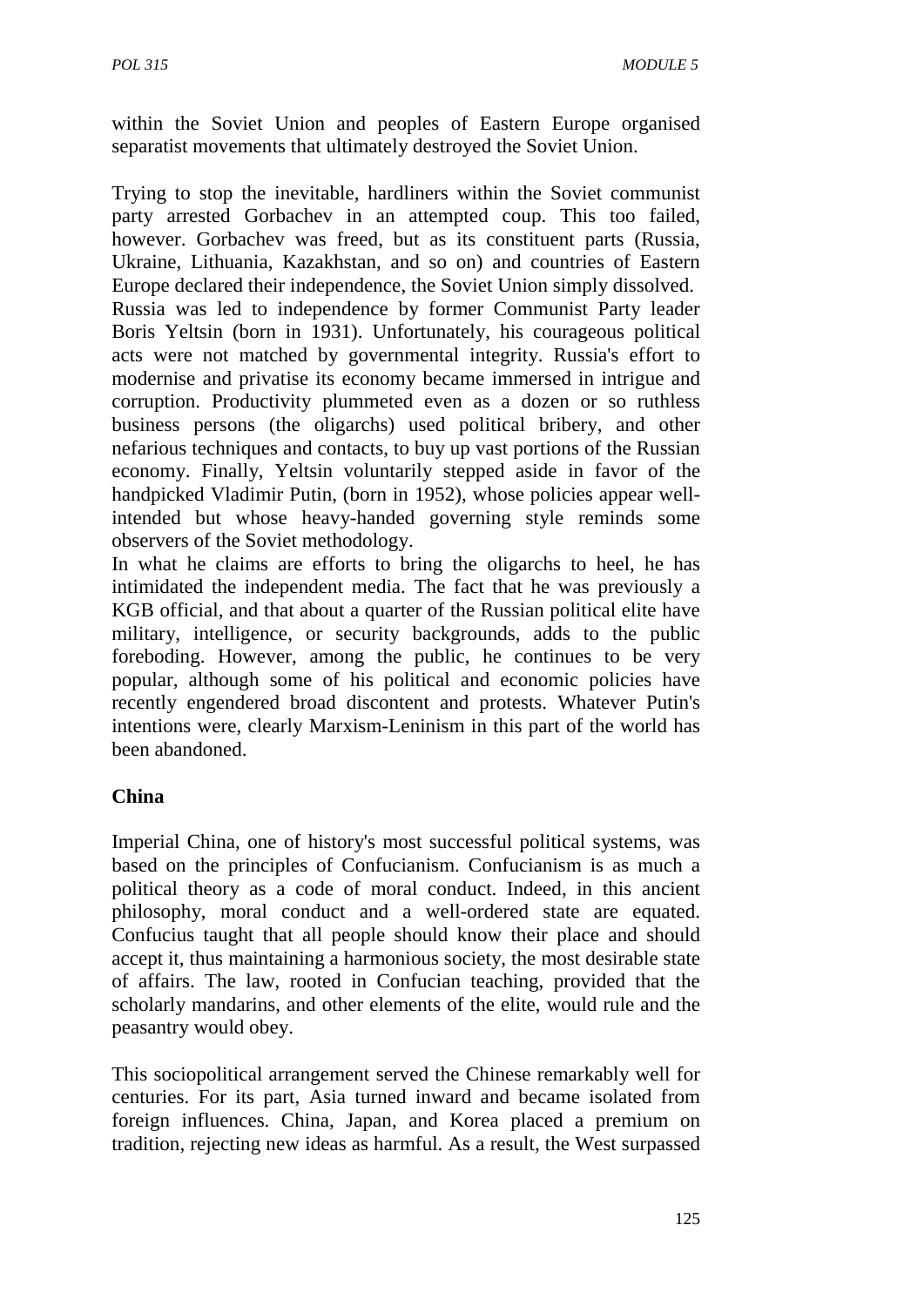within the Soviet Union and peoples of Eastern Europe organised separatist movements that ultimately destroyed the Soviet Union.

Trying to stop the inevitable, hardliners within the Soviet communist party arrested Gorbachev in an attempted coup. This too failed, however. Gorbachev was freed, but as its constituent parts (Russia, Ukraine, Lithuania, Kazakhstan, and so on) and countries of Eastern Europe declared their independence, the Soviet Union simply dissolved. Russia was led to independence by former Communist Party leader Boris Yeltsin (born in 1931). Unfortunately, his courageous political acts were not matched by governmental integrity. Russia's effort to modernise and privatise its economy became immersed in intrigue and corruption. Productivity plummeted even as a dozen or so ruthless business persons (the oligarchs) used political bribery, and other nefarious techniques and contacts, to buy up vast portions of the Russian economy. Finally, Yeltsin voluntarily stepped aside in favor of the handpicked Vladimir Putin, (born in 1952), whose policies appear well-intended but whose heavy-handed governing style reminds some observers of the Soviet methodology.

In what he claims are efforts to bring the oligarchs to heel, he has intimidated the independent media. The fact that he was previously a KGB official, and that about a quarter of the Russian political elite have military, intelligence, or security backgrounds, adds to the public foreboding. However, among the public, he continues to be very popular, although some of his political and economic policies have recently engendered broad discontent and protests. Whatever Putin's intentions were, clearly Marxism-Leninism in this part of the world has been abandoned.

**China**

Imperial China, one of history's most successful political systems, was based on the principles of Confucianism. Confucianism is as much a political theory as a code of moral conduct. Indeed, in this ancient philosophy, moral conduct and a well-ordered state are equated. Confucius taught that all people should know their place and should accept it, thus maintaining a harmonious society, the most desirable state of affairs. The law, rooted in Confucian teaching, provided that the scholarly mandarins, and other elements of the elite, would rule and the peasantry would obey.

This sociopolitical arrangement served the Chinese remarkably well for centuries. For its part, Asia turned inward and became isolated from foreign influences. China, Japan, and Korea placed a premium on tradition, rejecting new ideas as harmful. As a result, the West surpassed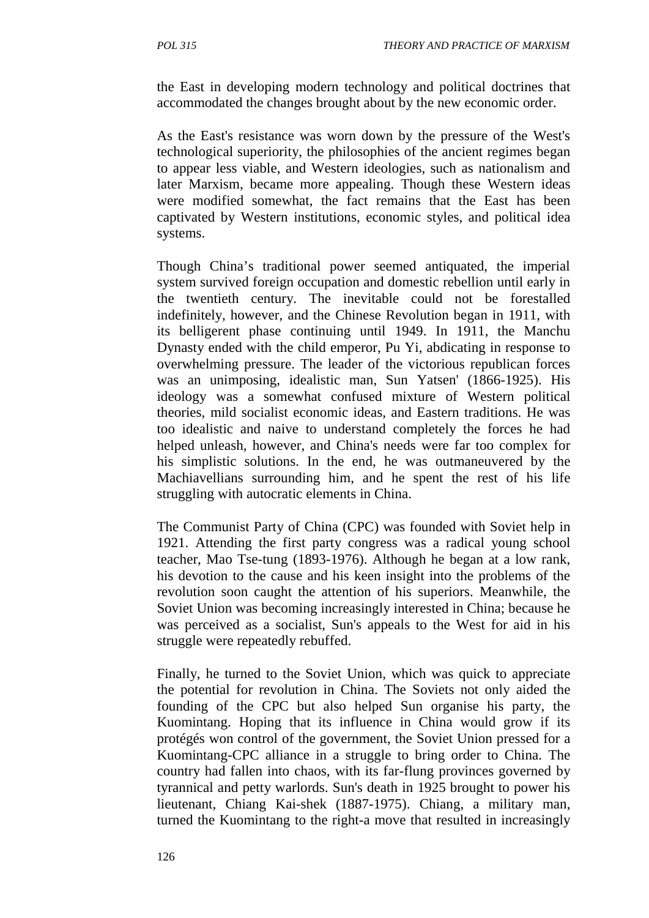the East in developing modern technology and political doctrines that accommodated the changes brought about by the new economic order.

As the East's resistance was worn down by the pressure of the West's technological superiority, the philosophies of the ancient regimes began to appear less viable, and Western ideologies, such as nationalism and later Marxism, became more appealing. Though these Western ideas were modified somewhat, the fact remains that the East has been captivated by Western institutions, economic styles, and political idea systems.

Though China's traditional power seemed antiquated, the imperial system survived foreign occupation and domestic rebellion until early in the twentieth century. The inevitable could not be forestalled indefinitely, however, and the Chinese Revolution began in 1911, with its belligerent phase continuing until 1949. In 1911, the Manchu Dynasty ended with the child emperor, Pu Yi, abdicating in response to overwhelming pressure. The leader of the victorious republican forces was an unimposing, idealistic man, Sun Yatsen' (1866-1925). His ideology was a somewhat confused mixture of Western political theories, mild socialist economic ideas, and Eastern traditions. He was too idealistic and naive to understand completely the forces he had helped unleash, however, and China's needs were far too complex for his simplistic solutions. In the end, he was outmaneuvered by the Machiavellians surrounding him, and he spent the rest of his life struggling with autocratic elements in China.

The Communist Party of China (CPC) was founded with Soviet help in 1921. Attending the first party congress was a radical young school teacher, Mao Tse-tung (1893-1976). Although he began at a low rank, his devotion to the cause and his keen insight into the problems of the revolution soon caught the attention of his superiors. Meanwhile, the Soviet Union was becoming increasingly interested in China; because he was perceived as a socialist, Sun's appeals to the West for aid in his struggle were repeatedly rebuffed.

Finally, he turned to the Soviet Union, which was quick to appreciate the potential for revolution in China. The Soviets not only aided the founding of the CPC but also helped Sun organise his party, the Kuomintang. Hoping that its influence in China would grow if its protégés won control of the government, the Soviet Union pressed for a Kuomintang-CPC alliance in a struggle to bring order to China. The country had fallen into chaos, with its far-flung provinces governed by tyrannical and petty warlords. Sun's death in 1925 brought to power his lieutenant, Chiang Kai-shek (1887-1975). Chiang, a military man, turned the Kuomintang to the right-a move that resulted in increasingly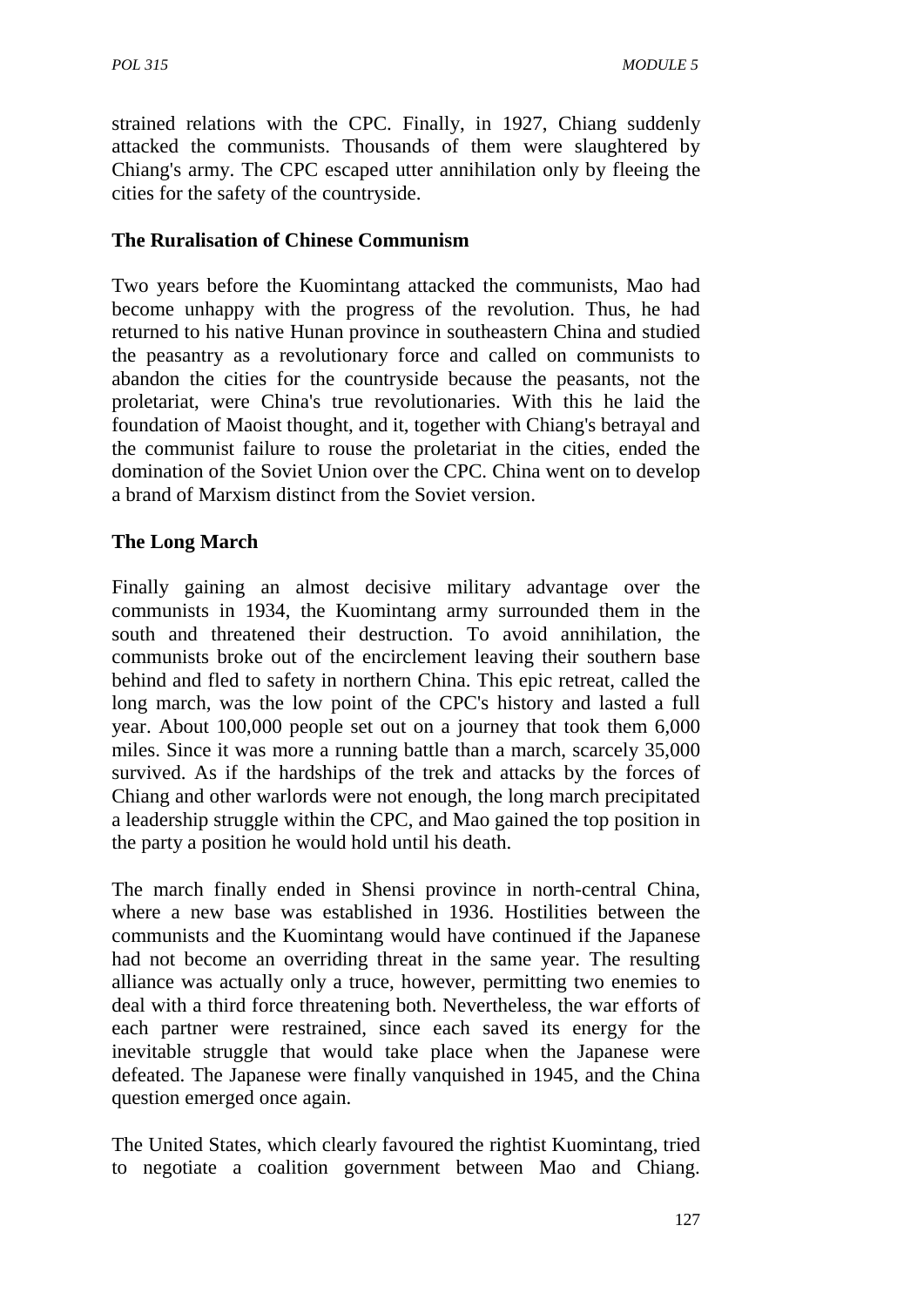strained relations with the CPC. Finally, in 1927, Chiang suddenly attacked the communists. Thousands of them were slaughtered by Chiang's army. The CPC escaped utter annihilation only by fleeing the cities for the safety of the countryside.

**The Ruralisation of Chinese Communism**

Two years before the Kuomintang attacked the communists, Mao had become unhappy with the progress of the revolution. Thus, he had returned to his native Hunan province in southeastern China and studied the peasantry as a revolutionary force and called on communists to abandon the cities for the countryside because the peasants, not the proletariat, were China's true revolutionaries. With this he laid the foundation of Maoist thought, and it, together with Chiang's betrayal and the communist failure to rouse the proletariat in the cities, ended the domination of the Soviet Union over the CPC. China went on to develop a brand of Marxism distinct from the Soviet version.

**The Long March**

Finally gaining an almost decisive military advantage over the communists in 1934, the Kuomintang army surrounded them in the south and threatened their destruction. To avoid annihilation, the communists broke out of the encirclement leaving their southern base behind and fled to safety in northern China. This epic retreat, called the long march, was the low point of the CPC's history and lasted a full year. About 100,000 people set out on a journey that took them 6,000 miles. Since it was more a running battle than a march, scarcely 35,000 survived. As if the hardships of the trek and attacks by the forces of Chiang and other warlords were not enough, the long march precipitated a leadership struggle within the CPC, and Mao gained the top position in the party a position he would hold until his death.

The march finally ended in Shensi province in north-central China, where a new base was established in 1936. Hostilities between the communists and the Kuomintang would have continued if the Japanese had not become an overriding threat in the same year. The resulting alliance was actually only a truce, however, permitting two enemies to deal with a third force threatening both. Nevertheless, the war efforts of each partner were restrained, since each saved its energy for the inevitable struggle that would take place when the Japanese were defeated. The Japanese were finally vanquished in 1945, and the China question emerged once again.

The United States, which clearly favoured the rightist Kuomintang, tried to negotiate a coalition government between Mao and Chiang.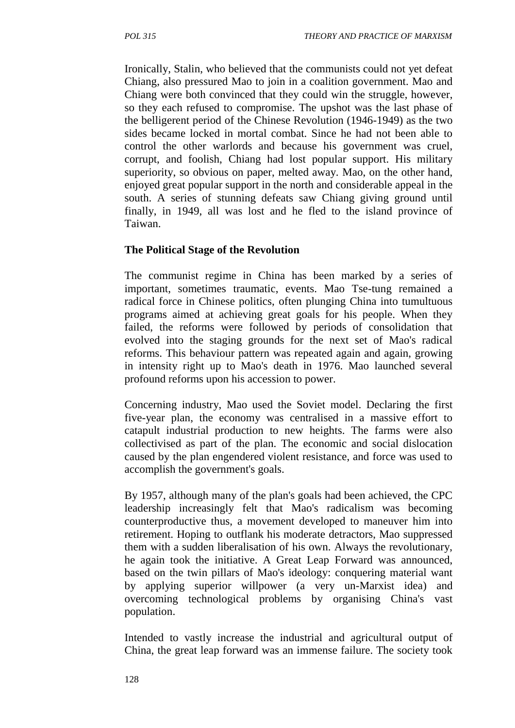Ironically, Stalin, who believed that the communists could not yet defeat Chiang, also pressured Mao to join in a coalition government. Mao and Chiang were both convinced that they could win the struggle, however, so they each refused to compromise. The upshot was the last phase of the belligerent period of the Chinese Revolution (1946-1949) as the two sides became locked in mortal combat. Since he had not been able to control the other warlords and because his government was cruel, corrupt, and foolish, Chiang had lost popular support. His military superiority, so obvious on paper, melted away. Mao, on the other hand, enjoyed great popular support in the north and considerable appeal in the south. A series of stunning defeats saw Chiang giving ground until finally, in 1949, all was lost and he fled to the island province of Taiwan.

**The Political Stage of the Revolution**

The communist regime in China has been marked by a series of important, sometimes traumatic, events. Mao Tse-tung remained a radical force in Chinese politics, often plunging China into tumultuous programs aimed at achieving great goals for his people. When they failed, the reforms were followed by periods of consolidation that evolved into the staging grounds for the next set of Mao's radical reforms. This behaviour pattern was repeated again and again, growing in intensity right up to Mao's death in 1976. Mao launched several profound reforms upon his accession to power.

Concerning industry, Mao used the Soviet model. Declaring the first five-year plan, the economy was centralised in a massive effort to catapult industrial production to new heights. The farms were also collectivised as part of the plan. The economic and social dislocation caused by the plan engendered violent resistance, and force was used to accomplish the government's goals.

By 1957, although many of the plan's goals had been achieved, the CPC leadership increasingly felt that Mao's radicalism was becoming counterproductive thus, a movement developed to maneuver him into retirement. Hoping to outflank his moderate detractors, Mao suppressed them with a sudden liberalisation of his own. Always the revolutionary, he again took the initiative. A Great Leap Forward was announced, based on the twin pillars of Mao's ideology: conquering material want by applying superior willpower (a very un-Marxist idea) and overcoming technological problems by organising China's vast population.

Intended to vastly increase the industrial and agricultural output of China, the great leap forward was an immense failure. The society took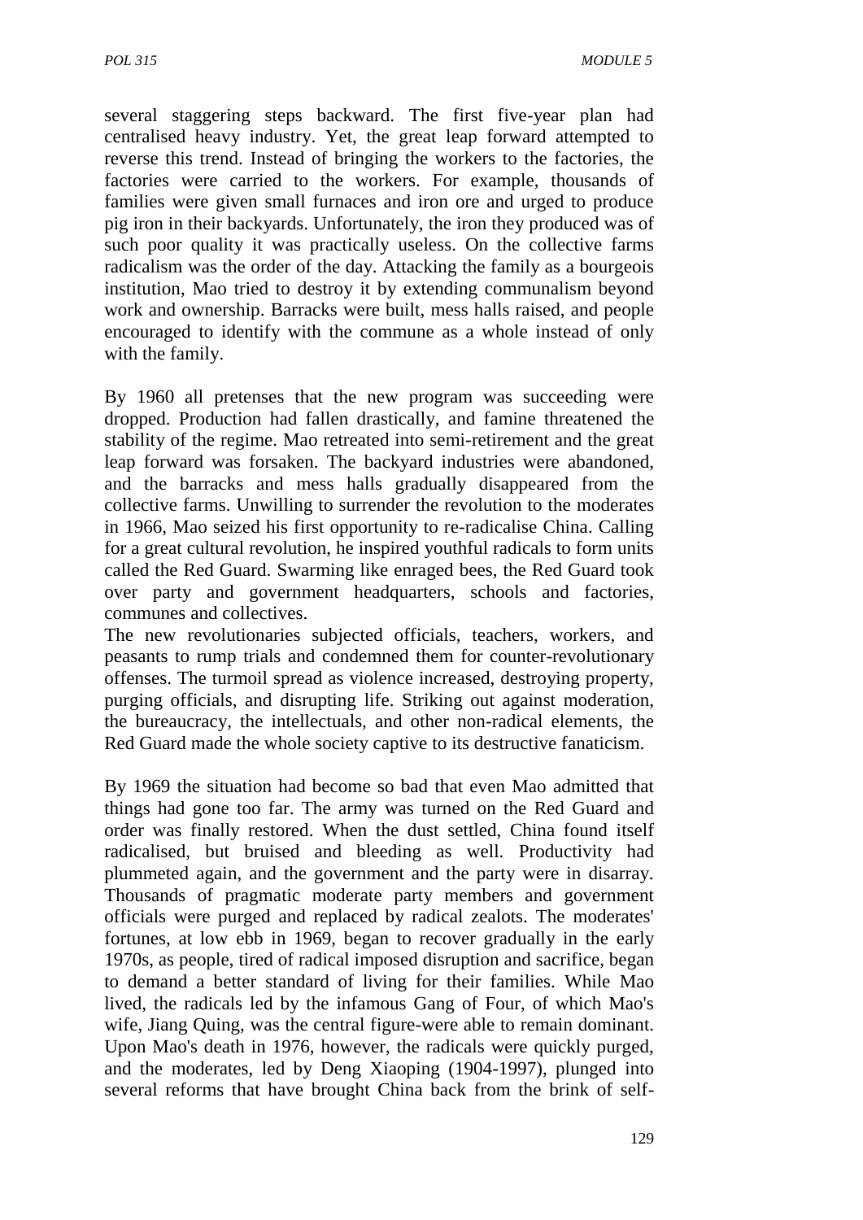several staggering steps backward. The first five-year plan had centralised heavy industry. Yet, the great leap forward attempted to reverse this trend. Instead of bringing the workers to the factories, the factories were carried to the workers. For example, thousands of families were given small furnaces and iron ore and urged to produce pig iron in their backyards. Unfortunately, the iron they produced was of such poor quality it was practically useless. On the collective farms radicalism was the order of the day. Attacking the family as a bourgeois institution, Mao tried to destroy it by extending communalism beyond work and ownership. Barracks were built, mess halls raised, and people encouraged to identify with the commune as a whole instead of only with the family.

By 1960 all pretenses that the new program was succeeding were dropped. Production had fallen drastically, and famine threatened the stability of the regime. Mao retreated into semi-retirement and the great leap forward was forsaken. The backyard industries were abandoned, and the barracks and mess halls gradually disappeared from the collective farms. Unwilling to surrender the revolution to the moderates in 1966, Mao seized his first opportunity to re-radicalise China. Calling for a great cultural revolution, he inspired youthful radicals to form units called the Red Guard. Swarming like enraged bees, the Red Guard took over party and government headquarters, schools and factories, communes and collectives.

The new revolutionaries subjected officials, teachers, workers, and peasants to rump trials and condemned them for counter-revolutionary offenses. The turmoil spread as violence increased, destroying property, purging officials, and disrupting life. Striking out against moderation, the bureaucracy, the intellectuals, and other non-radical elements, the Red Guard made the whole society captive to its destructive fanaticism.

By 1969 the situation had become so bad that even Mao admitted that things had gone too far. The army was turned on the Red Guard and order was finally restored. When the dust settled, China found itself radicalised, but bruised and bleeding as well. Productivity had plummeted again, and the government and the party were in disarray. Thousands of pragmatic moderate party members and government officials were purged and replaced by radical zealots. The moderates' fortunes, at low ebb in 1969, began to recover gradually in the early 1970s, as people, tired of radical imposed disruption and sacrifice, began to demand a better standard of living for their families. While Mao lived, the radicals led by the infamous Gang of Four, of which Mao's wife, Jiang Quing, was the central figure-were able to remain dominant. Upon Mao's death in 1976, however, the radicals were quickly purged, and the moderates, led by Deng Xiaoping (1904-1997), plunged into several reforms that have brought China back from the brink of self-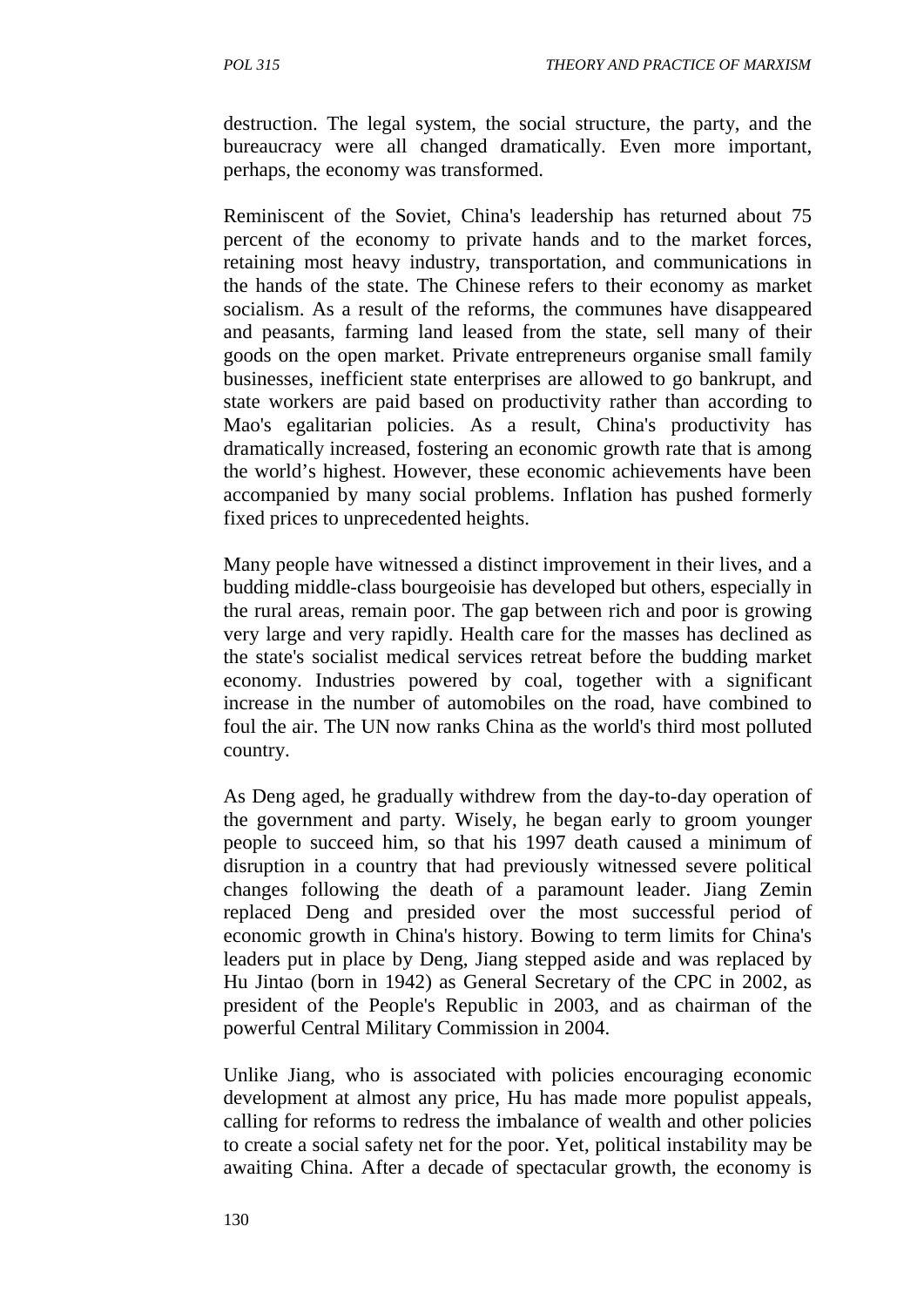destruction. The legal system, the social structure, the party, and the bureaucracy were all changed dramatically. Even more important, perhaps, the economy was transformed.

Reminiscent of the Soviet, China's leadership has returned about 75 percent of the economy to private hands and to the market forces, retaining most heavy industry, transportation, and communications in the hands of the state. The Chinese refers to their economy as market socialism. As a result of the reforms, the communes have disappeared and peasants, farming land leased from the state, sell many of their goods on the open market. Private entrepreneurs organise small family businesses, inefficient state enterprises are allowed to go bankrupt, and state workers are paid based on productivity rather than according to Mao's egalitarian policies. As a result, China's productivity has dramatically increased, fostering an economic growth rate that is among the world's highest. However, these economic achievements have been accompanied by many social problems. Inflation has pushed formerly fixed prices to unprecedented heights.

Many people have witnessed a distinct improvement in their lives, and a budding middle-class bourgeoisie has developed but others, especially in the rural areas, remain poor. The gap between rich and poor is growing very large and very rapidly. Health care for the masses has declined as the state's socialist medical services retreat before the budding market economy. Industries powered by coal, together with a significant increase in the number of automobiles on the road, have combined to foul the air. The UN now ranks China as the world's third most polluted country.

As Deng aged, he gradually withdrew from the day-to-day operation of the government and party. Wisely, he began early to groom younger people to succeed him, so that his 1997 death caused a minimum of disruption in a country that had previously witnessed severe political changes following the death of a paramount leader. Jiang Zemin replaced Deng and presided over the most successful period of economic growth in China's history. Bowing to term limits for China's leaders put in place by Deng, Jiang stepped aside and was replaced by Hu Jintao (born in 1942) as General Secretary of the CPC in 2002, as president of the People's Republic in 2003, and as chairman of the powerful Central Military Commission in 2004.

Unlike Jiang, who is associated with policies encouraging economic development at almost any price, Hu has made more populist appeals, calling for reforms to redress the imbalance of wealth and other policies to create a social safety net for the poor. Yet, political instability may be awaiting China. After a decade of spectacular growth, the economy is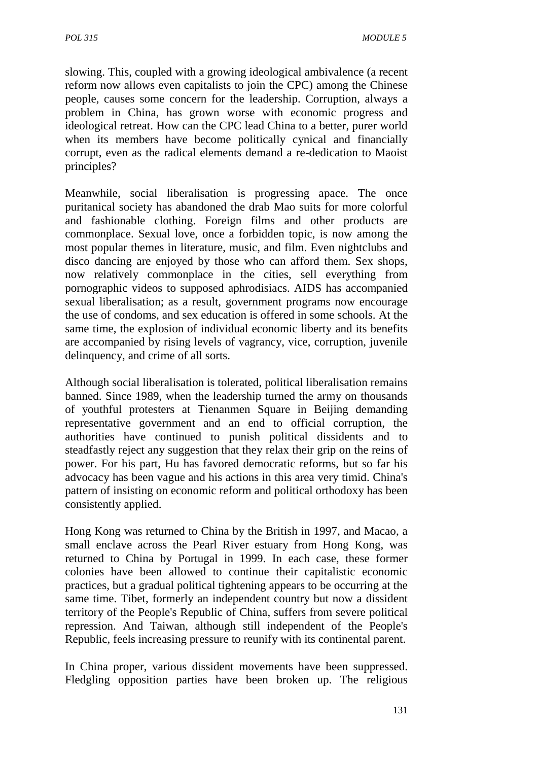slowing. This, coupled with a growing ideological ambivalence (a recent reform now allows even capitalists to join the CPC) among the Chinese people, causes some concern for the leadership. Corruption, always a problem in China, has grown worse with economic progress and ideological retreat. How can the CPC lead China to a better, purer world when its members have become politically cynical and financially corrupt, even as the radical elements demand a re-dedication to Maoist principles?

Meanwhile, social liberalisation is progressing apace. The once puritanical society has abandoned the drab Mao suits for more colorful and fashionable clothing. Foreign films and other products are commonplace. Sexual love, once a forbidden topic, is now among the most popular themes in literature, music, and film. Even nightclubs and disco dancing are enjoyed by those who can afford them. Sex shops, now relatively commonplace in the cities, sell everything from pornographic videos to supposed aphrodisiacs. AIDS has accompanied sexual liberalisation; as a result, government programs now encourage the use of condoms, and sex education is offered in some schools. At the same time, the explosion of individual economic liberty and its benefits are accompanied by rising levels of vagrancy, vice, corruption, juvenile delinquency, and crime of all sorts.

Although social liberalisation is tolerated, political liberalisation remains banned. Since 1989, when the leadership turned the army on thousands of youthful protesters at Tienanmen Square in Beijing demanding representative government and an end to official corruption, the authorities have continued to punish political dissidents and to steadfastly reject any suggestion that they relax their grip on the reins of power. For his part, Hu has favored democratic reforms, but so far his advocacy has been vague and his actions in this area very timid. China's pattern of insisting on economic reform and political orthodoxy has been consistently applied.

Hong Kong was returned to China by the British in 1997, and Macao, a small enclave across the Pearl River estuary from Hong Kong, was returned to China by Portugal in 1999. In each case, these former colonies have been allowed to continue their capitalistic economic practices, but a gradual political tightening appears to be occurring at the same time. Tibet, formerly an independent country but now a dissident territory of the People's Republic of China, suffers from severe political repression. And Taiwan, although still independent of the People's Republic, feels increasing pressure to reunify with its continental parent.

In China proper, various dissident movements have been suppressed. Fledgling opposition parties have been broken up. The religious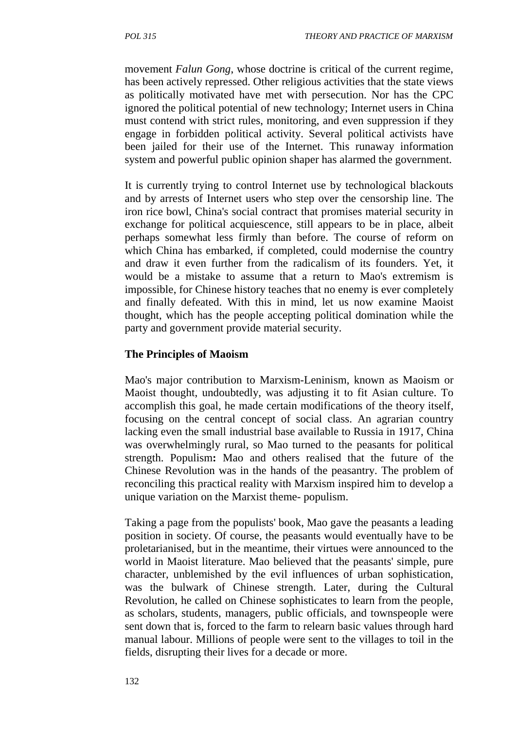movement *Falun Gong*, whose doctrine is critical of the current regime, has been actively repressed. Other religious activities that the state views as politically motivated have met with persecution. Nor has the CPC ignored the political potential of new technology; Internet users in China must contend with strict rules, monitoring, and even suppression if they engage in forbidden political activity. Several political activists have been jailed for their use of the Internet. This runaway information system and powerful public opinion shaper has alarmed the government.

It is currently trying to control Internet use by technological blackouts and by arrests of Internet users who step over the censorship line. The iron rice bowl, China's social contract that promises material security in exchange for political acquiescence, still appears to be in place, albeit perhaps somewhat less firmly than before. The course of reform on which China has embarked, if completed, could modernise the country and draw it even further from the radicalism of its founders. Yet, it would be a mistake to assume that a return to Mao's extremism is impossible, for Chinese history teaches that no enemy is ever completely and finally defeated. With this in mind, let us now examine Maoist thought, which has the people accepting political domination while the party and government provide material security.

### The Principles of Maoism

Mao's major contribution to Marxism-Leninism, known as Maoism or Maoist thought, undoubtedly, was adjusting it to fit Asian culture. To accomplish this goal, he made certain modifications of the theory itself, focusing on the central concept of social class. An agrarian country lacking even the small industrial base available to Russia in 1917, China was overwhelmingly rural, so Mao turned to the peasants for political strength. Populism**:** Mao and others realised that the future of the Chinese Revolution was in the hands of the peasantry. The problem of reconciling this practical reality with Marxism inspired him to develop a unique variation on the Marxist theme- populism.

Taking a page from the populists' book, Mao gave the peasants a leading position in society. Of course, the peasants would eventually have to be proletarianised, but in the meantime, their virtues were announced to the world in Maoist literature. Mao believed that the peasants' simple, pure character, unblemished by the evil influences of urban sophistication, was the bulwark of Chinese strength. Later, during the Cultural Revolution, he called on Chinese sophisticates to learn from the people, as scholars, students, managers, public officials, and townspeople were sent down that is, forced to the farm to relearn basic values through hard manual labour. Millions of people were sent to the villages to toil in the fields, disrupting their lives for a decade or more.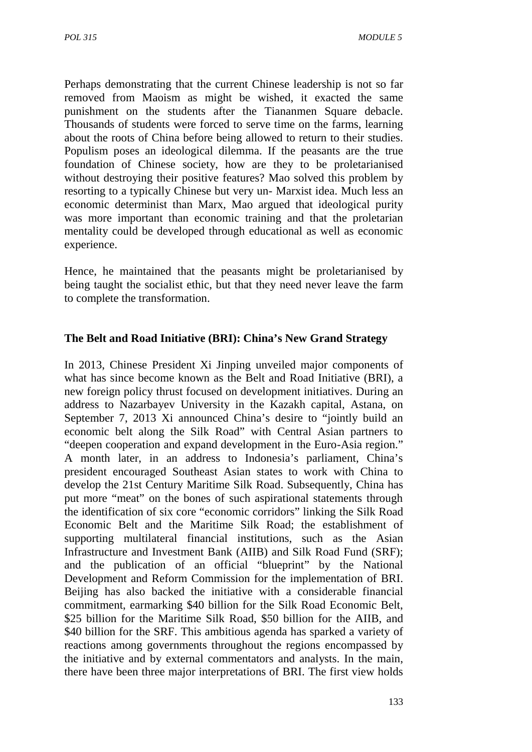Perhaps demonstrating that the current Chinese leadership is not so far removed from Maoism as might be wished, it exacted the same punishment on the students after the Tiananmen Square debacle. Thousands of students were forced to serve time on the farms, learning about the roots of China before being allowed to return to their studies. Populism poses an ideological dilemma. If the peasants are the true foundation of Chinese society, how are they to be proletarianised without destroying their positive features? Mao solved this problem by resorting to a typically Chinese but very un- Marxist idea. Much less an economic determinist than Marx, Mao argued that ideological purity was more important than economic training and that the proletarian mentality could be developed through educational as well as economic experience.

Hence, he maintained that the peasants might be proletarianised by being taught the socialist ethic, but that they need never leave the farm to complete the transformation.

**The Belt and Road Initiative (BRI): China's New Grand Strategy**

In 2013, Chinese President Xi Jinping unveiled major components of what has since become known as the Belt and Road Initiative (BRI), a new foreign policy thrust focused on development initiatives. During an address to Nazarbayev University in the Kazakh capital, Astana, on September 7, 2013 Xi announced China's desire to "jointly build an economic belt along the Silk Road" with Central Asian partners to "deepen cooperation and expand development in the Euro-Asia region." A month later, in an address to Indonesia's parliament, China's president encouraged Southeast Asian states to work with China to develop the 21st Century Maritime Silk Road. Subsequently, China has put more "meat" on the bones of such aspirational statements through the identification of six core "economic corridors" linking the Silk Road Economic Belt and the Maritime Silk Road; the establishment of supporting multilateral financial institutions, such as the Asian Infrastructure and Investment Bank (AIIB) and Silk Road Fund (SRF); and the publication of an official "blueprint" by the National Development and Reform Commission for the implementation of BRI. Beijing has also backed the initiative with a considerable financial commitment, earmarking $40 billion for the Silk Road Economic Belt, $25 billion for the Maritime Silk Road, $50 billion for the AIIB, and $40 billion for the SRF. This ambitious agenda has sparked a variety of reactions among governments throughout the regions encompassed by the initiative and by external commentators and analysts. In the main, there have been three major interpretations of BRI. The first view holds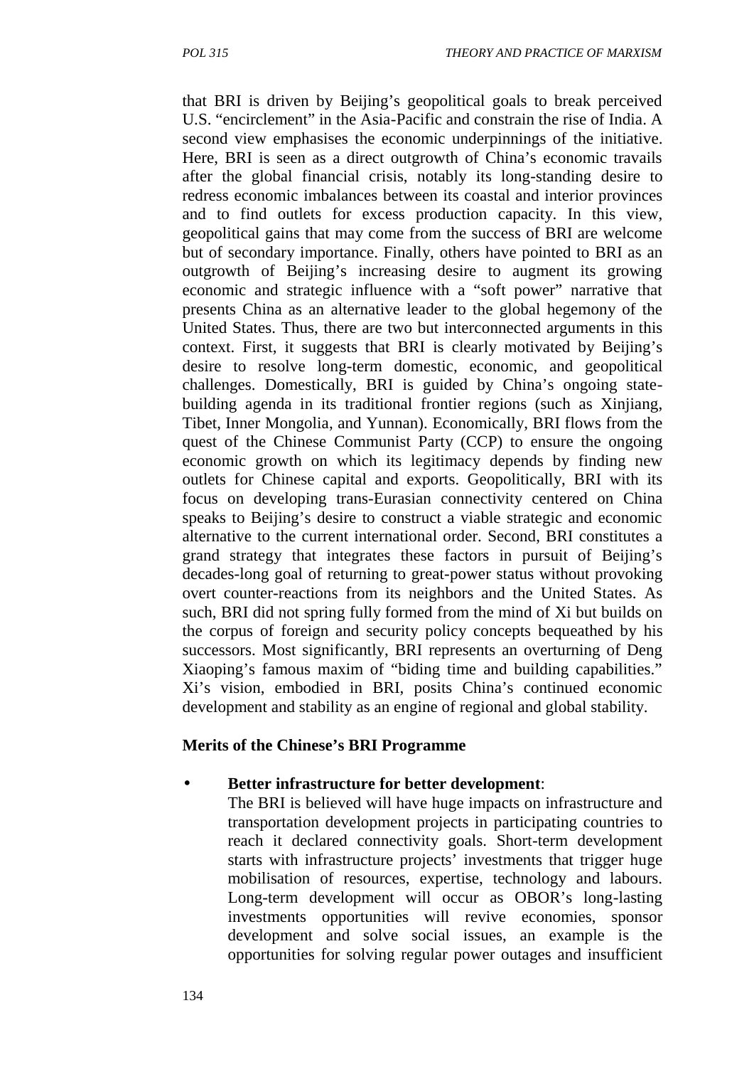that BRI is driven by Beijing's geopolitical goals to break perceived U.S. "encirclement" in the Asia-Pacific and constrain the rise of India. A second view emphasises the economic underpinnings of the initiative. Here, BRI is seen as a direct outgrowth of China's economic travails after the global financial crisis, notably its long-standing desire to redress economic imbalances between its coastal and interior provinces and to find outlets for excess production capacity. In this view, geopolitical gains that may come from the success of BRI are welcome but of secondary importance. Finally, others have pointed to BRI as an outgrowth of Beijing's increasing desire to augment its growing economic and strategic influence with a "soft power" narrative that presents China as an alternative leader to the global hegemony of the United States. Thus, there are two but interconnected arguments in this context. First, it suggests that BRI is clearly motivated by Beijing's desire to resolve long-term domestic, economic, and geopolitical challenges. Domestically, BRI is guided by China's ongoing state-building agenda in its traditional frontier regions (such as Xinjiang, Tibet, Inner Mongolia, and Yunnan). Economically, BRI flows from the quest of the Chinese Communist Party (CCP) to ensure the ongoing economic growth on which its legitimacy depends by finding new outlets for Chinese capital and exports. Geopolitically, BRI with its focus on developing trans-Eurasian connectivity centered on China speaks to Beijing's desire to construct a viable strategic and economic alternative to the current international order. Second, BRI constitutes a grand strategy that integrates these factors in pursuit of Beijing's decades-long goal of returning to great-power status without provoking overt counter-reactions from its neighbors and the United States. As such, BRI did not spring fully formed from the mind of Xi but builds on the corpus of foreign and security policy concepts bequeathed by his successors. Most significantly, BRI represents an overturning of Deng Xiaoping's famous maxim of "biding time and building capabilities." Xi's vision, embodied in BRI, posits China's continued economic development and stability as an engine of regional and global stability.

**Merits of the Chinese's BRI Programme**

- **Better infrastructure for better development**:
  The BRI is believed will have huge impacts on infrastructure and transportation development projects in participating countries to reach it declared connectivity goals. Short-term development starts with infrastructure projects' investments that trigger huge mobilisation of resources, expertise, technology and labours. Long-term development will occur as OBOR's long-lasting investments opportunities will revive economies, sponsor development and solve social issues, an example is the opportunities for solving regular power outages and insufficient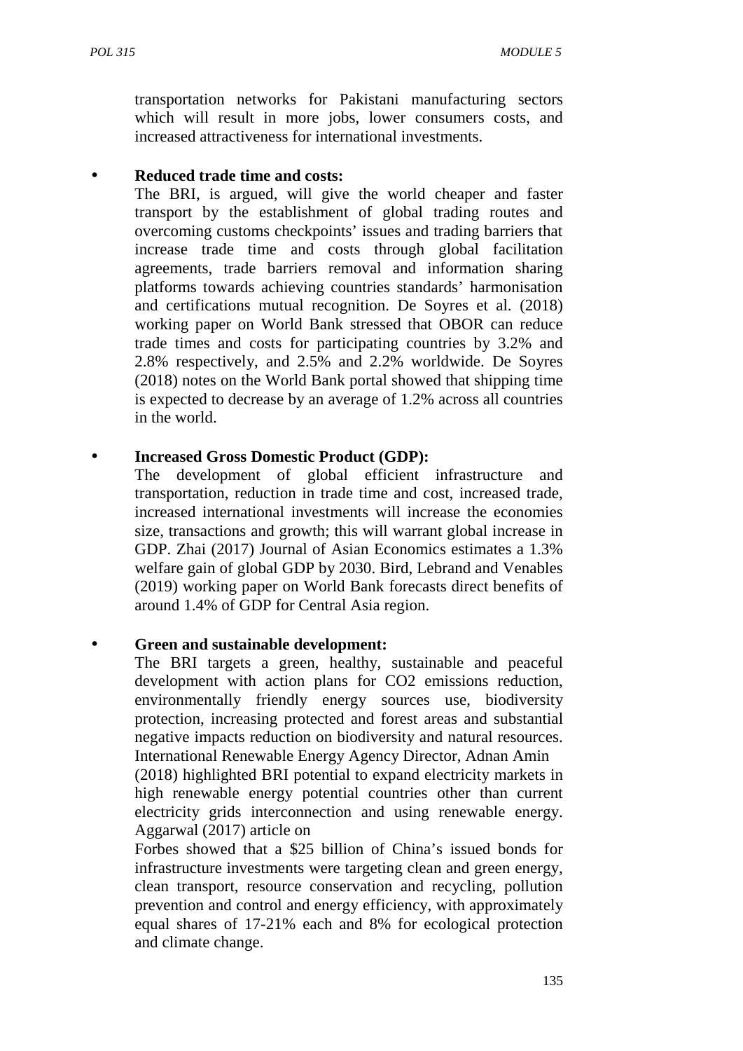transportation networks for Pakistani manufacturing sectors which will result in more jobs, lower consumers costs, and increased attractiveness for international investments.

- **Reduced trade time and costs:**
  The BRI, is argued, will give the world cheaper and faster transport by the establishment of global trading routes and overcoming customs checkpoints' issues and trading barriers that increase trade time and costs through global facilitation agreements, trade barriers removal and information sharing platforms towards achieving countries standards' harmonisation and certifications mutual recognition. De Soyres et al. (2018) working paper on World Bank stressed that OBOR can reduce trade times and costs for participating countries by 3.2% and 2.8% respectively, and 2.5% and 2.2% worldwide. De Soyres (2018) notes on the World Bank portal showed that shipping time is expected to decrease by an average of 1.2% across all countries in the world.

- **Increased Gross Domestic Product (GDP):**
  The development of global efficient infrastructure and transportation, reduction in trade time and cost, increased trade, increased international investments will increase the economies size, transactions and growth; this will warrant global increase in GDP. Zhai (2017) Journal of Asian Economics estimates a 1.3% welfare gain of global GDP by 2030. Bird, Lebrand and Venables (2019) working paper on World Bank forecasts direct benefits of around 1.4% of GDP for Central Asia region.

- **Green and sustainable development:**
  The BRI targets a green, healthy, sustainable and peaceful development with action plans for $CO_2$ emissions reduction, environmentally friendly energy sources use, biodiversity protection, increasing protected and forest areas and substantial negative impacts reduction on biodiversity and natural resources. International Renewable Energy Agency Director, Adnan Amin (2018) highlighted BRI potential to expand electricity markets in high renewable energy potential countries other than current electricity grids interconnection and using renewable energy. Aggarwal (2017) article on Forbes showed that a $25 billion of China's issued bonds for infrastructure investments were targeting clean and green energy, clean transport, resource conservation and recycling, pollution prevention and control and energy efficiency, with approximately equal shares of 17-21% each and 8% for ecological protection and climate change.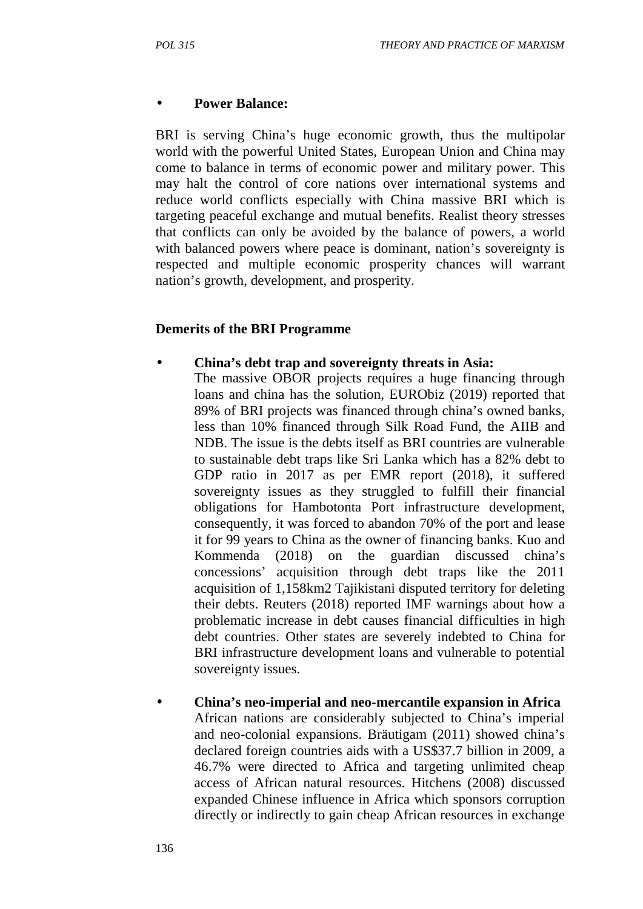- **Power Balance:**

BRI is serving China's huge economic growth, thus the multipolar world with the powerful United States, European Union and China may come to balance in terms of economic power and military power. This may halt the control of core nations over international systems and reduce world conflicts especially with China massive BRI which is targeting peaceful exchange and mutual benefits. Realist theory stresses that conflicts can only be avoided by the balance of powers, a world with balanced powers where peace is dominant, nation's sovereignty is respected and multiple economic prosperity chances will warrant nation's growth, development, and prosperity.

**Demerits of the BRI Programme**

- **China's debt trap and sovereignty threats in Asia:**
  The massive OBOR projects requires a huge financing through loans and china has the solution, EURObiz (2019) reported that 89% of BRI projects was financed through china's owned banks, less than 10% financed through Silk Road Fund, the AIIB and NDB. The issue is the debts itself as BRI countries are vulnerable to sustainable debt traps like Sri Lanka which has a 82% debt to GDP ratio in 2017 as per EMR report (2018), it suffered sovereignty issues as they struggled to fulfill their financial obligations for Hambotonta Port infrastructure development, consequently, it was forced to abandon 70% of the port and lease it for 99 years to China as the owner of financing banks. Kuo and Kommenda (2018) on the guardian discussed china's concessions' acquisition through debt traps like the 2011 acquisition of 1,158km2 Tajikistani disputed territory for deleting their debts. Reuters (2018) reported IMF warnings about how a problematic increase in debt causes financial difficulties in high debt countries. Other states are severely indebted to China for BRI infrastructure development loans and vulnerable to potential sovereignty issues.

- **China's neo-imperial and neo-mercantile expansion in Africa**
  African nations are considerably subjected to China's imperial and neo-colonial expansions. Bräutigam (2011) showed china's declared foreign countries aids with a US$37.7 billion in 2009, a 46.7% were directed to Africa and targeting unlimited cheap access of African natural resources. Hitchens (2008) discussed expanded Chinese influence in Africa which sponsors corruption directly or indirectly to gain cheap African resources in exchange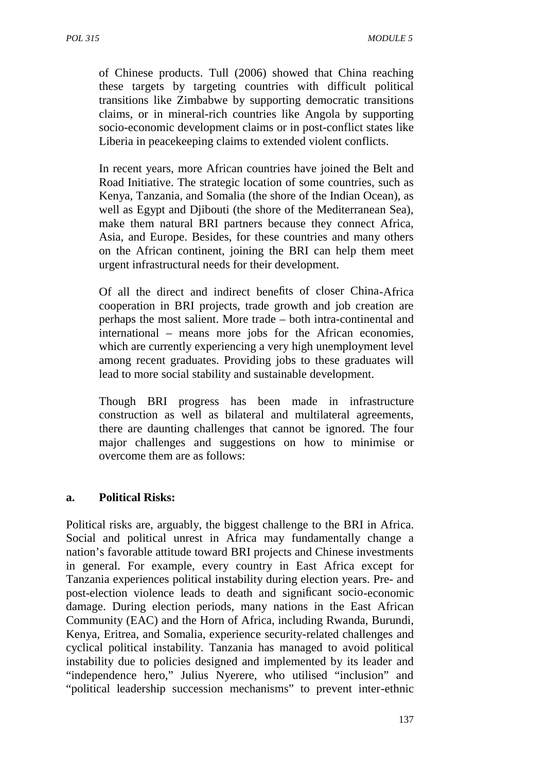of Chinese products. Tull (2006) showed that China reaching these targets by targeting countries with difficult political transitions like Zimbabwe by supporting democratic transitions claims, or in mineral-rich countries like Angola by supporting socio-economic development claims or in post-conflict states like Liberia in peacekeeping claims to extended violent conflicts.

In recent years, more African countries have joined the Belt and Road Initiative. The strategic location of some countries, such as Kenya, Tanzania, and Somalia (the shore of the Indian Ocean), as well as Egypt and Djibouti (the shore of the Mediterranean Sea), make them natural BRI partners because they connect Africa, Asia, and Europe. Besides, for these countries and many others on the African continent, joining the BRI can help them meet urgent infrastructural needs for their development.

Of all the direct and indirect benefits of closer China-Africa cooperation in BRI projects, trade growth and job creation are perhaps the most salient. More trade – both intra-continental and international – means more jobs for the African economies, which are currently experiencing a very high unemployment level among recent graduates. Providing jobs to these graduates will lead to more social stability and sustainable development.

Though BRI progress has been made in infrastructure construction as well as bilateral and multilateral agreements, there are daunting challenges that cannot be ignored. The four major challenges and suggestions on how to minimise or overcome them are as follows:

**a. Political Risks:**

Political risks are, arguably, the biggest challenge to the BRI in Africa. Social and political unrest in Africa may fundamentally change a nation's favorable attitude toward BRI projects and Chinese investments in general. For example, every country in East Africa except for Tanzania experiences political instability during election years. Pre- and post-election violence leads to death and significant socio-economic damage. During election periods, many nations in the East African Community (EAC) and the Horn of Africa, including Rwanda, Burundi, Kenya, Eritrea, and Somalia, experience security-related challenges and cyclical political instability. Tanzania has managed to avoid political instability due to policies designed and implemented by its leader and "independence hero," Julius Nyerere, who utilised "inclusion" and "political leadership succession mechanisms" to prevent inter-ethnic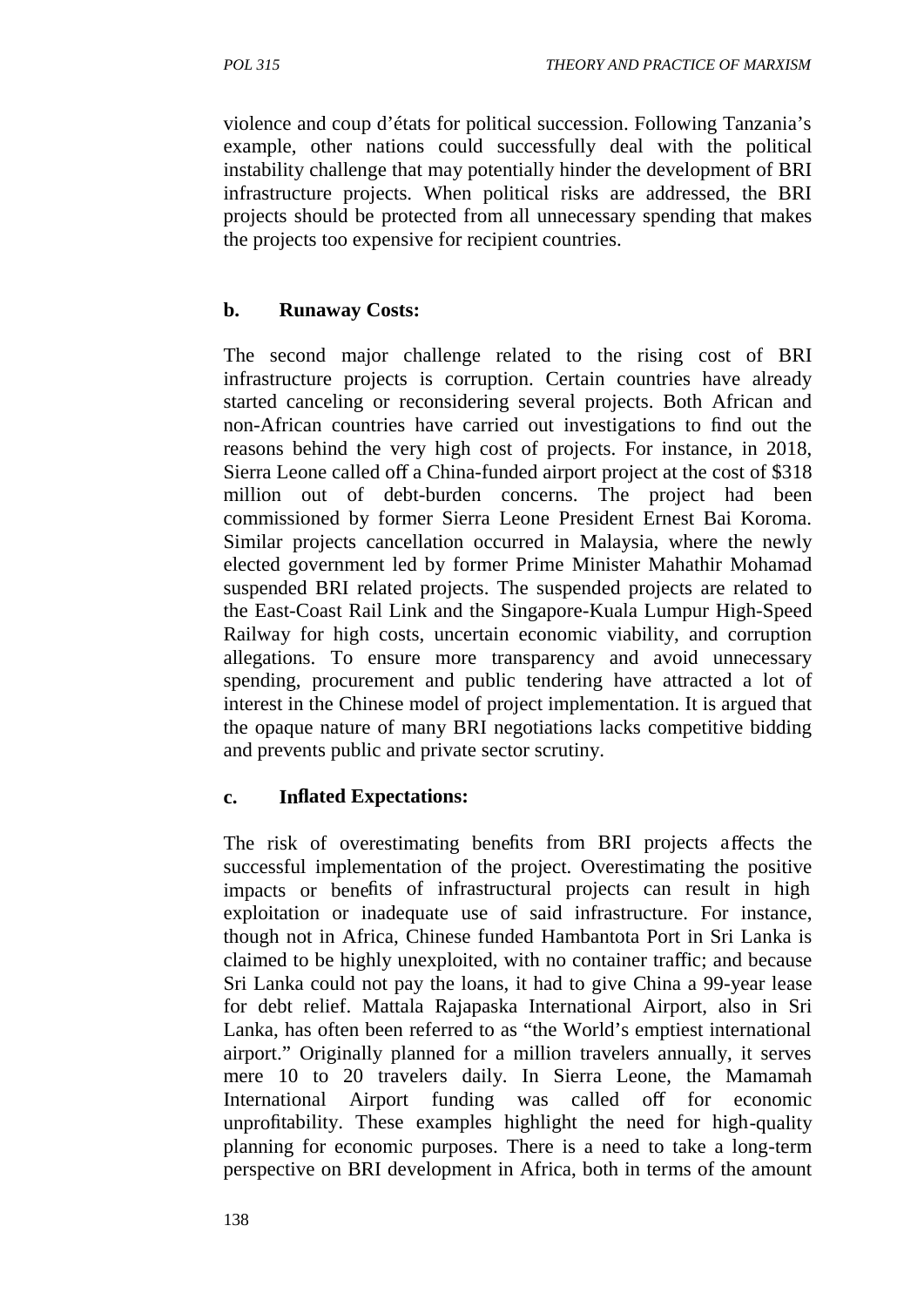violence and coup d'états for political succession. Following Tanzania's example, other nations could successfully deal with the political instability challenge that may potentially hinder the development of BRI infrastructure projects. When political risks are addressed, the BRI projects should be protected from all unnecessary spending that makes the projects too expensive for recipient countries.

**b. Runaway Costs:**

The second major challenge related to the rising cost of BRI infrastructure projects is corruption. Certain countries have already started canceling or reconsidering several projects. Both African and non-African countries have carried out investigations to find out the reasons behind the very high cost of projects. For instance, in 2018, Sierra Leone called off a China-funded airport project at the cost of $318 million out of debt-burden concerns. The project had been commissioned by former Sierra Leone President Ernest Bai Koroma. Similar projects cancellation occurred in Malaysia, where the newly elected government led by former Prime Minister Mahathir Mohamad suspended BRI related projects. The suspended projects are related to the East-Coast Rail Link and the Singapore-Kuala Lumpur High-Speed Railway for high costs, uncertain economic viability, and corruption allegations. To ensure more transparency and avoid unnecessary spending, procurement and public tendering have attracted a lot of interest in the Chinese model of project implementation. It is argued that the opaque nature of many BRI negotiations lacks competitive bidding and prevents public and private sector scrutiny.

**c. Inflated Expectations:**

The risk of overestimating benefits from BRI projects affects the successful implementation of the project. Overestimating the positive impacts or benefits of infrastructural projects can result in high exploitation or inadequate use of said infrastructure. For instance, though not in Africa, Chinese funded Hambantota Port in Sri Lanka is claimed to be highly unexploited, with no container traffic; and because Sri Lanka could not pay the loans, it had to give China a 99-year lease for debt relief. Mattala Rajapaska International Airport, also in Sri Lanka, has often been referred to as "the World's emptiest international airport." Originally planned for a million travelers annually, it serves mere 10 to 20 travelers daily. In Sierra Leone, the Mamamah International Airport funding was called off for economic unprofitability. These examples highlight the need for high-quality planning for economic purposes. There is a need to take a long-term perspective on BRI development in Africa, both in terms of the amount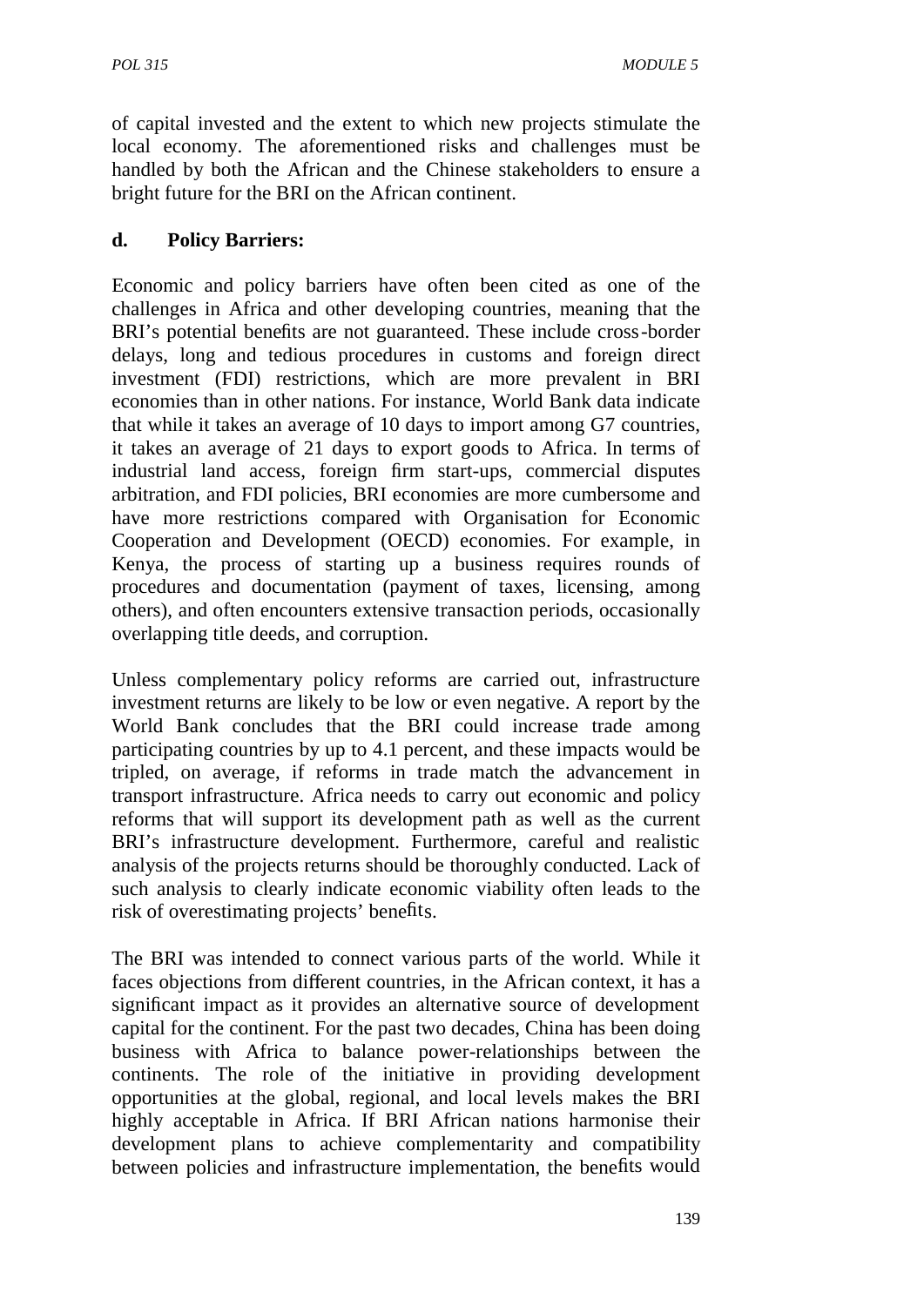of capital invested and the extent to which new projects stimulate the local economy. The aforementioned risks and challenges must be handled by both the African and the Chinese stakeholders to ensure a bright future for the BRI on the African continent.

**d. Policy Barriers:**

Economic and policy barriers have often been cited as one of the challenges in Africa and other developing countries, meaning that the BRI's potential benefits are not guaranteed. These include cross-border delays, long and tedious procedures in customs and foreign direct investment (FDI) restrictions, which are more prevalent in BRI economies than in other nations. For instance, World Bank data indicate that while it takes an average of 10 days to import among G7 countries, it takes an average of 21 days to export goods to Africa. In terms of industrial land access, foreign firm start-ups, commercial disputes arbitration, and FDI policies, BRI economies are more cumbersome and have more restrictions compared with Organisation for Economic Cooperation and Development (OECD) economies. For example, in Kenya, the process of starting up a business requires rounds of procedures and documentation (payment of taxes, licensing, among others), and often encounters extensive transaction periods, occasionally overlapping title deeds, and corruption.

Unless complementary policy reforms are carried out, infrastructure investment returns are likely to be low or even negative. A report by the World Bank concludes that the BRI could increase trade among participating countries by up to 4.1 percent, and these impacts would be tripled, on average, if reforms in trade match the advancement in transport infrastructure. Africa needs to carry out economic and policy reforms that will support its development path as well as the current BRI's infrastructure development. Furthermore, careful and realistic analysis of the projects returns should be thoroughly conducted. Lack of such analysis to clearly indicate economic viability often leads to the risk of overestimating projects' benefits.

The BRI was intended to connect various parts of the world. While it faces objections from different countries, in the African context, it has a significant impact as it provides an alternative source of development capital for the continent. For the past two decades, China has been doing business with Africa to balance power-relationships between the continents. The role of the initiative in providing development opportunities at the global, regional, and local levels makes the BRI highly acceptable in Africa. If BRI African nations harmonise their development plans to achieve complementarity and compatibility between policies and infrastructure implementation, the benefits would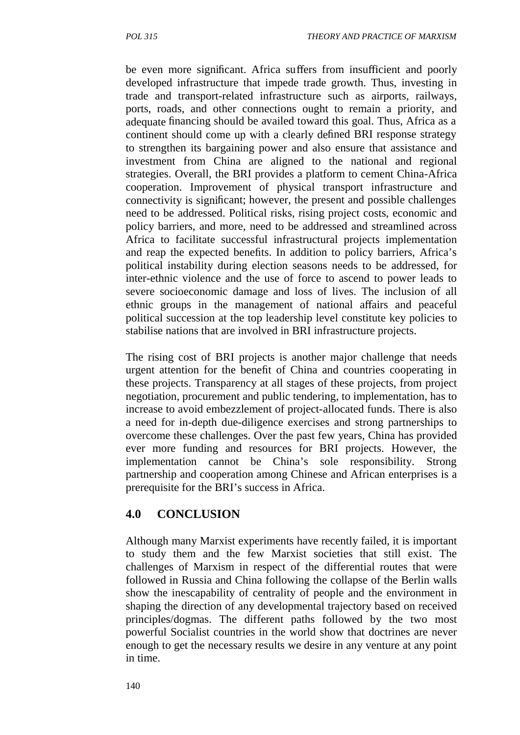be even more significant. Africa suffers from insufficient and poorly developed infrastructure that impede trade growth. Thus, investing in trade and transport-related infrastructure such as airports, railways, ports, roads, and other connections ought to remain a priority, and adequate financing should be availed toward this goal. Thus, Africa as a continent should come up with a clearly defined BRI response strategy to strengthen its bargaining power and also ensure that assistance and investment from China are aligned to the national and regional strategies. Overall, the BRI provides a platform to cement China-Africa cooperation. Improvement of physical transport infrastructure and connectivity is significant; however, the present and possible challenges need to be addressed. Political risks, rising project costs, economic and policy barriers, and more, need to be addressed and streamlined across Africa to facilitate successful infrastructural projects implementation and reap the expected benefits. In addition to policy barriers, Africa's political instability during election seasons needs to be addressed, for inter-ethnic violence and the use of force to ascend to power leads to severe socioeconomic damage and loss of lives. The inclusion of all ethnic groups in the management of national affairs and peaceful political succession at the top leadership level constitute key policies to stabilise nations that are involved in BRI infrastructure projects.

The rising cost of BRI projects is another major challenge that needs urgent attention for the benefit of China and countries cooperating in these projects. Transparency at all stages of these projects, from project negotiation, procurement and public tendering, to implementation, has to increase to avoid embezzlement of project-allocated funds. There is also a need for in-depth due-diligence exercises and strong partnerships to overcome these challenges. Over the past few years, China has provided ever more funding and resources for BRI projects. However, the implementation cannot be China's sole responsibility. Strong partnership and cooperation among Chinese and African enterprises is a prerequisite for the BRI's success in Africa.

## 4.0 CONCLUSION

Although many Marxist experiments have recently failed, it is important to study them and the few Marxist societies that still exist. The challenges of Marxism in respect of the differential routes that were followed in Russia and China following the collapse of the Berlin walls show the inescapability of centrality of people and the environment in shaping the direction of any developmental trajectory based on received principles/dogmas. The different paths followed by the two most powerful Socialist countries in the world show that doctrines are never enough to get the necessary results we desire in any venture at any point in time.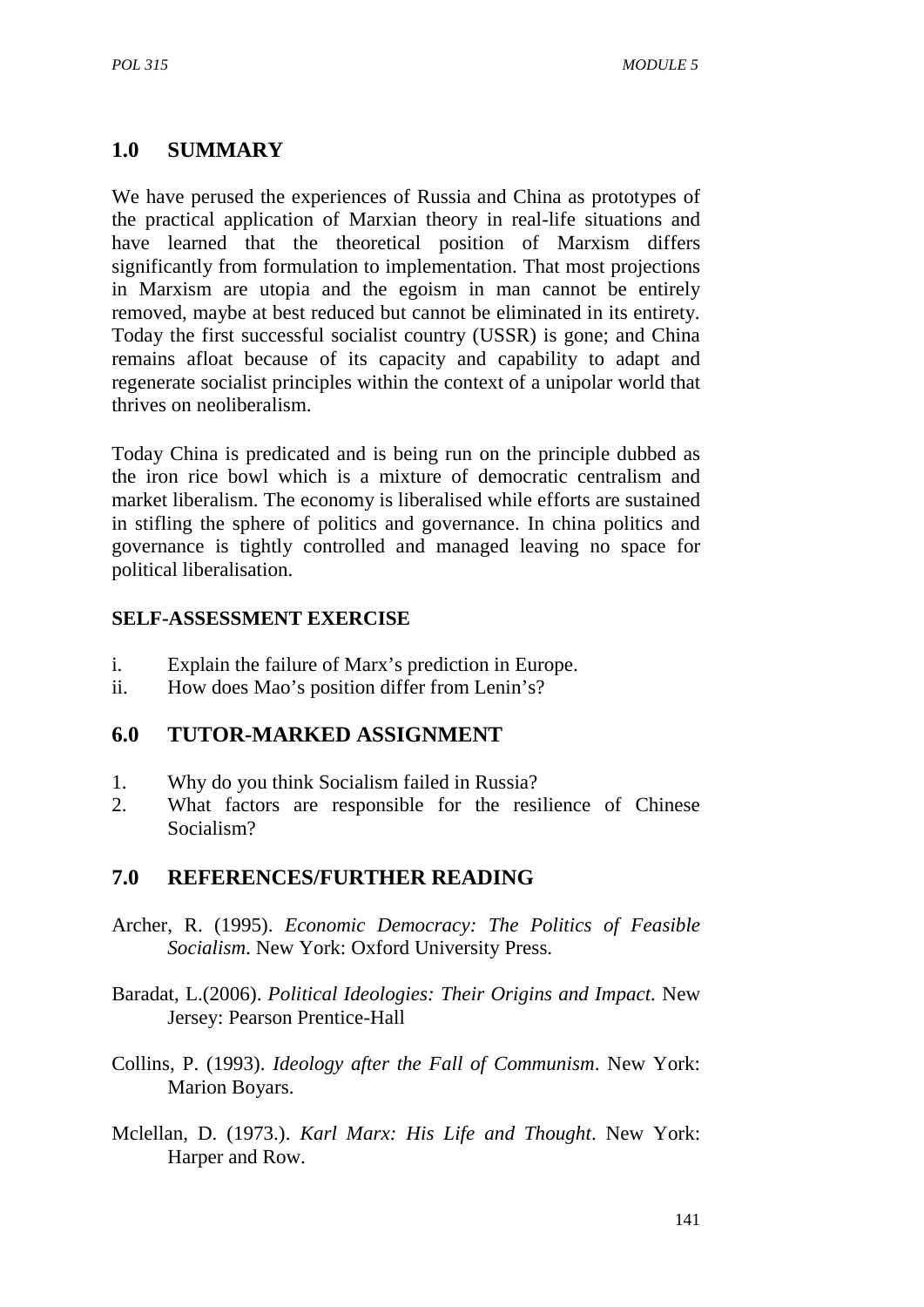## 1.0 SUMMARY

We have perused the experiences of Russia and China as prototypes of the practical application of Marxian theory in real-life situations and have learned that the theoretical position of Marxism differs significantly from formulation to implementation. That most projections in Marxism are utopia and the egoism in man cannot be entirely removed, maybe at best reduced but cannot be eliminated in its entirety. Today the first successful socialist country (USSR) is gone; and China remains afloat because of its capacity and capability to adapt and regenerate socialist principles within the context of a unipolar world that thrives on neoliberalism.

Today China is predicated and is being run on the principle dubbed as the iron rice bowl which is a mixture of democratic centralism and market liberalism. The economy is liberalised while efforts are sustained in stifling the sphere of politics and governance. In china politics and governance is tightly controlled and managed leaving no space for political liberalisation.

**SELF-ASSESSMENT EXERCISE**

i. Explain the failure of Marx's prediction in Europe.
ii. How does Mao's position differ from Lenin's?

## 6.0 TUTOR-MARKED ASSIGNMENT

1. Why do you think Socialism failed in Russia?
2. What factors are responsible for the resilience of Chinese Socialism?

## 7.0 REFERENCES/FURTHER READING

Archer, R. (1995). *Economic Democracy: The Politics of Feasible Socialism*. New York: Oxford University Press.

Baradat, L.(2006). *Political Ideologies: Their Origins and Impact*. New Jersey: Pearson Prentice-Hall

Collins, P. (1993). *Ideology after the Fall of Communism*. New York: Marion Boyars.

Mclellan, D. (1973.). *Karl Marx: His Life and Thought*. New York: Harper and Row.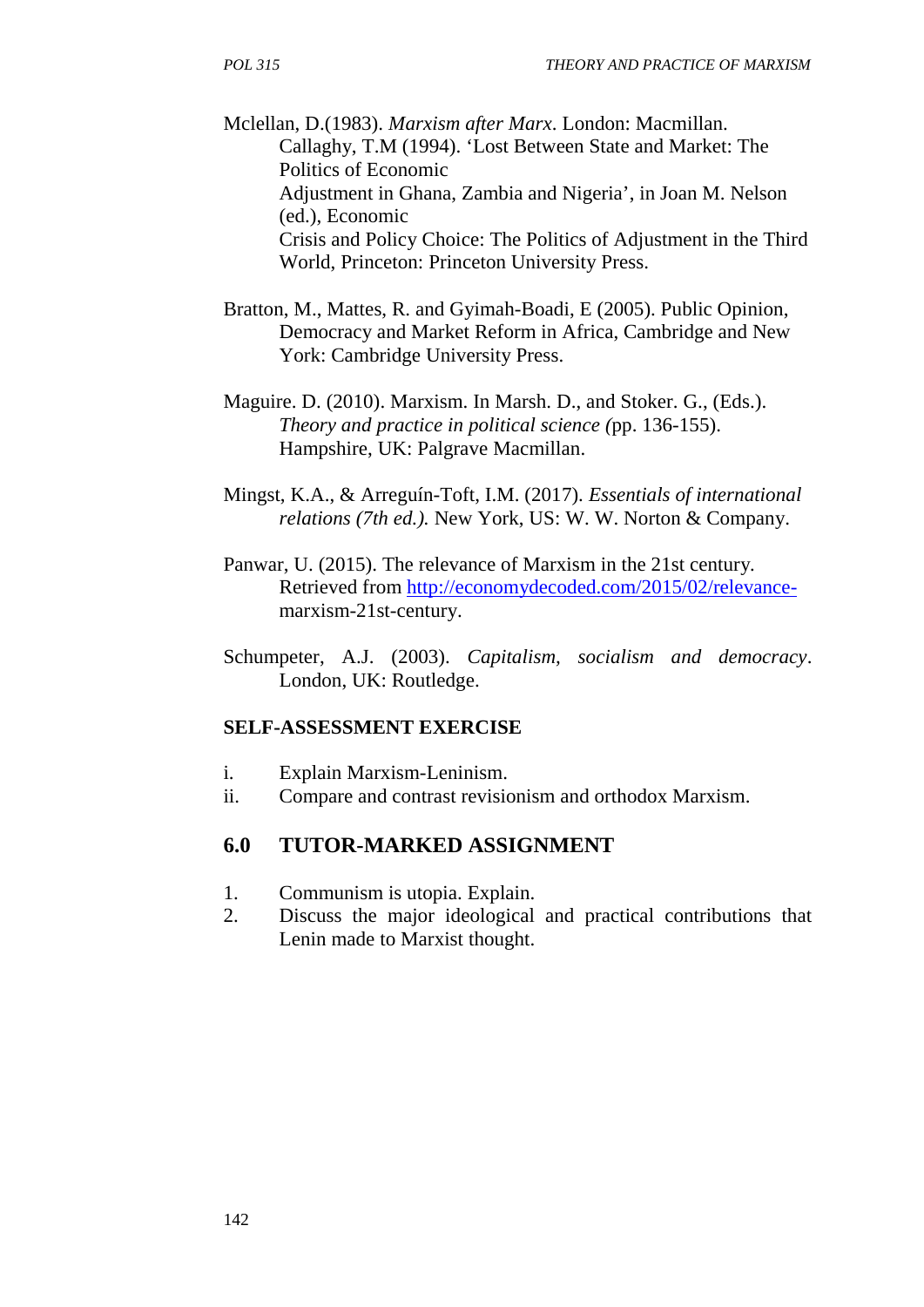Mclellan, D.(1983). *Marxism after Marx*. London: Macmillan. Callaghy, T.M (1994). 'Lost Between State and Market: The Politics of Economic Adjustment in Ghana, Zambia and Nigeria', in Joan M. Nelson (ed.), Economic Crisis and Policy Choice: The Politics of Adjustment in the Third World, Princeton: Princeton University Press.

Bratton, M., Mattes, R. and Gyimah-Boadi, E (2005). Public Opinion, Democracy and Market Reform in Africa, Cambridge and New York: Cambridge University Press.

Maguire. D. (2010). Marxism. In Marsh. D., and Stoker. G., (Eds.). *Theory and practice in political science (*pp. 136-155). Hampshire, UK: Palgrave Macmillan.

Mingst, K.A., & Arreguín-Toft, I.M. (2017). *Essentials of international relations (7th ed.).* New York, US: W. W. Norton & Company.

Panwar, U. (2015). The relevance of Marxism in the 21st century. Retrieved from http://economydecoded.com/2015/02/relevance-marxism-21st-century.

Schumpeter, A.J. (2003). *Capitalism, socialism and democracy*. London, UK: Routledge.

**SELF-ASSESSMENT EXERCISE**

i. Explain Marxism-Leninism.
ii. Compare and contrast revisionism and orthodox Marxism.

## 6.0 TUTOR-MARKED ASSIGNMENT

1. Communism is utopia. Explain.
2. Discuss the major ideological and practical contributions that Lenin made to Marxist thought.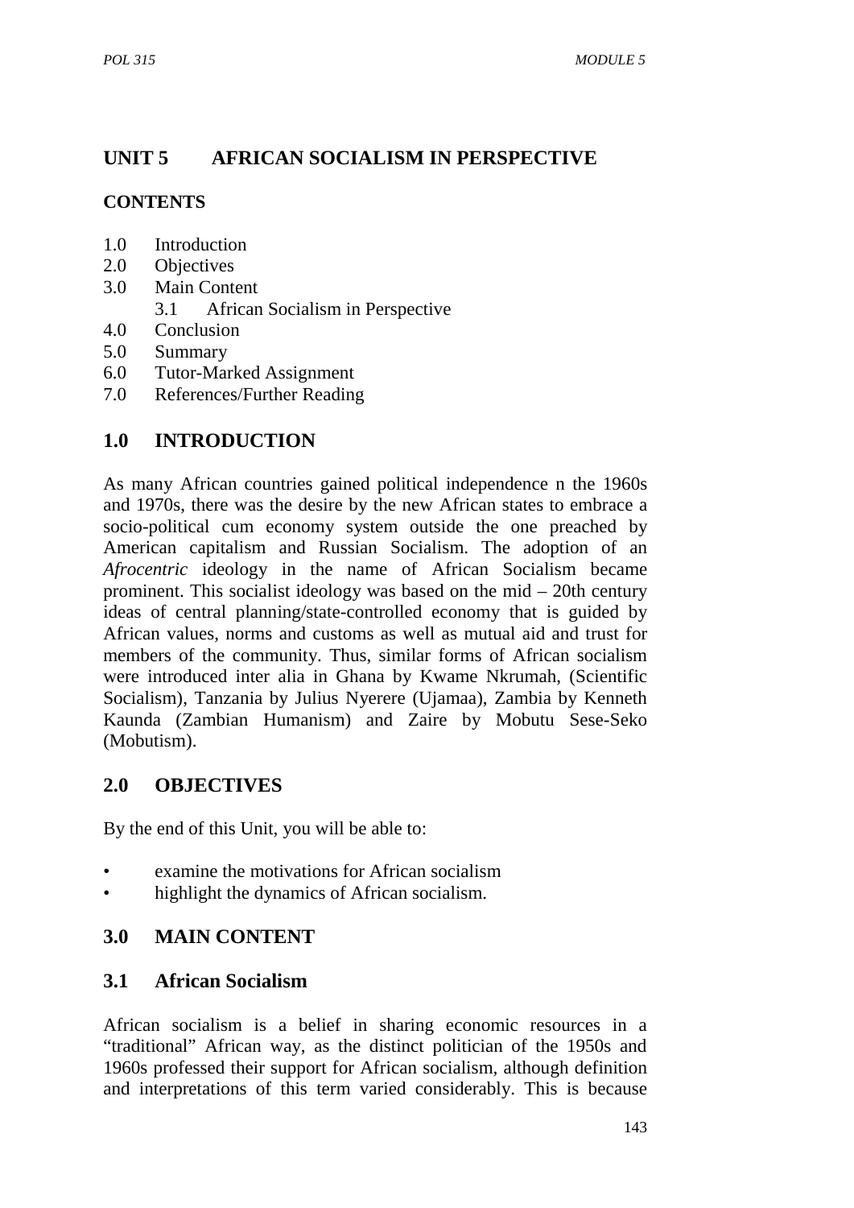## UNIT 5 AFRICAN SOCIALISM IN PERSPECTIVE

### CONTENTS

1.0 Introduction
2.0 Objectives
3.0 Main Content
    3.1 African Socialism in Perspective
4.0 Conclusion
5.0 Summary
6.0 Tutor-Marked Assignment
7.0 References/Further Reading

## 1.0 INTRODUCTION

As many African countries gained political independence n the 1960s and 1970s, there was the desire by the new African states to embrace a socio-political cum economy system outside the one preached by American capitalism and Russian Socialism. The adoption of an *Afrocentric* ideology in the name of African Socialism became prominent. This socialist ideology was based on the mid – 20th century ideas of central planning/state-controlled economy that is guided by African values, norms and customs as well as mutual aid and trust for members of the community. Thus, similar forms of African socialism were introduced inter alia in Ghana by Kwame Nkrumah, (Scientific Socialism), Tanzania by Julius Nyerere (Ujamaa), Zambia by Kenneth Kaunda (Zambian Humanism) and Zaire by Mobutu Sese-Seko (Mobutism).

## 2.0 OBJECTIVES

By the end of this Unit, you will be able to:

- examine the motivations for African socialism
- highlight the dynamics of African socialism.

## 3.0 MAIN CONTENT

### 3.1 African Socialism

African socialism is a belief in sharing economic resources in a "traditional" African way, as the distinct politician of the 1950s and 1960s professed their support for African socialism, although definition and interpretations of this term varied considerably. This is because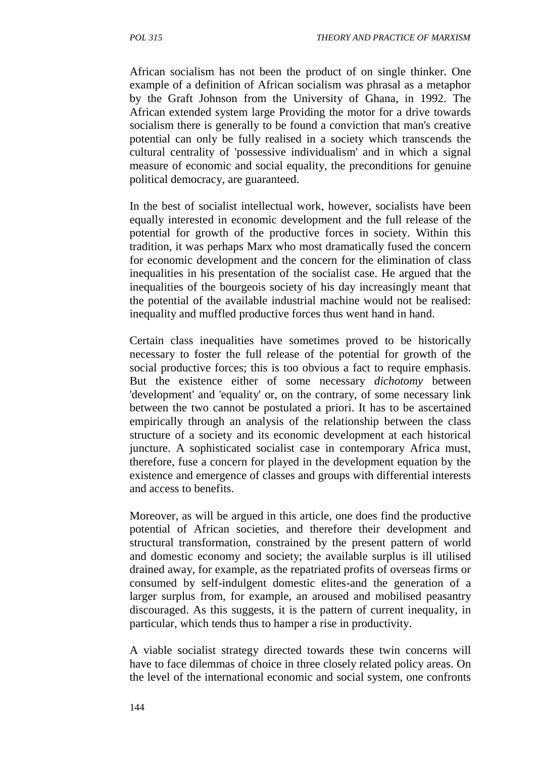African socialism has not been the product of on single thinker. One example of a definition of African socialism was phrasal as a metaphor by the Graft Johnson from the University of Ghana, in 1992. The African extended system large Providing the motor for a drive towards socialism there is generally to be found a conviction that man's creative potential can only be fully realised in a society which transcends the cultural centrality of 'possessive individualism' and in which a signal measure of economic and social equality, the preconditions for genuine political democracy, are guaranteed.

In the best of socialist intellectual work, however, socialists have been equally interested in economic development and the full release of the potential for growth of the productive forces in society. Within this tradition, it was perhaps Marx who most dramatically fused the concern for economic development and the concern for the elimination of class inequalities in his presentation of the socialist case. He argued that the inequalities of the bourgeois society of his day increasingly meant that the potential of the available industrial machine would not be realised: inequality and muffled productive forces thus went hand in hand.

Certain class inequalities have sometimes proved to be historically necessary to foster the full release of the potential for growth of the social productive forces; this is too obvious a fact to require emphasis. But the existence either of some necessary *dichotomy* between 'development' and 'equality' or, on the contrary, of some necessary link between the two cannot be postulated a priori. It has to be ascertained empirically through an analysis of the relationship between the class structure of a society and its economic development at each historical juncture. A sophisticated socialist case in contemporary Africa must, therefore, fuse a concern for played in the development equation by the existence and emergence of classes and groups with differential interests and access to benefits.

Moreover, as will be argued in this article, one does find the productive potential of African societies, and therefore their development and structural transformation, constrained by the present pattern of world and domestic economy and society; the available surplus is ill utilised drained away, for example, as the repatriated profits of overseas firms or consumed by self-indulgent domestic elites-and the generation of a larger surplus from, for example, an aroused and mobilised peasantry discouraged. As this suggests, it is the pattern of current inequality, in particular, which tends thus to hamper a rise in productivity.

A viable socialist strategy directed towards these twin concerns will have to face dilemmas of choice in three closely related policy areas. On the level of the international economic and social system, one confronts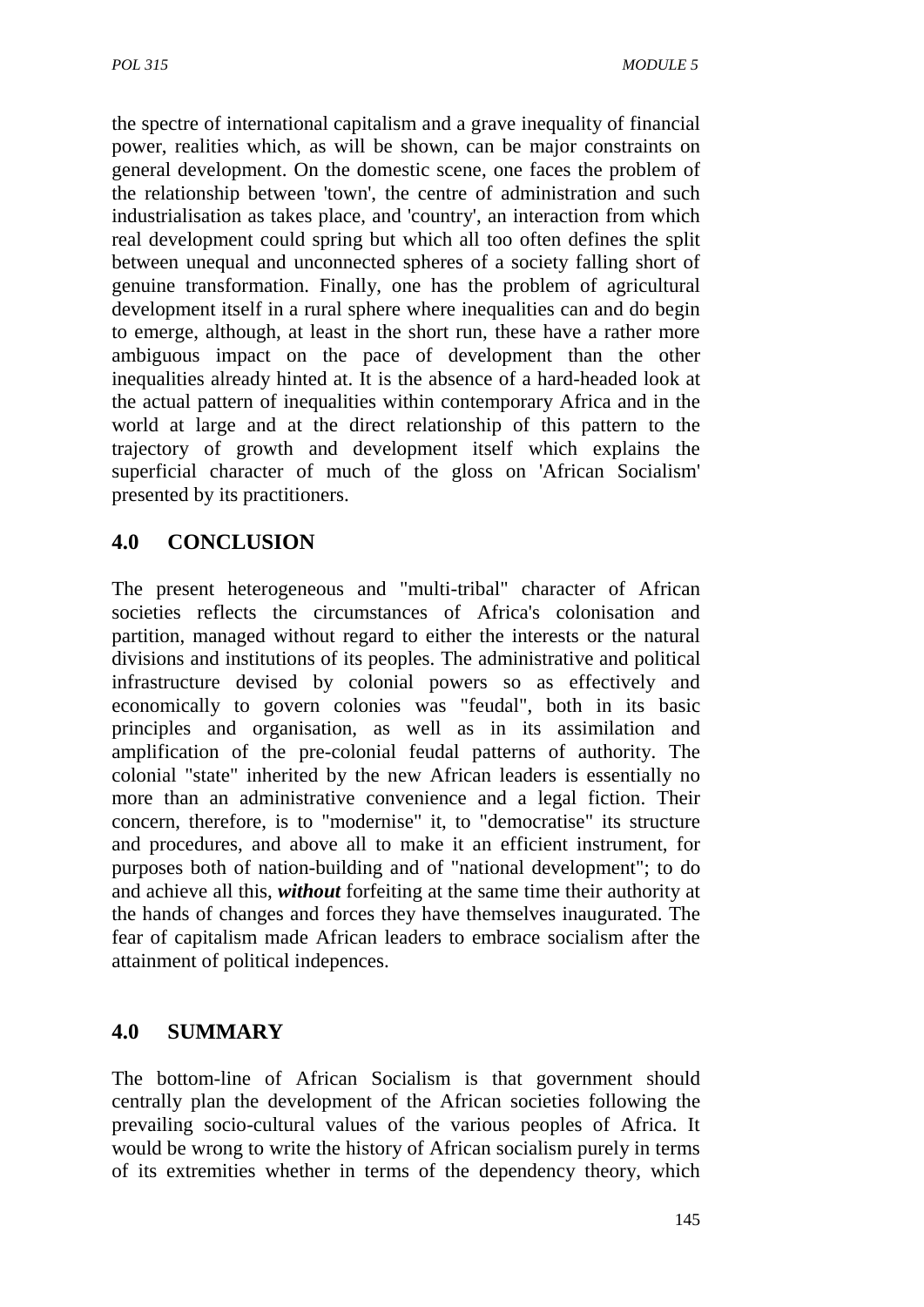the spectre of international capitalism and a grave inequality of financial power, realities which, as will be shown, can be major constraints on general development. On the domestic scene, one faces the problem of the relationship between 'town', the centre of administration and such industrialisation as takes place, and 'country', an interaction from which real development could spring but which all too often defines the split between unequal and unconnected spheres of a society falling short of genuine transformation. Finally, one has the problem of agricultural development itself in a rural sphere where inequalities can and do begin to emerge, although, at least in the short run, these have a rather more ambiguous impact on the pace of development than the other inequalities already hinted at. It is the absence of a hard-headed look at the actual pattern of inequalities within contemporary Africa and in the world at large and at the direct relationship of this pattern to the trajectory of growth and development itself which explains the superficial character of much of the gloss on 'African Socialism' presented by its practitioners.

## 4.0 CONCLUSION

The present heterogeneous and "multi-tribal" character of African societies reflects the circumstances of Africa's colonisation and partition, managed without regard to either the interests or the natural divisions and institutions of its peoples. The administrative and political infrastructure devised by colonial powers so as effectively and economically to govern colonies was "feudal", both in its basic principles and organisation, as well as in its assimilation and amplification of the pre-colonial feudal patterns of authority. The colonial "state" inherited by the new African leaders is essentially no more than an administrative convenience and a legal fiction. Their concern, therefore, is to "modernise" it, to "democratise" its structure and procedures, and above all to make it an efficient instrument, for purposes both of nation-building and of "national development"; to do and achieve all this, ***without*** forfeiting at the same time their authority at the hands of changes and forces they have themselves inaugurated. The fear of capitalism made African leaders to embrace socialism after the attainment of political indepences.

## 4.0 SUMMARY

The bottom-line of African Socialism is that government should centrally plan the development of the African societies following the prevailing socio-cultural values of the various peoples of Africa. It would be wrong to write the history of African socialism purely in terms of its extremities whether in terms of the dependency theory, which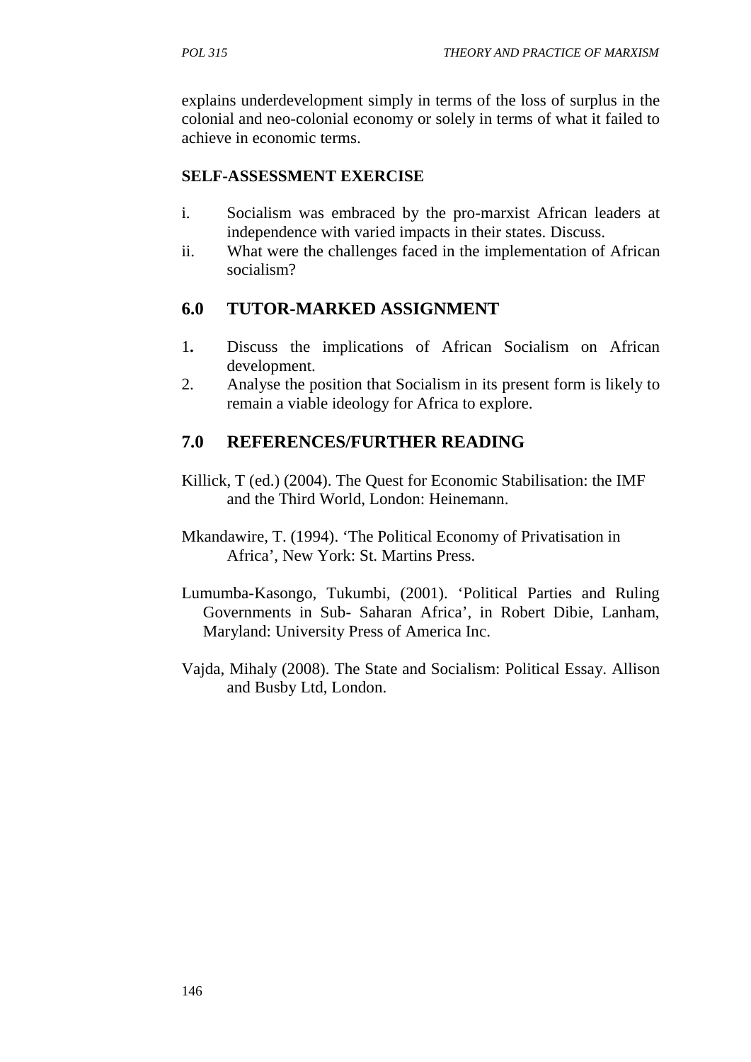explains underdevelopment simply in terms of the loss of surplus in the colonial and neo-colonial economy or solely in terms of what it failed to achieve in economic terms.

**SELF-ASSESSMENT EXERCISE**

i. Socialism was embraced by the pro-marxist African leaders at independence with varied impacts in their states. Discuss.
ii. What were the challenges faced in the implementation of African socialism?

## 6.0 TUTOR-MARKED ASSIGNMENT

1. Discuss the implications of African Socialism on African development.
2. Analyse the position that Socialism in its present form is likely to remain a viable ideology for Africa to explore.

## 7.0 REFERENCES/FURTHER READING

Killick, T (ed.) (2004). The Quest for Economic Stabilisation: the IMF and the Third World, London: Heinemann.

Mkandawire, T. (1994). 'The Political Economy of Privatisation in Africa', New York: St. Martins Press.

Lumumba-Kasongo, Tukumbi, (2001). 'Political Parties and Ruling Governments in Sub- Saharan Africa', in Robert Dibie, Lanham, Maryland: University Press of America Inc.

Vajda, Mihaly (2008). The State and Socialism: Political Essay. Allison and Busby Ltd, London.